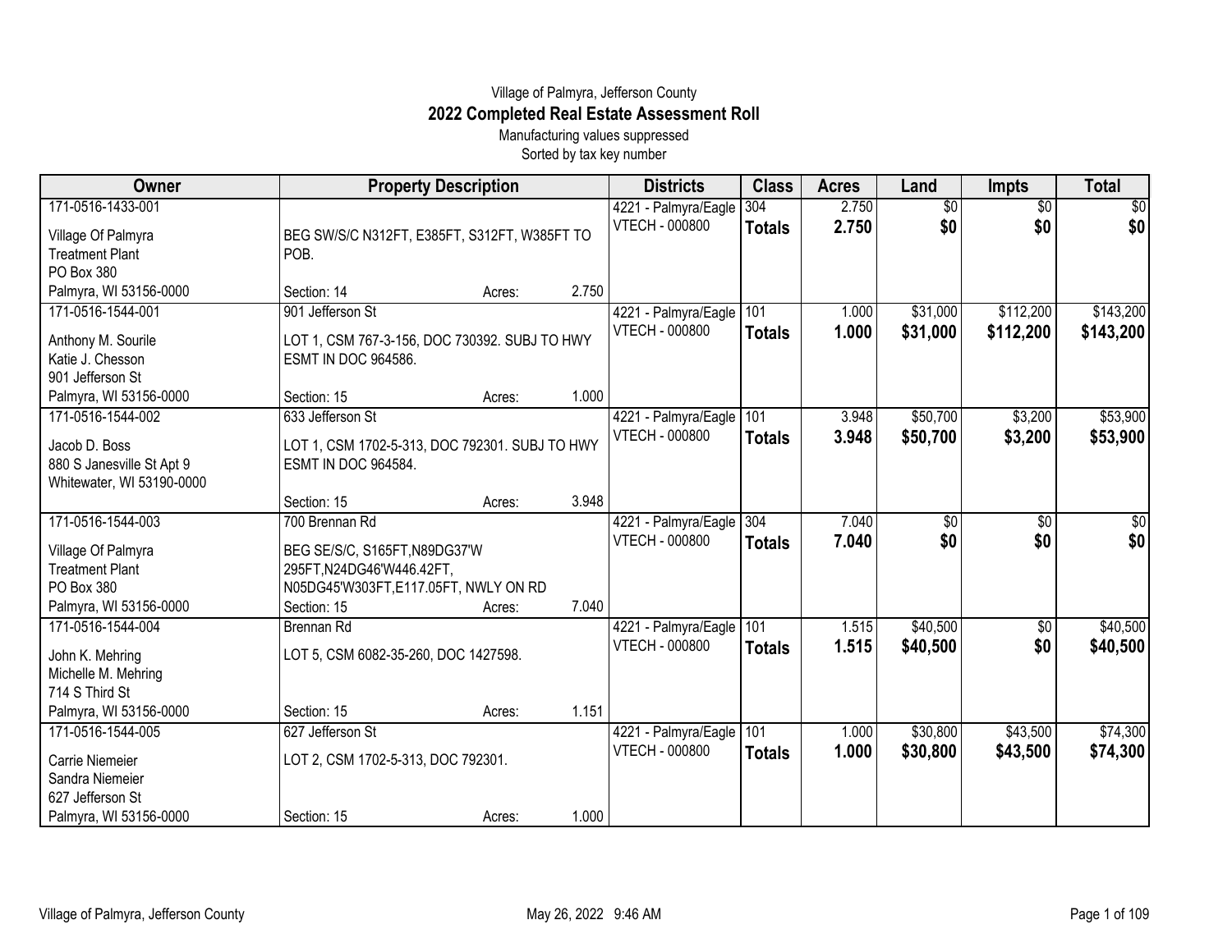Village of Palmyra, Jefferson County

# 2022 Completed Real Estate Assessment Roll

Manufacturing values suppressed

Sorted by tax key number

| Owner | Property Description | Districts | Class | Acres | Land | Impts | Total |
|---|---|---|---|---|---|---|---|
| 171-0516-1433-001<br>Village Of Palmyra<br>Treatment Plant<br>PO Box 380<br>Palmyra, WI 53156-0000 | BEG SW/S/C N312FT, E385FT, S312FT, W385FT TO POB.<br>Section: 14 Acres: 2.750 | 4221 - Palmyra/Eagle<br>VTECH - 000800 | 304<br>**Totals** | 2.750<br>**2.750** | $0<br>**$0** | $0<br>**$0** | $0<br>**$0** |
| 171-0516-1544-001<br>Anthony M. Sourile<br>Katie J. Chesson<br>901 Jefferson St<br>Palmyra, WI 53156-0000 | 901 Jefferson St<br>LOT 1, CSM 767-3-156, DOC 730392. SUBJ TO HWY ESMT IN DOC 964586.<br>Section: 15 Acres: 1.000 | 4221 - Palmyra/Eagle<br>VTECH - 000800 | 101<br>**Totals** | 1.000<br>**1.000** | $31,000<br>**$31,000** | $112,200<br>**$112,200** | $143,200<br>**$143,200** |
| 171-0516-1544-002<br>Jacob D. Boss<br>880 S Janesville St Apt 9<br>Whitewater, WI 53190-0000 | 633 Jefferson St<br>LOT 1, CSM 1702-5-313, DOC 792301. SUBJ TO HWY ESMT IN DOC 964584.<br>Section: 15 Acres: 3.948 | 4221 - Palmyra/Eagle<br>VTECH - 000800 | 101<br>**Totals** | 3.948<br>**3.948** | $50,700<br>**$50,700** | $3,200<br>**$3,200** | $53,900<br>**$53,900** |
| 171-0516-1544-003<br>Village Of Palmyra<br>Treatment Plant<br>PO Box 380<br>Palmyra, WI 53156-0000 | 700 Brennan Rd<br>BEG SE/S/C, S165FT,N89DG37'W 295FT,N24DG46'W446.42FT, N05DG45'W303FT,E117.05FT, NWLY ON RD<br>Section: 15 Acres: 7.040 | 4221 - Palmyra/Eagle<br>VTECH - 000800 | 304<br>**Totals** | 7.040<br>**7.040** | $0<br>**$0** | $0<br>**$0** | $0<br>**$0** |
| 171-0516-1544-004<br>John K. Mehring<br>Michelle M. Mehring<br>714 S Third St<br>Palmyra, WI 53156-0000 | Brennan Rd<br>LOT 5, CSM 6082-35-260, DOC 1427598.<br>Section: 15 Acres: 1.151 | 4221 - Palmyra/Eagle<br>VTECH - 000800 | 101<br>**Totals** | 1.515<br>**1.515** | $40,500<br>**$40,500** | $0<br>**$0** | $40,500<br>**$40,500** |
| 171-0516-1544-005<br>Carrie Niemeier<br>Sandra Niemeier<br>627 Jefferson St<br>Palmyra, WI 53156-0000 | 627 Jefferson St<br>LOT 2, CSM 1702-5-313, DOC 792301.<br>Section: 15 Acres: 1.000 | 4221 - Palmyra/Eagle<br>VTECH - 000800 | 101<br>**Totals** | 1.000<br>**1.000** | $30,800<br>**$30,800** | $43,500<br>**$43,500** | $74,300<br>**$74,300** |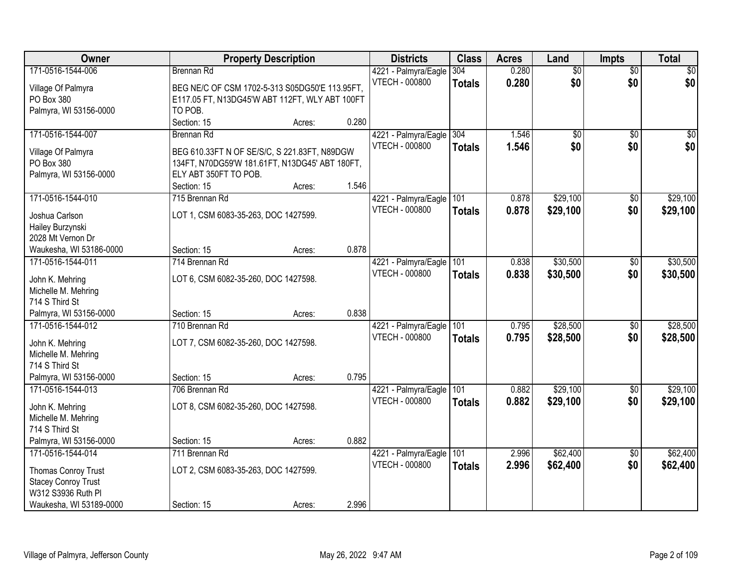| Owner | Property Description | Districts | Class | Acres | Land | Impts | Total |
|---|---|---|---|---|---|---|---|
| 171-0516-1544-006<br>Village Of Palmyra<br>PO Box 380<br>Palmyra, WI 53156-0000 | Brennan Rd<br>BEG NE/C OF CSM 1702-5-313 S05DG50'E 113.95FT, E117.05 FT, N13DG45'W ABT 112FT, WLY ABT 100FT TO POB.<br>Section: 15 Acres: 0.280 | 4221 - Palmyra/Eagle<br>VTECH - 000800 | 304<br>**Totals** | 0.280<br>**0.280** | $0<br>**$0** | $0<br>**$0** | $0<br>**$0** |
| 171-0516-1544-007<br>Village Of Palmyra<br>PO Box 380<br>Palmyra, WI 53156-0000 | Brennan Rd<br>BEG 610.33FT N OF SE/S/C, S 221.83FT, N89DGW 134FT, N70DG59'W 181.61FT, N13DG45' ABT 180FT, ELY ABT 350FT TO POB.<br>Section: 15 Acres: 1.546 | 4221 - Palmyra/Eagle<br>VTECH - 000800 | 304<br>**Totals** | 1.546<br>**1.546** | $0<br>**$0** | $0<br>**$0** | $0<br>**$0** |
| 171-0516-1544-010<br>Joshua Carlson<br>Hailey Burzynski<br>2028 Mt Vernon Dr<br>Waukesha, WI 53186-0000 | 715 Brennan Rd<br>LOT 1, CSM 6083-35-263, DOC 1427599.<br>Section: 15 Acres: 0.878 | 4221 - Palmyra/Eagle<br>VTECH - 000800 | 101<br>**Totals** | 0.878<br>**0.878** | $29,100<br>**$29,100** | $0<br>**$0** | $29,100<br>**$29,100** |
| 171-0516-1544-011<br>John K. Mehring<br>Michelle M. Mehring<br>714 S Third St<br>Palmyra, WI 53156-0000 | 714 Brennan Rd<br>LOT 6, CSM 6082-35-260, DOC 1427598.<br>Section: 15 Acres: 0.838 | 4221 - Palmyra/Eagle<br>VTECH - 000800 | 101<br>**Totals** | 0.838<br>**0.838** | $30,500<br>**$30,500** | $0<br>**$0** | $30,500<br>**$30,500** |
| 171-0516-1544-012<br>John K. Mehring<br>Michelle M. Mehring<br>714 S Third St<br>Palmyra, WI 53156-0000 | 710 Brennan Rd<br>LOT 7, CSM 6082-35-260, DOC 1427598.<br>Section: 15 Acres: 0.795 | 4221 - Palmyra/Eagle<br>VTECH - 000800 | 101<br>**Totals** | 0.795<br>**0.795** | $28,500<br>**$28,500** | $0<br>**$0** | $28,500<br>**$28,500** |
| 171-0516-1544-013<br>John K. Mehring<br>Michelle M. Mehring<br>714 S Third St<br>Palmyra, WI 53156-0000 | 706 Brennan Rd<br>LOT 8, CSM 6082-35-260, DOC 1427598.<br>Section: 15 Acres: 0.882 | 4221 - Palmyra/Eagle<br>VTECH - 000800 | 101<br>**Totals** | 0.882<br>**0.882** | $29,100<br>**$29,100** | $0<br>**$0** | $29,100<br>**$29,100** |
| 171-0516-1544-014<br>Thomas Conroy Trust<br>Stacey Conroy Trust<br>W312 S3936 Ruth Pl<br>Waukesha, WI 53189-0000 | 711 Brennan Rd<br>LOT 2, CSM 6083-35-263, DOC 1427599.<br>Section: 15 Acres: 2.996 | 4221 - Palmyra/Eagle<br>VTECH - 000800 | 101<br>**Totals** | 2.996<br>**2.996** | $62,400<br>**$62,400** | $0<br>**$0** | $62,400<br>**$62,400** |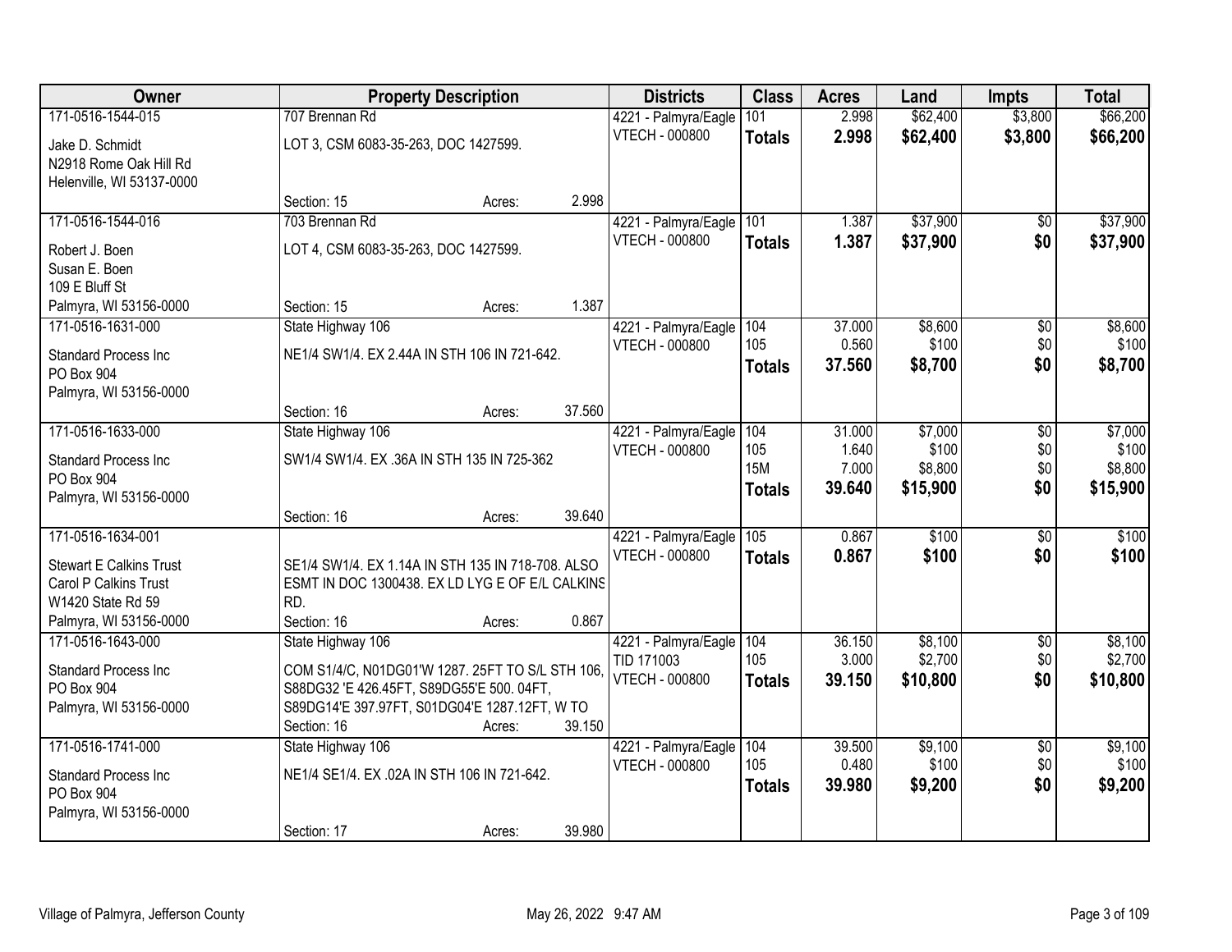| Owner | Property Description | | | Districts | Class | Acres | Land | Impts | Total |
|---|---|---|---|---|---|---|---|---|---|
| 171-0516-1544-015<br>Jake D. Schmidt<br>N2918 Rome Oak Hill Rd<br>Helenville, WI 53137-0000 | 707 Brennan Rd<br>LOT 3, CSM 6083-35-263, DOC 1427599.<br>Section: 15 | Acres: | 2.998 | 4221 - Palmyra/Eagle<br>VTECH - 000800 | 101<br>**Totals** | 2.998<br>**2.998** | $62,400<br>**$62,400** | $3,800<br>**$3,800** | $66,200<br>**$66,200** |
| 171-0516-1544-016<br>Robert J. Boen<br>Susan E. Boen<br>109 E Bluff St<br>Palmyra, WI 53156-0000 | 703 Brennan Rd<br>LOT 4, CSM 6083-35-263, DOC 1427599.<br>Section: 15 | Acres: | 1.387 | 4221 - Palmyra/Eagle<br>VTECH - 000800 | 101<br>**Totals** | 1.387<br>**1.387** | $37,900<br>**$37,900** | $0<br>**$0** | $37,900<br>**$37,900** |
| 171-0516-1631-000<br>Standard Process Inc<br>PO Box 904<br>Palmyra, WI 53156-0000 | State Highway 106<br>NE1/4 SW1/4. EX 2.44A IN STH 106 IN 721-642.<br>Section: 16 | Acres: | 37.560 | 4221 - Palmyra/Eagle<br>VTECH - 000800 | 104<br>105<br>**Totals** | 37.000<br>0.560<br>**37.560** | $8,600<br>$100<br>**$8,700** | $0<br>$0<br>**$0** | $8,600<br>$100<br>**$8,700** |
| 171-0516-1633-000<br>Standard Process Inc<br>PO Box 904<br>Palmyra, WI 53156-0000 | State Highway 106<br>SW1/4 SW1/4. EX .36A IN STH 135 IN 725-362<br>Section: 16 | Acres: | 39.640 | 4221 - Palmyra/Eagle<br>VTECH - 000800 | 104<br>105<br>15M<br>**Totals** | 31.000<br>1.640<br>7.000<br>**39.640** | $7,000<br>$100<br>$8,800<br>**$15,900** | $0<br>$0<br>$0<br>**$0** | $7,000<br>$100<br>$8,800<br>**$15,900** |
| 171-0516-1634-001<br>Stewart E Calkins Trust<br>Carol P Calkins Trust<br>W1420 State Rd 59<br>Palmyra, WI 53156-0000 | SE1/4 SW1/4. EX 1.14A IN STH 135 IN 718-708. ALSO ESMT IN DOC 1300438. EX LD LYG E OF E/L CALKINS RD.<br>Section: 16 | Acres: | 0.867 | 4221 - Palmyra/Eagle<br>VTECH - 000800 | 105<br>**Totals** | 0.867<br>**0.867** | $100<br>**$100** | $0<br>**$0** | $100<br>**$100** |
| 171-0516-1643-000<br>Standard Process Inc<br>PO Box 904<br>Palmyra, WI 53156-0000 | State Highway 106<br>COM S1/4/C, N01DG01'W 1287. 25FT TO S/L STH 106, S88DG32 'E 426.45FT, S89DG55'E 500. 04FT, S89DG14'E 397.97FT, S01DG04'E 1287.12FT, W TO<br>Section: 16 | Acres: | 39.150 | 4221 - Palmyra/Eagle<br>TID 171003<br>VTECH - 000800 | 104<br>105<br>**Totals** | 36.150<br>3.000<br>**39.150** | $8,100<br>$2,700<br>**$10,800** | $0<br>$0<br>**$0** | $8,100<br>$2,700<br>**$10,800** |
| 171-0516-1741-000<br>Standard Process Inc<br>PO Box 904<br>Palmyra, WI 53156-0000 | State Highway 106<br>NE1/4 SE1/4. EX .02A IN STH 106 IN 721-642.<br>Section: 17 | Acres: | 39.980 | 4221 - Palmyra/Eagle<br>VTECH - 000800 | 104<br>105<br>**Totals** | 39.500<br>0.480<br>**39.980** | $9,100<br>$100<br>**$9,200** | $0<br>$0<br>**$0** | $9,100<br>$100<br>**$9,200** |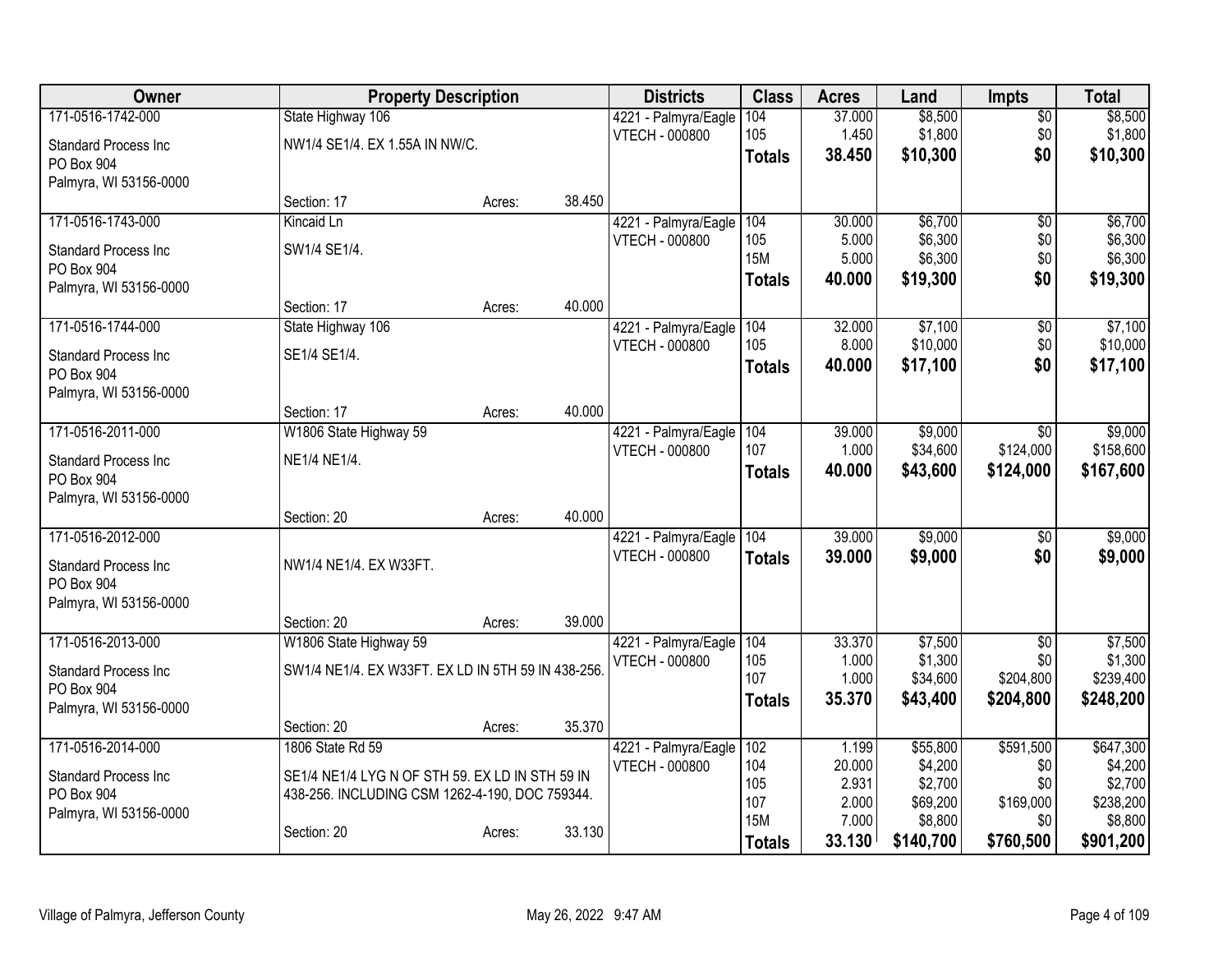| Owner | Property Description | | | Districts | Class | Acres | Land | Impts | Total |
|---|---|---|---|---|---|---|---|---|---|
| 171-0516-1742-000 | State Highway 106 | | | 4221 - Palmyra/Eagle | 104 | 37.000 | $8,500 | $0 | $8,500 |
| Standard Process Inc | NW1/4 SE1/4. EX 1.55A IN NW/C. | | | VTECH - 000800 | 105 | 1.450 | $1,800 | $0 | $1,800 |
| PO Box 904 | | | | | **Totals** | **38.450** | **$10,300** | **$0** | **$10,300** |
| Palmyra, WI 53156-0000 | | | | | | | | | |
| | Section: 17 | Acres: | 38.450 | | | | | | |
| 171-0516-1743-000 | Kincaid Ln | | | 4221 - Palmyra/Eagle | 104 | 30.000 | $6,700 | $0 | $6,700 |
| Standard Process Inc | SW1/4 SE1/4. | | | VTECH - 000800 | 105 | 5.000 | $6,300 | $0 | $6,300 |
| PO Box 904 | | | | | 15M | 5.000 | $6,300 | $0 | $6,300 |
| Palmyra, WI 53156-0000 | | | | | **Totals** | **40.000** | **$19,300** | **$0** | **$19,300** |
| | Section: 17 | Acres: | 40.000 | | | | | | |
| 171-0516-1744-000 | State Highway 106 | | | 4221 - Palmyra/Eagle | 104 | 32.000 | $7,100 | $0 | $7,100 |
| Standard Process Inc | SE1/4 SE1/4. | | | VTECH - 000800 | 105 | 8.000 | $10,000 | $0 | $10,000 |
| PO Box 904 | | | | | **Totals** | **40.000** | **$17,100** | **$0** | **$17,100** |
| Palmyra, WI 53156-0000 | | | | | | | | | |
| | Section: 17 | Acres: | 40.000 | | | | | | |
| 171-0516-2011-000 | W1806 State Highway 59 | | | 4221 - Palmyra/Eagle | 104 | 39.000 | $9,000 | $0 | $9,000 |
| Standard Process Inc | NE1/4 NE1/4. | | | VTECH - 000800 | 107 | 1.000 | $34,600 | $124,000 | $158,600 |
| PO Box 904 | | | | | **Totals** | **40.000** | **$43,600** | **$124,000** | **$167,600** |
| Palmyra, WI 53156-0000 | | | | | | | | | |
| | Section: 20 | Acres: | 40.000 | | | | | | |
| 171-0516-2012-000 | | | | 4221 - Palmyra/Eagle | 104 | 39.000 | $9,000 | $0 | $9,000 |
| Standard Process Inc | NW1/4 NE1/4. EX W33FT. | | | VTECH - 000800 | **Totals** | **39.000** | **$9,000** | **$0** | **$9,000** |
| PO Box 904 | | | | | | | | | |
| Palmyra, WI 53156-0000 | | | | | | | | | |
| | Section: 20 | Acres: | 39.000 | | | | | | |
| 171-0516-2013-000 | W1806 State Highway 59 | | | 4221 - Palmyra/Eagle | 104 | 33.370 | $7,500 | $0 | $7,500 |
| Standard Process Inc | SW1/4 NE1/4. EX W33FT. EX LD IN 5TH 59 IN 438-256. | | | VTECH - 000800 | 105 | 1.000 | $1,300 | $0 | $1,300 |
| PO Box 904 | | | | | 107 | 1.000 | $34,600 | $204,800 | $239,400 |
| Palmyra, WI 53156-0000 | | | | | **Totals** | **35.370** | **$43,400** | **$204,800** | **$248,200** |
| | Section: 20 | Acres: | 35.370 | | | | | | |
| 171-0516-2014-000 | 1806 State Rd 59 | | | 4221 - Palmyra/Eagle | 102 | 1.199 | $55,800 | $591,500 | $647,300 |
| Standard Process Inc | SE1/4 NE1/4 LYG N OF STH 59. EX LD IN STH 59 IN 438-256. INCLUDING CSM 1262-4-190, DOC 759344. | | | VTECH - 000800 | 104 | 20.000 | $4,200 | $0 | $4,200 |
| PO Box 904 | | | | | 105 | 2.931 | $2,700 | $0 | $2,700 |
| Palmyra, WI 53156-0000 | | | | | 107 | 2.000 | $69,200 | $169,000 | $238,200 |
| | | | | | 15M | 7.000 | $8,800 | $0 | $8,800 |
| | Section: 20 | Acres: | 33.130 | | **Totals** | **33.130** | **$140,700** | **$760,500** | **$901,200** |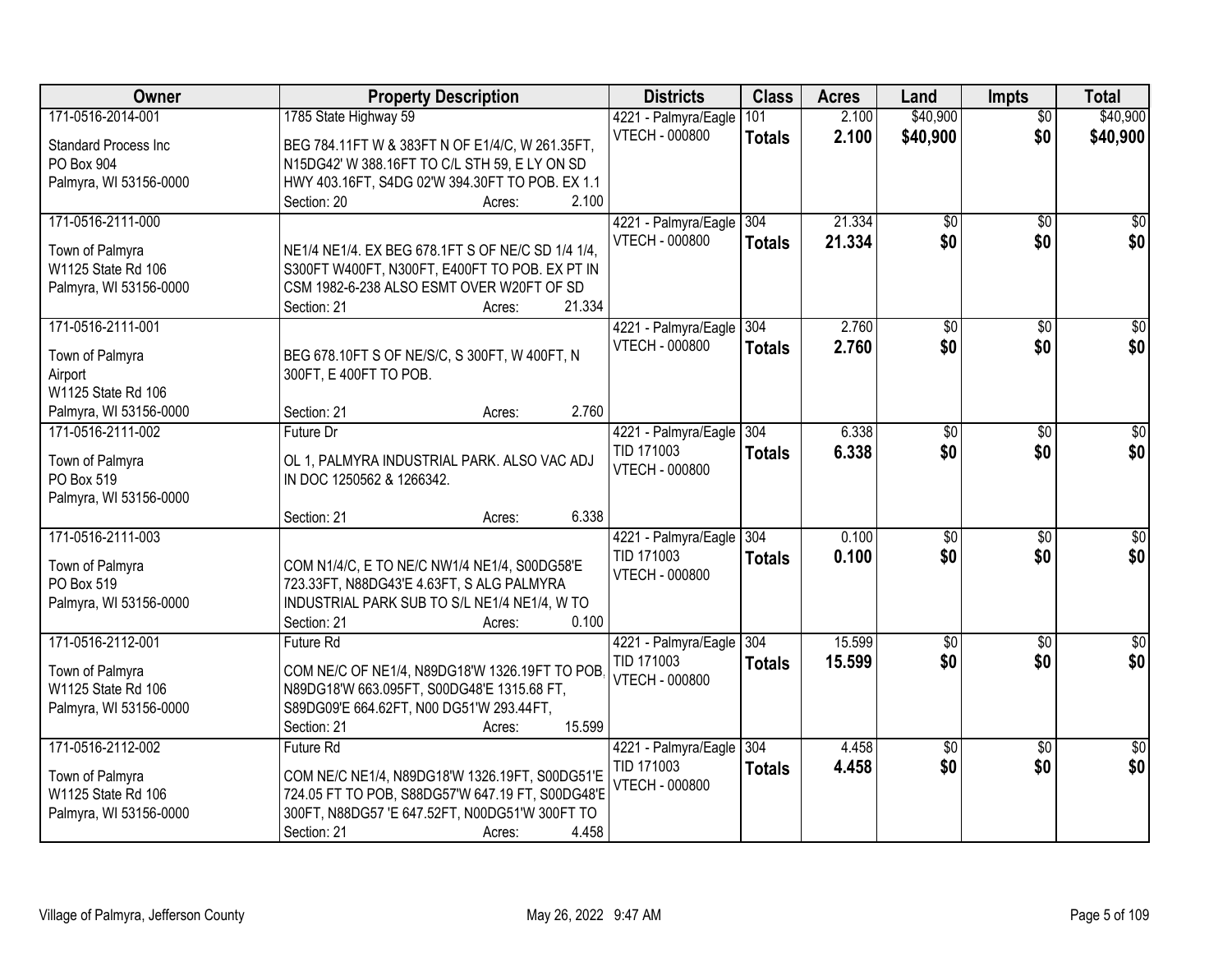| Owner | Property Description | Districts | Class | Acres | Land | Impts | Total |
|---|---|---|---|---|---|---|---|
| 171-0516-2014-001<br>Standard Process Inc<br>PO Box 904<br>Palmyra, WI 53156-0000 | 1785 State Highway 59<br>BEG 784.11FT W & 383FT N OF E1/4/C, W 261.35FT, N15DG42' W 388.16FT TO C/L STH 59, E LY ON SD HWY 403.16FT, S4DG 02'W 394.30FT TO POB. EX 1.1<br>Section: 20 Acres: 2.100 | 4221 - Palmyra/Eagle<br>VTECH - 000800 | 101<br>**Totals** | 2.100<br>**2.100** | $40,900<br>**$40,900** | $0<br>**$0** | $40,900<br>**$40,900** |
| 171-0516-2111-000<br>Town of Palmyra<br>W1125 State Rd 106<br>Palmyra, WI 53156-0000 | NE1/4 NE1/4. EX BEG 678.1FT S OF NE/C SD 1/4 1/4, S300FT W400FT, N300FT, E400FT TO POB. EX PT IN CSM 1982-6-238 ALSO ESMT OVER W20FT OF SD<br>Section: 21 Acres: 21.334 | 4221 - Palmyra/Eagle<br>VTECH - 000800 | 304<br>**Totals** | 21.334<br>**21.334** | $0<br>**$0** | $0<br>**$0** | $0<br>**$0** |
| 171-0516-2111-001<br>Town of Palmyra<br>Airport<br>W1125 State Rd 106<br>Palmyra, WI 53156-0000 | BEG 678.10FT S OF NE/S/C, S 300FT, W 400FT, N 300FT, E 400FT TO POB.<br>Section: 21 Acres: 2.760 | 4221 - Palmyra/Eagle<br>VTECH - 000800 | 304<br>**Totals** | 2.760<br>**2.760** | $0<br>**$0** | $0<br>**$0** | $0<br>**$0** |
| 171-0516-2111-002<br>Town of Palmyra<br>PO Box 519<br>Palmyra, WI 53156-0000 | Future Dr<br>OL 1, PALMYRA INDUSTRIAL PARK. ALSO VAC ADJ IN DOC 1250562 & 1266342.<br>Section: 21 Acres: 6.338 | 4221 - Palmyra/Eagle<br>TID 171003<br>VTECH - 000800 | 304<br>**Totals** | 6.338<br>**6.338** | $0<br>**$0** | $0<br>**$0** | $0<br>**$0** |
| 171-0516-2111-003<br>Town of Palmyra<br>PO Box 519<br>Palmyra, WI 53156-0000 | COM N1/4/C, E TO NE/C NW1/4 NE1/4, S00DG58'E 723.33FT, N88DG43'E 4.63FT, S ALG PALMYRA INDUSTRIAL PARK SUB TO S/L NE1/4 NE1/4, W TO<br>Section: 21 Acres: 0.100 | 4221 - Palmyra/Eagle<br>TID 171003<br>VTECH - 000800 | 304<br>**Totals** | 0.100<br>**0.100** | $0<br>**$0** | $0<br>**$0** | $0<br>**$0** |
| 171-0516-2112-001<br>Town of Palmyra<br>W1125 State Rd 106<br>Palmyra, WI 53156-0000 | Future Rd<br>COM NE/C OF NE1/4, N89DG18'W 1326.19FT TO POB, N89DG18'W 663.095FT, S00DG48'E 1315.68 FT, S89DG09'E 664.62FT, N00 DG51'W 293.44FT,<br>Section: 21 Acres: 15.599 | 4221 - Palmyra/Eagle<br>TID 171003<br>VTECH - 000800 | 304<br>**Totals** | 15.599<br>**15.599** | $0<br>**$0** | $0<br>**$0** | $0<br>**$0** |
| 171-0516-2112-002<br>Town of Palmyra<br>W1125 State Rd 106<br>Palmyra, WI 53156-0000 | Future Rd<br>COM NE/C NE1/4, N89DG18'W 1326.19FT, S00DG51'E 724.05 FT TO POB, S88DG57'W 647.19 FT, S00DG48'E 300FT, N88DG57 'E 647.52FT, N00DG51'W 300FT TO<br>Section: 21 Acres: 4.458 | 4221 - Palmyra/Eagle<br>TID 171003<br>VTECH - 000800 | 304<br>**Totals** | 4.458<br>**4.458** | $0<br>**$0** | $0<br>**$0** | $0<br>**$0** |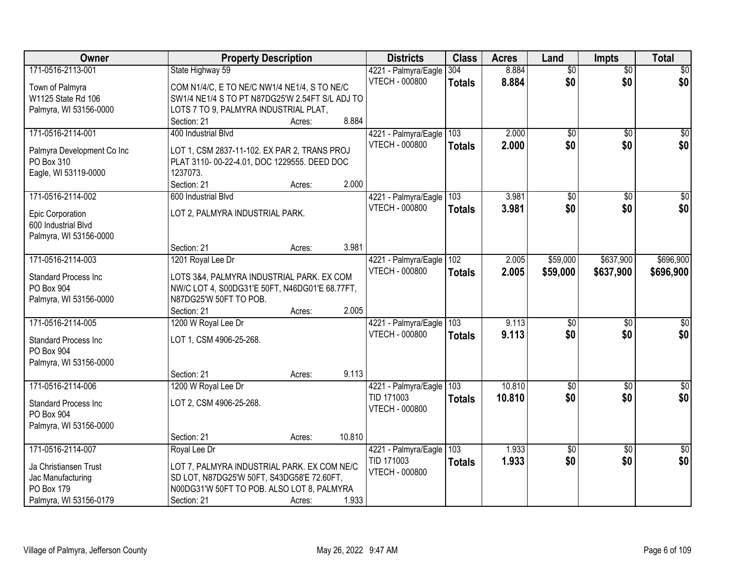| Owner | Property Description | Districts | Class | Acres | Land | Impts | Total |
|---|---|---|---|---|---|---|---|
| 171-0516-2113-001<br>Town of Palmyra<br>W1125 State Rd 106<br>Palmyra, WI 53156-0000 | State Highway 59<br>COM N1/4/C, E TO NE/C NW1/4 NE1/4, S TO NE/C SW1/4 NE1/4 S TO PT N87DG25'W 2.54FT S/L ADJ TO LOTS 7 TO 9, PALMYRA INDUSTRIAL PLAT,<br>Section: 21 Acres: 8.884 | 4221 - Palmyra/Eagle<br>VTECH - 000800 | 304<br>**Totals** | 8.884<br>**8.884** | $0<br>**$0** | $0<br>**$0** | $0<br>**$0** |
| 171-0516-2114-001<br>Palmyra Development Co Inc<br>PO Box 310<br>Eagle, WI 53119-0000 | 400 Industrial Blvd<br>LOT 1, CSM 2837-11-102. EX PAR 2, TRANS PROJ PLAT 3110- 00-22-4.01, DOC 1229555. DEED DOC 1237073.<br>Section: 21 Acres: 2.000 | 4221 - Palmyra/Eagle<br>VTECH - 000800 | 103<br>**Totals** | 2.000<br>**2.000** | $0<br>**$0** | $0<br>**$0** | $0<br>**$0** |
| 171-0516-2114-002<br>Epic Corporation<br>600 Industrial Blvd<br>Palmyra, WI 53156-0000 | 600 Industrial Blvd<br>LOT 2, PALMYRA INDUSTRIAL PARK.<br>Section: 21 Acres: 3.981 | 4221 - Palmyra/Eagle<br>VTECH - 000800 | 103<br>**Totals** | 3.981<br>**3.981** | $0<br>**$0** | $0<br>**$0** | $0<br>**$0** |
| 171-0516-2114-003<br>Standard Process Inc<br>PO Box 904<br>Palmyra, WI 53156-0000 | 1201 Royal Lee Dr<br>LOTS 3&4, PALMYRA INDUSTRIAL PARK. EX COM NW/C LOT 4, S00DG31'E 50FT, N46DG01'E 68.77FT, N87DG25'W 50FT TO POB.<br>Section: 21 Acres: 2.005 | 4221 - Palmyra/Eagle<br>VTECH - 000800 | 102<br>**Totals** | 2.005<br>**2.005** | $59,000<br>**$59,000** | $637,900<br>**$637,900** | $696,900<br>**$696,900** |
| 171-0516-2114-005<br>Standard Process Inc<br>PO Box 904<br>Palmyra, WI 53156-0000 | 1200 W Royal Lee Dr<br>LOT 1, CSM 4906-25-268.<br>Section: 21 Acres: 9.113 | 4221 - Palmyra/Eagle<br>VTECH - 000800 | 103<br>**Totals** | 9.113<br>**9.113** | $0<br>**$0** | $0<br>**$0** | $0<br>**$0** |
| 171-0516-2114-006<br>Standard Process Inc<br>PO Box 904<br>Palmyra, WI 53156-0000 | 1200 W Royal Lee Dr<br>LOT 2, CSM 4906-25-268.<br>Section: 21 Acres: 10.810 | 4221 - Palmyra/Eagle<br>TID 171003<br>VTECH - 000800 | 103<br>**Totals** | 10.810<br>**10.810** | $0<br>**$0** | $0<br>**$0** | $0<br>**$0** |
| 171-0516-2114-007<br>Ja Christiansen Trust<br>Jac Manufacturing<br>PO Box 179<br>Palmyra, WI 53156-0179 | Royal Lee Dr<br>LOT 7, PALMYRA INDUSTRIAL PARK. EX COM NE/C SD LOT, N87DG25'W 50FT, S43DG58'E 72.60FT, N00DG31'W 50FT TO POB. ALSO LOT 8, PALMYRA<br>Section: 21 Acres: 1.933 | 4221 - Palmyra/Eagle<br>TID 171003<br>VTECH - 000800 | 103<br>**Totals** | 1.933<br>**1.933** | $0<br>**$0** | $0<br>**$0** | $0<br>**$0** |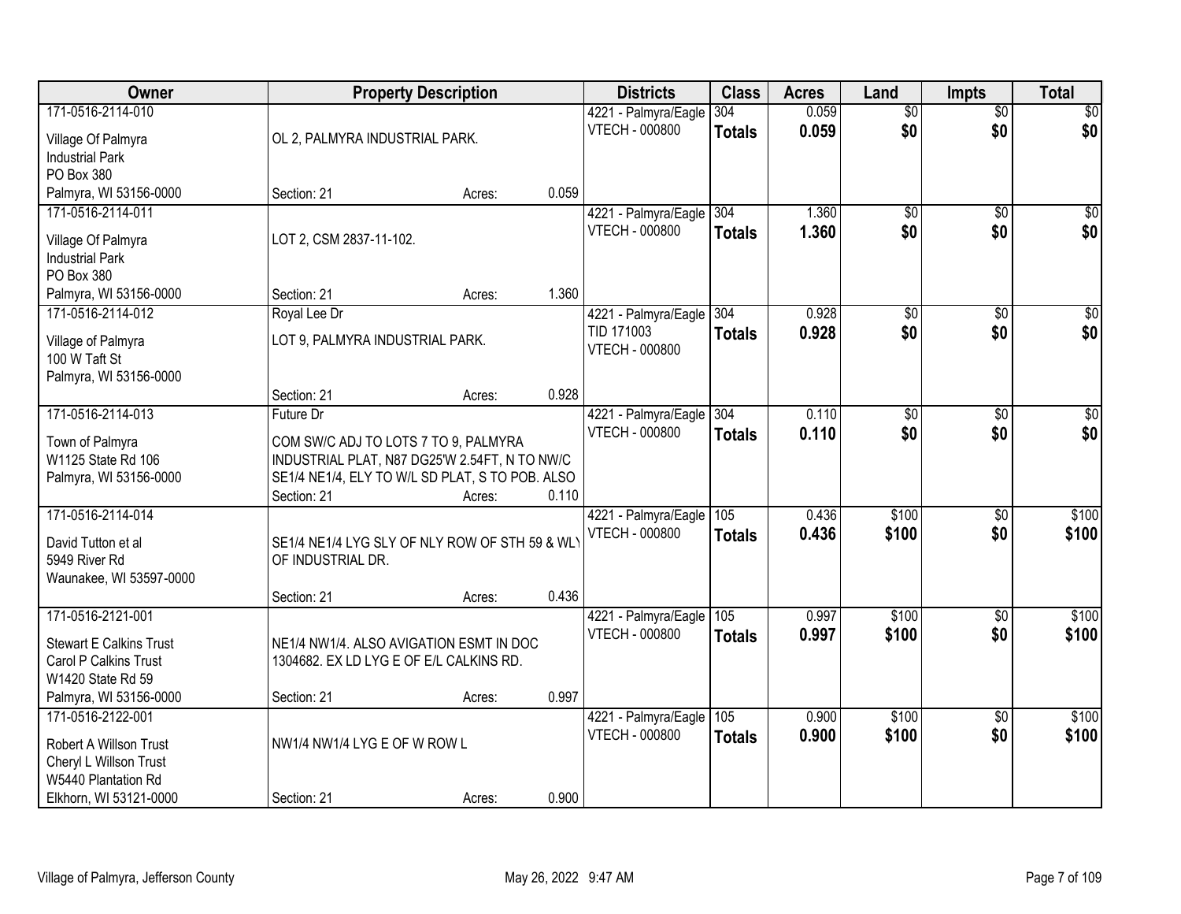| Owner | Property Description | Districts | Class | Acres | Land | Impts | Total |
|---|---|---|---|---|---|---|---|
| 171-0516-2114-010<br>Village Of Palmyra<br>Industrial Park<br>PO Box 380<br>Palmyra, WI 53156-0000 | OL 2, PALMYRA INDUSTRIAL PARK.<br>Section: 21 Acres: 0.059 | 4221 - Palmyra/Eagle<br>VTECH - 000800 | 304<br>**Totals** | 0.059<br>**0.059** | $0<br>**$0** | $0<br>**$0** | $0<br>**$0** |
| 171-0516-2114-011<br>Village Of Palmyra<br>Industrial Park<br>PO Box 380<br>Palmyra, WI 53156-0000 | LOT 2, CSM 2837-11-102.<br>Section: 21 Acres: 1.360 | 4221 - Palmyra/Eagle<br>VTECH - 000800 | 304<br>**Totals** | 1.360<br>**1.360** | $0<br>**$0** | $0<br>**$0** | $0<br>**$0** |
| 171-0516-2114-012<br>Village of Palmyra<br>100 W Taft St<br>Palmyra, WI 53156-0000 | Royal Lee Dr<br>LOT 9, PALMYRA INDUSTRIAL PARK.<br>Section: 21 Acres: 0.928 | 4221 - Palmyra/Eagle<br>TID 171003<br>VTECH - 000800 | 304<br>**Totals** | 0.928<br>**0.928** | $0<br>**$0** | $0<br>**$0** | $0<br>**$0** |
| 171-0516-2114-013<br>Town of Palmyra<br>W1125 State Rd 106<br>Palmyra, WI 53156-0000 | Future Dr<br>COM SW/C ADJ TO LOTS 7 TO 9, PALMYRA INDUSTRIAL PLAT, N87 DG25'W 2.54FT, N TO NW/C SE1/4 NE1/4, ELY TO W/L SD PLAT, S TO POB. ALSO<br>Section: 21 Acres: 0.110 | 4221 - Palmyra/Eagle<br>VTECH - 000800 | 304<br>**Totals** | 0.110<br>**0.110** | $0<br>**$0** | $0<br>**$0** | $0<br>**$0** |
| 171-0516-2114-014<br>David Tutton et al<br>5949 River Rd<br>Waunakee, WI 53597-0000 | SE1/4 NE1/4 LYG SLY OF NLY ROW OF STH 59 & WLY OF INDUSTRIAL DR.<br>Section: 21 Acres: 0.436 | 4221 - Palmyra/Eagle<br>VTECH - 000800 | 105<br>**Totals** | 0.436<br>**0.436** | $100<br>**$100** | $0<br>**$0** | $100<br>**$100** |
| 171-0516-2121-001<br>Stewart E Calkins Trust<br>Carol P Calkins Trust<br>W1420 State Rd 59<br>Palmyra, WI 53156-0000 | NE1/4 NW1/4. ALSO AVIGATION ESMT IN DOC 1304682. EX LD LYG E OF E/L CALKINS RD.<br>Section: 21 Acres: 0.997 | 4221 - Palmyra/Eagle<br>VTECH - 000800 | 105<br>**Totals** | 0.997<br>**0.997** | $100<br>**$100** | $0<br>**$0** | $100<br>**$100** |
| 171-0516-2122-001<br>Robert A Willson Trust<br>Cheryl L Willson Trust<br>W5440 Plantation Rd<br>Elkhorn, WI 53121-0000 | NW1/4 NW1/4 LYG E OF W ROW L<br>Section: 21 Acres: 0.900 | 4221 - Palmyra/Eagle<br>VTECH - 000800 | 105<br>**Totals** | 0.900<br>**0.900** | $100<br>**$100** | $0<br>**$0** | $100<br>**$100** |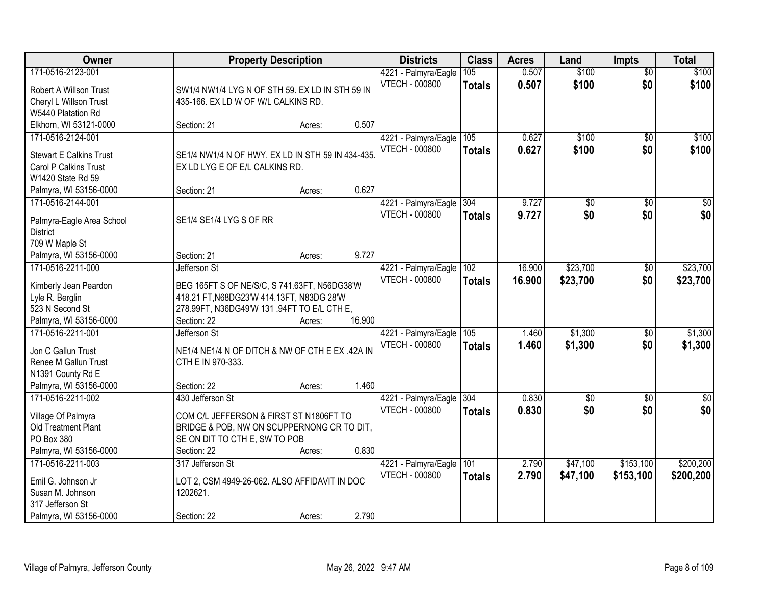| Owner | Property Description | Districts | Class | Acres | Land | Impts | Total |
|---|---|---|---|---|---|---|---|
| 171-0516-2123-001<br>Robert A Willson Trust<br>Cheryl L Willson Trust<br>W5440 Platation Rd<br>Elkhorn, WI 53121-0000 | SW1/4 NW1/4 LYG N OF STH 59. EX LD IN STH 59 IN 435-166. EX LD W OF W/L CALKINS RD.<br>Section: 21 Acres: 0.507 | 4221 - Palmyra/Eagle<br>VTECH - 000800 | 105<br>**Totals** | 0.507<br>**0.507** | $100<br>**$100** | $0<br>**$0** | $100<br>**$100** |
| 171-0516-2124-001<br>Stewart E Calkins Trust<br>Carol P Calkins Trust<br>W1420 State Rd 59<br>Palmyra, WI 53156-0000 | SE1/4 NW1/4 N OF HWY. EX LD IN STH 59 IN 434-435. EX LD LYG E OF E/L CALKINS RD.<br>Section: 21 Acres: 0.627 | 4221 - Palmyra/Eagle<br>VTECH - 000800 | 105<br>**Totals** | 0.627<br>**0.627** | $100<br>**$100** | $0<br>**$0** | $100<br>**$100** |
| 171-0516-2144-001<br>Palmyra-Eagle Area School District<br>709 W Maple St<br>Palmyra, WI 53156-0000 | SE1/4 SE1/4 LYG S OF RR<br>Section: 21 Acres: 9.727 | 4221 - Palmyra/Eagle<br>VTECH - 000800 | 304<br>**Totals** | 9.727<br>**9.727** | $0<br>**$0** | $0<br>**$0** | $0<br>**$0** |
| 171-0516-2211-000<br>Kimberly Jean Peardon<br>Lyle R. Berglin<br>523 N Second St<br>Palmyra, WI 53156-0000 | Jefferson St<br>BEG 165FT S OF NE/S/C, S 741.63FT, N56DG38'W 418.21 FT,N68DG23'W 414.13FT, N83DG 28'W 278.99FT, N36DG49'W 131 .94FT TO E/L CTH E,<br>Section: 22 Acres: 16.900 | 4221 - Palmyra/Eagle<br>VTECH - 000800 | 102<br>**Totals** | 16.900<br>**16.900** | $23,700<br>**$23,700** | $0<br>**$0** | $23,700<br>**$23,700** |
| 171-0516-2211-001<br>Jon C Gallun Trust<br>Renee M Gallun Trust<br>N1391 County Rd E<br>Palmyra, WI 53156-0000 | Jefferson St<br>NE1/4 NE1/4 N OF DITCH & NW OF CTH E EX .42A IN CTH E IN 970-333.<br>Section: 22 Acres: 1.460 | 4221 - Palmyra/Eagle<br>VTECH - 000800 | 105<br>**Totals** | 1.460<br>**1.460** | $1,300<br>**$1,300** | $0<br>**$0** | $1,300<br>**$1,300** |
| 171-0516-2211-002<br>Village Of Palmyra<br>Old Treatment Plant<br>PO Box 380<br>Palmyra, WI 53156-0000 | 430 Jefferson St<br>COM C/L JEFFERSON & FIRST ST N1806FT TO BRIDGE & POB, NW ON SCUPPERNONG CR TO DIT, SE ON DIT TO CTH E, SW TO POB<br>Section: 22 Acres: 0.830 | 4221 - Palmyra/Eagle<br>VTECH - 000800 | 304<br>**Totals** | 0.830<br>**0.830** | $0<br>**$0** | $0<br>**$0** | $0<br>**$0** |
| 171-0516-2211-003<br>Emil G. Johnson Jr<br>Susan M. Johnson<br>317 Jefferson St<br>Palmyra, WI 53156-0000 | 317 Jefferson St<br>LOT 2, CSM 4949-26-062. ALSO AFFIDAVIT IN DOC 1202621.<br>Section: 22 Acres: 2.790 | 4221 - Palmyra/Eagle<br>VTECH - 000800 | 101<br>**Totals** | 2.790<br>**2.790** | $47,100<br>**$47,100** | $153,100<br>**$153,100** | $200,200<br>**$200,200** |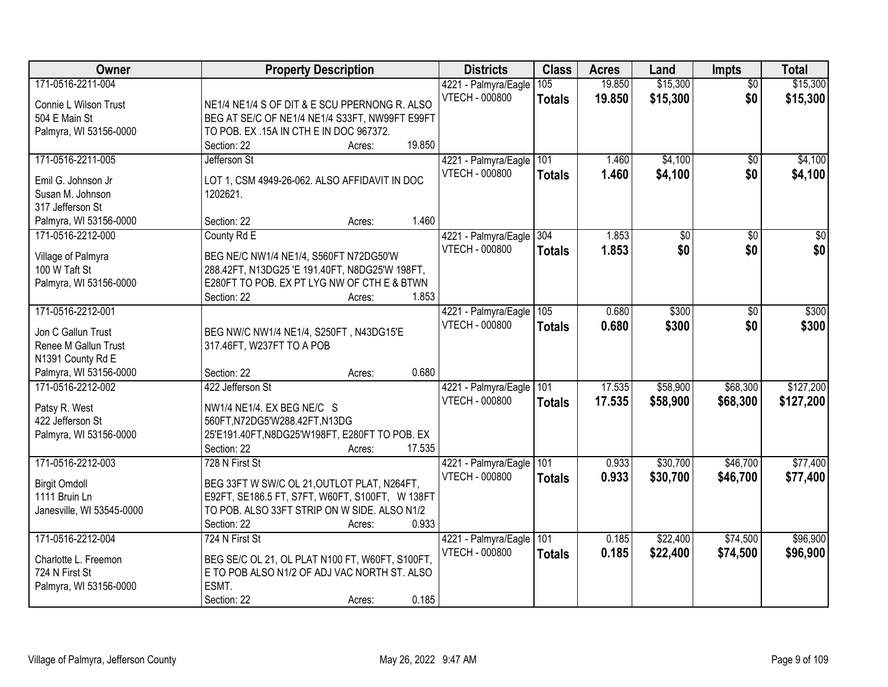| Owner | Property Description | Districts | Class | Acres | Land | Impts | Total |
|---|---|---|---|---|---|---|---|
| 171-0516-2211-004<br><br>Connie L Wilson Trust<br>504 E Main St<br>Palmyra, WI 53156-0000 | NE1/4 NE1/4 S OF DIT & E SCU PPERNONG R. ALSO BEG AT SE/C OF NE1/4 NE1/4 S33FT, NW99FT E99FT TO POB. EX .15A IN CTH E IN DOC 967372.<br>Section: 22 Acres: 19.850 | 4221 - Palmyra/Eagle<br>VTECH - 000800 | 105<br>**Totals** | 19.850<br>**19.850** | $15,300<br>**$15,300** | $0<br>**$0** | $15,300<br>**$15,300** |
| 171-0516-2211-005<br><br>Emil G. Johnson Jr<br>Susan M. Johnson<br>317 Jefferson St<br>Palmyra, WI 53156-0000 | Jefferson St<br><br>LOT 1, CSM 4949-26-062. ALSO AFFIDAVIT IN DOC 1202621.<br>Section: 22 Acres: 1.460 | 4221 - Palmyra/Eagle<br>VTECH - 000800 | 101<br>**Totals** | 1.460<br>**1.460** | $4,100<br>**$4,100** | $0<br>**$0** | $4,100<br>**$4,100** |
| 171-0516-2212-000<br><br>Village of Palmyra<br>100 W Taft St<br>Palmyra, WI 53156-0000 | County Rd E<br><br>BEG NE/C NW1/4 NE1/4, S560FT N72DG50'W 288.42FT, N13DG25 'E 191.40FT, N8DG25'W 198FT, E280FT TO POB. EX PT LYG NW OF CTH E & BTWN<br>Section: 22 Acres: 1.853 | 4221 - Palmyra/Eagle<br>VTECH - 000800 | 304<br>**Totals** | 1.853<br>**1.853** | $0<br>**$0** | $0<br>**$0** | $0<br>**$0** |
| 171-0516-2212-001<br><br>Jon C Gallun Trust<br>Renee M Gallun Trust<br>N1391 County Rd E<br>Palmyra, WI 53156-0000 | BEG NW/C NW1/4 NE1/4, S250FT , N43DG15'E 317.46FT, W237FT TO A POB<br>Section: 22 Acres: 0.680 | 4221 - Palmyra/Eagle<br>VTECH - 000800 | 105<br>**Totals** | 0.680<br>**0.680** | $300<br>**$300** | $0<br>**$0** | $300<br>**$300** |
| 171-0516-2212-002<br><br>Patsy R. West<br>422 Jefferson St<br>Palmyra, WI 53156-0000 | 422 Jefferson St<br><br>NW1/4 NE1/4. EX BEG NE/C S 560FT,N72DG5'W288.42FT,N13DG 25'E191.40FT,N8DG25'W198FT, E280FT TO POB. EX<br>Section: 22 Acres: 17.535 | 4221 - Palmyra/Eagle<br>VTECH - 000800 | 101<br>**Totals** | 17.535<br>**17.535** | $58,900<br>**$58,900** | $68,300<br>**$68,300** | $127,200<br>**$127,200** |
| 171-0516-2212-003<br><br>Birgit Omdoll<br>1111 Bruin Ln<br>Janesville, WI 53545-0000 | 728 N First St<br><br>BEG 33FT W SW/C OL 21,OUTLOT PLAT, N264FT, E92FT, SE186.5 FT, S7FT, W60FT, S100FT, W 138FT TO POB. ALSO 33FT STRIP ON W SIDE. ALSO N1/2<br>Section: 22 Acres: 0.933 | 4221 - Palmyra/Eagle<br>VTECH - 000800 | 101<br>**Totals** | 0.933<br>**0.933** | $30,700<br>**$30,700** | $46,700<br>**$46,700** | $77,400<br>**$77,400** |
| 171-0516-2212-004<br><br>Charlotte L. Freemon<br>724 N First St<br>Palmyra, WI 53156-0000 | 724 N First St<br><br>BEG SE/C OL 21, OL PLAT N100 FT, W60FT, S100FT, E TO POB ALSO N1/2 OF ADJ VAC NORTH ST. ALSO ESMT.<br>Section: 22 Acres: 0.185 | 4221 - Palmyra/Eagle<br>VTECH - 000800 | 101<br>**Totals** | 0.185<br>**0.185** | $22,400<br>**$22,400** | $74,500<br>**$74,500** | $96,900<br>**$96,900** |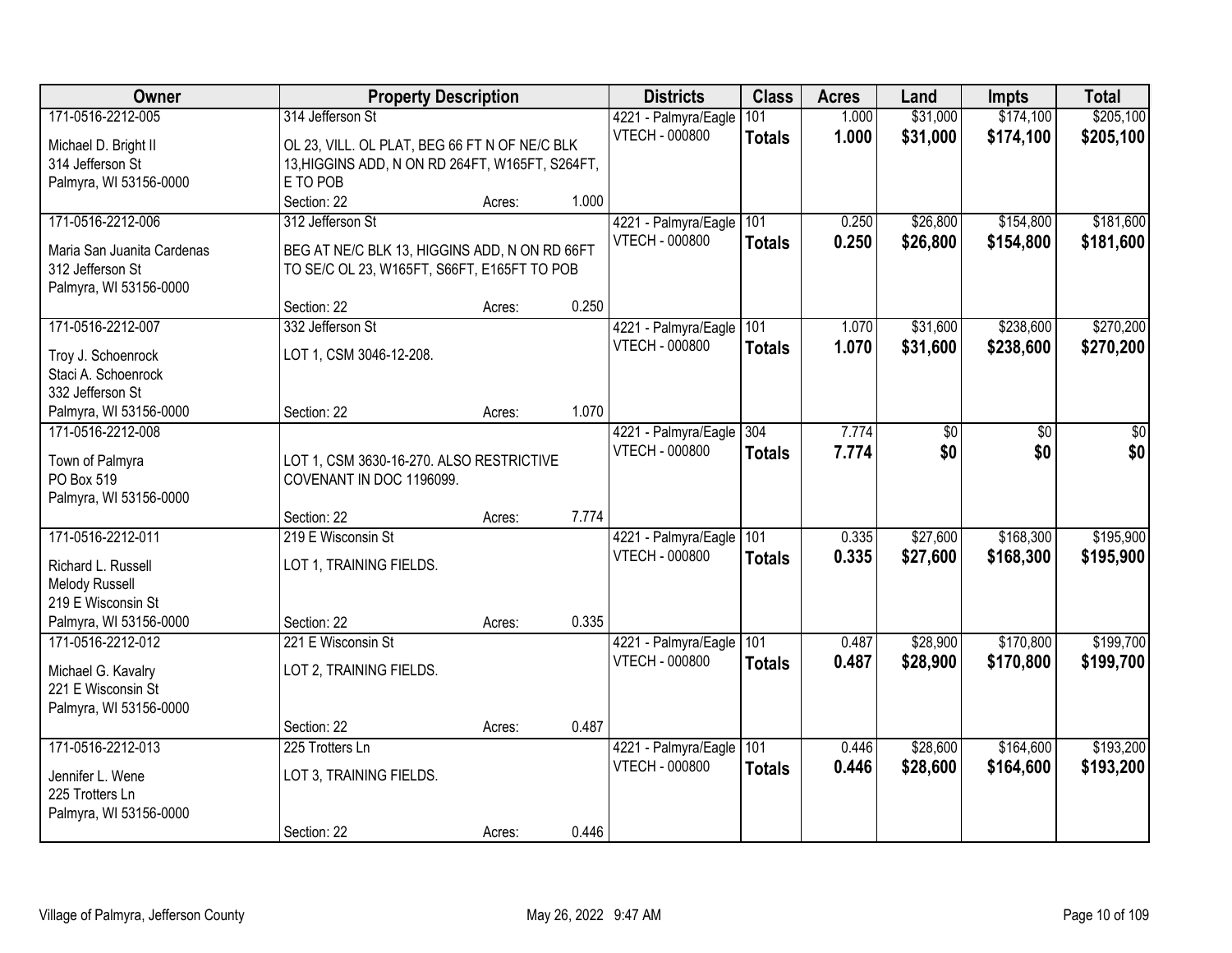| Owner | Property Description | | | Districts | Class | Acres | Land | Impts | Total |
|---|---|---|---|---|---|---|---|---|---|
| 171-0516-2212-005 | 314 Jefferson St | | | 4221 - Palmyra/Eagle | 101 | 1.000 | $31,000 | $174,100 | $205,100 |
| Michael D. Bright II<br>314 Jefferson St<br>Palmyra, WI 53156-0000 | OL 23, VILL. OL PLAT, BEG 66 FT N OF NE/C BLK 13,HIGGINS ADD, N ON RD 264FT, W165FT, S264FT, E TO POB | | | VTECH - 000800 | **Totals** | **1.000** | **$31,000** | **$174,100** | **$205,100** |
| | Section: 22 | Acres: | 1.000 | | | | | | |
| 171-0516-2212-006 | 312 Jefferson St | | | 4221 - Palmyra/Eagle | 101 | 0.250 | $26,800 | $154,800 | $181,600 |
| Maria San Juanita Cardenas<br>312 Jefferson St<br>Palmyra, WI 53156-0000 | BEG AT NE/C BLK 13, HIGGINS ADD, N ON RD 66FT TO SE/C OL 23, W165FT, S66FT, E165FT TO POB | | | VTECH - 000800 | **Totals** | **0.250** | **$26,800** | **$154,800** | **$181,600** |
| | Section: 22 | Acres: | 0.250 | | | | | | |
| 171-0516-2212-007 | 332 Jefferson St | | | 4221 - Palmyra/Eagle | 101 | 1.070 | $31,600 | $238,600 | $270,200 |
| Troy J. Schoenrock<br>Staci A. Schoenrock<br>332 Jefferson St<br>Palmyra, WI 53156-0000 | LOT 1, CSM 3046-12-208. | | | VTECH - 000800 | **Totals** | **1.070** | **$31,600** | **$238,600** | **$270,200** |
| | Section: 22 | Acres: | 1.070 | | | | | | |
| 171-0516-2212-008 | | | | 4221 - Palmyra/Eagle | 304 | 7.774 | $0 | $0 | $0 |
| Town of Palmyra<br>PO Box 519<br>Palmyra, WI 53156-0000 | LOT 1, CSM 3630-16-270. ALSO RESTRICTIVE COVENANT IN DOC 1196099. | | | VTECH - 000800 | **Totals** | **7.774** | **$0** | **$0** | **$0** |
| | Section: 22 | Acres: | 7.774 | | | | | | |
| 171-0516-2212-011 | 219 E Wisconsin St | | | 4221 - Palmyra/Eagle | 101 | 0.335 | $27,600 | $168,300 | $195,900 |
| Richard L. Russell<br>Melody Russell<br>219 E Wisconsin St<br>Palmyra, WI 53156-0000 | LOT 1, TRAINING FIELDS. | | | VTECH - 000800 | **Totals** | **0.335** | **$27,600** | **$168,300** | **$195,900** |
| | Section: 22 | Acres: | 0.335 | | | | | | |
| 171-0516-2212-012 | 221 E Wisconsin St | | | 4221 - Palmyra/Eagle | 101 | 0.487 | $28,900 | $170,800 | $199,700 |
| Michael G. Kavalry<br>221 E Wisconsin St<br>Palmyra, WI 53156-0000 | LOT 2, TRAINING FIELDS. | | | VTECH - 000800 | **Totals** | **0.487** | **$28,900** | **$170,800** | **$199,700** |
| | Section: 22 | Acres: | 0.487 | | | | | | |
| 171-0516-2212-013 | 225 Trotters Ln | | | 4221 - Palmyra/Eagle | 101 | 0.446 | $28,600 | $164,600 | $193,200 |
| Jennifer L. Wene<br>225 Trotters Ln<br>Palmyra, WI 53156-0000 | LOT 3, TRAINING FIELDS. | | | VTECH - 000800 | **Totals** | **0.446** | **$28,600** | **$164,600** | **$193,200** |
| | Section: 22 | Acres: | 0.446 | | | | | | |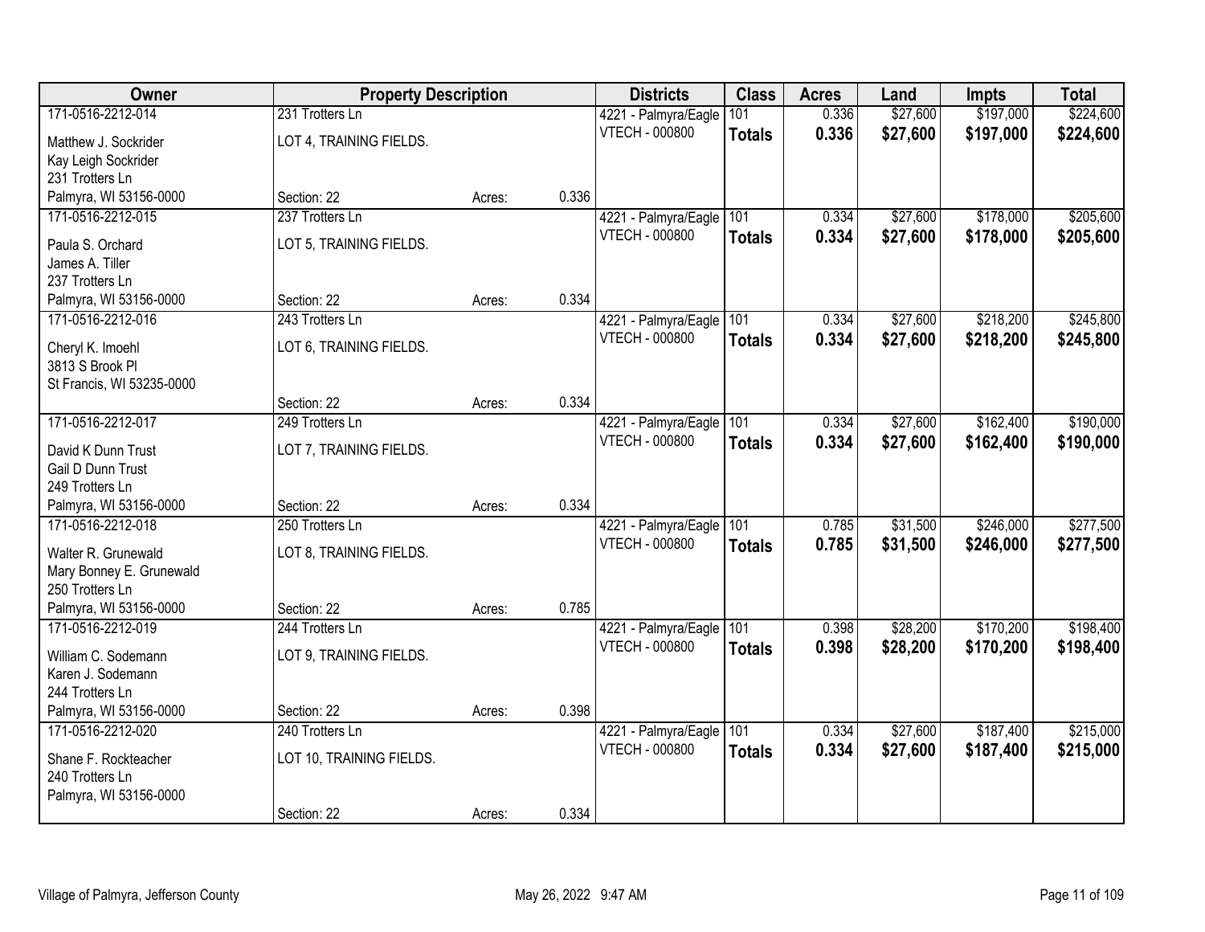| Owner | Property Description | | | Districts | Class | Acres | Land | Impts | Total |
|---|---|---|---|---|---|---|---|---|---|
| 171-0516-2212-014 | 231 Trotters Ln | | | 4221 - Palmyra/Eagle | 101 | 0.336 | $27,600 | $197,000 | $224,600 |
| Matthew J. Sockrider<br>Kay Leigh Sockrider<br>231 Trotters Ln<br>Palmyra, WI 53156-0000 | LOT 4, TRAINING FIELDS. | | | VTECH - 000800 | **Totals** | **0.336** | **$27,600** | **$197,000** | **$224,600** |
| | Section: 22 | Acres: | 0.336 | | | | | | |
| 171-0516-2212-015 | 237 Trotters Ln | | | 4221 - Palmyra/Eagle | 101 | 0.334 | $27,600 | $178,000 | $205,600 |
| Paula S. Orchard<br>James A. Tiller<br>237 Trotters Ln<br>Palmyra, WI 53156-0000 | LOT 5, TRAINING FIELDS. | | | VTECH - 000800 | **Totals** | **0.334** | **$27,600** | **$178,000** | **$205,600** |
| | Section: 22 | Acres: | 0.334 | | | | | | |
| 171-0516-2212-016 | 243 Trotters Ln | | | 4221 - Palmyra/Eagle | 101 | 0.334 | $27,600 | $218,200 | $245,800 |
| Cheryl K. Imoehl<br>3813 S Brook Pl<br>St Francis, WI 53235-0000 | LOT 6, TRAINING FIELDS. | | | VTECH - 000800 | **Totals** | **0.334** | **$27,600** | **$218,200** | **$245,800** |
| | Section: 22 | Acres: | 0.334 | | | | | | |
| 171-0516-2212-017 | 249 Trotters Ln | | | 4221 - Palmyra/Eagle | 101 | 0.334 | $27,600 | $162,400 | $190,000 |
| David K Dunn Trust<br>Gail D Dunn Trust<br>249 Trotters Ln<br>Palmyra, WI 53156-0000 | LOT 7, TRAINING FIELDS. | | | VTECH - 000800 | **Totals** | **0.334** | **$27,600** | **$162,400** | **$190,000** |
| | Section: 22 | Acres: | 0.334 | | | | | | |
| 171-0516-2212-018 | 250 Trotters Ln | | | 4221 - Palmyra/Eagle | 101 | 0.785 | $31,500 | $246,000 | $277,500 |
| Walter R. Grunewald<br>Mary Bonney E. Grunewald<br>250 Trotters Ln<br>Palmyra, WI 53156-0000 | LOT 8, TRAINING FIELDS. | | | VTECH - 000800 | **Totals** | **0.785** | **$31,500** | **$246,000** | **$277,500** |
| | Section: 22 | Acres: | 0.785 | | | | | | |
| 171-0516-2212-019 | 244 Trotters Ln | | | 4221 - Palmyra/Eagle | 101 | 0.398 | $28,200 | $170,200 | $198,400 |
| William C. Sodemann<br>Karen J. Sodemann<br>244 Trotters Ln<br>Palmyra, WI 53156-0000 | LOT 9, TRAINING FIELDS. | | | VTECH - 000800 | **Totals** | **0.398** | **$28,200** | **$170,200** | **$198,400** |
| | Section: 22 | Acres: | 0.398 | | | | | | |
| 171-0516-2212-020 | 240 Trotters Ln | | | 4221 - Palmyra/Eagle | 101 | 0.334 | $27,600 | $187,400 | $215,000 |
| Shane F. Rockteacher<br>240 Trotters Ln<br>Palmyra, WI 53156-0000 | LOT 10, TRAINING FIELDS. | | | VTECH - 000800 | **Totals** | **0.334** | **$27,600** | **$187,400** | **$215,000** |
| | Section: 22 | Acres: | 0.334 | | | | | | |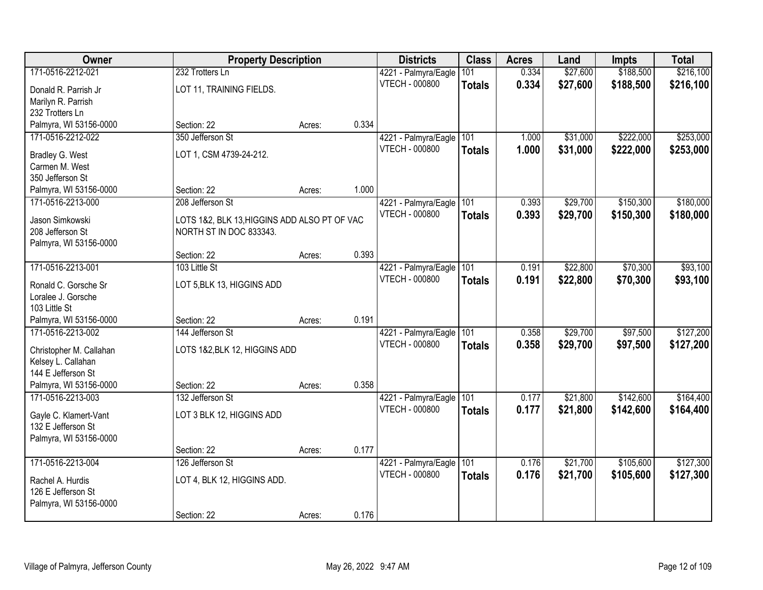| Owner | Property Description | | | Districts | Class | Acres | Land | Impts | Total |
|---|---|---|---|---|---|---|---|---|---|
| 171-0516-2212-021<br>Donald R. Parrish Jr<br>Marilyn R. Parrish<br>232 Trotters Ln<br>Palmyra, WI 53156-0000 | 232 Trotters Ln<br>LOT 11, TRAINING FIELDS.<br><br>Section: 22 | Acres: | 0.334 | 4221 - Palmyra/Eagle<br>VTECH - 000800 | 101<br>**Totals** | 0.334<br>**0.334** | $27,600<br>**$27,600** | $188,500<br>**$188,500** | $216,100<br>**$216,100** |
| 171-0516-2212-022<br>Bradley G. West<br>Carmen M. West<br>350 Jefferson St<br>Palmyra, WI 53156-0000 | 350 Jefferson St<br>LOT 1, CSM 4739-24-212.<br><br>Section: 22 | Acres: | 1.000 | 4221 - Palmyra/Eagle<br>VTECH - 000800 | 101<br>**Totals** | 1.000<br>**1.000** | $31,000<br>**$31,000** | $222,000<br>**$222,000** | $253,000<br>**$253,000** |
| 171-0516-2213-000<br>Jason Simkowski<br>208 Jefferson St<br>Palmyra, WI 53156-0000 | 208 Jefferson St<br>LOTS 1&2, BLK 13,HIGGINS ADD ALSO PT OF VAC NORTH ST IN DOC 833343.<br><br>Section: 22 | Acres: | 0.393 | 4221 - Palmyra/Eagle<br>VTECH - 000800 | 101<br>**Totals** | 0.393<br>**0.393** | $29,700<br>**$29,700** | $150,300<br>**$150,300** | $180,000<br>**$180,000** |
| 171-0516-2213-001<br>Ronald C. Gorsche Sr<br>Loralee J. Gorsche<br>103 Little St<br>Palmyra, WI 53156-0000 | 103 Little St<br>LOT 5,BLK 13, HIGGINS ADD<br><br>Section: 22 | Acres: | 0.191 | 4221 - Palmyra/Eagle<br>VTECH - 000800 | 101<br>**Totals** | 0.191<br>**0.191** | $22,800<br>**$22,800** | $70,300<br>**$70,300** | $93,100<br>**$93,100** |
| 171-0516-2213-002<br>Christopher M. Callahan<br>Kelsey L. Callahan<br>144 E Jefferson St<br>Palmyra, WI 53156-0000 | 144 Jefferson St<br>LOTS 1&2,BLK 12, HIGGINS ADD<br><br>Section: 22 | Acres: | 0.358 | 4221 - Palmyra/Eagle<br>VTECH - 000800 | 101<br>**Totals** | 0.358<br>**0.358** | $29,700<br>**$29,700** | $97,500<br>**$97,500** | $127,200<br>**$127,200** |
| 171-0516-2213-003<br>Gayle C. Klamert-Vant<br>132 E Jefferson St<br>Palmyra, WI 53156-0000 | 132 Jefferson St<br>LOT 3 BLK 12, HIGGINS ADD<br><br>Section: 22 | Acres: | 0.177 | 4221 - Palmyra/Eagle<br>VTECH - 000800 | 101<br>**Totals** | 0.177<br>**0.177** | $21,800<br>**$21,800** | $142,600<br>**$142,600** | $164,400<br>**$164,400** |
| 171-0516-2213-004<br>Rachel A. Hurdis<br>126 E Jefferson St<br>Palmyra, WI 53156-0000 | 126 Jefferson St<br>LOT 4, BLK 12, HIGGINS ADD.<br><br>Section: 22 | Acres: | 0.176 | 4221 - Palmyra/Eagle<br>VTECH - 000800 | 101<br>**Totals** | 0.176<br>**0.176** | $21,700<br>**$21,700** | $105,600<br>**$105,600** | $127,300<br>**$127,300** |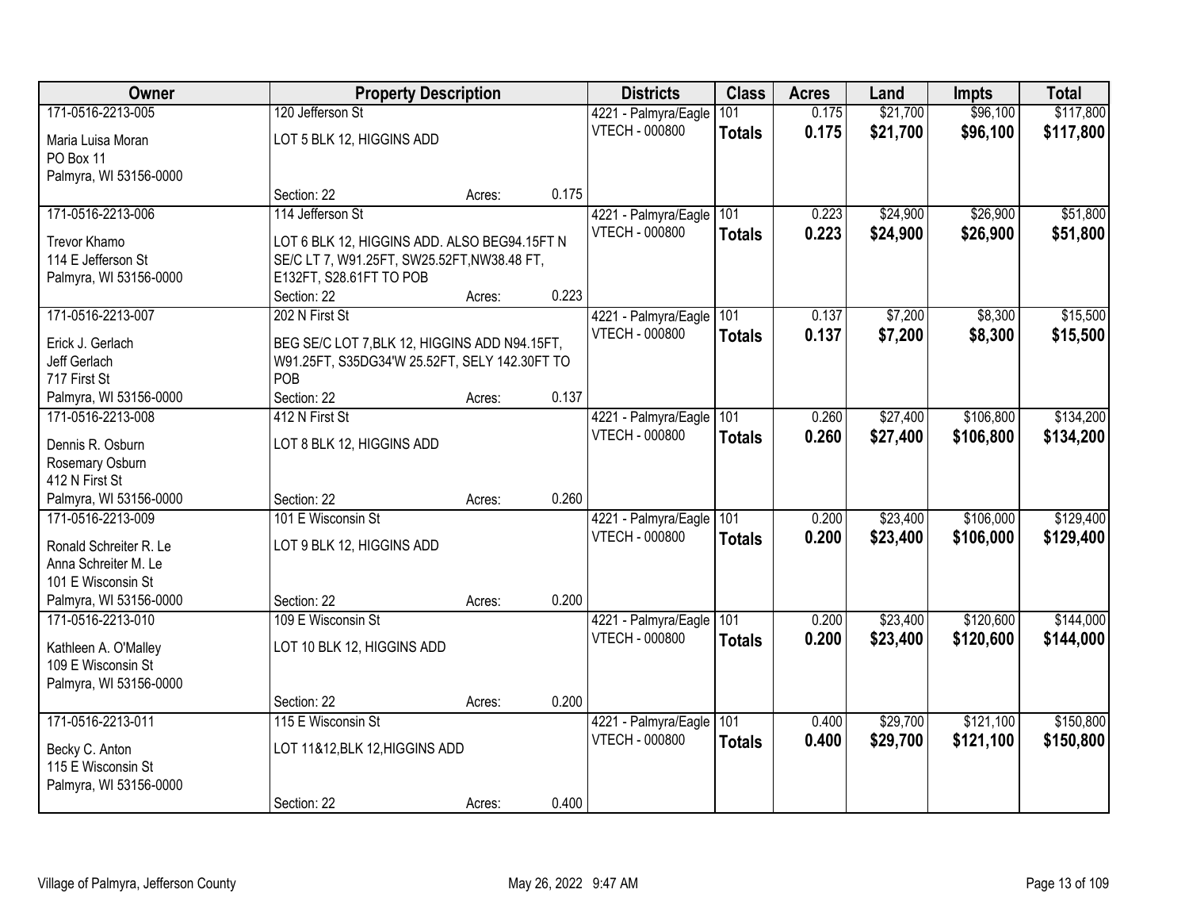| Owner | Property Description | | | Districts | Class | Acres | Land | Impts | Total |
|---|---|---|---|---|---|---|---|---|---|
| 171-0516-2213-005 | 120 Jefferson St | | | 4221 - Palmyra/Eagle | 101 | 0.175 | $21,700 | $96,100 | $117,800 |
| Maria Luisa Moran<br>PO Box 11<br>Palmyra, WI 53156-0000 | LOT 5 BLK 12, HIGGINS ADD | | | VTECH - 000800 | **Totals** | **0.175** | **$21,700** | **$96,100** | **$117,800** |
| | Section: 22 | Acres: | 0.175 | | | | | | |
| 171-0516-2213-006 | 114 Jefferson St | | | 4221 - Palmyra/Eagle | 101 | 0.223 | $24,900 | $26,900 | $51,800 |
| Trevor Khamo<br>114 E Jefferson St<br>Palmyra, WI 53156-0000 | LOT 6 BLK 12, HIGGINS ADD. ALSO BEG94.15FT N SE/C LT 7, W91.25FT, SW25.52FT,NW38.48 FT, E132FT, S28.61FT TO POB | | | VTECH - 000800 | **Totals** | **0.223** | **$24,900** | **$26,900** | **$51,800** |
| | Section: 22 | Acres: | 0.223 | | | | | | |
| 171-0516-2213-007 | 202 N First St | | | 4221 - Palmyra/Eagle | 101 | 0.137 | $7,200 | $8,300 | $15,500 |
| Erick J. Gerlach<br>Jeff Gerlach<br>717 First St<br>Palmyra, WI 53156-0000 | BEG SE/C LOT 7,BLK 12, HIGGINS ADD N94.15FT, W91.25FT, S35DG34'W 25.52FT, SELY 142.30FT TO POB | | | VTECH - 000800 | **Totals** | **0.137** | **$7,200** | **$8,300** | **$15,500** |
| | Section: 22 | Acres: | 0.137 | | | | | | |
| 171-0516-2213-008 | 412 N First St | | | 4221 - Palmyra/Eagle | 101 | 0.260 | $27,400 | $106,800 | $134,200 |
| Dennis R. Osburn<br>Rosemary Osburn<br>412 N First St<br>Palmyra, WI 53156-0000 | LOT 8 BLK 12, HIGGINS ADD | | | VTECH - 000800 | **Totals** | **0.260** | **$27,400** | **$106,800** | **$134,200** |
| | Section: 22 | Acres: | 0.260 | | | | | | |
| 171-0516-2213-009 | 101 E Wisconsin St | | | 4221 - Palmyra/Eagle | 101 | 0.200 | $23,400 | $106,000 | $129,400 |
| Ronald Schreiter R. Le<br>Anna Schreiter M. Le<br>101 E Wisconsin St<br>Palmyra, WI 53156-0000 | LOT 9 BLK 12, HIGGINS ADD | | | VTECH - 000800 | **Totals** | **0.200** | **$23,400** | **$106,000** | **$129,400** |
| | Section: 22 | Acres: | 0.200 | | | | | | |
| 171-0516-2213-010 | 109 E Wisconsin St | | | 4221 - Palmyra/Eagle | 101 | 0.200 | $23,400 | $120,600 | $144,000 |
| Kathleen A. O'Malley<br>109 E Wisconsin St<br>Palmyra, WI 53156-0000 | LOT 10 BLK 12, HIGGINS ADD | | | VTECH - 000800 | **Totals** | **0.200** | **$23,400** | **$120,600** | **$144,000** |
| | Section: 22 | Acres: | 0.200 | | | | | | |
| 171-0516-2213-011 | 115 E Wisconsin St | | | 4221 - Palmyra/Eagle | 101 | 0.400 | $29,700 | $121,100 | $150,800 |
| Becky C. Anton<br>115 E Wisconsin St<br>Palmyra, WI 53156-0000 | LOT 11&12,BLK 12,HIGGINS ADD | | | VTECH - 000800 | **Totals** | **0.400** | **$29,700** | **$121,100** | **$150,800** |
| | Section: 22 | Acres: | 0.400 | | | | | | |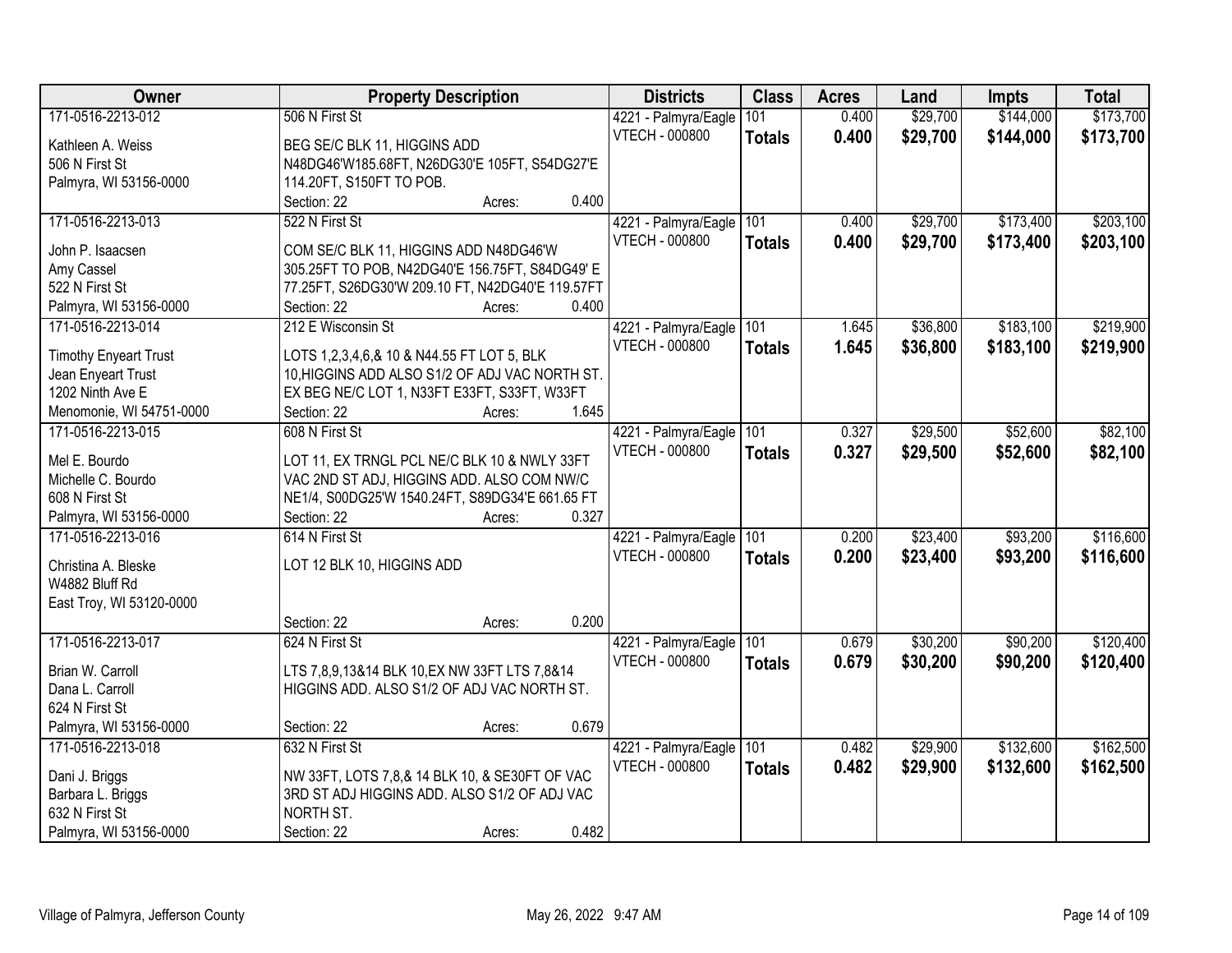| Owner | Property Description | Districts | Class | Acres | Land | Impts | Total |
|---|---|---|---|---|---|---|---|
| 171-0516-2213-012<br>Kathleen A. Weiss<br>506 N First St<br>Palmyra, WI 53156-0000 | 506 N First St<br>BEG SE/C BLK 11, HIGGINS ADD N48DG46'W185.68FT, N26DG30'E 105FT, S54DG27'E 114.20FT, S150FT TO POB.<br>Section: 22 Acres: 0.400 | 4221 - Palmyra/Eagle<br>VTECH - 000800 | 101<br>**Totals** | 0.400<br>**0.400** | $29,700<br>**$29,700** | $144,000<br>**$144,000** | $173,700<br>**$173,700** |
| 171-0516-2213-013<br>John P. Isaacsen<br>Amy Cassel<br>522 N First St<br>Palmyra, WI 53156-0000 | 522 N First St<br>COM SE/C BLK 11, HIGGINS ADD N48DG46'W 305.25FT TO POB, N42DG40'E 156.75FT, S84DG49' E 77.25FT, S26DG30'W 209.10 FT, N42DG40'E 119.57FT<br>Section: 22 Acres: 0.400 | 4221 - Palmyra/Eagle<br>VTECH - 000800 | 101<br>**Totals** | 0.400<br>**0.400** | $29,700<br>**$29,700** | $173,400<br>**$173,400** | $203,100<br>**$203,100** |
| 171-0516-2213-014<br>Timothy Enyeart Trust<br>Jean Enyeart Trust<br>1202 Ninth Ave E<br>Menomonie, WI 54751-0000 | 212 E Wisconsin St<br>LOTS 1,2,3,4,6,& 10 & N44.55 FT LOT 5, BLK 10,HIGGINS ADD ALSO S1/2 OF ADJ VAC NORTH ST. EX BEG NE/C LOT 1, N33FT E33FT, S33FT, W33FT<br>Section: 22 Acres: 1.645 | 4221 - Palmyra/Eagle<br>VTECH - 000800 | 101<br>**Totals** | 1.645<br>**1.645** | $36,800<br>**$36,800** | $183,100<br>**$183,100** | $219,900<br>**$219,900** |
| 171-0516-2213-015<br>Mel E. Bourdo<br>Michelle C. Bourdo<br>608 N First St<br>Palmyra, WI 53156-0000 | 608 N First St<br>LOT 11, EX TRNGL PCL NE/C BLK 10 & NWLY 33FT VAC 2ND ST ADJ, HIGGINS ADD. ALSO COM NW/C NE1/4, S00DG25'W 1540.24FT, S89DG34'E 661.65 FT<br>Section: 22 Acres: 0.327 | 4221 - Palmyra/Eagle<br>VTECH - 000800 | 101<br>**Totals** | 0.327<br>**0.327** | $29,500<br>**$29,500** | $52,600<br>**$52,600** | $82,100<br>**$82,100** |
| 171-0516-2213-016<br>Christina A. Bleske<br>W4882 Bluff Rd<br>East Troy, WI 53120-0000 | 614 N First St<br>LOT 12 BLK 10, HIGGINS ADD<br>Section: 22 Acres: 0.200 | 4221 - Palmyra/Eagle<br>VTECH - 000800 | 101<br>**Totals** | 0.200<br>**0.200** | $23,400<br>**$23,400** | $93,200<br>**$93,200** | $116,600<br>**$116,600** |
| 171-0516-2213-017<br>Brian W. Carroll<br>Dana L. Carroll<br>624 N First St<br>Palmyra, WI 53156-0000 | 624 N First St<br>LTS 7,8,9,13&14 BLK 10,EX NW 33FT LTS 7,8&14 HIGGINS ADD. ALSO S1/2 OF ADJ VAC NORTH ST.<br>Section: 22 Acres: 0.679 | 4221 - Palmyra/Eagle<br>VTECH - 000800 | 101<br>**Totals** | 0.679<br>**0.679** | $30,200<br>**$30,200** | $90,200<br>**$90,200** | $120,400<br>**$120,400** |
| 171-0516-2213-018<br>Dani J. Briggs<br>Barbara L. Briggs<br>632 N First St<br>Palmyra, WI 53156-0000 | 632 N First St<br>NW 33FT, LOTS 7,8,& 14 BLK 10, & SE30FT OF VAC 3RD ST ADJ HIGGINS ADD. ALSO S1/2 OF ADJ VAC NORTH ST.<br>Section: 22 Acres: 0.482 | 4221 - Palmyra/Eagle<br>VTECH - 000800 | 101<br>**Totals** | 0.482<br>**0.482** | $29,900<br>**$29,900** | $132,600<br>**$132,600** | $162,500<br>**$162,500** |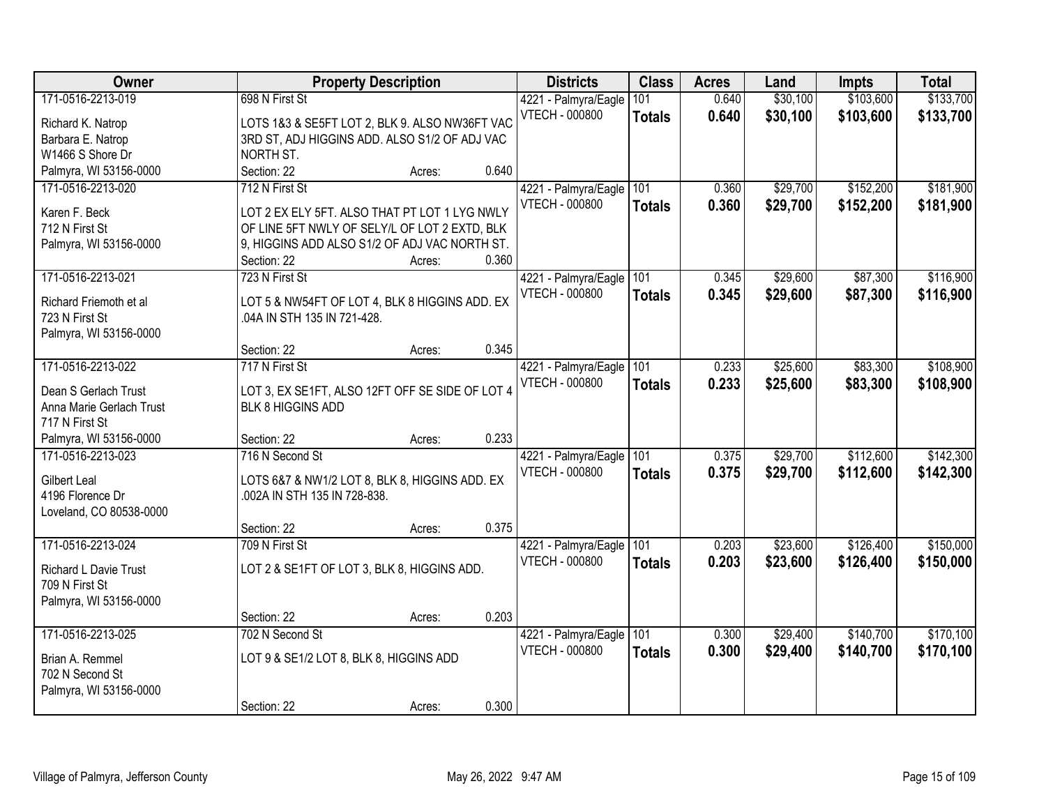| Owner | Property Description | Districts | Class | Acres | Land | Impts | Total |
|---|---|---|---|---|---|---|---|
| 171-0516-2213-019<br><br>Richard K. Natrop<br>Barbara E. Natrop<br>W1466 S Shore Dr<br>Palmyra, WI 53156-0000 | 698 N First St<br><br>LOTS 1&3 & SE5FT LOT 2, BLK 9. ALSO NW36FT VAC 3RD ST, ADJ HIGGINS ADD. ALSO S1/2 OF ADJ VAC NORTH ST.<br>Section: 22 Acres: 0.640 | 4221 - Palmyra/Eagle<br>VTECH - 000800 | 101<br>**Totals** | 0.640<br>**0.640** | $30,100<br>**$30,100** | $103,600<br>**$103,600** | $133,700<br>**$133,700** |
| 171-0516-2213-020<br><br>Karen F. Beck<br>712 N First St<br>Palmyra, WI 53156-0000 | 712 N First St<br><br>LOT 2 EX ELY 5FT. ALSO THAT PT LOT 1 LYG NWLY OF LINE 5FT NWLY OF SELY/L OF LOT 2 EXTD, BLK 9, HIGGINS ADD ALSO S1/2 OF ADJ VAC NORTH ST.<br>Section: 22 Acres: 0.360 | 4221 - Palmyra/Eagle<br>VTECH - 000800 | 101<br>**Totals** | 0.360<br>**0.360** | $29,700<br>**$29,700** | $152,200<br>**$152,200** | $181,900<br>**$181,900** |
| 171-0516-2213-021<br><br>Richard Friemoth et al<br>723 N First St<br>Palmyra, WI 53156-0000 | 723 N First St<br><br>LOT 5 & NW54FT OF LOT 4, BLK 8 HIGGINS ADD. EX .04A IN STH 135 IN 721-428.<br>Section: 22 Acres: 0.345 | 4221 - Palmyra/Eagle<br>VTECH - 000800 | 101<br>**Totals** | 0.345<br>**0.345** | $29,600<br>**$29,600** | $87,300<br>**$87,300** | $116,900<br>**$116,900** |
| 171-0516-2213-022<br><br>Dean S Gerlach Trust<br>Anna Marie Gerlach Trust<br>717 N First St<br>Palmyra, WI 53156-0000 | 717 N First St<br><br>LOT 3, EX SE1FT, ALSO 12FT OFF SE SIDE OF LOT 4 BLK 8 HIGGINS ADD<br>Section: 22 Acres: 0.233 | 4221 - Palmyra/Eagle<br>VTECH - 000800 | 101<br>**Totals** | 0.233<br>**0.233** | $25,600<br>**$25,600** | $83,300<br>**$83,300** | $108,900<br>**$108,900** |
| 171-0516-2213-023<br><br>Gilbert Leal<br>4196 Florence Dr<br>Loveland, CO 80538-0000 | 716 N Second St<br><br>LOTS 6&7 & NW1/2 LOT 8, BLK 8, HIGGINS ADD. EX .002A IN STH 135 IN 728-838.<br>Section: 22 Acres: 0.375 | 4221 - Palmyra/Eagle<br>VTECH - 000800 | 101<br>**Totals** | 0.375<br>**0.375** | $29,700<br>**$29,700** | $112,600<br>**$112,600** | $142,300<br>**$142,300** |
| 171-0516-2213-024<br><br>Richard L Davie Trust<br>709 N First St<br>Palmyra, WI 53156-0000 | 709 N First St<br><br>LOT 2 & SE1FT OF LOT 3, BLK 8, HIGGINS ADD.<br>Section: 22 Acres: 0.203 | 4221 - Palmyra/Eagle<br>VTECH - 000800 | 101<br>**Totals** | 0.203<br>**0.203** | $23,600<br>**$23,600** | $126,400<br>**$126,400** | $150,000<br>**$150,000** |
| 171-0516-2213-025<br><br>Brian A. Remmel<br>702 N Second St<br>Palmyra, WI 53156-0000 | 702 N Second St<br><br>LOT 9 & SE1/2 LOT 8, BLK 8, HIGGINS ADD<br>Section: 22 Acres: 0.300 | 4221 - Palmyra/Eagle<br>VTECH - 000800 | 101<br>**Totals** | 0.300<br>**0.300** | $29,400<br>**$29,400** | $140,700<br>**$140,700** | $170,100<br>**$170,100** |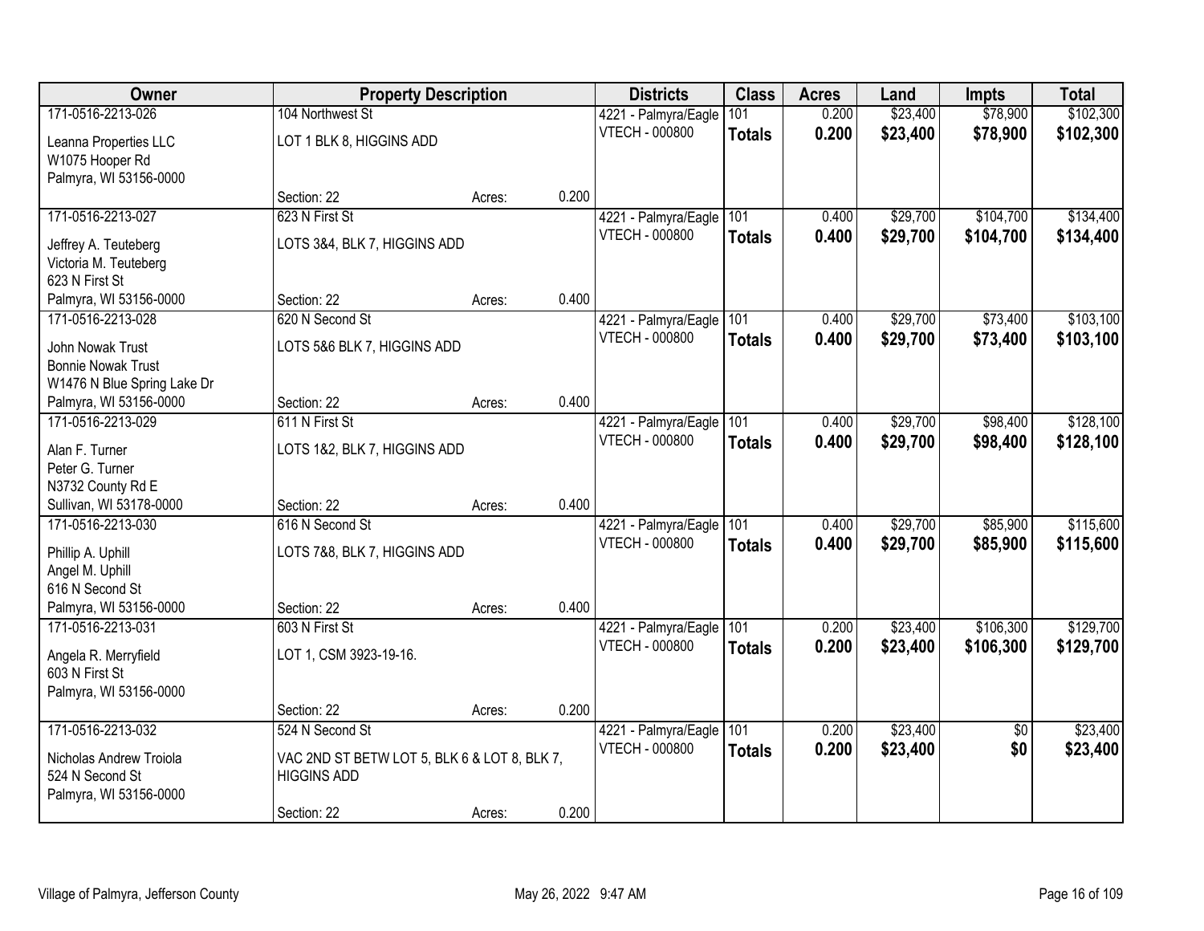| Owner | Property Description | | | Districts | Class | Acres | Land | Impts | Total |
|---|---|---|---|---|---|---|---|---|---|
| 171-0516-2213-026 | 104 Northwest St | | | 4221 - Palmyra/Eagle | 101 | 0.200 | $23,400 | $78,900 | $102,300 |
| Leanna Properties LLC<br>W1075 Hooper Rd<br>Palmyra, WI 53156-0000 | LOT 1 BLK 8, HIGGINS ADD | | | VTECH - 000800 | **Totals** | **0.200** | **$23,400** | **$78,900** | **$102,300** |
| | Section: 22 | Acres: | 0.200 | | | | | | |
| 171-0516-2213-027 | 623 N First St | | | 4221 - Palmyra/Eagle | 101 | 0.400 | $29,700 | $104,700 | $134,400 |
| Jeffrey A. Teuteberg<br>Victoria M. Teuteberg<br>623 N First St<br>Palmyra, WI 53156-0000 | LOTS 3&4, BLK 7, HIGGINS ADD | | | VTECH - 000800 | **Totals** | **0.400** | **$29,700** | **$104,700** | **$134,400** |
| | Section: 22 | Acres: | 0.400 | | | | | | |
| 171-0516-2213-028 | 620 N Second St | | | 4221 - Palmyra/Eagle | 101 | 0.400 | $29,700 | $73,400 | $103,100 |
| John Nowak Trust<br>Bonnie Nowak Trust<br>W1476 N Blue Spring Lake Dr<br>Palmyra, WI 53156-0000 | LOTS 5&6 BLK 7, HIGGINS ADD | | | VTECH - 000800 | **Totals** | **0.400** | **$29,700** | **$73,400** | **$103,100** |
| | Section: 22 | Acres: | 0.400 | | | | | | |
| 171-0516-2213-029 | 611 N First St | | | 4221 - Palmyra/Eagle | 101 | 0.400 | $29,700 | $98,400 | $128,100 |
| Alan F. Turner<br>Peter G. Turner<br>N3732 County Rd E<br>Sullivan, WI 53178-0000 | LOTS 1&2, BLK 7, HIGGINS ADD | | | VTECH - 000800 | **Totals** | **0.400** | **$29,700** | **$98,400** | **$128,100** |
| | Section: 22 | Acres: | 0.400 | | | | | | |
| 171-0516-2213-030 | 616 N Second St | | | 4221 - Palmyra/Eagle | 101 | 0.400 | $29,700 | $85,900 | $115,600 |
| Phillip A. Uphill<br>Angel M. Uphill<br>616 N Second St<br>Palmyra, WI 53156-0000 | LOTS 7&8, BLK 7, HIGGINS ADD | | | VTECH - 000800 | **Totals** | **0.400** | **$29,700** | **$85,900** | **$115,600** |
| | Section: 22 | Acres: | 0.400 | | | | | | |
| 171-0516-2213-031 | 603 N First St | | | 4221 - Palmyra/Eagle | 101 | 0.200 | $23,400 | $106,300 | $129,700 |
| Angela R. Merryfield<br>603 N First St<br>Palmyra, WI 53156-0000 | LOT 1, CSM 3923-19-16. | | | VTECH - 000800 | **Totals** | **0.200** | **$23,400** | **$106,300** | **$129,700** |
| | Section: 22 | Acres: | 0.200 | | | | | | |
| 171-0516-2213-032 | 524 N Second St | | | 4221 - Palmyra/Eagle | 101 | 0.200 | $23,400 | $0 | $23,400 |
| Nicholas Andrew Troiola<br>524 N Second St<br>Palmyra, WI 53156-0000 | VAC 2ND ST BETW LOT 5, BLK 6 & LOT 8, BLK 7, HIGGINS ADD | | | VTECH - 000800 | **Totals** | **0.200** | **$23,400** | **$0** | **$23,400** |
| | Section: 22 | Acres: | 0.200 | | | | | | |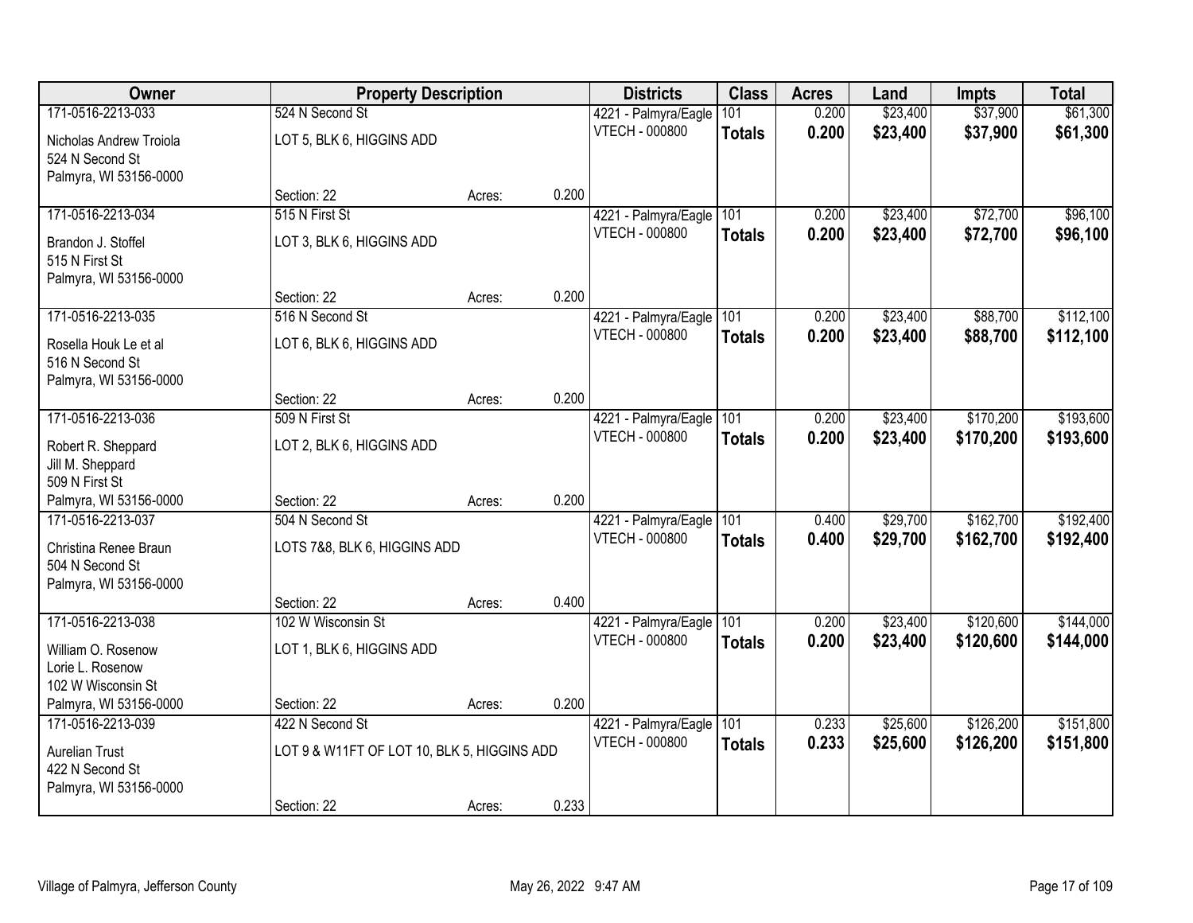| Owner | Property Description | | | Districts | Class | Acres | Land | Impts | Total |
|---|---|---|---|---|---|---|---|---|---|
| 171-0516-2213-033 | 524 N Second St | | | 4221 - Palmyra/Eagle | 101 | 0.200 | $23,400 | $37,900 | $61,300 |
| Nicholas Andrew Troiola<br>524 N Second St<br>Palmyra, WI 53156-0000 | LOT 5, BLK 6, HIGGINS ADD | | | VTECH - 000800 | **Totals** | **0.200** | **$23,400** | **$37,900** | **$61,300** |
| | Section: 22 | Acres: | 0.200 | | | | | | |
| 171-0516-2213-034 | 515 N First St | | | 4221 - Palmyra/Eagle | 101 | 0.200 | $23,400 | $72,700 | $96,100 |
| Brandon J. Stoffel<br>515 N First St<br>Palmyra, WI 53156-0000 | LOT 3, BLK 6, HIGGINS ADD | | | VTECH - 000800 | **Totals** | **0.200** | **$23,400** | **$72,700** | **$96,100** |
| | Section: 22 | Acres: | 0.200 | | | | | | |
| 171-0516-2213-035 | 516 N Second St | | | 4221 - Palmyra/Eagle | 101 | 0.200 | $23,400 | $88,700 | $112,100 |
| Rosella Houk Le et al<br>516 N Second St<br>Palmyra, WI 53156-0000 | LOT 6, BLK 6, HIGGINS ADD | | | VTECH - 000800 | **Totals** | **0.200** | **$23,400** | **$88,700** | **$112,100** |
| | Section: 22 | Acres: | 0.200 | | | | | | |
| 171-0516-2213-036 | 509 N First St | | | 4221 - Palmyra/Eagle | 101 | 0.200 | $23,400 | $170,200 | $193,600 |
| Robert R. Sheppard<br>Jill M. Sheppard<br>509 N First St<br>Palmyra, WI 53156-0000 | LOT 2, BLK 6, HIGGINS ADD | | | VTECH - 000800 | **Totals** | **0.200** | **$23,400** | **$170,200** | **$193,600** |
| | Section: 22 | Acres: | 0.200 | | | | | | |
| 171-0516-2213-037 | 504 N Second St | | | 4221 - Palmyra/Eagle | 101 | 0.400 | $29,700 | $162,700 | $192,400 |
| Christina Renee Braun<br>504 N Second St<br>Palmyra, WI 53156-0000 | LOTS 7&8, BLK 6, HIGGINS ADD | | | VTECH - 000800 | **Totals** | **0.400** | **$29,700** | **$162,700** | **$192,400** |
| | Section: 22 | Acres: | 0.400 | | | | | | |
| 171-0516-2213-038 | 102 W Wisconsin St | | | 4221 - Palmyra/Eagle | 101 | 0.200 | $23,400 | $120,600 | $144,000 |
| William O. Rosenow<br>Lorie L. Rosenow<br>102 W Wisconsin St<br>Palmyra, WI 53156-0000 | LOT 1, BLK 6, HIGGINS ADD | | | VTECH - 000800 | **Totals** | **0.200** | **$23,400** | **$120,600** | **$144,000** |
| | Section: 22 | Acres: | 0.200 | | | | | | |
| 171-0516-2213-039 | 422 N Second St | | | 4221 - Palmyra/Eagle | 101 | 0.233 | $25,600 | $126,200 | $151,800 |
| Aurelian Trust<br>422 N Second St<br>Palmyra, WI 53156-0000 | LOT 9 & W11FT OF LOT 10, BLK 5, HIGGINS ADD | | | VTECH - 000800 | **Totals** | **0.233** | **$25,600** | **$126,200** | **$151,800** |
| | Section: 22 | Acres: | 0.233 | | | | | | |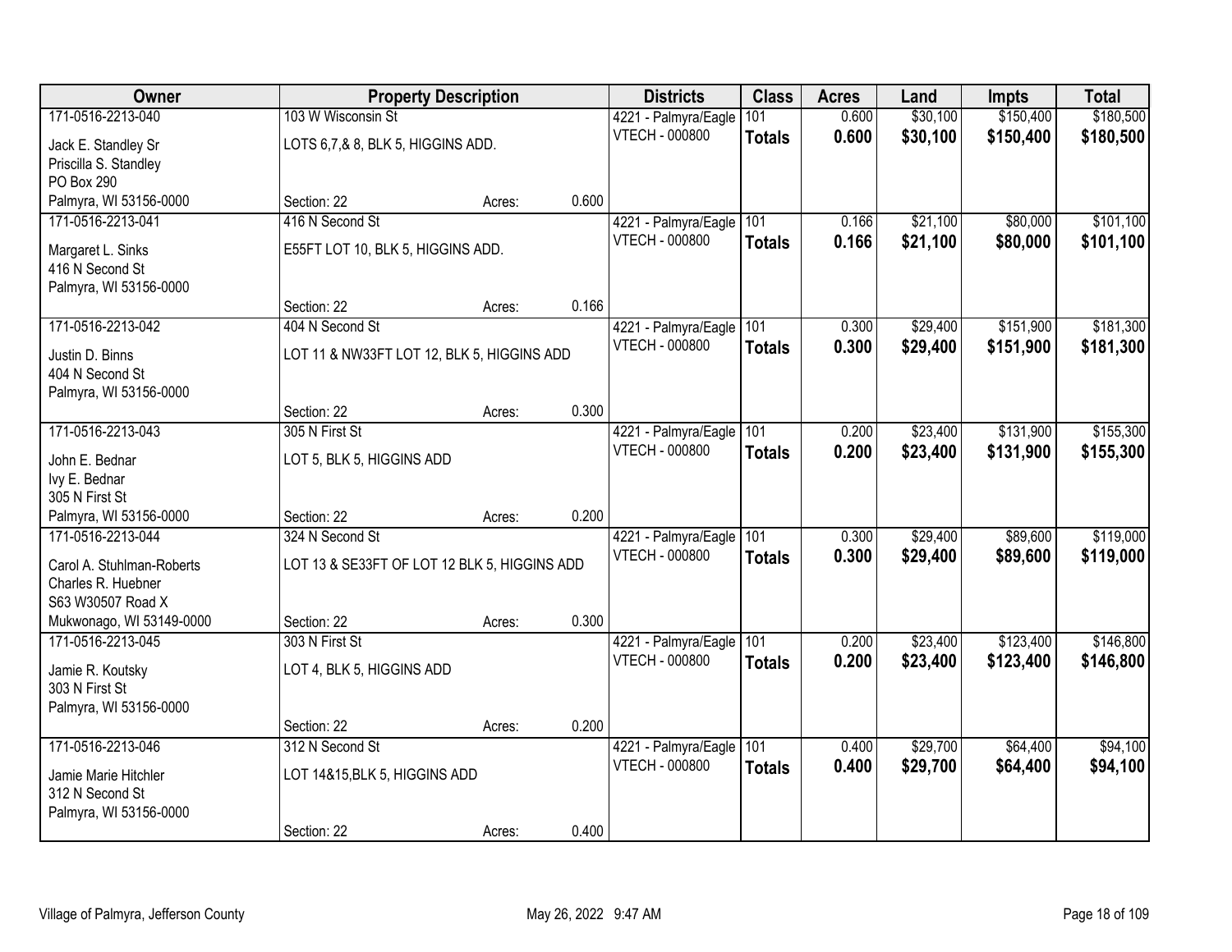| Owner | Property Description | | | Districts | Class | Acres | Land | Impts | Total |
|---|---|---|---|---|---|---|---|---|---|
| 171-0516-2213-040 | 103 W Wisconsin St | | | 4221 - Palmyra/Eagle | 101 | 0.600 | $30,100 | $150,400 | $180,500 |
| Jack E. Standley Sr<br>Priscilla S. Standley<br>PO Box 290<br>Palmyra, WI 53156-0000 | LOTS 6,7,& 8, BLK 5, HIGGINS ADD. | | | VTECH - 000800 | **Totals** | **0.600** | **$30,100** | **$150,400** | **$180,500** |
| | Section: 22 | Acres: | 0.600 | | | | | | |
| 171-0516-2213-041 | 416 N Second St | | | 4221 - Palmyra/Eagle | 101 | 0.166 | $21,100 | $80,000 | $101,100 |
| Margaret L. Sinks<br>416 N Second St<br>Palmyra, WI 53156-0000 | E55FT LOT 10, BLK 5, HIGGINS ADD. | | | VTECH - 000800 | **Totals** | **0.166** | **$21,100** | **$80,000** | **$101,100** |
| | Section: 22 | Acres: | 0.166 | | | | | | |
| 171-0516-2213-042 | 404 N Second St | | | 4221 - Palmyra/Eagle | 101 | 0.300 | $29,400 | $151,900 | $181,300 |
| Justin D. Binns<br>404 N Second St<br>Palmyra, WI 53156-0000 | LOT 11 & NW33FT LOT 12, BLK 5, HIGGINS ADD | | | VTECH - 000800 | **Totals** | **0.300** | **$29,400** | **$151,900** | **$181,300** |
| | Section: 22 | Acres: | 0.300 | | | | | | |
| 171-0516-2213-043 | 305 N First St | | | 4221 - Palmyra/Eagle | 101 | 0.200 | $23,400 | $131,900 | $155,300 |
| John E. Bednar<br>Ivy E. Bednar<br>305 N First St<br>Palmyra, WI 53156-0000 | LOT 5, BLK 5, HIGGINS ADD | | | VTECH - 000800 | **Totals** | **0.200** | **$23,400** | **$131,900** | **$155,300** |
| | Section: 22 | Acres: | 0.200 | | | | | | |
| 171-0516-2213-044 | 324 N Second St | | | 4221 - Palmyra/Eagle | 101 | 0.300 | $29,400 | $89,600 | $119,000 |
| Carol A. Stuhlman-Roberts<br>Charles R. Huebner<br>S63 W30507 Road X<br>Mukwonago, WI 53149-0000 | LOT 13 & SE33FT OF LOT 12 BLK 5, HIGGINS ADD | | | VTECH - 000800 | **Totals** | **0.300** | **$29,400** | **$89,600** | **$119,000** |
| | Section: 22 | Acres: | 0.300 | | | | | | |
| 171-0516-2213-045 | 303 N First St | | | 4221 - Palmyra/Eagle | 101 | 0.200 | $23,400 | $123,400 | $146,800 |
| Jamie R. Koutsky<br>303 N First St<br>Palmyra, WI 53156-0000 | LOT 4, BLK 5, HIGGINS ADD | | | VTECH - 000800 | **Totals** | **0.200** | **$23,400** | **$123,400** | **$146,800** |
| | Section: 22 | Acres: | 0.200 | | | | | | |
| 171-0516-2213-046 | 312 N Second St | | | 4221 - Palmyra/Eagle | 101 | 0.400 | $29,700 | $64,400 | $94,100 |
| Jamie Marie Hitchler<br>312 N Second St<br>Palmyra, WI 53156-0000 | LOT 14&15,BLK 5, HIGGINS ADD | | | VTECH - 000800 | **Totals** | **0.400** | **$29,700** | **$64,400** | **$94,100** |
| | Section: 22 | Acres: | 0.400 | | | | | | |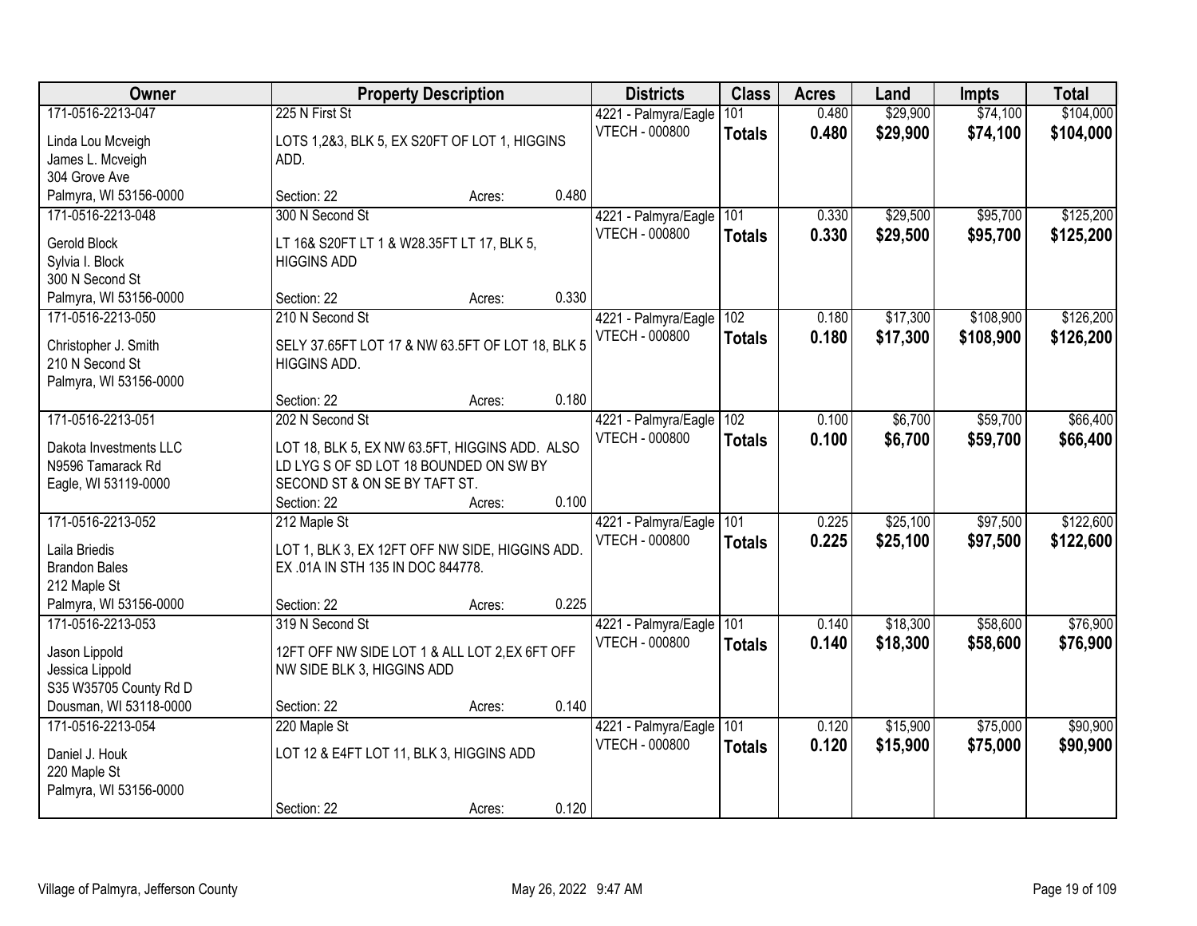| Owner | Property Description | | | Districts | Class | Acres | Land | Impts | Total |
|---|---|---|---|---|---|---|---|---|---|
| 171-0516-2213-047 | 225 N First St | | | 4221 - Palmyra/Eagle | 101 | 0.480 | $29,900 | $74,100 | $104,000 |
| Linda Lou Mcveigh<br>James L. Mcveigh<br>304 Grove Ave<br>Palmyra, WI 53156-0000 | LOTS 1,2&3, BLK 5, EX S20FT OF LOT 1, HIGGINS ADD. | | | VTECH - 000800 | **Totals** | **0.480** | **$29,900** | **$74,100** | **$104,000** |
| | Section: 22 | Acres: | 0.480 | | | | | | |
| 171-0516-2213-048 | 300 N Second St | | | 4221 - Palmyra/Eagle | 101 | 0.330 | $29,500 | $95,700 | $125,200 |
| Gerold Block<br>Sylvia I. Block<br>300 N Second St<br>Palmyra, WI 53156-0000 | LT 16& S20FT LT 1 & W28.35FT LT 17, BLK 5, HIGGINS ADD | | | VTECH - 000800 | **Totals** | **0.330** | **$29,500** | **$95,700** | **$125,200** |
| | Section: 22 | Acres: | 0.330 | | | | | | |
| 171-0516-2213-050 | 210 N Second St | | | 4221 - Palmyra/Eagle | 102 | 0.180 | $17,300 | $108,900 | $126,200 |
| Christopher J. Smith<br>210 N Second St<br>Palmyra, WI 53156-0000 | SELY 37.65FT LOT 17 & NW 63.5FT OF LOT 18, BLK 5 HIGGINS ADD. | | | VTECH - 000800 | **Totals** | **0.180** | **$17,300** | **$108,900** | **$126,200** |
| | Section: 22 | Acres: | 0.180 | | | | | | |
| 171-0516-2213-051 | 202 N Second St | | | 4221 - Palmyra/Eagle | 102 | 0.100 | $6,700 | $59,700 | $66,400 |
| Dakota Investments LLC<br>N9596 Tamarack Rd<br>Eagle, WI 53119-0000 | LOT 18, BLK 5, EX NW 63.5FT, HIGGINS ADD. ALSO LD LYG S OF SD LOT 18 BOUNDED ON SW BY SECOND ST & ON SE BY TAFT ST. | | | VTECH - 000800 | **Totals** | **0.100** | **$6,700** | **$59,700** | **$66,400** |
| | Section: 22 | Acres: | 0.100 | | | | | | |
| 171-0516-2213-052 | 212 Maple St | | | 4221 - Palmyra/Eagle | 101 | 0.225 | $25,100 | $97,500 | $122,600 |
| Laila Briedis<br>Brandon Bales<br>212 Maple St<br>Palmyra, WI 53156-0000 | LOT 1, BLK 3, EX 12FT OFF NW SIDE, HIGGINS ADD. EX .01A IN STH 135 IN DOC 844778. | | | VTECH - 000800 | **Totals** | **0.225** | **$25,100** | **$97,500** | **$122,600** |
| | Section: 22 | Acres: | 0.225 | | | | | | |
| 171-0516-2213-053 | 319 N Second St | | | 4221 - Palmyra/Eagle | 101 | 0.140 | $18,300 | $58,600 | $76,900 |
| Jason Lippold<br>Jessica Lippold<br>S35 W35705 County Rd D<br>Dousman, WI 53118-0000 | 12FT OFF NW SIDE LOT 1 & ALL LOT 2,EX 6FT OFF NW SIDE BLK 3, HIGGINS ADD | | | VTECH - 000800 | **Totals** | **0.140** | **$18,300** | **$58,600** | **$76,900** |
| | Section: 22 | Acres: | 0.140 | | | | | | |
| 171-0516-2213-054 | 220 Maple St | | | 4221 - Palmyra/Eagle | 101 | 0.120 | $15,900 | $75,000 | $90,900 |
| Daniel J. Houk<br>220 Maple St<br>Palmyra, WI 53156-0000 | LOT 12 & E4FT LOT 11, BLK 3, HIGGINS ADD | | | VTECH - 000800 | **Totals** | **0.120** | **$15,900** | **$75,000** | **$90,900** |
| | Section: 22 | Acres: | 0.120 | | | | | | |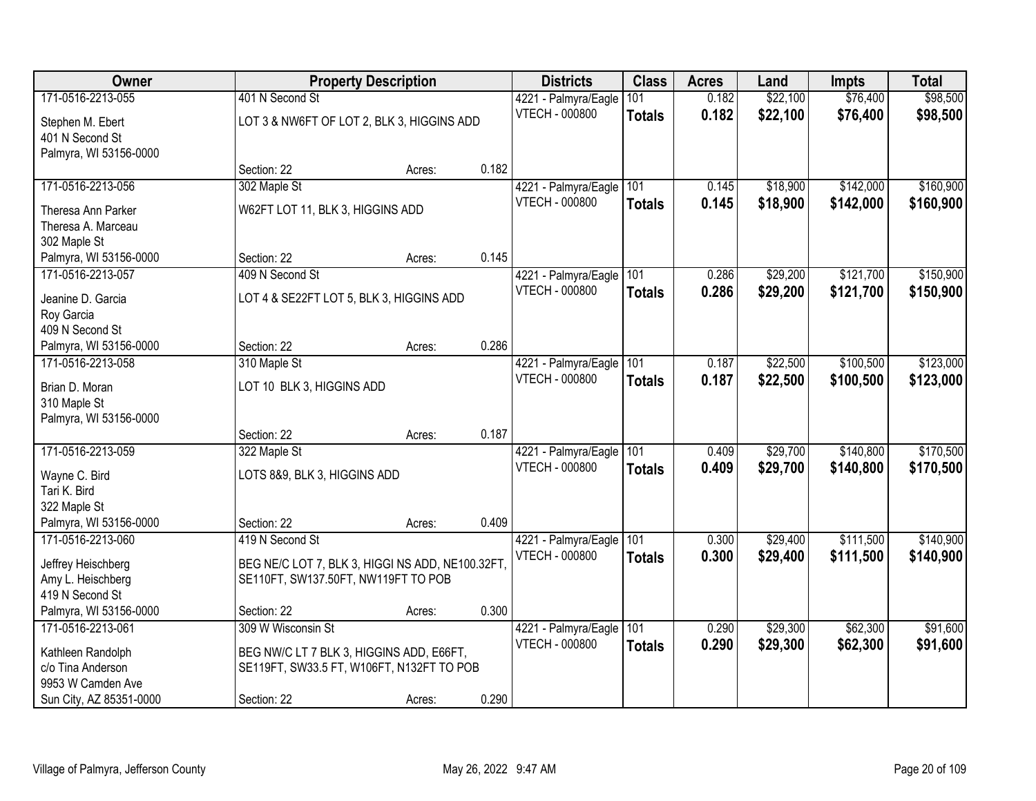| Owner | Property Description | | | Districts | Class | Acres | Land | Impts | Total |
|---|---|---|---|---|---|---|---|---|---|
| 171-0516-2213-055<br>Stephen M. Ebert<br>401 N Second St<br>Palmyra, WI 53156-0000 | 401 N Second St<br>LOT 3 & NW6FT OF LOT 2, BLK 3, HIGGINS ADD<br>Section: 22 | Acres: | 0.182 | 4221 - Palmyra/Eagle<br>VTECH - 000800 | 101<br>**Totals** | 0.182<br>**0.182** | $22,100<br>**$22,100** | $76,400<br>**$76,400** | $98,500<br>**$98,500** |
| 171-0516-2213-056<br>Theresa Ann Parker<br>Theresa A. Marceau<br>302 Maple St<br>Palmyra, WI 53156-0000 | 302 Maple St<br>W62FT LOT 11, BLK 3, HIGGINS ADD<br>Section: 22 | Acres: | 0.145 | 4221 - Palmyra/Eagle<br>VTECH - 000800 | 101<br>**Totals** | 0.145<br>**0.145** | $18,900<br>**$18,900** | $142,000<br>**$142,000** | $160,900<br>**$160,900** |
| 171-0516-2213-057<br>Jeanine D. Garcia<br>Roy Garcia<br>409 N Second St<br>Palmyra, WI 53156-0000 | 409 N Second St<br>LOT 4 & SE22FT LOT 5, BLK 3, HIGGINS ADD<br>Section: 22 | Acres: | 0.286 | 4221 - Palmyra/Eagle<br>VTECH - 000800 | 101<br>**Totals** | 0.286<br>**0.286** | $29,200<br>**$29,200** | $121,700<br>**$121,700** | $150,900<br>**$150,900** |
| 171-0516-2213-058<br>Brian D. Moran<br>310 Maple St<br>Palmyra, WI 53156-0000 | 310 Maple St<br>LOT 10 BLK 3, HIGGINS ADD<br>Section: 22 | Acres: | 0.187 | 4221 - Palmyra/Eagle<br>VTECH - 000800 | 101<br>**Totals** | 0.187<br>**0.187** | $22,500<br>**$22,500** | $100,500<br>**$100,500** | $123,000<br>**$123,000** |
| 171-0516-2213-059<br>Wayne C. Bird<br>Tari K. Bird<br>322 Maple St<br>Palmyra, WI 53156-0000 | 322 Maple St<br>LOTS 8&9, BLK 3, HIGGINS ADD<br>Section: 22 | Acres: | 0.409 | 4221 - Palmyra/Eagle<br>VTECH - 000800 | 101<br>**Totals** | 0.409<br>**0.409** | $29,700<br>**$29,700** | $140,800<br>**$140,800** | $170,500<br>**$170,500** |
| 171-0516-2213-060<br>Jeffrey Heischberg<br>Amy L. Heischberg<br>419 N Second St<br>Palmyra, WI 53156-0000 | 419 N Second St<br>BEG NE/C LOT 7, BLK 3, HIGGI NS ADD, NE100.32FT, SE110FT, SW137.50FT, NW119FT TO POB<br>Section: 22 | Acres: | 0.300 | 4221 - Palmyra/Eagle<br>VTECH - 000800 | 101<br>**Totals** | 0.300<br>**0.300** | $29,400<br>**$29,400** | $111,500<br>**$111,500** | $140,900<br>**$140,900** |
| 171-0516-2213-061<br>Kathleen Randolph<br>c/o Tina Anderson<br>9953 W Camden Ave<br>Sun City, AZ 85351-0000 | 309 W Wisconsin St<br>BEG NW/C LT 7 BLK 3, HIGGINS ADD, E66FT, SE119FT, SW33.5 FT, W106FT, N132FT TO POB<br>Section: 22 | Acres: | 0.290 | 4221 - Palmyra/Eagle<br>VTECH - 000800 | 101<br>**Totals** | 0.290<br>**0.290** | $29,300<br>**$29,300** | $62,300<br>**$62,300** | $91,600<br>**$91,600** |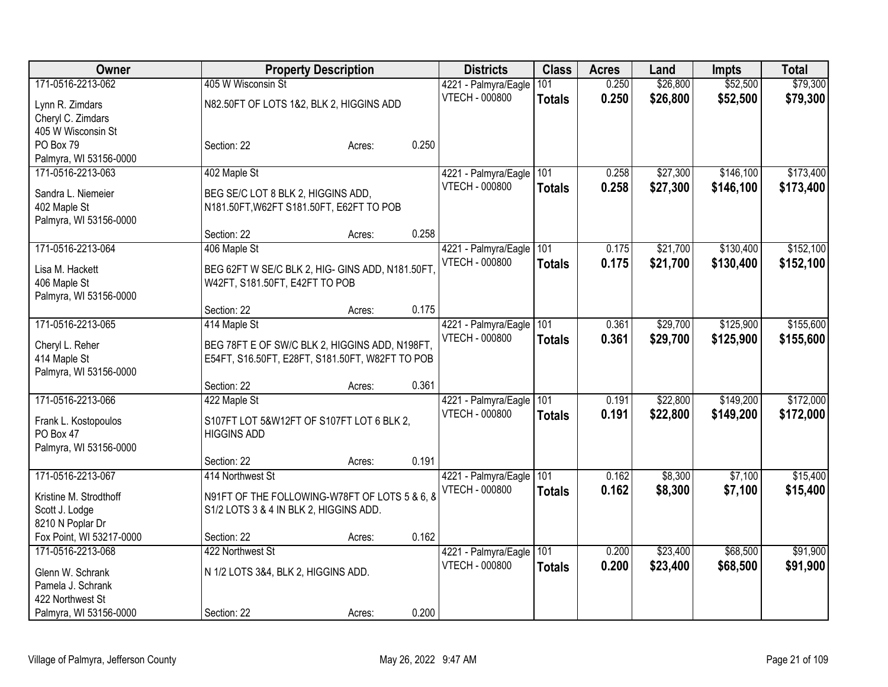| Owner | Property Description | | | Districts | Class | Acres | Land | Impts | Total |
|---|---|---|---|---|---|---|---|---|---|
| 171-0516-2213-062 | 405 W Wisconsin St | | | 4221 - Palmyra/Eagle | 101 | 0.250 | $26,800 | $52,500 | $79,300 |
| Lynn R. Zimdars<br>Cheryl C. Zimdars<br>405 W Wisconsin St<br>PO Box 79<br>Palmyra, WI 53156-0000 | N82.50FT OF LOTS 1&2, BLK 2, HIGGINS ADD<br><br>Section: 22 | Acres: | 0.250 | VTECH - 000800 | **Totals** | **0.250** | **$26,800** | **$52,500** | **$79,300** |
| 171-0516-2213-063 | 402 Maple St | | | 4221 - Palmyra/Eagle | 101 | 0.258 | $27,300 | $146,100 | $173,400 |
| Sandra L. Niemeier<br>402 Maple St<br>Palmyra, WI 53156-0000 | BEG SE/C LOT 8 BLK 2, HIGGINS ADD, N181.50FT,W62FT S181.50FT, E62FT TO POB<br><br>Section: 22 | Acres: | 0.258 | VTECH - 000800 | **Totals** | **0.258** | **$27,300** | **$146,100** | **$173,400** |
| 171-0516-2213-064 | 406 Maple St | | | 4221 - Palmyra/Eagle | 101 | 0.175 | $21,700 | $130,400 | $152,100 |
| Lisa M. Hackett<br>406 Maple St<br>Palmyra, WI 53156-0000 | BEG 62FT W SE/C BLK 2, HIG- GINS ADD, N181.50FT, W42FT, S181.50FT, E42FT TO POB<br><br>Section: 22 | Acres: | 0.175 | VTECH - 000800 | **Totals** | **0.175** | **$21,700** | **$130,400** | **$152,100** |
| 171-0516-2213-065 | 414 Maple St | | | 4221 - Palmyra/Eagle | 101 | 0.361 | $29,700 | $125,900 | $155,600 |
| Cheryl L. Reher<br>414 Maple St<br>Palmyra, WI 53156-0000 | BEG 78FT E OF SW/C BLK 2, HIGGINS ADD, N198FT, E54FT, S16.50FT, E28FT, S181.50FT, W82FT TO POB<br><br>Section: 22 | Acres: | 0.361 | VTECH - 000800 | **Totals** | **0.361** | **$29,700** | **$125,900** | **$155,600** |
| 171-0516-2213-066 | 422 Maple St | | | 4221 - Palmyra/Eagle | 101 | 0.191 | $22,800 | $149,200 | $172,000 |
| Frank L. Kostopoulos<br>PO Box 47<br>Palmyra, WI 53156-0000 | S107FT LOT 5&W12FT OF S107FT LOT 6 BLK 2, HIGGINS ADD<br><br>Section: 22 | Acres: | 0.191 | VTECH - 000800 | **Totals** | **0.191** | **$22,800** | **$149,200** | **$172,000** |
| 171-0516-2213-067 | 414 Northwest St | | | 4221 - Palmyra/Eagle | 101 | 0.162 | $8,300 | $7,100 | $15,400 |
| Kristine M. Strodthoff<br>Scott J. Lodge<br>8210 N Poplar Dr<br>Fox Point, WI 53217-0000 | N91FT OF THE FOLLOWING-W78FT OF LOTS 5 & 6, & S1/2 LOTS 3 & 4 IN BLK 2, HIGGINS ADD.<br><br>Section: 22 | Acres: | 0.162 | VTECH - 000800 | **Totals** | **0.162** | **$8,300** | **$7,100** | **$15,400** |
| 171-0516-2213-068 | 422 Northwest St | | | 4221 - Palmyra/Eagle | 101 | 0.200 | $23,400 | $68,500 | $91,900 |
| Glenn W. Schrank<br>Pamela J. Schrank<br>422 Northwest St<br>Palmyra, WI 53156-0000 | N 1/2 LOTS 3&4, BLK 2, HIGGINS ADD.<br><br>Section: 22 | Acres: | 0.200 | VTECH - 000800 | **Totals** | **0.200** | **$23,400** | **$68,500** | **$91,900** |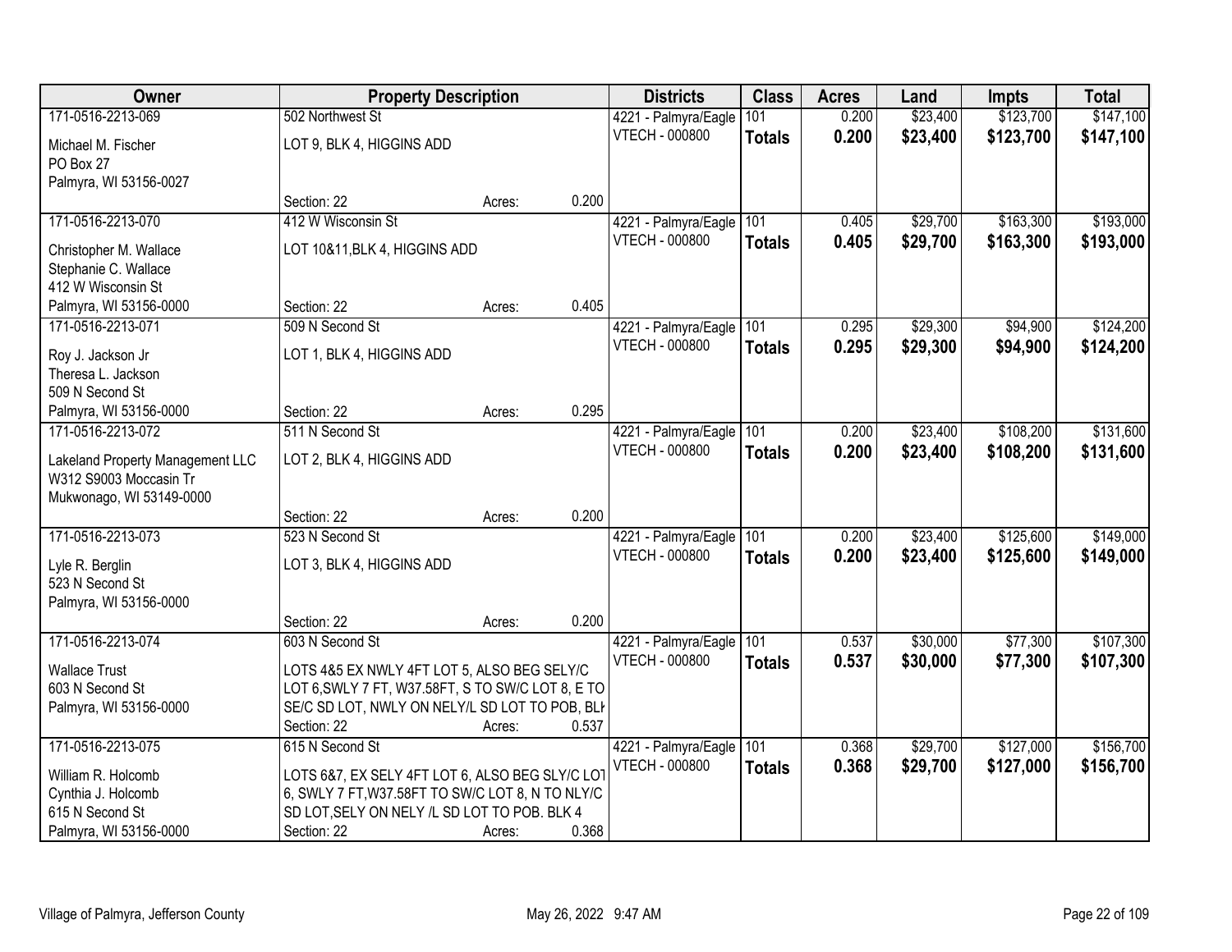| Owner | Property Description | | | Districts | Class | Acres | Land | Impts | Total |
|---|---|---|---|---|---|---|---|---|---|
| 171-0516-2213-069 | 502 Northwest St | | | 4221 - Palmyra/Eagle | 101 | 0.200 | $23,400 | $123,700 | $147,100 |
| Michael M. Fischer<br>PO Box 27<br>Palmyra, WI 53156-0027 | LOT 9, BLK 4, HIGGINS ADD | | | VTECH - 000800 | **Totals** | **0.200** | **$23,400** | **$123,700** | **$147,100** |
| | Section: 22 | Acres: | 0.200 | | | | | | |
| 171-0516-2213-070 | 412 W Wisconsin St | | | 4221 - Palmyra/Eagle | 101 | 0.405 | $29,700 | $163,300 | $193,000 |
| Christopher M. Wallace<br>Stephanie C. Wallace<br>412 W Wisconsin St<br>Palmyra, WI 53156-0000 | LOT 10&11,BLK 4, HIGGINS ADD | | | VTECH - 000800 | **Totals** | **0.405** | **$29,700** | **$163,300** | **$193,000** |
| | Section: 22 | Acres: | 0.405 | | | | | | |
| 171-0516-2213-071 | 509 N Second St | | | 4221 - Palmyra/Eagle | 101 | 0.295 | $29,300 | $94,900 | $124,200 |
| Roy J. Jackson Jr<br>Theresa L. Jackson<br>509 N Second St<br>Palmyra, WI 53156-0000 | LOT 1, BLK 4, HIGGINS ADD | | | VTECH - 000800 | **Totals** | **0.295** | **$29,300** | **$94,900** | **$124,200** |
| | Section: 22 | Acres: | 0.295 | | | | | | |
| 171-0516-2213-072 | 511 N Second St | | | 4221 - Palmyra/Eagle | 101 | 0.200 | $23,400 | $108,200 | $131,600 |
| Lakeland Property Management LLC<br>W312 S9003 Moccasin Tr<br>Mukwonago, WI 53149-0000 | LOT 2, BLK 4, HIGGINS ADD | | | VTECH - 000800 | **Totals** | **0.200** | **$23,400** | **$108,200** | **$131,600** |
| | Section: 22 | Acres: | 0.200 | | | | | | |
| 171-0516-2213-073 | 523 N Second St | | | 4221 - Palmyra/Eagle | 101 | 0.200 | $23,400 | $125,600 | $149,000 |
| Lyle R. Berglin<br>523 N Second St<br>Palmyra, WI 53156-0000 | LOT 3, BLK 4, HIGGINS ADD | | | VTECH - 000800 | **Totals** | **0.200** | **$23,400** | **$125,600** | **$149,000** |
| | Section: 22 | Acres: | 0.200 | | | | | | |
| 171-0516-2213-074 | 603 N Second St | | | 4221 - Palmyra/Eagle | 101 | 0.537 | $30,000 | $77,300 | $107,300 |
| Wallace Trust<br>603 N Second St<br>Palmyra, WI 53156-0000 | LOTS 4&5 EX NWLY 4FT LOT 5, ALSO BEG SELY/C LOT 6,SWLY 7 FT, W37.58FT, S TO SW/C LOT 8, E TO SE/C SD LOT, NWLY ON NELY/L SD LOT TO POB, BLK | | | VTECH - 000800 | **Totals** | **0.537** | **$30,000** | **$77,300** | **$107,300** |
| | Section: 22 | Acres: | 0.537 | | | | | | |
| 171-0516-2213-075 | 615 N Second St | | | 4221 - Palmyra/Eagle | 101 | 0.368 | $29,700 | $127,000 | $156,700 |
| William R. Holcomb<br>Cynthia J. Holcomb<br>615 N Second St<br>Palmyra, WI 53156-0000 | LOTS 6&7, EX SELY 4FT LOT 6, ALSO BEG SLY/C LOT 6, SWLY 7 FT,W37.58FT TO SW/C LOT 8, N TO NLY/C SD LOT,SELY ON NELY /L SD LOT TO POB. BLK 4 | | | VTECH - 000800 | **Totals** | **0.368** | **$29,700** | **$127,000** | **$156,700** |
| | Section: 22 | Acres: | 0.368 | | | | | | |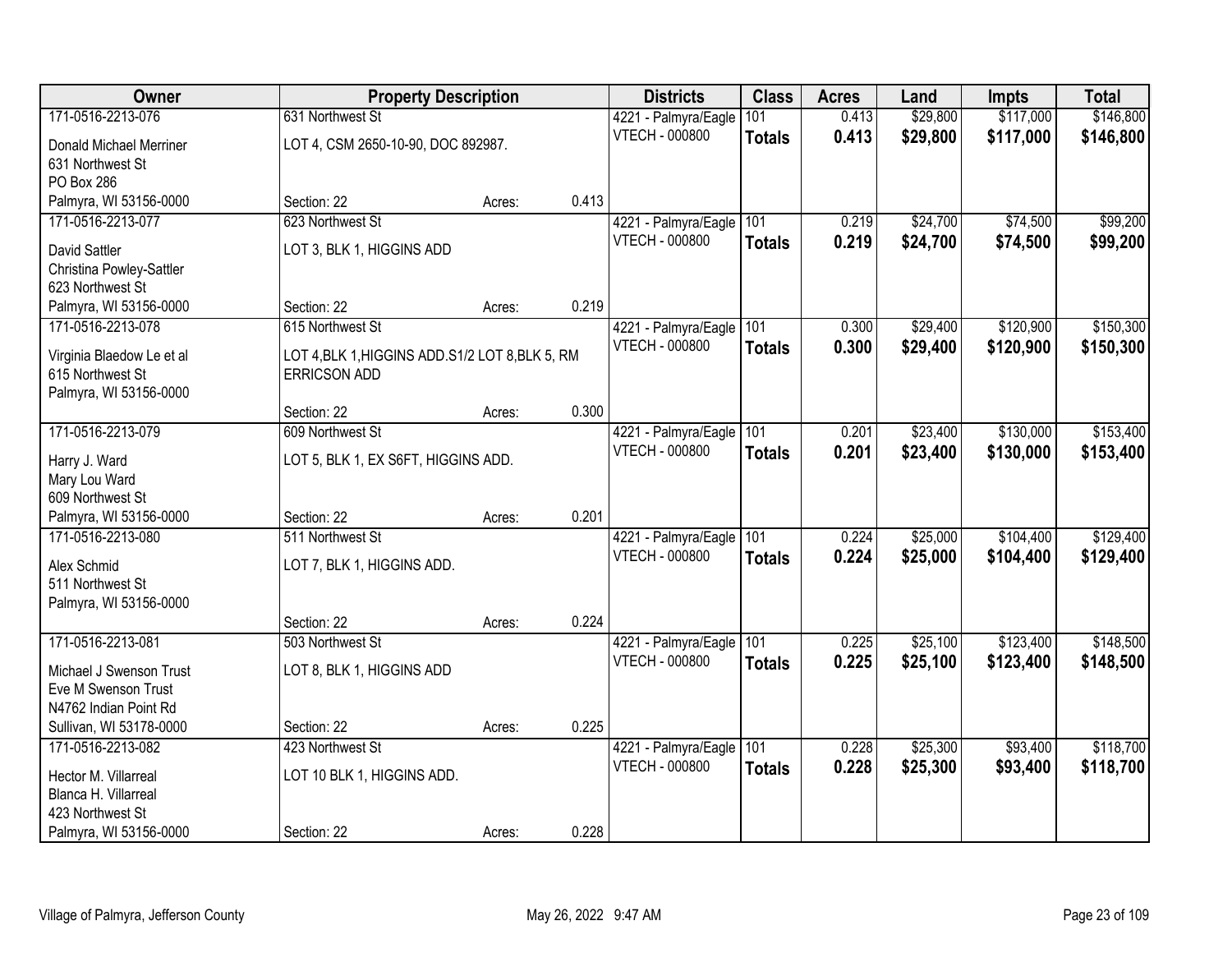| Owner | Property Description | | | Districts | Class | Acres | Land | Impts | Total |
|---|---|---|---|---|---|---|---|---|---|
| 171-0516-2213-076 | 631 Northwest St | | | 4221 - Palmyra/Eagle | 101 | 0.413 | $29,800 | $117,000 | $146,800 |
| Donald Michael Merriner<br>631 Northwest St<br>PO Box 286<br>Palmyra, WI 53156-0000 | LOT 4, CSM 2650-10-90, DOC 892987. | | | VTECH - 000800 | **Totals** | **0.413** | **$29,800** | **$117,000** | **$146,800** |
| | Section: 22 | Acres: | 0.413 | | | | | | |
| 171-0516-2213-077 | 623 Northwest St | | | 4221 - Palmyra/Eagle | 101 | 0.219 | $24,700 | $74,500 | $99,200 |
| David Sattler<br>Christina Powley-Sattler<br>623 Northwest St<br>Palmyra, WI 53156-0000 | LOT 3, BLK 1, HIGGINS ADD | | | VTECH - 000800 | **Totals** | **0.219** | **$24,700** | **$74,500** | **$99,200** |
| | Section: 22 | Acres: | 0.219 | | | | | | |
| 171-0516-2213-078 | 615 Northwest St | | | 4221 - Palmyra/Eagle | 101 | 0.300 | $29,400 | $120,900 | $150,300 |
| Virginia Blaedow Le et al<br>615 Northwest St<br>Palmyra, WI 53156-0000 | LOT 4,BLK 1,HIGGINS ADD.S1/2 LOT 8,BLK 5, RM ERRICSON ADD | | | VTECH - 000800 | **Totals** | **0.300** | **$29,400** | **$120,900** | **$150,300** |
| | Section: 22 | Acres: | 0.300 | | | | | | |
| 171-0516-2213-079 | 609 Northwest St | | | 4221 - Palmyra/Eagle | 101 | 0.201 | $23,400 | $130,000 | $153,400 |
| Harry J. Ward<br>Mary Lou Ward<br>609 Northwest St<br>Palmyra, WI 53156-0000 | LOT 5, BLK 1, EX S6FT, HIGGINS ADD. | | | VTECH - 000800 | **Totals** | **0.201** | **$23,400** | **$130,000** | **$153,400** |
| | Section: 22 | Acres: | 0.201 | | | | | | |
| 171-0516-2213-080 | 511 Northwest St | | | 4221 - Palmyra/Eagle | 101 | 0.224 | $25,000 | $104,400 | $129,400 |
| Alex Schmid<br>511 Northwest St<br>Palmyra, WI 53156-0000 | LOT 7, BLK 1, HIGGINS ADD. | | | VTECH - 000800 | **Totals** | **0.224** | **$25,000** | **$104,400** | **$129,400** |
| | Section: 22 | Acres: | 0.224 | | | | | | |
| 171-0516-2213-081 | 503 Northwest St | | | 4221 - Palmyra/Eagle | 101 | 0.225 | $25,100 | $123,400 | $148,500 |
| Michael J Swenson Trust<br>Eve M Swenson Trust<br>N4762 Indian Point Rd<br>Sullivan, WI 53178-0000 | LOT 8, BLK 1, HIGGINS ADD | | | VTECH - 000800 | **Totals** | **0.225** | **$25,100** | **$123,400** | **$148,500** |
| | Section: 22 | Acres: | 0.225 | | | | | | |
| 171-0516-2213-082 | 423 Northwest St | | | 4221 - Palmyra/Eagle | 101 | 0.228 | $25,300 | $93,400 | $118,700 |
| Hector M. Villarreal<br>Blanca H. Villarreal<br>423 Northwest St<br>Palmyra, WI 53156-0000 | LOT 10 BLK 1, HIGGINS ADD. | | | VTECH - 000800 | **Totals** | **0.228** | **$25,300** | **$93,400** | **$118,700** |
| | Section: 22 | Acres: | 0.228 | | | | | | |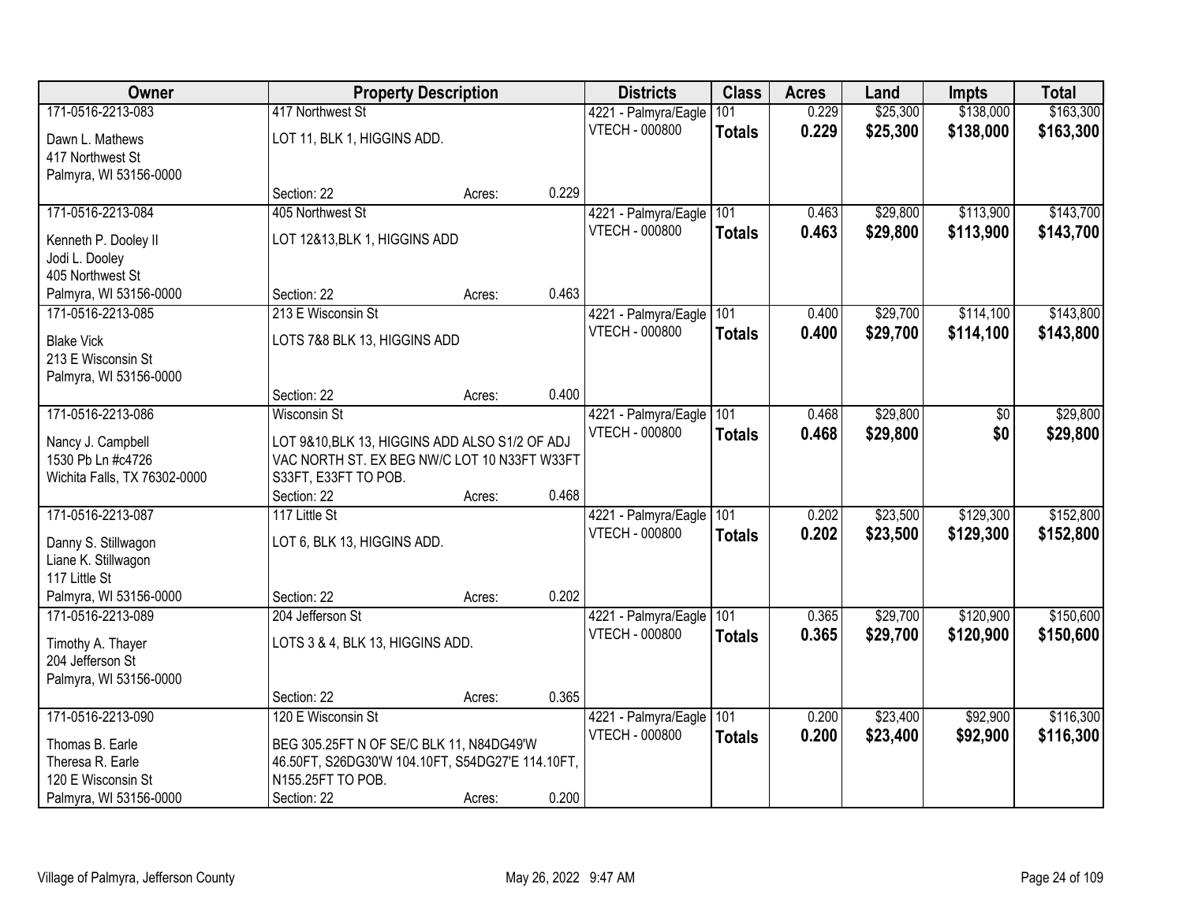| Owner | Property Description | Districts | Class | Acres | Land | Impts | Total |
|---|---|---|---|---|---|---|---|
| 171-0516-2213-083<br>Dawn L. Mathews<br>417 Northwest St<br>Palmyra, WI 53156-0000 | 417 Northwest St<br>LOT 11, BLK 1, HIGGINS ADD.<br>Section: 22 Acres: 0.229 | 4221 - Palmyra/Eagle<br>VTECH - 000800 | 101<br>**Totals** | 0.229<br>**0.229** | $25,300<br>**$25,300** | $138,000<br>**$138,000** | $163,300<br>**$163,300** |
| 171-0516-2213-084<br>Kenneth P. Dooley II<br>Jodi L. Dooley<br>405 Northwest St<br>Palmyra, WI 53156-0000 | 405 Northwest St<br>LOT 12&13,BLK 1, HIGGINS ADD<br>Section: 22 Acres: 0.463 | 4221 - Palmyra/Eagle<br>VTECH - 000800 | 101<br>**Totals** | 0.463<br>**0.463** | $29,800<br>**$29,800** | $113,900<br>**$113,900** | $143,700<br>**$143,700** |
| 171-0516-2213-085<br>Blake Vick<br>213 E Wisconsin St<br>Palmyra, WI 53156-0000 | 213 E Wisconsin St<br>LOTS 7&8 BLK 13, HIGGINS ADD<br>Section: 22 Acres: 0.400 | 4221 - Palmyra/Eagle<br>VTECH - 000800 | 101<br>**Totals** | 0.400<br>**0.400** | $29,700<br>**$29,700** | $114,100<br>**$114,100** | $143,800<br>**$143,800** |
| 171-0516-2213-086<br>Nancy J. Campbell<br>1530 Pb Ln #c4726<br>Wichita Falls, TX 76302-0000 | Wisconsin St<br>LOT 9&10,BLK 13, HIGGINS ADD ALSO S1/2 OF ADJ VAC NORTH ST. EX BEG NW/C LOT 10 N33FT W33FT S33FT, E33FT TO POB.<br>Section: 22 Acres: 0.468 | 4221 - Palmyra/Eagle<br>VTECH - 000800 | 101<br>**Totals** | 0.468<br>**0.468** | $29,800<br>**$29,800** | $0<br>**$0** | $29,800<br>**$29,800** |
| 171-0516-2213-087<br>Danny S. Stillwagon<br>Liane K. Stillwagon<br>117 Little St<br>Palmyra, WI 53156-0000 | 117 Little St<br>LOT 6, BLK 13, HIGGINS ADD.<br>Section: 22 Acres: 0.202 | 4221 - Palmyra/Eagle<br>VTECH - 000800 | 101<br>**Totals** | 0.202<br>**0.202** | $23,500<br>**$23,500** | $129,300<br>**$129,300** | $152,800<br>**$152,800** |
| 171-0516-2213-089<br>Timothy A. Thayer<br>204 Jefferson St<br>Palmyra, WI 53156-0000 | 204 Jefferson St<br>LOTS 3 & 4, BLK 13, HIGGINS ADD.<br>Section: 22 Acres: 0.365 | 4221 - Palmyra/Eagle<br>VTECH - 000800 | 101<br>**Totals** | 0.365<br>**0.365** | $29,700<br>**$29,700** | $120,900<br>**$120,900** | $150,600<br>**$150,600** |
| 171-0516-2213-090<br>Thomas B. Earle<br>Theresa R. Earle<br>120 E Wisconsin St<br>Palmyra, WI 53156-0000 | 120 E Wisconsin St<br>BEG 305.25FT N OF SE/C BLK 11, N84DG49'W 46.50FT, S26DG30'W 104.10FT, S54DG27'E 114.10FT, N155.25FT TO POB.<br>Section: 22 Acres: 0.200 | 4221 - Palmyra/Eagle<br>VTECH - 000800 | 101<br>**Totals** | 0.200<br>**0.200** | $23,400<br>**$23,400** | $92,900<br>**$92,900** | $116,300<br>**$116,300** |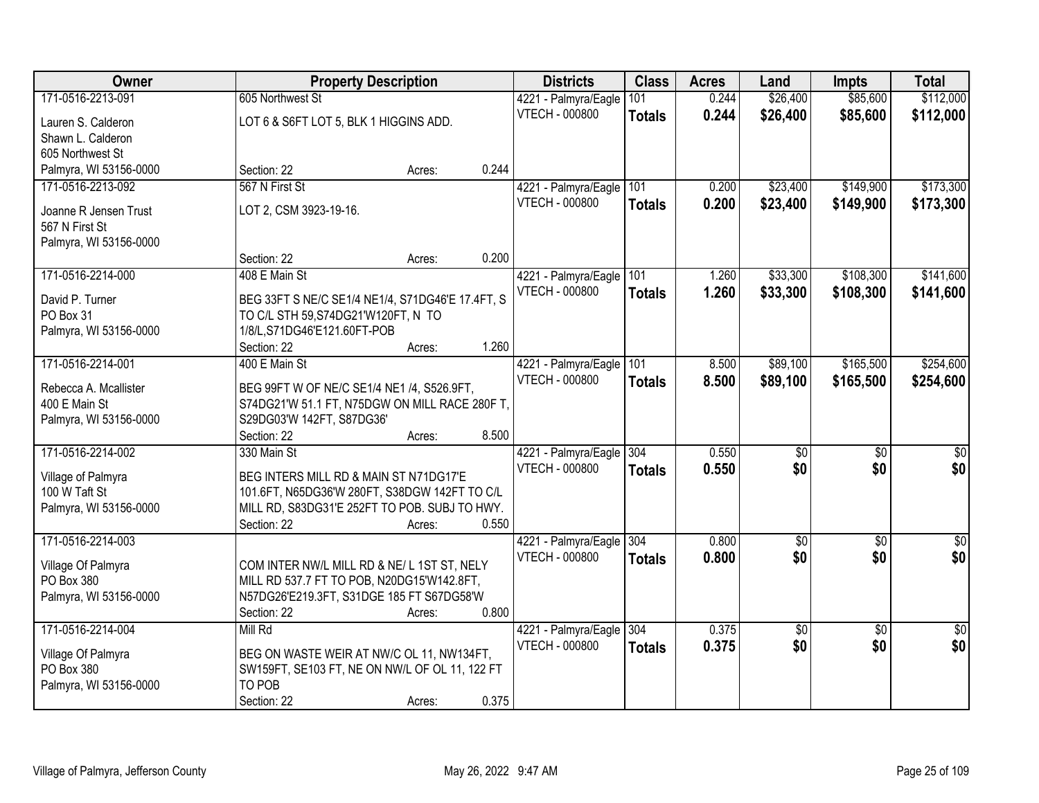| Owner | Property Description | Districts | Class | Acres | Land | Impts | Total |
|---|---|---|---|---|---|---|---|
| 171-0516-2213-091<br>Lauren S. Calderon<br>Shawn L. Calderon<br>605 Northwest St<br>Palmyra, WI 53156-0000 | 605 Northwest St<br>LOT 6 & S6FT LOT 5, BLK 1 HIGGINS ADD.<br>Section: 22 Acres: 0.244 | 4221 - Palmyra/Eagle<br>VTECH - 000800 | 101<br>**Totals** | 0.244<br>**0.244** | $26,400<br>**$26,400** | $85,600<br>**$85,600** | $112,000<br>**$112,000** |
| 171-0516-2213-092<br>Joanne R Jensen Trust<br>567 N First St<br>Palmyra, WI 53156-0000 | 567 N First St<br>LOT 2, CSM 3923-19-16.<br>Section: 22 Acres: 0.200 | 4221 - Palmyra/Eagle<br>VTECH - 000800 | 101<br>**Totals** | 0.200<br>**0.200** | $23,400<br>**$23,400** | $149,900<br>**$149,900** | $173,300<br>**$173,300** |
| 171-0516-2214-000<br>David P. Turner<br>PO Box 31<br>Palmyra, WI 53156-0000 | 408 E Main St<br>BEG 33FT S NE/C SE1/4 NE1/4, S71DG46'E 17.4FT, S TO C/L STH 59,S74DG21'W120FT, N TO 1/8/L,S71DG46'E121.60FT-POB<br>Section: 22 Acres: 1.260 | 4221 - Palmyra/Eagle<br>VTECH - 000800 | 101<br>**Totals** | 1.260<br>**1.260** | $33,300<br>**$33,300** | $108,300<br>**$108,300** | $141,600<br>**$141,600** |
| 171-0516-2214-001<br>Rebecca A. Mcallister<br>400 E Main St<br>Palmyra, WI 53156-0000 | 400 E Main St<br>BEG 99FT W OF NE/C SE1/4 NE1 /4, S526.9FT, S74DG21'W 51.1 FT, N75DGW ON MILL RACE 280F T, S29DG03'W 142FT, S87DG36'<br>Section: 22 Acres: 8.500 | 4221 - Palmyra/Eagle<br>VTECH - 000800 | 101<br>**Totals** | 8.500<br>**8.500** | $89,100<br>**$89,100** | $165,500<br>**$165,500** | $254,600<br>**$254,600** |
| 171-0516-2214-002<br>Village of Palmyra<br>100 W Taft St<br>Palmyra, WI 53156-0000 | 330 Main St<br>BEG INTERS MILL RD & MAIN ST N71DG17'E 101.6FT, N65DG36'W 280FT, S38DGW 142FT TO C/L MILL RD, S83DG31'E 252FT TO POB. SUBJ TO HWY.<br>Section: 22 Acres: 0.550 | 4221 - Palmyra/Eagle<br>VTECH - 000800 | 304<br>**Totals** | 0.550<br>**0.550** | $0<br>**$0** | $0<br>**$0** | $0<br>**$0** |
| 171-0516-2214-003<br>Village Of Palmyra<br>PO Box 380<br>Palmyra, WI 53156-0000 | COM INTER NW/L MILL RD & NE/ L 1ST ST, NELY MILL RD 537.7 FT TO POB, N20DG15'W142.8FT, N57DG26'E219.3FT, S31DGE 185 FT S67DG58'W<br>Section: 22 Acres: 0.800 | 4221 - Palmyra/Eagle<br>VTECH - 000800 | 304<br>**Totals** | 0.800<br>**0.800** | $0<br>**$0** | $0<br>**$0** | $0<br>**$0** |
| 171-0516-2214-004<br>Village Of Palmyra<br>PO Box 380<br>Palmyra, WI 53156-0000 | Mill Rd<br>BEG ON WASTE WEIR AT NW/C OL 11, NW134FT, SW159FT, SE103 FT, NE ON NW/L OF OL 11, 122 FT TO POB<br>Section: 22 Acres: 0.375 | 4221 - Palmyra/Eagle<br>VTECH - 000800 | 304<br>**Totals** | 0.375<br>**0.375** | $0<br>**$0** | $0<br>**$0** | $0<br>**$0** |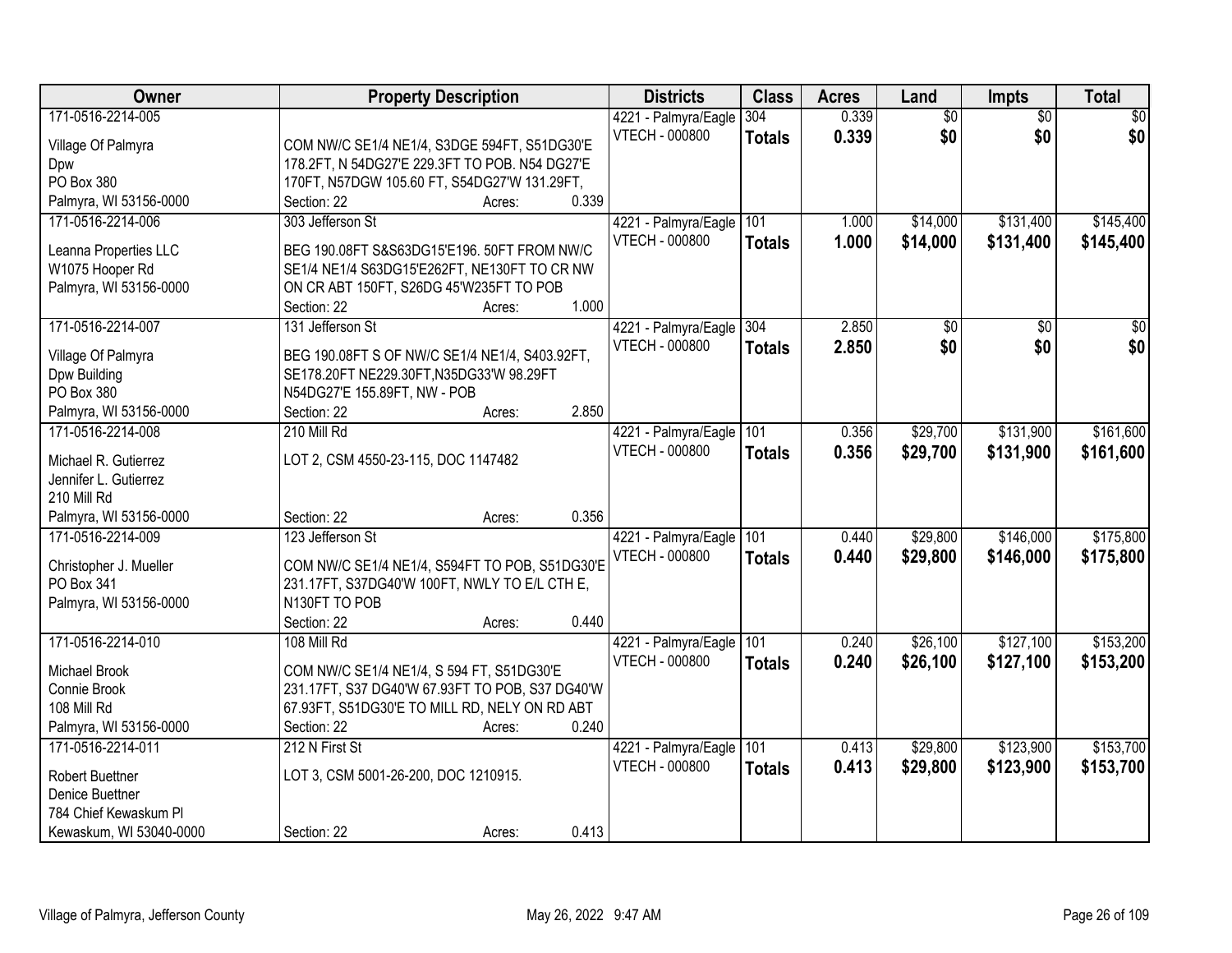| Owner | Property Description | Districts | Class | Acres | Land | Impts | Total |
|---|---|---|---|---|---|---|---|
| 171-0516-2214-005<br><br>Village Of Palmyra<br>Dpw<br>PO Box 380<br>Palmyra, WI 53156-0000 | COM NW/C SE1/4 NE1/4, S3DGE 594FT, S51DG30'E 178.2FT, N 54DG27'E 229.3FT TO POB. N54 DG27'E 170FT, N57DGW 105.60 FT, S54DG27'W 131.29FT,<br>Section: 22 Acres: 0.339 | 4221 - Palmyra/Eagle<br>VTECH - 000800 | 304<br>**Totals** | 0.339<br>**0.339** | $0<br>**$0** | $0<br>**$0** | $0<br>**$0** |
| 171-0516-2214-006<br><br>Leanna Properties LLC<br>W1075 Hooper Rd<br>Palmyra, WI 53156-0000 | 303 Jefferson St<br><br>BEG 190.08FT S&S63DG15'E196. 50FT FROM NW/C SE1/4 NE1/4 S63DG15'E262FT, NE130FT TO CR NW ON CR ABT 150FT, S26DG 45'W235FT TO POB<br>Section: 22 Acres: 1.000 | 4221 - Palmyra/Eagle<br>VTECH - 000800 | 101<br>**Totals** | 1.000<br>**1.000** | $14,000<br>**$14,000** | $131,400<br>**$131,400** | $145,400<br>**$145,400** |
| 171-0516-2214-007<br><br>Village Of Palmyra<br>Dpw Building<br>PO Box 380<br>Palmyra, WI 53156-0000 | 131 Jefferson St<br><br>BEG 190.08FT S OF NW/C SE1/4 NE1/4, S403.92FT, SE178.20FT NE229.30FT,N35DG33'W 98.29FT N54DG27'E 155.89FT, NW - POB<br>Section: 22 Acres: 2.850 | 4221 - Palmyra/Eagle<br>VTECH - 000800 | 304<br>**Totals** | 2.850<br>**2.850** | $0<br>**$0** | $0<br>**$0** | $0<br>**$0** |
| 171-0516-2214-008<br><br>Michael R. Gutierrez<br>Jennifer L. Gutierrez<br>210 Mill Rd<br>Palmyra, WI 53156-0000 | 210 Mill Rd<br><br>LOT 2, CSM 4550-23-115, DOC 1147482<br><br>Section: 22 Acres: 0.356 | 4221 - Palmyra/Eagle<br>VTECH - 000800 | 101<br>**Totals** | 0.356<br>**0.356** | $29,700<br>**$29,700** | $131,900<br>**$131,900** | $161,600<br>**$161,600** |
| 171-0516-2214-009<br><br>Christopher J. Mueller<br>PO Box 341<br>Palmyra, WI 53156-0000 | 123 Jefferson St<br><br>COM NW/C SE1/4 NE1/4, S594FT TO POB, S51DG30'E 231.17FT, S37DG40'W 100FT, NWLY TO E/L CTH E, N130FT TO POB<br>Section: 22 Acres: 0.440 | 4221 - Palmyra/Eagle<br>VTECH - 000800 | 101<br>**Totals** | 0.440<br>**0.440** | $29,800<br>**$29,800** | $146,000<br>**$146,000** | $175,800<br>**$175,800** |
| 171-0516-2214-010<br><br>Michael Brook<br>Connie Brook<br>108 Mill Rd<br>Palmyra, WI 53156-0000 | 108 Mill Rd<br><br>COM NW/C SE1/4 NE1/4, S 594 FT, S51DG30'E 231.17FT, S37 DG40'W 67.93FT TO POB, S37 DG40'W 67.93FT, S51DG30'E TO MILL RD, NELY ON RD ABT<br>Section: 22 Acres: 0.240 | 4221 - Palmyra/Eagle<br>VTECH - 000800 | 101<br>**Totals** | 0.240<br>**0.240** | $26,100<br>**$26,100** | $127,100<br>**$127,100** | $153,200<br>**$153,200** |
| 171-0516-2214-011<br><br>Robert Buettner<br>Denice Buettner<br>784 Chief Kewaskum Pl<br>Kewaskum, WI 53040-0000 | 212 N First St<br><br>LOT 3, CSM 5001-26-200, DOC 1210915.<br><br>Section: 22 Acres: 0.413 | 4221 - Palmyra/Eagle<br>VTECH - 000800 | 101<br>**Totals** | 0.413<br>**0.413** | $29,800<br>**$29,800** | $123,900<br>**$123,900** | $153,700<br>**$153,700** |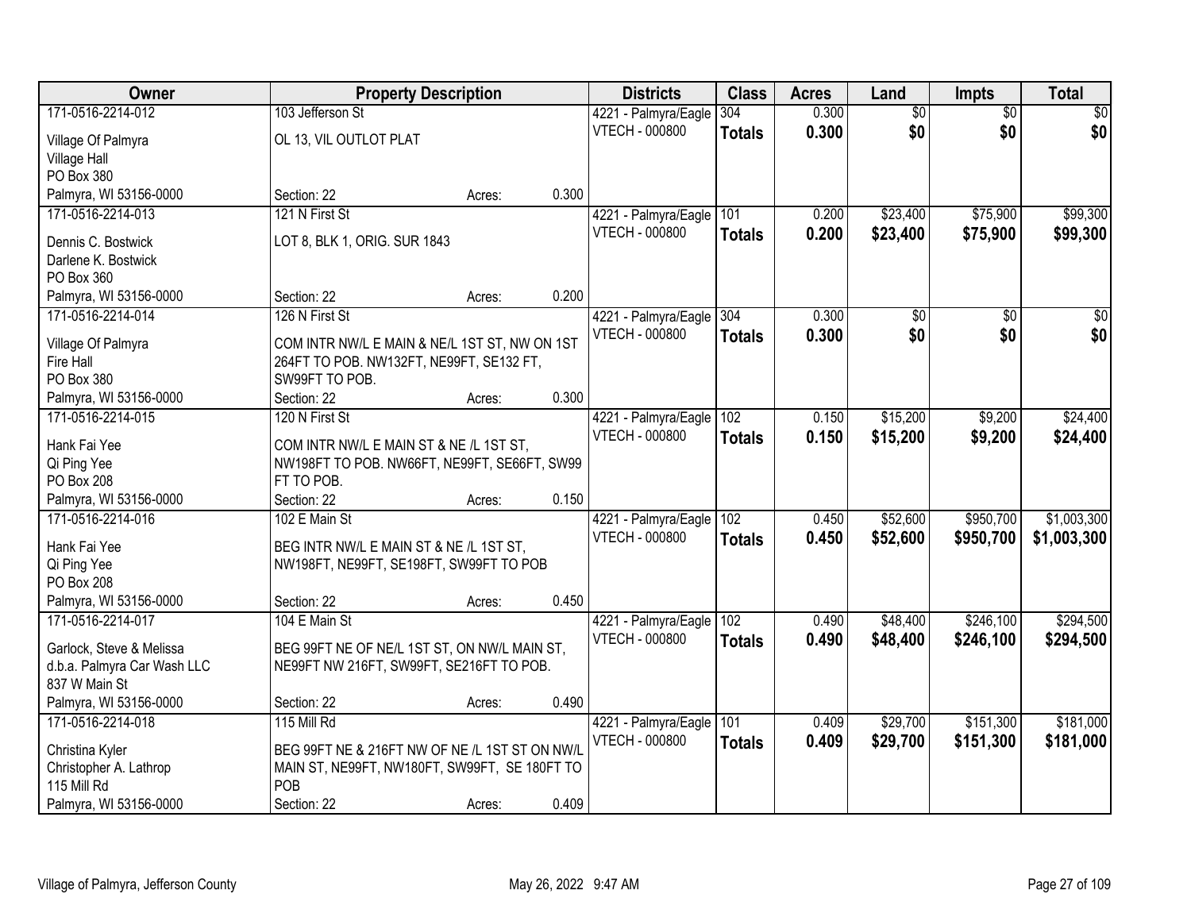| Owner | Property Description | | | Districts | Class | Acres | Land | Impts | Total |
|---|---|---|---|---|---|---|---|---|---|
| 171-0516-2214-012<br>Village Of Palmyra<br>Village Hall<br>PO Box 380<br>Palmyra, WI 53156-0000 | 103 Jefferson St<br>OL 13, VIL OUTLOT PLAT<br>Section: 22 | Acres: | 0.300 | 4221 - Palmyra/Eagle<br>VTECH - 000800 | 304<br>**Totals** | 0.300<br>**0.300** | $0<br>**$0** | $0<br>**$0** | $0<br>**$0** |
| 171-0516-2214-013<br>Dennis C. Bostwick<br>Darlene K. Bostwick<br>PO Box 360<br>Palmyra, WI 53156-0000 | 121 N First St<br>LOT 8, BLK 1, ORIG. SUR 1843<br>Section: 22 | Acres: | 0.200 | 4221 - Palmyra/Eagle<br>VTECH - 000800 | 101<br>**Totals** | 0.200<br>**0.200** | $23,400<br>**$23,400** | $75,900<br>**$75,900** | $99,300<br>**$99,300** |
| 171-0516-2214-014<br>Village Of Palmyra<br>Fire Hall<br>PO Box 380<br>Palmyra, WI 53156-0000 | 126 N First St<br>COM INTR NW/L E MAIN & NE/L 1ST ST, NW ON 1ST 264FT TO POB. NW132FT, NE99FT, SE132 FT, SW99FT TO POB.<br>Section: 22 | Acres: | 0.300 | 4221 - Palmyra/Eagle<br>VTECH - 000800 | 304<br>**Totals** | 0.300<br>**0.300** | $0<br>**$0** | $0<br>**$0** | $0<br>**$0** |
| 171-0516-2214-015<br>Hank Fai Yee<br>Qi Ping Yee<br>PO Box 208<br>Palmyra, WI 53156-0000 | 120 N First St<br>COM INTR NW/L E MAIN ST & NE /L 1ST ST, NW198FT TO POB. NW66FT, NE99FT, SE66FT, SW99 FT TO POB.<br>Section: 22 | Acres: | 0.150 | 4221 - Palmyra/Eagle<br>VTECH - 000800 | 102<br>**Totals** | 0.150<br>**0.150** | $15,200<br>**$15,200** | $9,200<br>**$9,200** | $24,400<br>**$24,400** |
| 171-0516-2214-016<br>Hank Fai Yee<br>Qi Ping Yee<br>PO Box 208<br>Palmyra, WI 53156-0000 | 102 E Main St<br>BEG INTR NW/L E MAIN ST & NE /L 1ST ST, NW198FT, NE99FT, SE198FT, SW99FT TO POB<br>Section: 22 | Acres: | 0.450 | 4221 - Palmyra/Eagle<br>VTECH - 000800 | 102<br>**Totals** | 0.450<br>**0.450** | $52,600<br>**$52,600** | $950,700<br>**$950,700** | $1,003,300<br>**$1,003,300** |
| 171-0516-2214-017<br>Garlock, Steve & Melissa<br>d.b.a. Palmyra Car Wash LLC<br>837 W Main St<br>Palmyra, WI 53156-0000 | 104 E Main St<br>BEG 99FT NE OF NE/L 1ST ST, ON NW/L MAIN ST, NE99FT NW 216FT, SW99FT, SE216FT TO POB.<br>Section: 22 | Acres: | 0.490 | 4221 - Palmyra/Eagle<br>VTECH - 000800 | 102<br>**Totals** | 0.490<br>**0.490** | $48,400<br>**$48,400** | $246,100<br>**$246,100** | $294,500<br>**$294,500** |
| 171-0516-2214-018<br>Christina Kyler<br>Christopher A. Lathrop<br>115 Mill Rd<br>Palmyra, WI 53156-0000 | 115 Mill Rd<br>BEG 99FT NE & 216FT NW OF NE /L 1ST ST ON NW/L MAIN ST, NE99FT, NW180FT, SW99FT, SE 180FT TO POB<br>Section: 22 | Acres: | 0.409 | 4221 - Palmyra/Eagle<br>VTECH - 000800 | 101<br>**Totals** | 0.409<br>**0.409** | $29,700<br>**$29,700** | $151,300<br>**$151,300** | $181,000<br>**$181,000** |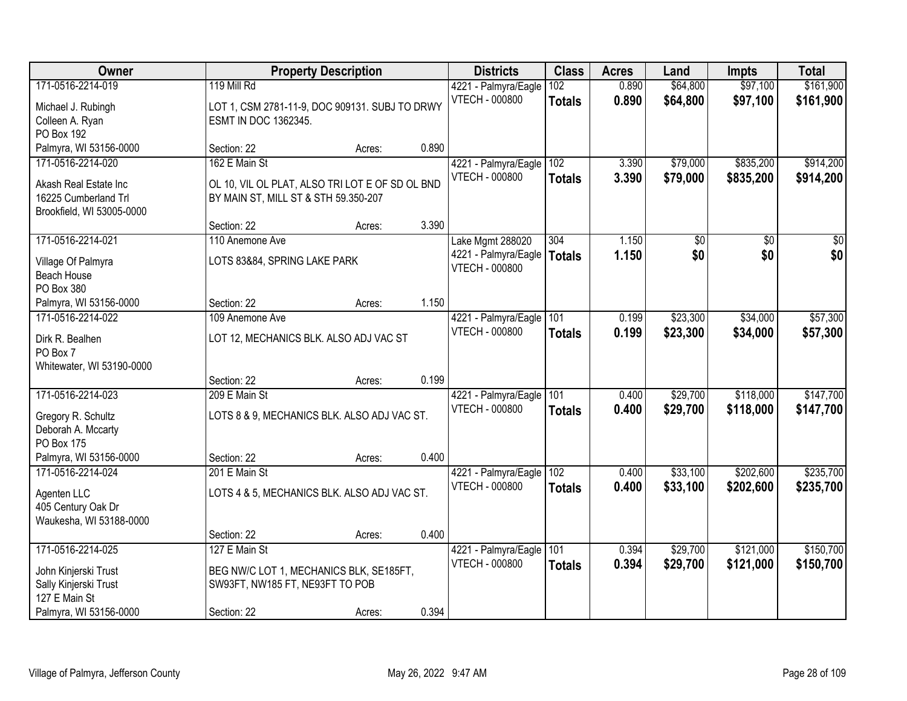| Owner | Property Description | Districts | Class | Acres | Land | Impts | Total |
|---|---|---|---|---|---|---|---|
| 171-0516-2214-019<br>Michael J. Rubingh<br>Colleen A. Ryan<br>PO Box 192<br>Palmyra, WI 53156-0000 | 119 Mill Rd<br>LOT 1, CSM 2781-11-9, DOC 909131. SUBJ TO DRWY ESMT IN DOC 1362345.<br>Section: 22 Acres: 0.890 | 4221 - Palmyra/Eagle<br>VTECH - 000800 | 102<br>**Totals** | 0.890<br>**0.890** | $64,800<br>**$64,800** | $97,100<br>**$97,100** | $161,900<br>**$161,900** |
| 171-0516-2214-020<br>Akash Real Estate Inc<br>16225 Cumberland Trl<br>Brookfield, WI 53005-0000 | 162 E Main St<br>OL 10, VIL OL PLAT, ALSO TRI LOT E OF SD OL BND BY MAIN ST, MILL ST & STH 59.350-207<br>Section: 22 Acres: 3.390 | 4221 - Palmyra/Eagle<br>VTECH - 000800 | 102<br>**Totals** | 3.390<br>**3.390** | $79,000<br>**$79,000** | $835,200<br>**$835,200** | $914,200<br>**$914,200** |
| 171-0516-2214-021<br>Village Of Palmyra<br>Beach House<br>PO Box 380<br>Palmyra, WI 53156-0000 | 110 Anemone Ave<br>LOTS 83&84, SPRING LAKE PARK<br>Section: 22 Acres: 1.150 | Lake Mgmt 288020<br>4221 - Palmyra/Eagle<br>VTECH - 000800 | 304<br>**Totals** | 1.150<br>**1.150** | $0<br>**$0** | $0<br>**$0** | $0<br>**$0** |
| 171-0516-2214-022<br>Dirk R. Bealhen<br>PO Box 7<br>Whitewater, WI 53190-0000 | 109 Anemone Ave<br>LOT 12, MECHANICS BLK. ALSO ADJ VAC ST<br>Section: 22 Acres: 0.199 | 4221 - Palmyra/Eagle<br>VTECH - 000800 | 101<br>**Totals** | 0.199<br>**0.199** | $23,300<br>**$23,300** | $34,000<br>**$34,000** | $57,300<br>**$57,300** |
| 171-0516-2214-023<br>Gregory R. Schultz<br>Deborah A. Mccarty<br>PO Box 175<br>Palmyra, WI 53156-0000 | 209 E Main St<br>LOTS 8 & 9, MECHANICS BLK. ALSO ADJ VAC ST.<br>Section: 22 Acres: 0.400 | 4221 - Palmyra/Eagle<br>VTECH - 000800 | 101<br>**Totals** | 0.400<br>**0.400** | $29,700<br>**$29,700** | $118,000<br>**$118,000** | $147,700<br>**$147,700** |
| 171-0516-2214-024<br>Agenten LLC<br>405 Century Oak Dr<br>Waukesha, WI 53188-0000 | 201 E Main St<br>LOTS 4 & 5, MECHANICS BLK. ALSO ADJ VAC ST.<br>Section: 22 Acres: 0.400 | 4221 - Palmyra/Eagle<br>VTECH - 000800 | 102<br>**Totals** | 0.400<br>**0.400** | $33,100<br>**$33,100** | $202,600<br>**$202,600** | $235,700<br>**$235,700** |
| 171-0516-2214-025<br>John Kinjerski Trust<br>Sally Kinjerski Trust<br>127 E Main St<br>Palmyra, WI 53156-0000 | 127 E Main St<br>BEG NW/C LOT 1, MECHANICS BLK, SE185FT, SW93FT, NW185 FT, NE93FT TO POB<br>Section: 22 Acres: 0.394 | 4221 - Palmyra/Eagle<br>VTECH - 000800 | 101<br>**Totals** | 0.394<br>**0.394** | $29,700<br>**$29,700** | $121,000<br>**$121,000** | $150,700<br>**$150,700** |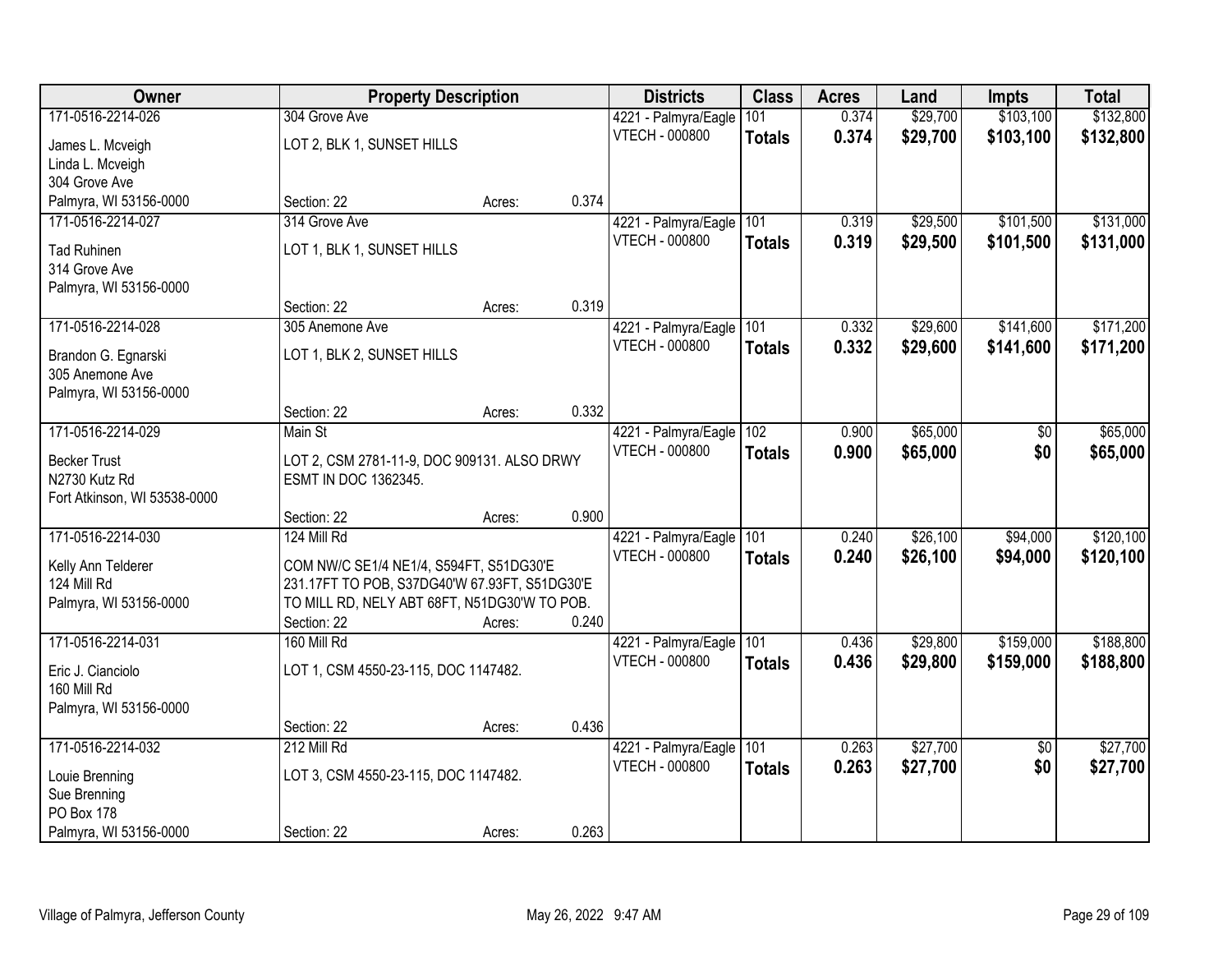| Owner | Property Description | | | Districts | Class | Acres | Land | Impts | Total |
|---|---|---|---|---|---|---|---|---|---|
| 171-0516-2214-026 | 304 Grove Ave | | | 4221 - Palmyra/Eagle | 101 | 0.374 | $29,700 | $103,100 | $132,800 |
| James L. Mcveigh<br>Linda L. Mcveigh<br>304 Grove Ave<br>Palmyra, WI 53156-0000 | LOT 2, BLK 1, SUNSET HILLS | | | VTECH - 000800 | **Totals** | **0.374** | **$29,700** | **$103,100** | **$132,800** |
| | Section: 22 | Acres: | 0.374 | | | | | | |
| 171-0516-2214-027 | 314 Grove Ave | | | 4221 - Palmyra/Eagle | 101 | 0.319 | $29,500 | $101,500 | $131,000 |
| Tad Ruhinen<br>314 Grove Ave<br>Palmyra, WI 53156-0000 | LOT 1, BLK 1, SUNSET HILLS | | | VTECH - 000800 | **Totals** | **0.319** | **$29,500** | **$101,500** | **$131,000** |
| | Section: 22 | Acres: | 0.319 | | | | | | |
| 171-0516-2214-028 | 305 Anemone Ave | | | 4221 - Palmyra/Eagle | 101 | 0.332 | $29,600 | $141,600 | $171,200 |
| Brandon G. Egnarski<br>305 Anemone Ave<br>Palmyra, WI 53156-0000 | LOT 1, BLK 2, SUNSET HILLS | | | VTECH - 000800 | **Totals** | **0.332** | **$29,600** | **$141,600** | **$171,200** |
| | Section: 22 | Acres: | 0.332 | | | | | | |
| 171-0516-2214-029 | Main St | | | 4221 - Palmyra/Eagle | 102 | 0.900 | $65,000 | $0 | $65,000 |
| Becker Trust<br>N2730 Kutz Rd<br>Fort Atkinson, WI 53538-0000 | LOT 2, CSM 2781-11-9, DOC 909131. ALSO DRWY ESMT IN DOC 1362345. | | | VTECH - 000800 | **Totals** | **0.900** | **$65,000** | **$0** | **$65,000** |
| | Section: 22 | Acres: | 0.900 | | | | | | |
| 171-0516-2214-030 | 124 Mill Rd | | | 4221 - Palmyra/Eagle | 101 | 0.240 | $26,100 | $94,000 | $120,100 |
| Kelly Ann Telderer<br>124 Mill Rd<br>Palmyra, WI 53156-0000 | COM NW/C SE1/4 NE1/4, S594FT, S51DG30'E 231.17FT TO POB, S37DG40'W 67.93FT, S51DG30'E TO MILL RD, NELY ABT 68FT, N51DG30'W TO POB. | | | VTECH - 000800 | **Totals** | **0.240** | **$26,100** | **$94,000** | **$120,100** |
| | Section: 22 | Acres: | 0.240 | | | | | | |
| 171-0516-2214-031 | 160 Mill Rd | | | 4221 - Palmyra/Eagle | 101 | 0.436 | $29,800 | $159,000 | $188,800 |
| Eric J. Cianciolo<br>160 Mill Rd<br>Palmyra, WI 53156-0000 | LOT 1, CSM 4550-23-115, DOC 1147482. | | | VTECH - 000800 | **Totals** | **0.436** | **$29,800** | **$159,000** | **$188,800** |
| | Section: 22 | Acres: | 0.436 | | | | | | |
| 171-0516-2214-032 | 212 Mill Rd | | | 4221 - Palmyra/Eagle | 101 | 0.263 | $27,700 | $0 | $27,700 |
| Louie Brenning<br>Sue Brenning<br>PO Box 178<br>Palmyra, WI 53156-0000 | LOT 3, CSM 4550-23-115, DOC 1147482. | | | VTECH - 000800 | **Totals** | **0.263** | **$27,700** | **$0** | **$27,700** |
| | Section: 22 | Acres: | 0.263 | | | | | | |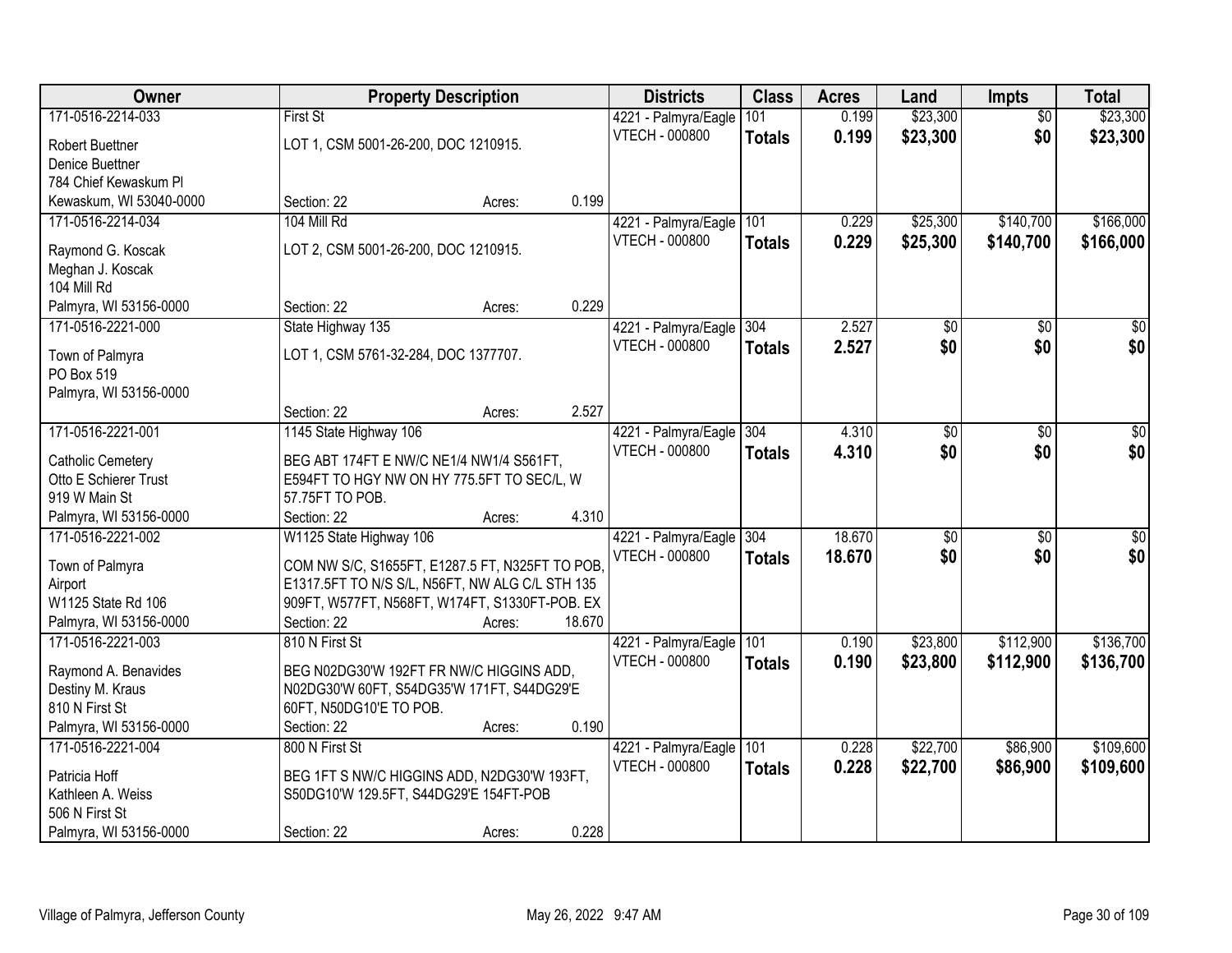| Owner | Property Description | | | Districts | Class | Acres | Land | Impts | Total |
|---|---|---|---|---|---|---|---|---|---|
| 171-0516-2214-033 | First St | | | 4221 - Palmyra/Eagle | 101 | 0.199 | $23,300 | $0 | $23,300 |
| Robert Buettner<br>Denice Buettner<br>784 Chief Kewaskum Pl<br>Kewaskum, WI 53040-0000 | LOT 1, CSM 5001-26-200, DOC 1210915. | | | VTECH - 000800 | **Totals** | **0.199** | **$23,300** | **$0** | **$23,300** |
| | Section: 22 | Acres: | 0.199 | | | | | | |
| 171-0516-2214-034 | 104 Mill Rd | | | 4221 - Palmyra/Eagle | 101 | 0.229 | $25,300 | $140,700 | $166,000 |
| Raymond G. Koscak<br>Meghan J. Koscak<br>104 Mill Rd<br>Palmyra, WI 53156-0000 | LOT 2, CSM 5001-26-200, DOC 1210915. | | | VTECH - 000800 | **Totals** | **0.229** | **$25,300** | **$140,700** | **$166,000** |
| | Section: 22 | Acres: | 0.229 | | | | | | |
| 171-0516-2221-000 | State Highway 135 | | | 4221 - Palmyra/Eagle | 304 | 2.527 | $0 | $0 | $0 |
| Town of Palmyra<br>PO Box 519<br>Palmyra, WI 53156-0000 | LOT 1, CSM 5761-32-284, DOC 1377707. | | | VTECH - 000800 | **Totals** | **2.527** | **$0** | **$0** | **$0** |
| | Section: 22 | Acres: | 2.527 | | | | | | |
| 171-0516-2221-001 | 1145 State Highway 106 | | | 4221 - Palmyra/Eagle | 304 | 4.310 | $0 | $0 | $0 |
| Catholic Cemetery<br>Otto E Schierer Trust<br>919 W Main St<br>Palmyra, WI 53156-0000 | BEG ABT 174FT E NW/C NE1/4 NW1/4 S561FT, E594FT TO HGY NW ON HY 775.5FT TO SEC/L, W 57.75FT TO POB. | | | VTECH - 000800 | **Totals** | **4.310** | **$0** | **$0** | **$0** |
| | Section: 22 | Acres: | 4.310 | | | | | | |
| 171-0516-2221-002 | W1125 State Highway 106 | | | 4221 - Palmyra/Eagle | 304 | 18.670 | $0 | $0 | $0 |
| Town of Palmyra<br>Airport<br>W1125 State Rd 106<br>Palmyra, WI 53156-0000 | COM NW S/C, S1655FT, E1287.5 FT, N325FT TO POB, E1317.5FT TO N/S S/L, N56FT, NW ALG C/L STH 135 909FT, W577FT, N568FT, W174FT, S1330FT-POB. EX | | | VTECH - 000800 | **Totals** | **18.670** | **$0** | **$0** | **$0** |
| | Section: 22 | Acres: | 18.670 | | | | | | |
| 171-0516-2221-003 | 810 N First St | | | 4221 - Palmyra/Eagle | 101 | 0.190 | $23,800 | $112,900 | $136,700 |
| Raymond A. Benavides<br>Destiny M. Kraus<br>810 N First St<br>Palmyra, WI 53156-0000 | BEG N02DG30'W 192FT FR NW/C HIGGINS ADD, N02DG30'W 60FT, S54DG35'W 171FT, S44DG29'E 60FT, N50DG10'E TO POB. | | | VTECH - 000800 | **Totals** | **0.190** | **$23,800** | **$112,900** | **$136,700** |
| | Section: 22 | Acres: | 0.190 | | | | | | |
| 171-0516-2221-004 | 800 N First St | | | 4221 - Palmyra/Eagle | 101 | 0.228 | $22,700 | $86,900 | $109,600 |
| Patricia Hoff<br>Kathleen A. Weiss<br>506 N First St<br>Palmyra, WI 53156-0000 | BEG 1FT S NW/C HIGGINS ADD, N2DG30'W 193FT, S50DG10'W 129.5FT, S44DG29'E 154FT-POB | | | VTECH - 000800 | **Totals** | **0.228** | **$22,700** | **$86,900** | **$109,600** |
| | Section: 22 | Acres: | 0.228 | | | | | | |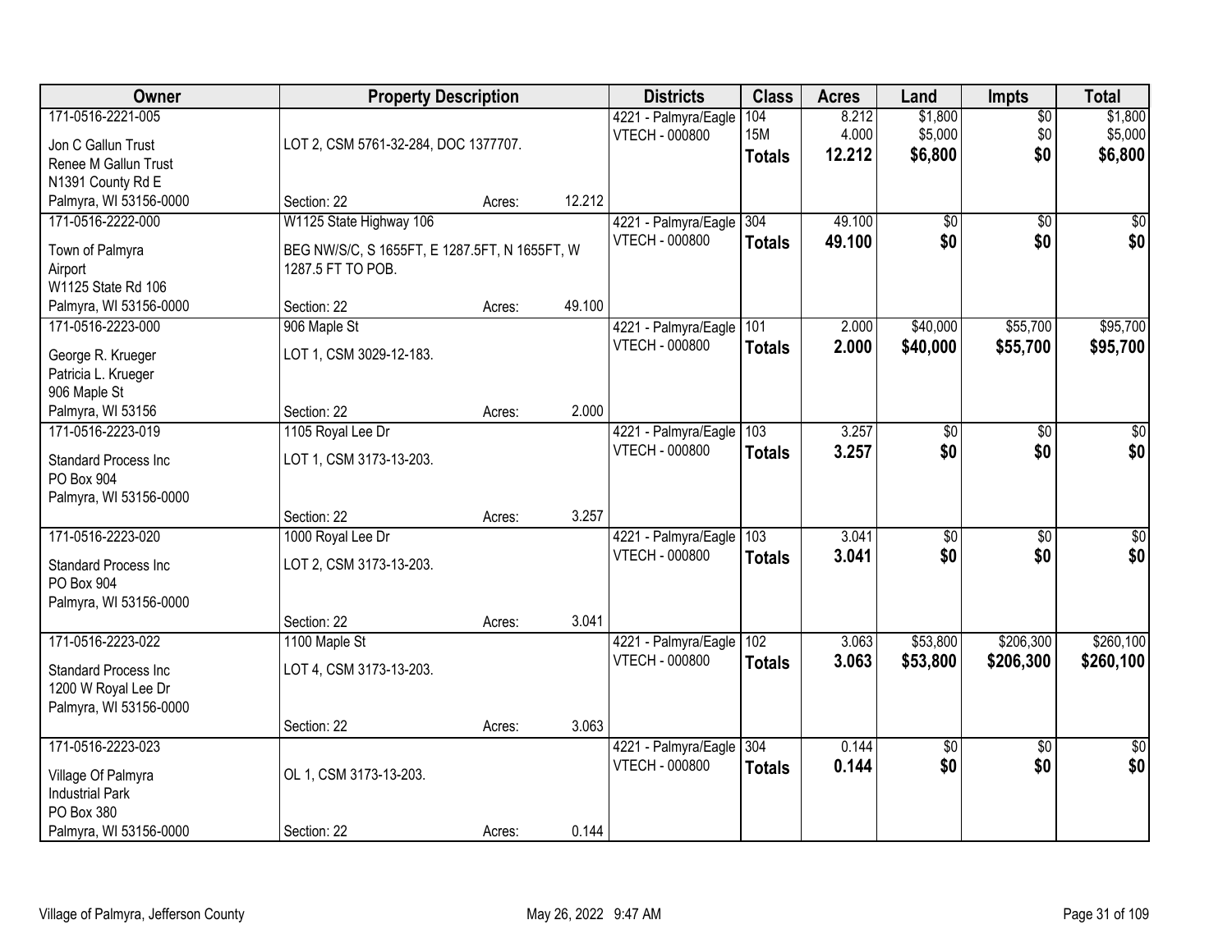| Owner | Property Description | | | Districts | Class | Acres | Land | Impts | Total |
|---|---|---|---|---|---|---|---|---|---|
| 171-0516-2221-005<br>Jon C Gallun Trust<br>Renee M Gallun Trust<br>N1391 County Rd E<br>Palmyra, WI 53156-0000 | LOT 2, CSM 5761-32-284, DOC 1377707.<br>Section: 22 | Acres: | 12.212 | 4221 - Palmyra/Eagle<br>VTECH - 000800 | 104<br>15M<br>**Totals** | 8.212<br>4.000<br>**12.212** | $1,800<br>$5,000<br>**$6,800** | $0<br>$0<br>**$0** | $1,800<br>$5,000<br>**$6,800** |
| 171-0516-2222-000<br>Town of Palmyra<br>Airport<br>W1125 State Rd 106<br>Palmyra, WI 53156-0000 | W1125 State Highway 106<br>BEG NW/S/C, S 1655FT, E 1287.5FT, N 1655FT, W 1287.5 FT TO POB.<br>Section: 22 | Acres: | 49.100 | 4221 - Palmyra/Eagle<br>VTECH - 000800 | 304<br>**Totals** | 49.100<br>**49.100** | $0<br>**$0** | $0<br>**$0** | $0<br>**$0** |
| 171-0516-2223-000<br>George R. Krueger<br>Patricia L. Krueger<br>906 Maple St<br>Palmyra, WI 53156 | 906 Maple St<br>LOT 1, CSM 3029-12-183.<br>Section: 22 | Acres: | 2.000 | 4221 - Palmyra/Eagle<br>VTECH - 000800 | 101<br>**Totals** | 2.000<br>**2.000** | $40,000<br>**$40,000** | $55,700<br>**$55,700** | $95,700<br>**$95,700** |
| 171-0516-2223-019<br>Standard Process Inc<br>PO Box 904<br>Palmyra, WI 53156-0000 | 1105 Royal Lee Dr<br>LOT 1, CSM 3173-13-203.<br>Section: 22 | Acres: | 3.257 | 4221 - Palmyra/Eagle<br>VTECH - 000800 | 103<br>**Totals** | 3.257<br>**3.257** | $0<br>**$0** | $0<br>**$0** | $0<br>**$0** |
| 171-0516-2223-020<br>Standard Process Inc<br>PO Box 904<br>Palmyra, WI 53156-0000 | 1000 Royal Lee Dr<br>LOT 2, CSM 3173-13-203.<br>Section: 22 | Acres: | 3.041 | 4221 - Palmyra/Eagle<br>VTECH - 000800 | 103<br>**Totals** | 3.041<br>**3.041** | $0<br>**$0** | $0<br>**$0** | $0<br>**$0** |
| 171-0516-2223-022<br>Standard Process Inc<br>1200 W Royal Lee Dr<br>Palmyra, WI 53156-0000 | 1100 Maple St<br>LOT 4, CSM 3173-13-203.<br>Section: 22 | Acres: | 3.063 | 4221 - Palmyra/Eagle<br>VTECH - 000800 | 102<br>**Totals** | 3.063<br>**3.063** | $53,800<br>**$53,800** | $206,300<br>**$206,300** | $260,100<br>**$260,100** |
| 171-0516-2223-023<br>Village Of Palmyra<br>Industrial Park<br>PO Box 380<br>Palmyra, WI 53156-0000 | OL 1, CSM 3173-13-203.<br>Section: 22 | Acres: | 0.144 | 4221 - Palmyra/Eagle<br>VTECH - 000800 | 304<br>**Totals** | 0.144<br>**0.144** | $0<br>**$0** | $0<br>**$0** | $0<br>**$0** |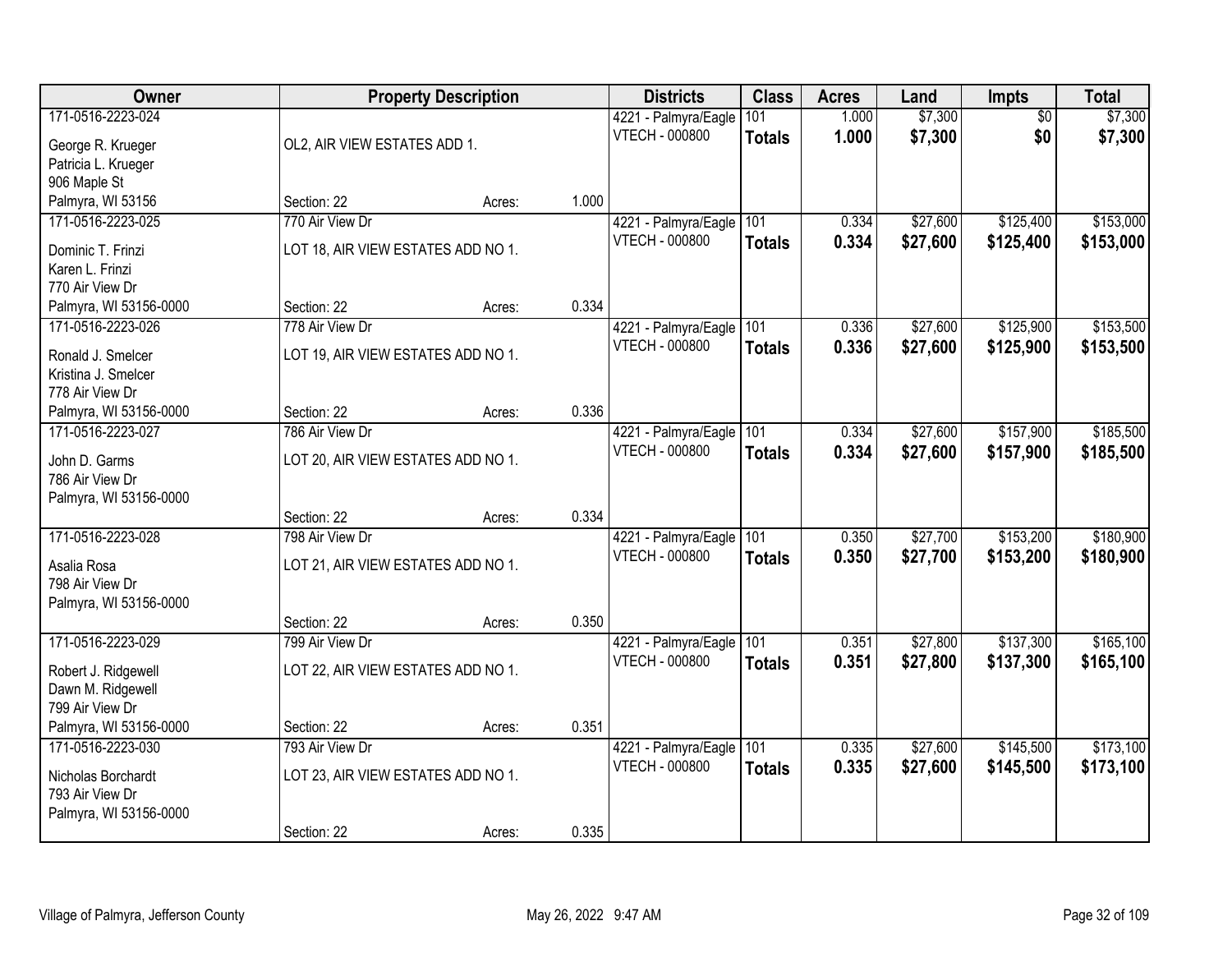| Owner | Property Description | | | Districts | Class | Acres | Land | Impts | Total |
|---|---|---|---|---|---|---|---|---|---|
| 171-0516-2223-024<br>George R. Krueger<br>Patricia L. Krueger<br>906 Maple St<br>Palmyra, WI 53156 | OL2, AIR VIEW ESTATES ADD 1.<br>Section: 22 | Acres: | 1.000 | 4221 - Palmyra/Eagle<br>VTECH - 000800 | 101<br>**Totals** | 1.000<br>**1.000** | $7,300<br>**$7,300** | $0<br>**$0** | $7,300<br>**$7,300** |
| 171-0516-2223-025<br>Dominic T. Frinzi<br>Karen L. Frinzi<br>770 Air View Dr<br>Palmyra, WI 53156-0000 | 770 Air View Dr<br>LOT 18, AIR VIEW ESTATES ADD NO 1.<br>Section: 22 | Acres: | 0.334 | 4221 - Palmyra/Eagle<br>VTECH - 000800 | 101<br>**Totals** | 0.334<br>**0.334** | $27,600<br>**$27,600** | $125,400<br>**$125,400** | $153,000<br>**$153,000** |
| 171-0516-2223-026<br>Ronald J. Smelcer<br>Kristina J. Smelcer<br>778 Air View Dr<br>Palmyra, WI 53156-0000 | 778 Air View Dr<br>LOT 19, AIR VIEW ESTATES ADD NO 1.<br>Section: 22 | Acres: | 0.336 | 4221 - Palmyra/Eagle<br>VTECH - 000800 | 101<br>**Totals** | 0.336<br>**0.336** | $27,600<br>**$27,600** | $125,900<br>**$125,900** | $153,500<br>**$153,500** |
| 171-0516-2223-027<br>John D. Garms<br>786 Air View Dr<br>Palmyra, WI 53156-0000 | 786 Air View Dr<br>LOT 20, AIR VIEW ESTATES ADD NO 1.<br>Section: 22 | Acres: | 0.334 | 4221 - Palmyra/Eagle<br>VTECH - 000800 | 101<br>**Totals** | 0.334<br>**0.334** | $27,600<br>**$27,600** | $157,900<br>**$157,900** | $185,500<br>**$185,500** |
| 171-0516-2223-028<br>Asalia Rosa<br>798 Air View Dr<br>Palmyra, WI 53156-0000 | 798 Air View Dr<br>LOT 21, AIR VIEW ESTATES ADD NO 1.<br>Section: 22 | Acres: | 0.350 | 4221 - Palmyra/Eagle<br>VTECH - 000800 | 101<br>**Totals** | 0.350<br>**0.350** | $27,700<br>**$27,700** | $153,200<br>**$153,200** | $180,900<br>**$180,900** |
| 171-0516-2223-029<br>Robert J. Ridgewell<br>Dawn M. Ridgewell<br>799 Air View Dr<br>Palmyra, WI 53156-0000 | 799 Air View Dr<br>LOT 22, AIR VIEW ESTATES ADD NO 1.<br>Section: 22 | Acres: | 0.351 | 4221 - Palmyra/Eagle<br>VTECH - 000800 | 101<br>**Totals** | 0.351<br>**0.351** | $27,800<br>**$27,800** | $137,300<br>**$137,300** | $165,100<br>**$165,100** |
| 171-0516-2223-030<br>Nicholas Borchardt<br>793 Air View Dr<br>Palmyra, WI 53156-0000 | 793 Air View Dr<br>LOT 23, AIR VIEW ESTATES ADD NO 1.<br>Section: 22 | Acres: | 0.335 | 4221 - Palmyra/Eagle<br>VTECH - 000800 | 101<br>**Totals** | 0.335<br>**0.335** | $27,600<br>**$27,600** | $145,500<br>**$145,500** | $173,100<br>**$173,100** |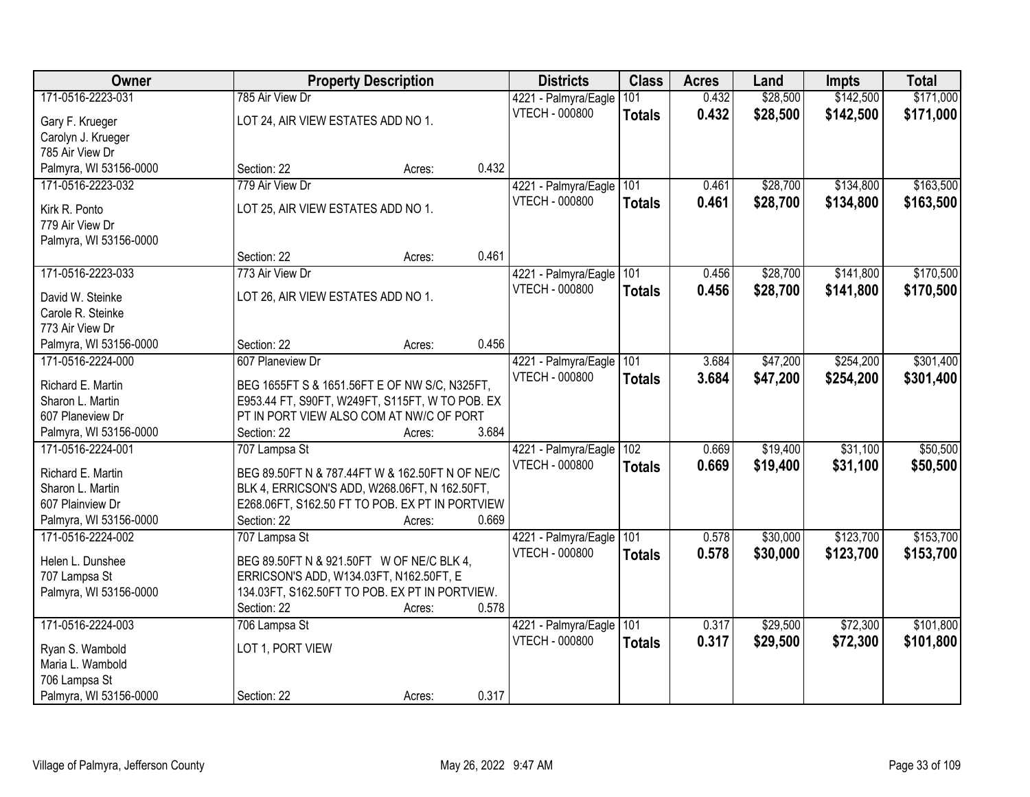| Owner | Property Description | Districts | Class | Acres | Land | Impts | Total |
|---|---|---|---|---|---|---|---|
| 171-0516-2223-031<br>Gary F. Krueger<br>Carolyn J. Krueger<br>785 Air View Dr<br>Palmyra, WI 53156-0000 | 785 Air View Dr<br>LOT 24, AIR VIEW ESTATES ADD NO 1.<br>Section: 22 Acres: 0.432 | 4221 - Palmyra/Eagle<br>VTECH - 000800 | 101<br>**Totals** | 0.432<br>**0.432** | $28,500<br>**$28,500** | $142,500<br>**$142,500** | $171,000<br>**$171,000** |
| 171-0516-2223-032<br>Kirk R. Ponto<br>779 Air View Dr<br>Palmyra, WI 53156-0000 | 779 Air View Dr<br>LOT 25, AIR VIEW ESTATES ADD NO 1.<br>Section: 22 Acres: 0.461 | 4221 - Palmyra/Eagle<br>VTECH - 000800 | 101<br>**Totals** | 0.461<br>**0.461** | $28,700<br>**$28,700** | $134,800<br>**$134,800** | $163,500<br>**$163,500** |
| 171-0516-2223-033<br>David W. Steinke<br>Carole R. Steinke<br>773 Air View Dr<br>Palmyra, WI 53156-0000 | 773 Air View Dr<br>LOT 26, AIR VIEW ESTATES ADD NO 1.<br>Section: 22 Acres: 0.456 | 4221 - Palmyra/Eagle<br>VTECH - 000800 | 101<br>**Totals** | 0.456<br>**0.456** | $28,700<br>**$28,700** | $141,800<br>**$141,800** | $170,500<br>**$170,500** |
| 171-0516-2224-000<br>Richard E. Martin<br>Sharon L. Martin<br>607 Planeview Dr<br>Palmyra, WI 53156-0000 | 607 Planeview Dr<br>BEG 1655FT S & 1651.56FT E OF NW S/C, N325FT, E953.44 FT, S90FT, W249FT, S115FT, W TO POB. EX PT IN PORT VIEW ALSO COM AT NW/C OF PORT<br>Section: 22 Acres: 3.684 | 4221 - Palmyra/Eagle<br>VTECH - 000800 | 101<br>**Totals** | 3.684<br>**3.684** | $47,200<br>**$47,200** | $254,200<br>**$254,200** | $301,400<br>**$301,400** |
| 171-0516-2224-001<br>Richard E. Martin<br>Sharon L. Martin<br>607 Plainview Dr<br>Palmyra, WI 53156-0000 | 707 Lampsa St<br>BEG 89.50FT N & 787.44FT W & 162.50FT N OF NE/C BLK 4, ERRICSON'S ADD, W268.06FT, N 162.50FT, E268.06FT, S162.50 FT TO POB. EX PT IN PORTVIEW<br>Section: 22 Acres: 0.669 | 4221 - Palmyra/Eagle<br>VTECH - 000800 | 102<br>**Totals** | 0.669<br>**0.669** | $19,400<br>**$19,400** | $31,100<br>**$31,100** | $50,500<br>**$50,500** |
| 171-0516-2224-002<br>Helen L. Dunshee<br>707 Lampsa St<br>Palmyra, WI 53156-0000 | 707 Lampsa St<br>BEG 89.50FT N & 921.50FT W OF NE/C BLK 4, ERRICSON'S ADD, W134.03FT, N162.50FT, E 134.03FT, S162.50FT TO POB. EX PT IN PORTVIEW.<br>Section: 22 Acres: 0.578 | 4221 - Palmyra/Eagle<br>VTECH - 000800 | 101<br>**Totals** | 0.578<br>**0.578** | $30,000<br>**$30,000** | $123,700<br>**$123,700** | $153,700<br>**$153,700** |
| 171-0516-2224-003<br>Ryan S. Wambold<br>Maria L. Wambold<br>706 Lampsa St<br>Palmyra, WI 53156-0000 | 706 Lampsa St<br>LOT 1, PORT VIEW<br>Section: 22 Acres: 0.317 | 4221 - Palmyra/Eagle<br>VTECH - 000800 | 101<br>**Totals** | 0.317<br>**0.317** | $29,500<br>**$29,500** | $72,300<br>**$72,300** | $101,800<br>**$101,800** |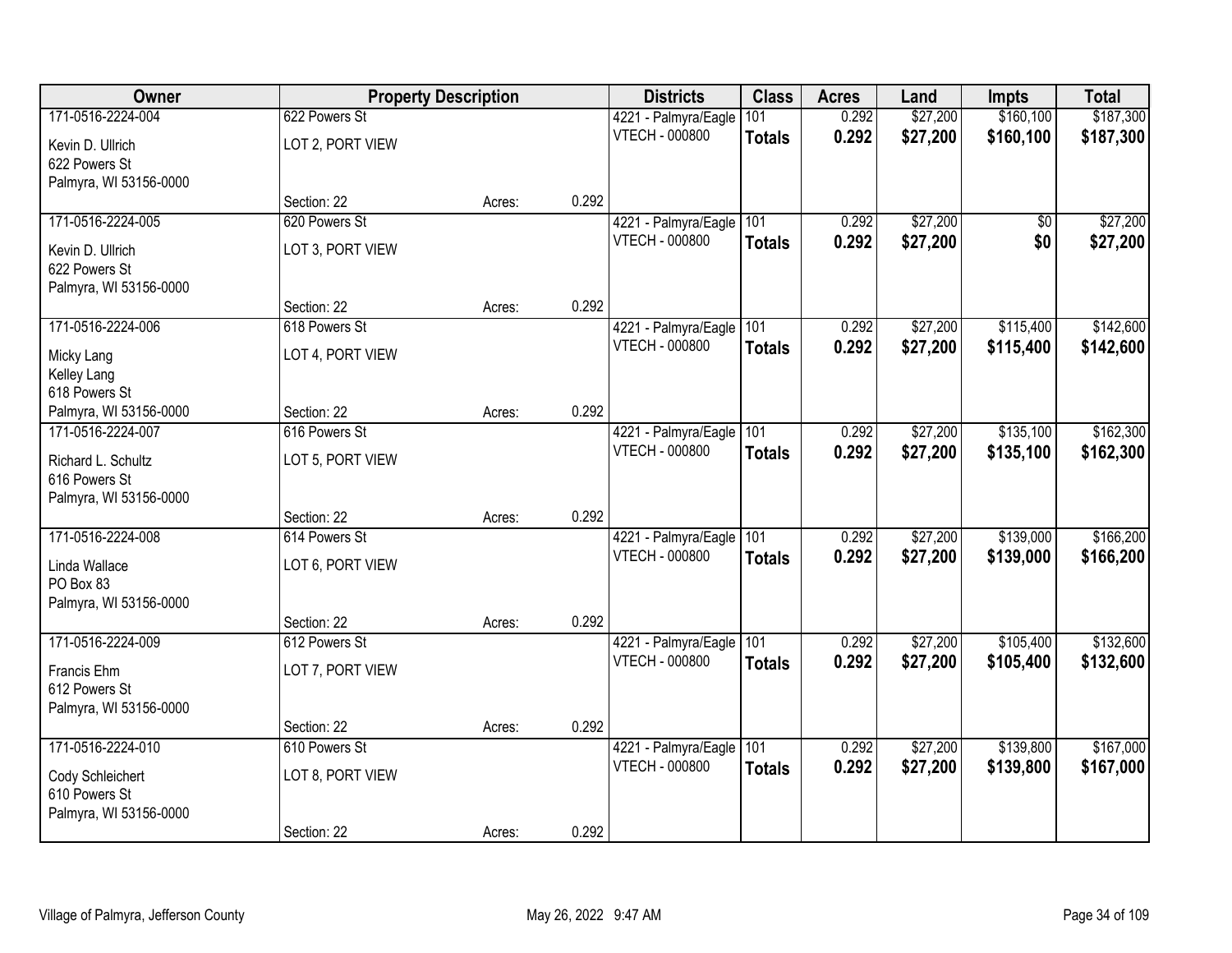| Owner | Property Description | | | Districts | Class | Acres | Land | Impts | Total |
|---|---|---|---|---|---|---|---|---|---|
| 171-0516-2224-004 | 622 Powers St | | | 4221 - Palmyra/Eagle | 101 | 0.292 | $27,200 | $160,100 | $187,300 |
| Kevin D. Ullrich<br>622 Powers St<br>Palmyra, WI 53156-0000 | LOT 2, PORT VIEW | | | VTECH - 000800 | **Totals** | **0.292** | **$27,200** | **$160,100** | **$187,300** |
| | Section: 22 | Acres: | 0.292 | | | | | | |
| 171-0516-2224-005 | 620 Powers St | | | 4221 - Palmyra/Eagle | 101 | 0.292 | $27,200 | $0 | $27,200 |
| Kevin D. Ullrich<br>622 Powers St<br>Palmyra, WI 53156-0000 | LOT 3, PORT VIEW | | | VTECH - 000800 | **Totals** | **0.292** | **$27,200** | **$0** | **$27,200** |
| | Section: 22 | Acres: | 0.292 | | | | | | |
| 171-0516-2224-006 | 618 Powers St | | | 4221 - Palmyra/Eagle | 101 | 0.292 | $27,200 | $115,400 | $142,600 |
| Micky Lang<br>Kelley Lang<br>618 Powers St<br>Palmyra, WI 53156-0000 | LOT 4, PORT VIEW | | | VTECH - 000800 | **Totals** | **0.292** | **$27,200** | **$115,400** | **$142,600** |
| | Section: 22 | Acres: | 0.292 | | | | | | |
| 171-0516-2224-007 | 616 Powers St | | | 4221 - Palmyra/Eagle | 101 | 0.292 | $27,200 | $135,100 | $162,300 |
| Richard L. Schultz<br>616 Powers St<br>Palmyra, WI 53156-0000 | LOT 5, PORT VIEW | | | VTECH - 000800 | **Totals** | **0.292** | **$27,200** | **$135,100** | **$162,300** |
| | Section: 22 | Acres: | 0.292 | | | | | | |
| 171-0516-2224-008 | 614 Powers St | | | 4221 - Palmyra/Eagle | 101 | 0.292 | $27,200 | $139,000 | $166,200 |
| Linda Wallace<br>PO Box 83<br>Palmyra, WI 53156-0000 | LOT 6, PORT VIEW | | | VTECH - 000800 | **Totals** | **0.292** | **$27,200** | **$139,000** | **$166,200** |
| | Section: 22 | Acres: | 0.292 | | | | | | |
| 171-0516-2224-009 | 612 Powers St | | | 4221 - Palmyra/Eagle | 101 | 0.292 | $27,200 | $105,400 | $132,600 |
| Francis Ehm<br>612 Powers St<br>Palmyra, WI 53156-0000 | LOT 7, PORT VIEW | | | VTECH - 000800 | **Totals** | **0.292** | **$27,200** | **$105,400** | **$132,600** |
| | Section: 22 | Acres: | 0.292 | | | | | | |
| 171-0516-2224-010 | 610 Powers St | | | 4221 - Palmyra/Eagle | 101 | 0.292 | $27,200 | $139,800 | $167,000 |
| Cody Schleichert<br>610 Powers St<br>Palmyra, WI 53156-0000 | LOT 8, PORT VIEW | | | VTECH - 000800 | **Totals** | **0.292** | **$27,200** | **$139,800** | **$167,000** |
| | Section: 22 | Acres: | 0.292 | | | | | | |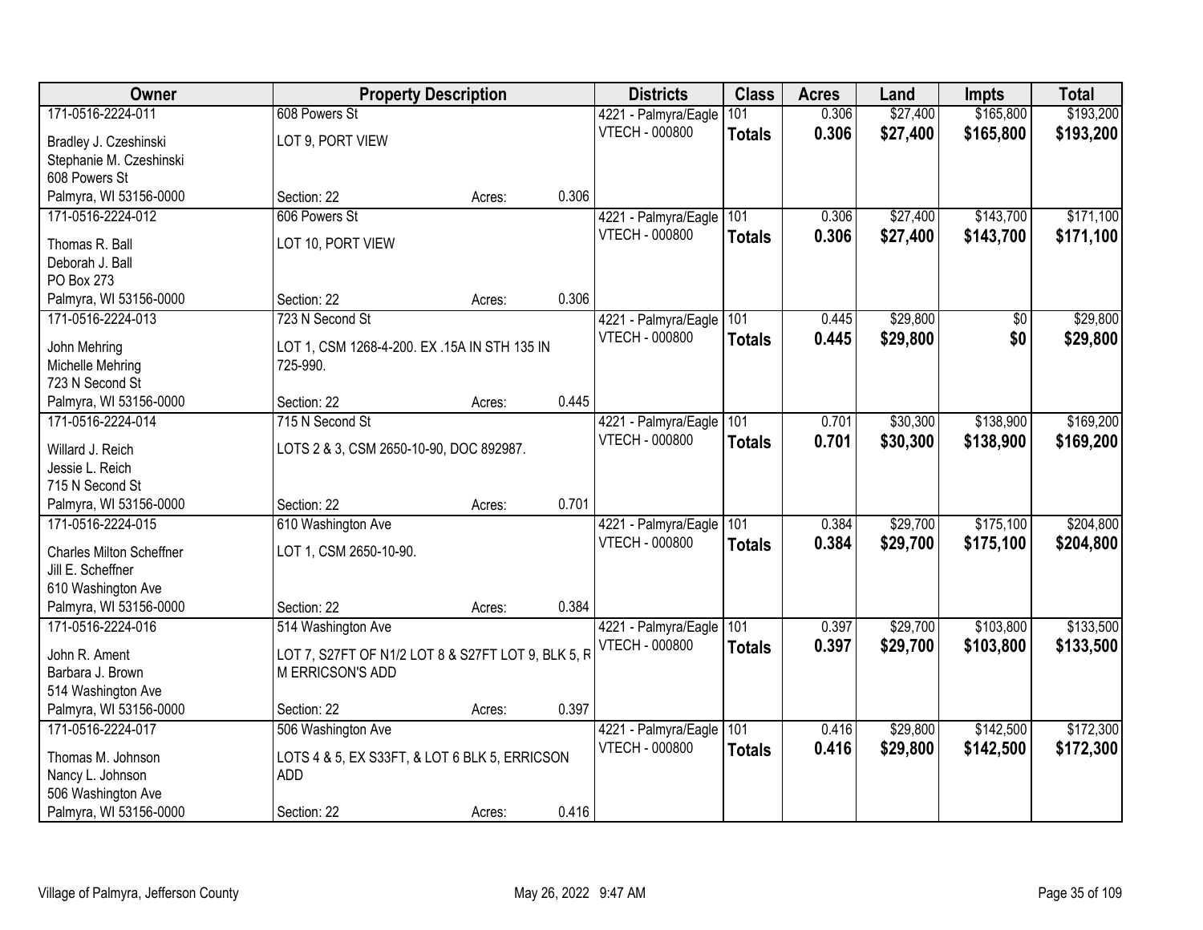| Owner | Property Description | | | Districts | Class | Acres | Land | Impts | Total |
|---|---|---|---|---|---|---|---|---|---|
| 171-0516-2224-011 | 608 Powers St | | | 4221 - Palmyra/Eagle | 101 | 0.306 | $27,400 | $165,800 | $193,200 |
| Bradley J. Czeshinski<br>Stephanie M. Czeshinski<br>608 Powers St<br>Palmyra, WI 53156-0000 | LOT 9, PORT VIEW<br><br><br>Section: 22 | Acres: | 0.306 | VTECH - 000800 | **Totals** | **0.306** | **$27,400** | **$165,800** | **$193,200** |
| 171-0516-2224-012 | 606 Powers St | | | 4221 - Palmyra/Eagle | 101 | 0.306 | $27,400 | $143,700 | $171,100 |
| Thomas R. Ball<br>Deborah J. Ball<br>PO Box 273<br>Palmyra, WI 53156-0000 | LOT 10, PORT VIEW<br><br><br>Section: 22 | Acres: | 0.306 | VTECH - 000800 | **Totals** | **0.306** | **$27,400** | **$143,700** | **$171,100** |
| 171-0516-2224-013 | 723 N Second St | | | 4221 - Palmyra/Eagle | 101 | 0.445 | $29,800 | $0 | $29,800 |
| John Mehring<br>Michelle Mehring<br>723 N Second St<br>Palmyra, WI 53156-0000 | LOT 1, CSM 1268-4-200. EX .15A IN STH 135 IN 725-990.<br><br>Section: 22 | Acres: | 0.445 | VTECH - 000800 | **Totals** | **0.445** | **$29,800** | **$0** | **$29,800** |
| 171-0516-2224-014 | 715 N Second St | | | 4221 - Palmyra/Eagle | 101 | 0.701 | $30,300 | $138,900 | $169,200 |
| Willard J. Reich<br>Jessie L. Reich<br>715 N Second St<br>Palmyra, WI 53156-0000 | LOTS 2 & 3, CSM 2650-10-90, DOC 892987.<br><br><br>Section: 22 | Acres: | 0.701 | VTECH - 000800 | **Totals** | **0.701** | **$30,300** | **$138,900** | **$169,200** |
| 171-0516-2224-015 | 610 Washington Ave | | | 4221 - Palmyra/Eagle | 101 | 0.384 | $29,700 | $175,100 | $204,800 |
| Charles Milton Scheffner<br>Jill E. Scheffner<br>610 Washington Ave<br>Palmyra, WI 53156-0000 | LOT 1, CSM 2650-10-90.<br><br><br>Section: 22 | Acres: | 0.384 | VTECH - 000800 | **Totals** | **0.384** | **$29,700** | **$175,100** | **$204,800** |
| 171-0516-2224-016 | 514 Washington Ave | | | 4221 - Palmyra/Eagle | 101 | 0.397 | $29,700 | $103,800 | $133,500 |
| John R. Ament<br>Barbara J. Brown<br>514 Washington Ave<br>Palmyra, WI 53156-0000 | LOT 7, S27FT OF N1/2 LOT 8 & S27FT LOT 9, BLK 5, R M ERRICSON'S ADD<br><br>Section: 22 | Acres: | 0.397 | VTECH - 000800 | **Totals** | **0.397** | **$29,700** | **$103,800** | **$133,500** |
| 171-0516-2224-017 | 506 Washington Ave | | | 4221 - Palmyra/Eagle | 101 | 0.416 | $29,800 | $142,500 | $172,300 |
| Thomas M. Johnson<br>Nancy L. Johnson<br>506 Washington Ave<br>Palmyra, WI 53156-0000 | LOTS 4 & 5, EX S33FT, & LOT 6 BLK 5, ERRICSON ADD<br><br>Section: 22 | Acres: | 0.416 | VTECH - 000800 | **Totals** | **0.416** | **$29,800** | **$142,500** | **$172,300** |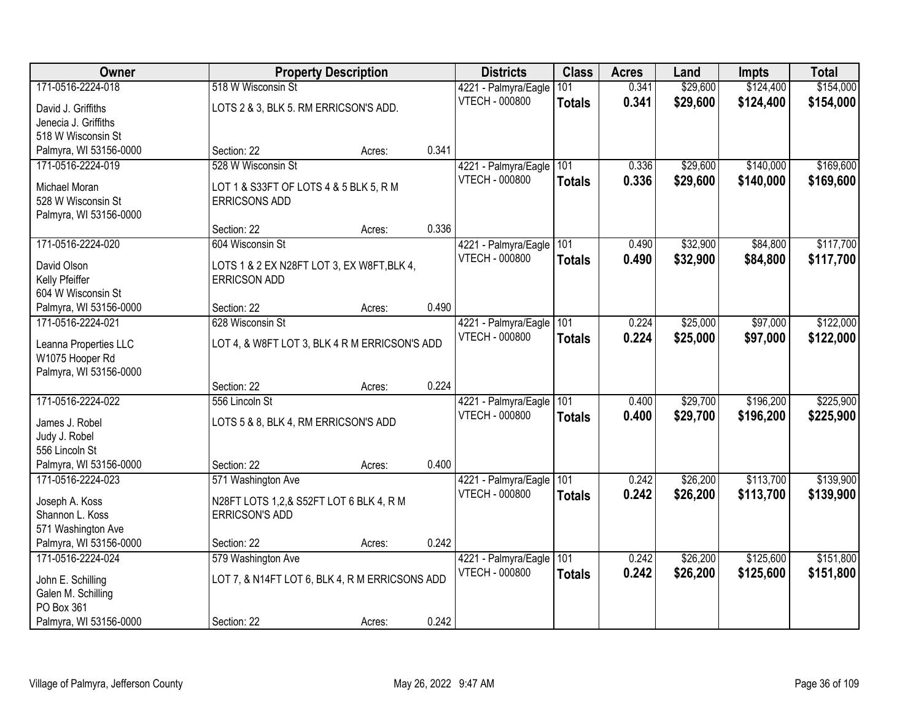| Owner | Property Description | | | Districts | Class | Acres | Land | Impts | Total |
|---|---|---|---|---|---|---|---|---|---|
| 171-0516-2224-018 | 518 W Wisconsin St | | | 4221 - Palmyra/Eagle | 101 | 0.341 | $29,600 | $124,400 | $154,000 |
| David J. Griffiths<br>Jenecia J. Griffiths<br>518 W Wisconsin St<br>Palmyra, WI 53156-0000 | LOTS 2 & 3, BLK 5. RM ERRICSON'S ADD. | | | VTECH - 000800 | **Totals** | **0.341** | **$29,600** | **$124,400** | **$154,000** |
| | Section: 22 | Acres: | 0.341 | | | | | | |
| 171-0516-2224-019 | 528 W Wisconsin St | | | 4221 - Palmyra/Eagle | 101 | 0.336 | $29,600 | $140,000 | $169,600 |
| Michael Moran<br>528 W Wisconsin St<br>Palmyra, WI 53156-0000 | LOT 1 & S33FT OF LOTS 4 & 5 BLK 5, R M ERRICSONS ADD | | | VTECH - 000800 | **Totals** | **0.336** | **$29,600** | **$140,000** | **$169,600** |
| | Section: 22 | Acres: | 0.336 | | | | | | |
| 171-0516-2224-020 | 604 Wisconsin St | | | 4221 - Palmyra/Eagle | 101 | 0.490 | $32,900 | $84,800 | $117,700 |
| David Olson<br>Kelly Pfeiffer<br>604 W Wisconsin St<br>Palmyra, WI 53156-0000 | LOTS 1 & 2 EX N28FT LOT 3, EX W8FT,BLK 4, ERRICSON ADD | | | VTECH - 000800 | **Totals** | **0.490** | **$32,900** | **$84,800** | **$117,700** |
| | Section: 22 | Acres: | 0.490 | | | | | | |
| 171-0516-2224-021 | 628 Wisconsin St | | | 4221 - Palmyra/Eagle | 101 | 0.224 | $25,000 | $97,000 | $122,000 |
| Leanna Properties LLC<br>W1075 Hooper Rd<br>Palmyra, WI 53156-0000 | LOT 4, & W8FT LOT 3, BLK 4 R M ERRICSON'S ADD | | | VTECH - 000800 | **Totals** | **0.224** | **$25,000** | **$97,000** | **$122,000** |
| | Section: 22 | Acres: | 0.224 | | | | | | |
| 171-0516-2224-022 | 556 Lincoln St | | | 4221 - Palmyra/Eagle | 101 | 0.400 | $29,700 | $196,200 | $225,900 |
| James J. Robel<br>Judy J. Robel<br>556 Lincoln St<br>Palmyra, WI 53156-0000 | LOTS 5 & 8, BLK 4, RM ERRICSON'S ADD | | | VTECH - 000800 | **Totals** | **0.400** | **$29,700** | **$196,200** | **$225,900** |
| | Section: 22 | Acres: | 0.400 | | | | | | |
| 171-0516-2224-023 | 571 Washington Ave | | | 4221 - Palmyra/Eagle | 101 | 0.242 | $26,200 | $113,700 | $139,900 |
| Joseph A. Koss<br>Shannon L. Koss<br>571 Washington Ave<br>Palmyra, WI 53156-0000 | N28FT LOTS 1,2,& S52FT LOT 6 BLK 4, R M ERRICSON'S ADD | | | VTECH - 000800 | **Totals** | **0.242** | **$26,200** | **$113,700** | **$139,900** |
| | Section: 22 | Acres: | 0.242 | | | | | | |
| 171-0516-2224-024 | 579 Washington Ave | | | 4221 - Palmyra/Eagle | 101 | 0.242 | $26,200 | $125,600 | $151,800 |
| John E. Schilling<br>Galen M. Schilling<br>PO Box 361<br>Palmyra, WI 53156-0000 | LOT 7, & N14FT LOT 6, BLK 4, R M ERRICSONS ADD | | | VTECH - 000800 | **Totals** | **0.242** | **$26,200** | **$125,600** | **$151,800** |
| | Section: 22 | Acres: | 0.242 | | | | | | |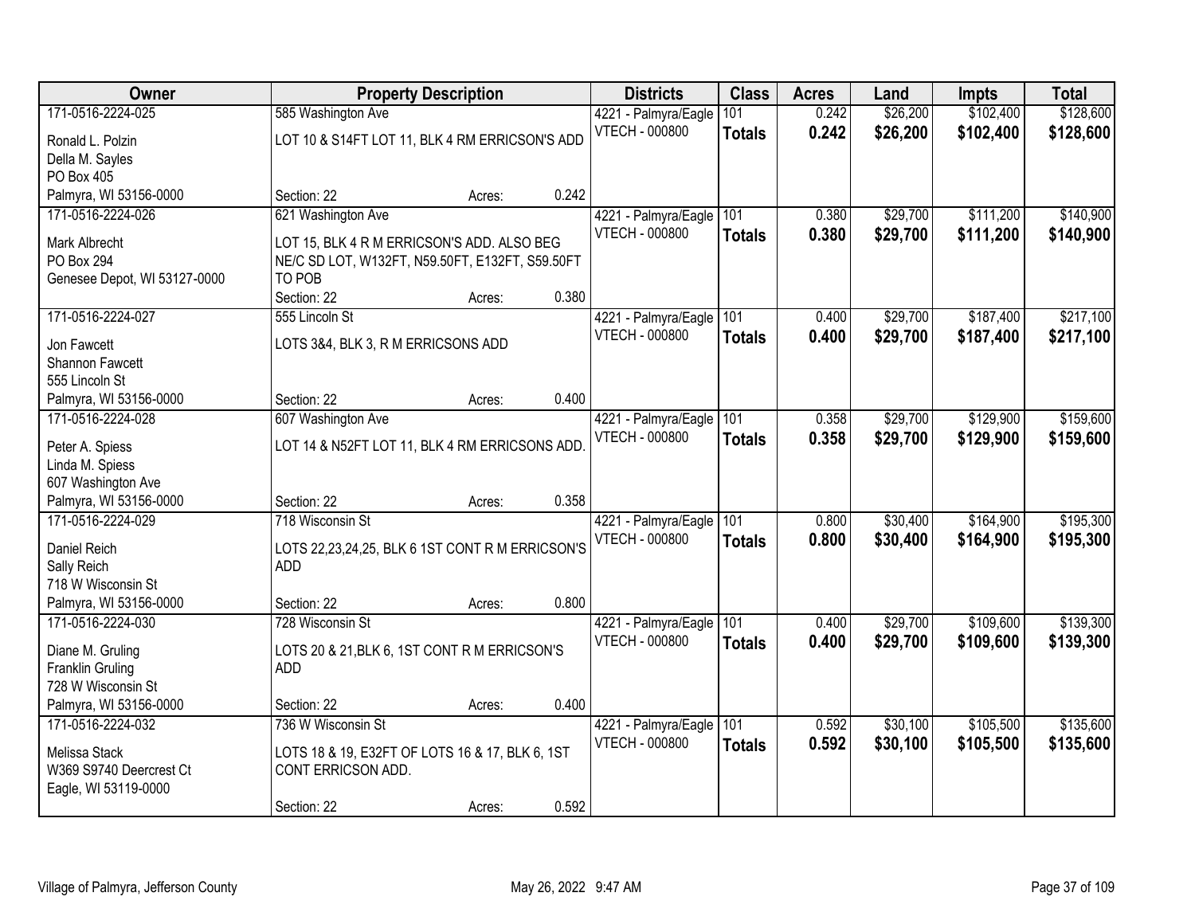| Owner | Property Description | Districts | Class | Acres | Land | Impts | Total |
|---|---|---|---|---|---|---|---|
| 171-0516-2224-025<br>Ronald L. Polzin<br>Della M. Sayles<br>PO Box 405<br>Palmyra, WI 53156-0000 | 585 Washington Ave<br>LOT 10 & S14FT LOT 11, BLK 4 RM ERRICSON'S ADD<br>Section: 22 Acres: 0.242 | 4221 - Palmyra/Eagle<br>VTECH - 000800 | 101<br>**Totals** | 0.242<br>**0.242** | $26,200<br>**$26,200** | $102,400<br>**$102,400** | $128,600<br>**$128,600** |
| 171-0516-2224-026<br>Mark Albrecht<br>PO Box 294<br>Genesee Depot, WI 53127-0000 | 621 Washington Ave<br>LOT 15, BLK 4 R M ERRICSON'S ADD. ALSO BEG NE/C SD LOT, W132FT, N59.50FT, E132FT, S59.50FT TO POB<br>Section: 22 Acres: 0.380 | 4221 - Palmyra/Eagle<br>VTECH - 000800 | 101<br>**Totals** | 0.380<br>**0.380** | $29,700<br>**$29,700** | $111,200<br>**$111,200** | $140,900<br>**$140,900** |
| 171-0516-2224-027<br>Jon Fawcett<br>Shannon Fawcett<br>555 Lincoln St<br>Palmyra, WI 53156-0000 | 555 Lincoln St<br>LOTS 3&4, BLK 3, R M ERRICSONS ADD<br>Section: 22 Acres: 0.400 | 4221 - Palmyra/Eagle<br>VTECH - 000800 | 101<br>**Totals** | 0.400<br>**0.400** | $29,700<br>**$29,700** | $187,400<br>**$187,400** | $217,100<br>**$217,100** |
| 171-0516-2224-028<br>Peter A. Spiess<br>Linda M. Spiess<br>607 Washington Ave<br>Palmyra, WI 53156-0000 | 607 Washington Ave<br>LOT 14 & N52FT LOT 11, BLK 4 RM ERRICSONS ADD.<br>Section: 22 Acres: 0.358 | 4221 - Palmyra/Eagle<br>VTECH - 000800 | 101<br>**Totals** | 0.358<br>**0.358** | $29,700<br>**$29,700** | $129,900<br>**$129,900** | $159,600<br>**$159,600** |
| 171-0516-2224-029<br>Daniel Reich<br>Sally Reich<br>718 W Wisconsin St<br>Palmyra, WI 53156-0000 | 718 Wisconsin St<br>LOTS 22,23,24,25, BLK 6 1ST CONT R M ERRICSON'S ADD<br>Section: 22 Acres: 0.800 | 4221 - Palmyra/Eagle<br>VTECH - 000800 | 101<br>**Totals** | 0.800<br>**0.800** | $30,400<br>**$30,400** | $164,900<br>**$164,900** | $195,300<br>**$195,300** |
| 171-0516-2224-030<br>Diane M. Gruling<br>Franklin Gruling<br>728 W Wisconsin St<br>Palmyra, WI 53156-0000 | 728 Wisconsin St<br>LOTS 20 & 21,BLK 6, 1ST CONT R M ERRICSON'S ADD<br>Section: 22 Acres: 0.400 | 4221 - Palmyra/Eagle<br>VTECH - 000800 | 101<br>**Totals** | 0.400<br>**0.400** | $29,700<br>**$29,700** | $109,600<br>**$109,600** | $139,300<br>**$139,300** |
| 171-0516-2224-032<br>Melissa Stack<br>W369 S9740 Deercrest Ct<br>Eagle, WI 53119-0000 | 736 W Wisconsin St<br>LOTS 18 & 19, E32FT OF LOTS 16 & 17, BLK 6, 1ST CONT ERRICSON ADD.<br>Section: 22 Acres: 0.592 | 4221 - Palmyra/Eagle<br>VTECH - 000800 | 101<br>**Totals** | 0.592<br>**0.592** | $30,100<br>**$30,100** | $105,500<br>**$105,500** | $135,600<br>**$135,600** |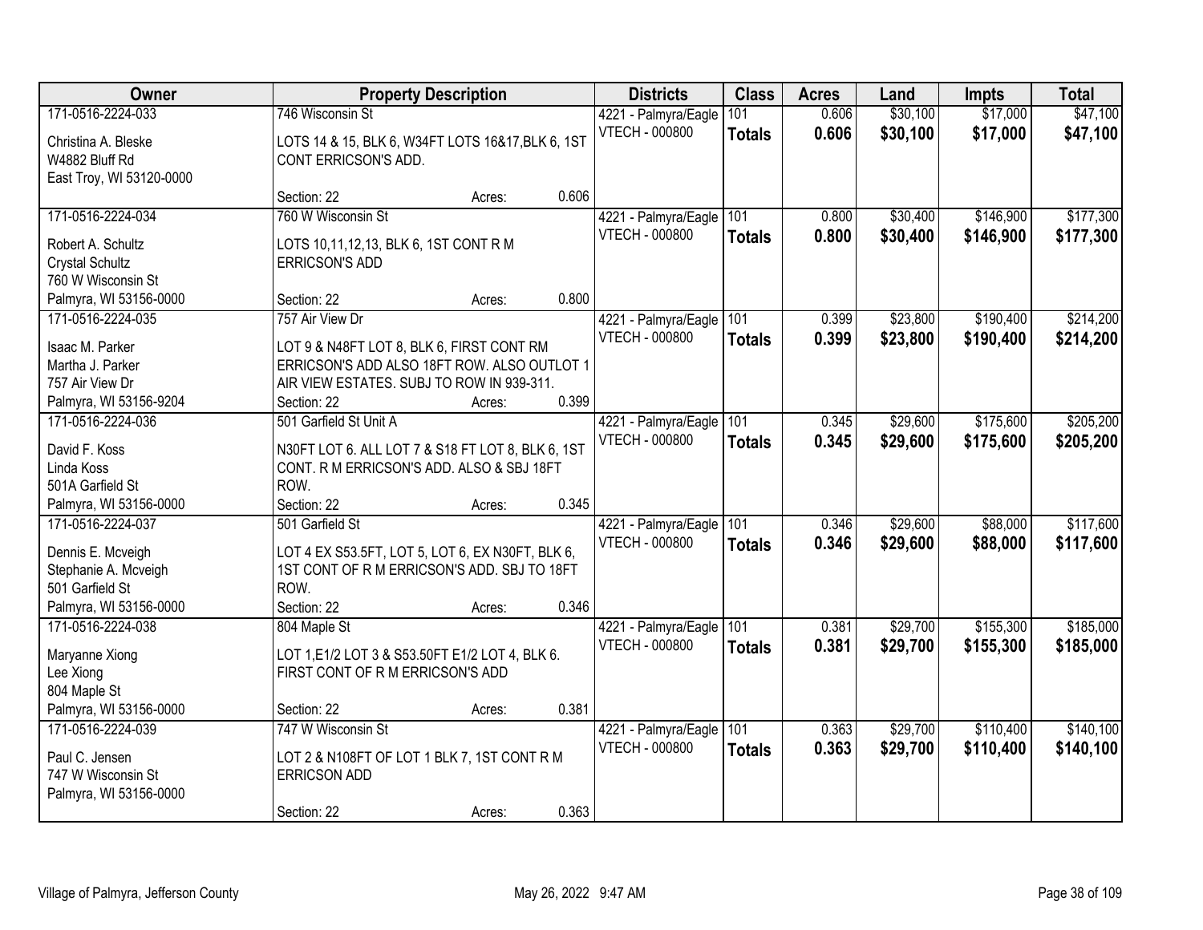| Owner | Property Description | Districts | Class | Acres | Land | Impts | Total |
|---|---|---|---|---|---|---|---|
| 171-0516-2224-033<br>Christina A. Bleske<br>W4882 Bluff Rd<br>East Troy, WI 53120-0000 | 746 Wisconsin St<br>LOTS 14 & 15, BLK 6, W34FT LOTS 16&17,BLK 6, 1ST CONT ERRICSON'S ADD.<br>Section: 22 Acres: 0.606 | 4221 - Palmyra/Eagle<br>VTECH - 000800 | 101<br>**Totals** | 0.606<br>**0.606** | $30,100<br>**$30,100** | $17,000<br>**$17,000** | $47,100<br>**$47,100** |
| 171-0516-2224-034<br>Robert A. Schultz<br>Crystal Schultz<br>760 W Wisconsin St<br>Palmyra, WI 53156-0000 | 760 W Wisconsin St<br>LOTS 10,11,12,13, BLK 6, 1ST CONT R M ERRICSON'S ADD<br>Section: 22 Acres: 0.800 | 4221 - Palmyra/Eagle<br>VTECH - 000800 | 101<br>**Totals** | 0.800<br>**0.800** | $30,400<br>**$30,400** | $146,900<br>**$146,900** | $177,300<br>**$177,300** |
| 171-0516-2224-035<br>Isaac M. Parker<br>Martha J. Parker<br>757 Air View Dr<br>Palmyra, WI 53156-9204 | 757 Air View Dr<br>LOT 9 & N48FT LOT 8, BLK 6, FIRST CONT RM ERRICSON'S ADD ALSO 18FT ROW. ALSO OUTLOT 1 AIR VIEW ESTATES. SUBJ TO ROW IN 939-311.<br>Section: 22 Acres: 0.399 | 4221 - Palmyra/Eagle<br>VTECH - 000800 | 101<br>**Totals** | 0.399<br>**0.399** | $23,800<br>**$23,800** | $190,400<br>**$190,400** | $214,200<br>**$214,200** |
| 171-0516-2224-036<br>David F. Koss<br>Linda Koss<br>501A Garfield St<br>Palmyra, WI 53156-0000 | 501 Garfield St Unit A<br>N30FT LOT 6. ALL LOT 7 & S18 FT LOT 8, BLK 6, 1ST CONT. R M ERRICSON'S ADD. ALSO & SBJ 18FT ROW.<br>Section: 22 Acres: 0.345 | 4221 - Palmyra/Eagle<br>VTECH - 000800 | 101<br>**Totals** | 0.345<br>**0.345** | $29,600<br>**$29,600** | $175,600<br>**$175,600** | $205,200<br>**$205,200** |
| 171-0516-2224-037<br>Dennis E. Mcveigh<br>Stephanie A. Mcveigh<br>501 Garfield St<br>Palmyra, WI 53156-0000 | 501 Garfield St<br>LOT 4 EX S53.5FT, LOT 5, LOT 6, EX N30FT, BLK 6, 1ST CONT OF R M ERRICSON'S ADD. SBJ TO 18FT ROW.<br>Section: 22 Acres: 0.346 | 4221 - Palmyra/Eagle<br>VTECH - 000800 | 101<br>**Totals** | 0.346<br>**0.346** | $29,600<br>**$29,600** | $88,000<br>**$88,000** | $117,600<br>**$117,600** |
| 171-0516-2224-038<br>Maryanne Xiong<br>Lee Xiong<br>804 Maple St<br>Palmyra, WI 53156-0000 | 804 Maple St<br>LOT 1,E1/2 LOT 3 & S53.50FT E1/2 LOT 4, BLK 6. FIRST CONT OF R M ERRICSON'S ADD<br>Section: 22 Acres: 0.381 | 4221 - Palmyra/Eagle<br>VTECH - 000800 | 101<br>**Totals** | 0.381<br>**0.381** | $29,700<br>**$29,700** | $155,300<br>**$155,300** | $185,000<br>**$185,000** |
| 171-0516-2224-039<br>Paul C. Jensen<br>747 W Wisconsin St<br>Palmyra, WI 53156-0000 | 747 W Wisconsin St<br>LOT 2 & N108FT OF LOT 1 BLK 7, 1ST CONT R M ERRICSON ADD<br>Section: 22 Acres: 0.363 | 4221 - Palmyra/Eagle<br>VTECH - 000800 | 101<br>**Totals** | 0.363<br>**0.363** | $29,700<br>**$29,700** | $110,400<br>**$110,400** | $140,100<br>**$140,100** |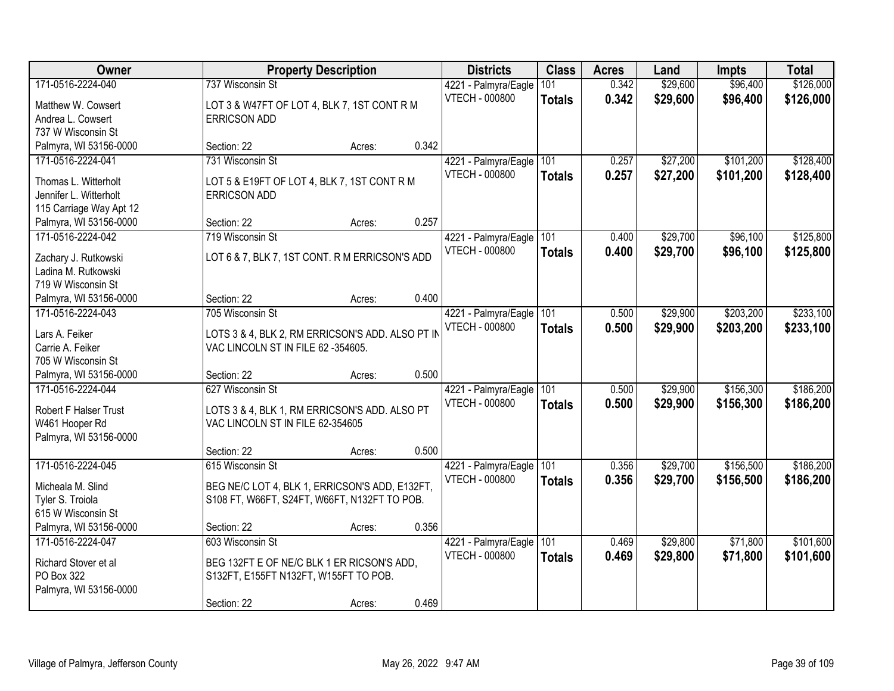| Owner | Property Description | | | Districts | Class | Acres | Land | Impts | Total |
|---|---|---|---|---|---|---|---|---|---|
| 171-0516-2224-040 | 737 Wisconsin St | | | 4221 - Palmyra/Eagle | 101 | 0.342 | $29,600 | $96,400 | $126,000 |
| Matthew W. Cowsert<br>Andrea L. Cowsert<br>737 W Wisconsin St<br>Palmyra, WI 53156-0000 | LOT 3 & W47FT OF LOT 4, BLK 7, 1ST CONT R M ERRICSON ADD | | | VTECH - 000800 | **Totals** | **0.342** | **$29,600** | **$96,400** | **$126,000** |
| | Section: 22 | Acres: | 0.342 | | | | | | |
| 171-0516-2224-041 | 731 Wisconsin St | | | 4221 - Palmyra/Eagle | 101 | 0.257 | $27,200 | $101,200 | $128,400 |
| Thomas L. Witterholt<br>Jennifer L. Witterholt<br>115 Carriage Way Apt 12<br>Palmyra, WI 53156-0000 | LOT 5 & E19FT OF LOT 4, BLK 7, 1ST CONT R M ERRICSON ADD | | | VTECH - 000800 | **Totals** | **0.257** | **$27,200** | **$101,200** | **$128,400** |
| | Section: 22 | Acres: | 0.257 | | | | | | |
| 171-0516-2224-042 | 719 Wisconsin St | | | 4221 - Palmyra/Eagle | 101 | 0.400 | $29,700 | $96,100 | $125,800 |
| Zachary J. Rutkowski<br>Ladina M. Rutkowski<br>719 W Wisconsin St<br>Palmyra, WI 53156-0000 | LOT 6 & 7, BLK 7, 1ST CONT. R M ERRICSON'S ADD | | | VTECH - 000800 | **Totals** | **0.400** | **$29,700** | **$96,100** | **$125,800** |
| | Section: 22 | Acres: | 0.400 | | | | | | |
| 171-0516-2224-043 | 705 Wisconsin St | | | 4221 - Palmyra/Eagle | 101 | 0.500 | $29,900 | $203,200 | $233,100 |
| Lars A. Feiker<br>Carrie A. Feiker<br>705 W Wisconsin St<br>Palmyra, WI 53156-0000 | LOTS 3 & 4, BLK 2, RM ERRICSON'S ADD. ALSO PT IN VAC LINCOLN ST IN FILE 62 -354605. | | | VTECH - 000800 | **Totals** | **0.500** | **$29,900** | **$203,200** | **$233,100** |
| | Section: 22 | Acres: | 0.500 | | | | | | |
| 171-0516-2224-044 | 627 Wisconsin St | | | 4221 - Palmyra/Eagle | 101 | 0.500 | $29,900 | $156,300 | $186,200 |
| Robert F Halser Trust<br>W461 Hooper Rd<br>Palmyra, WI 53156-0000 | LOTS 3 & 4, BLK 1, RM ERRICSON'S ADD. ALSO PT VAC LINCOLN ST IN FILE 62-354605 | | | VTECH - 000800 | **Totals** | **0.500** | **$29,900** | **$156,300** | **$186,200** |
| | Section: 22 | Acres: | 0.500 | | | | | | |
| 171-0516-2224-045 | 615 Wisconsin St | | | 4221 - Palmyra/Eagle | 101 | 0.356 | $29,700 | $156,500 | $186,200 |
| Micheala M. Slind<br>Tyler S. Troiola<br>615 W Wisconsin St<br>Palmyra, WI 53156-0000 | BEG NE/C LOT 4, BLK 1, ERRICSON'S ADD, E132FT, S108 FT, W66FT, S24FT, W66FT, N132FT TO POB. | | | VTECH - 000800 | **Totals** | **0.356** | **$29,700** | **$156,500** | **$186,200** |
| | Section: 22 | Acres: | 0.356 | | | | | | |
| 171-0516-2224-047 | 603 Wisconsin St | | | 4221 - Palmyra/Eagle | 101 | 0.469 | $29,800 | $71,800 | $101,600 |
| Richard Stover et al<br>PO Box 322<br>Palmyra, WI 53156-0000 | BEG 132FT E OF NE/C BLK 1 ER RICSON'S ADD, S132FT, E155FT N132FT, W155FT TO POB. | | | VTECH - 000800 | **Totals** | **0.469** | **$29,800** | **$71,800** | **$101,600** |
| | Section: 22 | Acres: | 0.469 | | | | | | |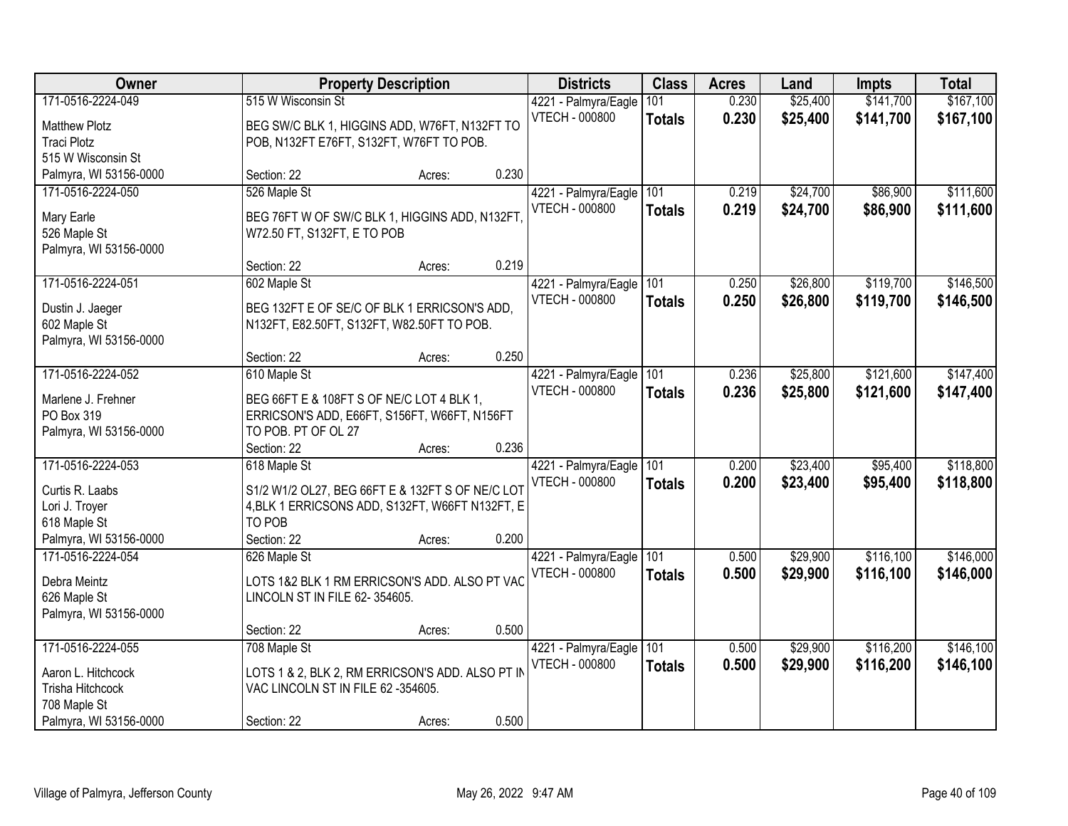| Owner | Property Description | | | Districts | Class | Acres | Land | Impts | Total |
|---|---|---|---|---|---|---|---|---|---|
| 171-0516-2224-049<br>Matthew Plotz<br>Traci Plotz<br>515 W Wisconsin St<br>Palmyra, WI 53156-0000 | 515 W Wisconsin St<br>BEG SW/C BLK 1, HIGGINS ADD, W76FT, N132FT TO POB, N132FT E76FT, S132FT, W76FT TO POB.<br>Section: 22 | Acres: | 0.230 | 4221 - Palmyra/Eagle<br>VTECH - 000800 | 101<br>**Totals** | 0.230<br>**0.230** | $25,400<br>**$25,400** | $141,700<br>**$141,700** | $167,100<br>**$167,100** |
| 171-0516-2224-050<br>Mary Earle<br>526 Maple St<br>Palmyra, WI 53156-0000 | 526 Maple St<br>BEG 76FT W OF SW/C BLK 1, HIGGINS ADD, N132FT, W72.50 FT, S132FT, E TO POB<br>Section: 22 | Acres: | 0.219 | 4221 - Palmyra/Eagle<br>VTECH - 000800 | 101<br>**Totals** | 0.219<br>**0.219** | $24,700<br>**$24,700** | $86,900<br>**$86,900** | $111,600<br>**$111,600** |
| 171-0516-2224-051<br>Dustin J. Jaeger<br>602 Maple St<br>Palmyra, WI 53156-0000 | 602 Maple St<br>BEG 132FT E OF SE/C OF BLK 1 ERRICSON'S ADD, N132FT, E82.50FT, S132FT, W82.50FT TO POB.<br>Section: 22 | Acres: | 0.250 | 4221 - Palmyra/Eagle<br>VTECH - 000800 | 101<br>**Totals** | 0.250<br>**0.250** | $26,800<br>**$26,800** | $119,700<br>**$119,700** | $146,500<br>**$146,500** |
| 171-0516-2224-052<br>Marlene J. Frehner<br>PO Box 319<br>Palmyra, WI 53156-0000 | 610 Maple St<br>BEG 66FT E & 108FT S OF NE/C LOT 4 BLK 1, ERRICSON'S ADD, E66FT, S156FT, W66FT, N156FT TO POB. PT OF OL 27<br>Section: 22 | Acres: | 0.236 | 4221 - Palmyra/Eagle<br>VTECH - 000800 | 101<br>**Totals** | 0.236<br>**0.236** | $25,800<br>**$25,800** | $121,600<br>**$121,600** | $147,400<br>**$147,400** |
| 171-0516-2224-053<br>Curtis R. Laabs<br>Lori J. Troyer<br>618 Maple St<br>Palmyra, WI 53156-0000 | 618 Maple St<br>S1/2 W1/2 OL27, BEG 66FT E & 132FT S OF NE/C LOT 4,BLK 1 ERRICSONS ADD, S132FT, W66FT N132FT, E TO POB<br>Section: 22 | Acres: | 0.200 | 4221 - Palmyra/Eagle<br>VTECH - 000800 | 101<br>**Totals** | 0.200<br>**0.200** | $23,400<br>**$23,400** | $95,400<br>**$95,400** | $118,800<br>**$118,800** |
| 171-0516-2224-054<br>Debra Meintz<br>626 Maple St<br>Palmyra, WI 53156-0000 | 626 Maple St<br>LOTS 1&2 BLK 1 RM ERRICSON'S ADD. ALSO PT VAC LINCOLN ST IN FILE 62- 354605.<br>Section: 22 | Acres: | 0.500 | 4221 - Palmyra/Eagle<br>VTECH - 000800 | 101<br>**Totals** | 0.500<br>**0.500** | $29,900<br>**$29,900** | $116,100<br>**$116,100** | $146,000<br>**$146,000** |
| 171-0516-2224-055<br>Aaron L. Hitchcock<br>Trisha Hitchcock<br>708 Maple St<br>Palmyra, WI 53156-0000 | 708 Maple St<br>LOTS 1 & 2, BLK 2, RM ERRICSON'S ADD. ALSO PT IN VAC LINCOLN ST IN FILE 62 -354605.<br>Section: 22 | Acres: | 0.500 | 4221 - Palmyra/Eagle<br>VTECH - 000800 | 101<br>**Totals** | 0.500<br>**0.500** | $29,900<br>**$29,900** | $116,200<br>**$116,200** | $146,100<br>**$146,100** |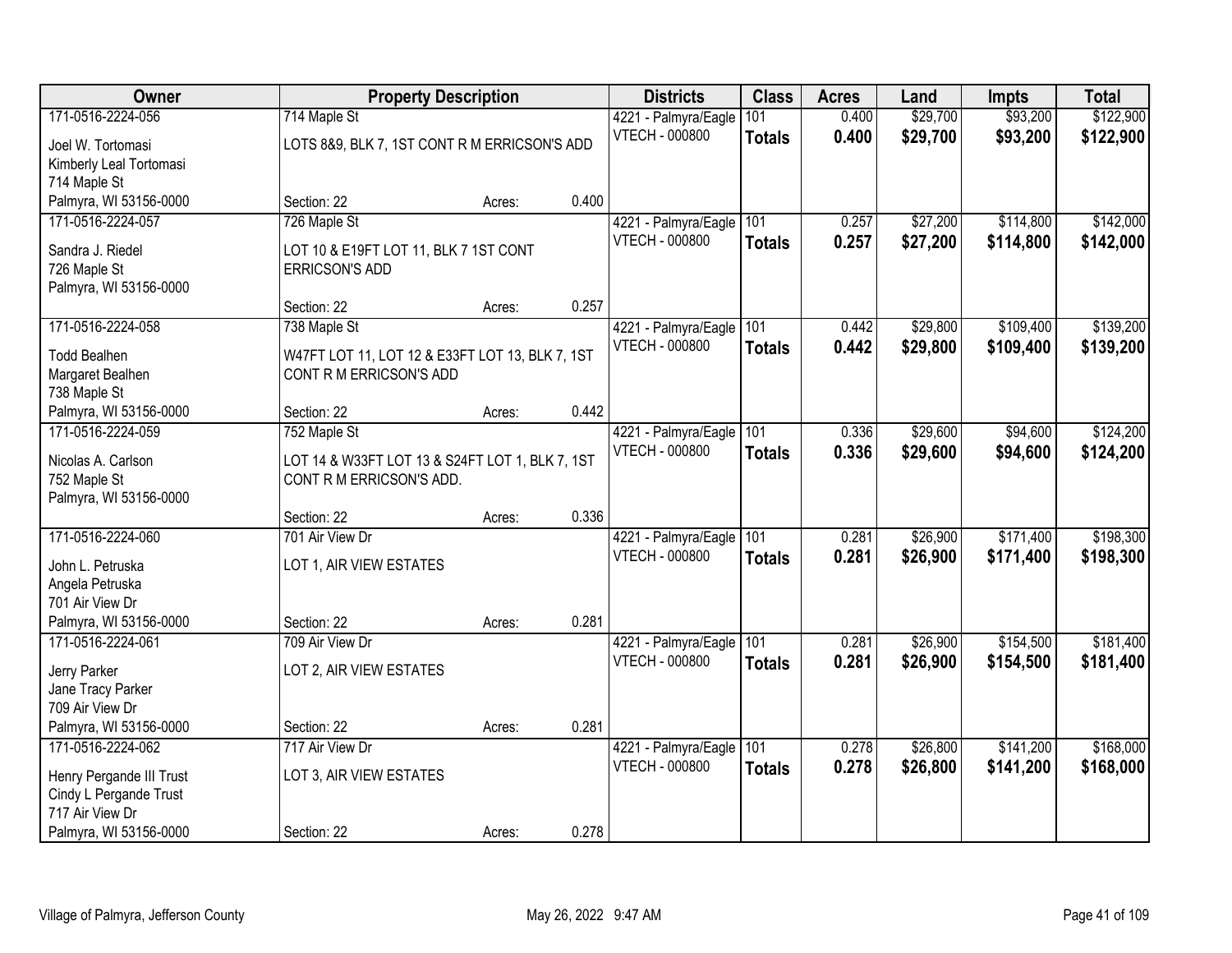| Owner | Property Description | | | Districts | Class | Acres | Land | Impts | Total |
|---|---|---|---|---|---|---|---|---|---|
| 171-0516-2224-056 | 714 Maple St | | | 4221 - Palmyra/Eagle | 101 | 0.400 | $29,700 | $93,200 | $122,900 |
| Joel W. Tortomasi<br>Kimberly Leal Tortomasi<br>714 Maple St<br>Palmyra, WI 53156-0000 | LOTS 8&9, BLK 7, 1ST CONT R M ERRICSON'S ADD | | | VTECH - 000800 | **Totals** | **0.400** | **$29,700** | **$93,200** | **$122,900** |
| | Section: 22 | Acres: | 0.400 | | | | | | |
| 171-0516-2224-057 | 726 Maple St | | | 4221 - Palmyra/Eagle | 101 | 0.257 | $27,200 | $114,800 | $142,000 |
| Sandra J. Riedel<br>726 Maple St<br>Palmyra, WI 53156-0000 | LOT 10 & E19FT LOT 11, BLK 7 1ST CONT ERRICSON'S ADD | | | VTECH - 000800 | **Totals** | **0.257** | **$27,200** | **$114,800** | **$142,000** |
| | Section: 22 | Acres: | 0.257 | | | | | | |
| 171-0516-2224-058 | 738 Maple St | | | 4221 - Palmyra/Eagle | 101 | 0.442 | $29,800 | $109,400 | $139,200 |
| Todd Bealhen<br>Margaret Bealhen<br>738 Maple St<br>Palmyra, WI 53156-0000 | W47FT LOT 11, LOT 12 & E33FT LOT 13, BLK 7, 1ST CONT R M ERRICSON'S ADD | | | VTECH - 000800 | **Totals** | **0.442** | **$29,800** | **$109,400** | **$139,200** |
| | Section: 22 | Acres: | 0.442 | | | | | | |
| 171-0516-2224-059 | 752 Maple St | | | 4221 - Palmyra/Eagle | 101 | 0.336 | $29,600 | $94,600 | $124,200 |
| Nicolas A. Carlson<br>752 Maple St<br>Palmyra, WI 53156-0000 | LOT 14 & W33FT LOT 13 & S24FT LOT 1, BLK 7, 1ST CONT R M ERRICSON'S ADD. | | | VTECH - 000800 | **Totals** | **0.336** | **$29,600** | **$94,600** | **$124,200** |
| | Section: 22 | Acres: | 0.336 | | | | | | |
| 171-0516-2224-060 | 701 Air View Dr | | | 4221 - Palmyra/Eagle | 101 | 0.281 | $26,900 | $171,400 | $198,300 |
| John L. Petruska<br>Angela Petruska<br>701 Air View Dr<br>Palmyra, WI 53156-0000 | LOT 1, AIR VIEW ESTATES | | | VTECH - 000800 | **Totals** | **0.281** | **$26,900** | **$171,400** | **$198,300** |
| | Section: 22 | Acres: | 0.281 | | | | | | |
| 171-0516-2224-061 | 709 Air View Dr | | | 4221 - Palmyra/Eagle | 101 | 0.281 | $26,900 | $154,500 | $181,400 |
| Jerry Parker<br>Jane Tracy Parker<br>709 Air View Dr<br>Palmyra, WI 53156-0000 | LOT 2, AIR VIEW ESTATES | | | VTECH - 000800 | **Totals** | **0.281** | **$26,900** | **$154,500** | **$181,400** |
| | Section: 22 | Acres: | 0.281 | | | | | | |
| 171-0516-2224-062 | 717 Air View Dr | | | 4221 - Palmyra/Eagle | 101 | 0.278 | $26,800 | $141,200 | $168,000 |
| Henry Pergande III Trust<br>Cindy L Pergande Trust<br>717 Air View Dr<br>Palmyra, WI 53156-0000 | LOT 3, AIR VIEW ESTATES | | | VTECH - 000800 | **Totals** | **0.278** | **$26,800** | **$141,200** | **$168,000** |
| | Section: 22 | Acres: | 0.278 | | | | | | |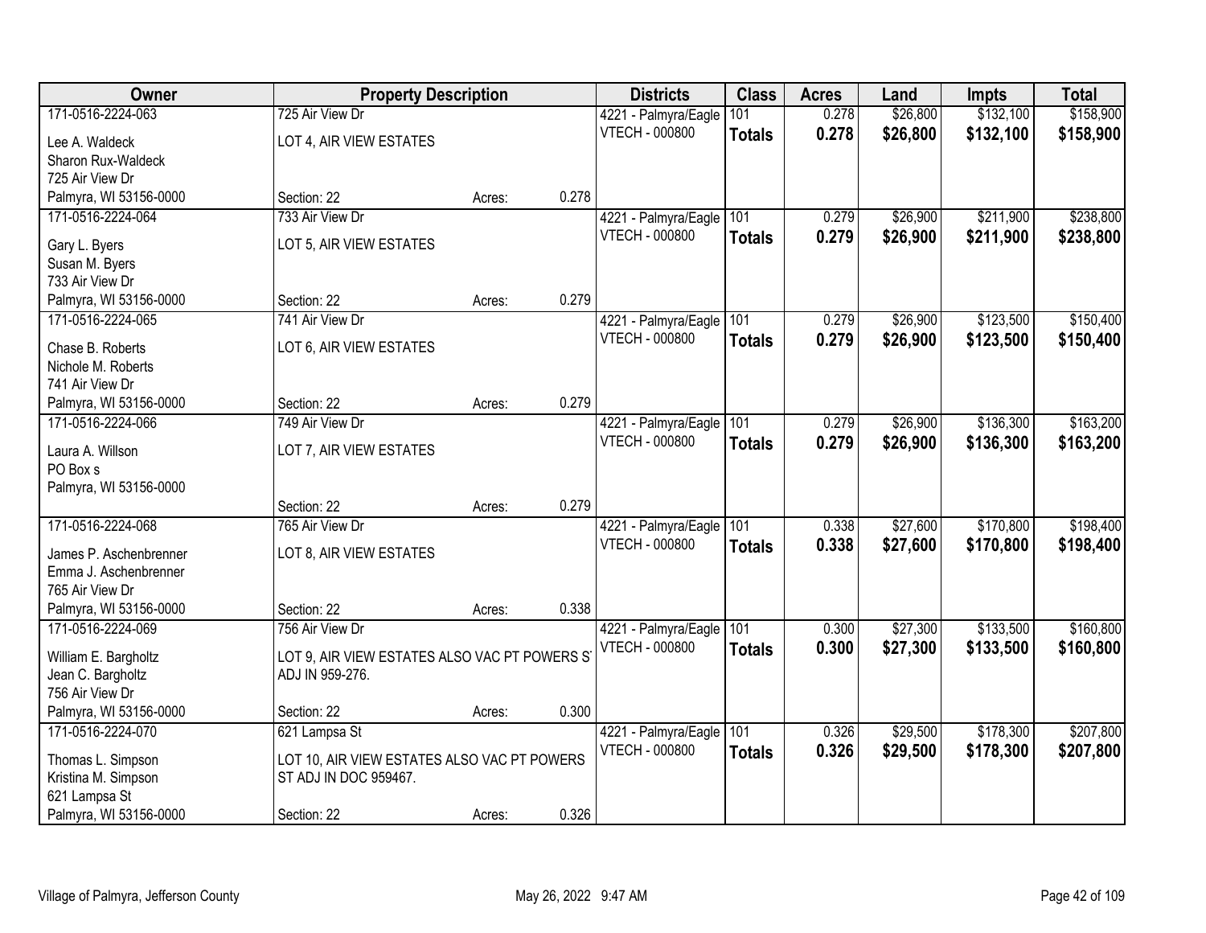| Owner | Property Description | | | Districts | Class | Acres | Land | Impts | Total |
|---|---|---|---|---|---|---|---|---|---|
| 171-0516-2224-063 | 725 Air View Dr | | | 4221 - Palmyra/Eagle | 101 | 0.278 | $26,800 | $132,100 | $158,900 |
| Lee A. Waldeck<br>Sharon Rux-Waldeck<br>725 Air View Dr<br>Palmyra, WI 53156-0000 | LOT 4, AIR VIEW ESTATES<br><br><br>Section: 22 | Acres: | 0.278 | VTECH - 000800 | **Totals** | **0.278** | **$26,800** | **$132,100** | **$158,900** |
| 171-0516-2224-064 | 733 Air View Dr | | | 4221 - Palmyra/Eagle | 101 | 0.279 | $26,900 | $211,900 | $238,800 |
| Gary L. Byers<br>Susan M. Byers<br>733 Air View Dr<br>Palmyra, WI 53156-0000 | LOT 5, AIR VIEW ESTATES<br><br><br>Section: 22 | Acres: | 0.279 | VTECH - 000800 | **Totals** | **0.279** | **$26,900** | **$211,900** | **$238,800** |
| 171-0516-2224-065 | 741 Air View Dr | | | 4221 - Palmyra/Eagle | 101 | 0.279 | $26,900 | $123,500 | $150,400 |
| Chase B. Roberts<br>Nichole M. Roberts<br>741 Air View Dr<br>Palmyra, WI 53156-0000 | LOT 6, AIR VIEW ESTATES<br><br><br>Section: 22 | Acres: | 0.279 | VTECH - 000800 | **Totals** | **0.279** | **$26,900** | **$123,500** | **$150,400** |
| 171-0516-2224-066 | 749 Air View Dr | | | 4221 - Palmyra/Eagle | 101 | 0.279 | $26,900 | $136,300 | $163,200 |
| Laura A. Willson<br>PO Box s<br>Palmyra, WI 53156-0000 | LOT 7, AIR VIEW ESTATES<br><br><br>Section: 22 | Acres: | 0.279 | VTECH - 000800 | **Totals** | **0.279** | **$26,900** | **$136,300** | **$163,200** |
| 171-0516-2224-068 | 765 Air View Dr | | | 4221 - Palmyra/Eagle | 101 | 0.338 | $27,600 | $170,800 | $198,400 |
| James P. Aschenbrenner<br>Emma J. Aschenbrenner<br>765 Air View Dr<br>Palmyra, WI 53156-0000 | LOT 8, AIR VIEW ESTATES<br><br><br>Section: 22 | Acres: | 0.338 | VTECH - 000800 | **Totals** | **0.338** | **$27,600** | **$170,800** | **$198,400** |
| 171-0516-2224-069 | 756 Air View Dr | | | 4221 - Palmyra/Eagle | 101 | 0.300 | $27,300 | $133,500 | $160,800 |
| William E. Bargholtz<br>Jean C. Bargholtz<br>756 Air View Dr<br>Palmyra, WI 53156-0000 | LOT 9, AIR VIEW ESTATES ALSO VAC PT POWERS ST ADJ IN 959-276.<br><br>Section: 22 | Acres: | 0.300 | VTECH - 000800 | **Totals** | **0.300** | **$27,300** | **$133,500** | **$160,800** |
| 171-0516-2224-070 | 621 Lampsa St | | | 4221 - Palmyra/Eagle | 101 | 0.326 | $29,500 | $178,300 | $207,800 |
| Thomas L. Simpson<br>Kristina M. Simpson<br>621 Lampsa St<br>Palmyra, WI 53156-0000 | LOT 10, AIR VIEW ESTATES ALSO VAC PT POWERS ST ADJ IN DOC 959467.<br><br>Section: 22 | Acres: | 0.326 | VTECH - 000800 | **Totals** | **0.326** | **$29,500** | **$178,300** | **$207,800** |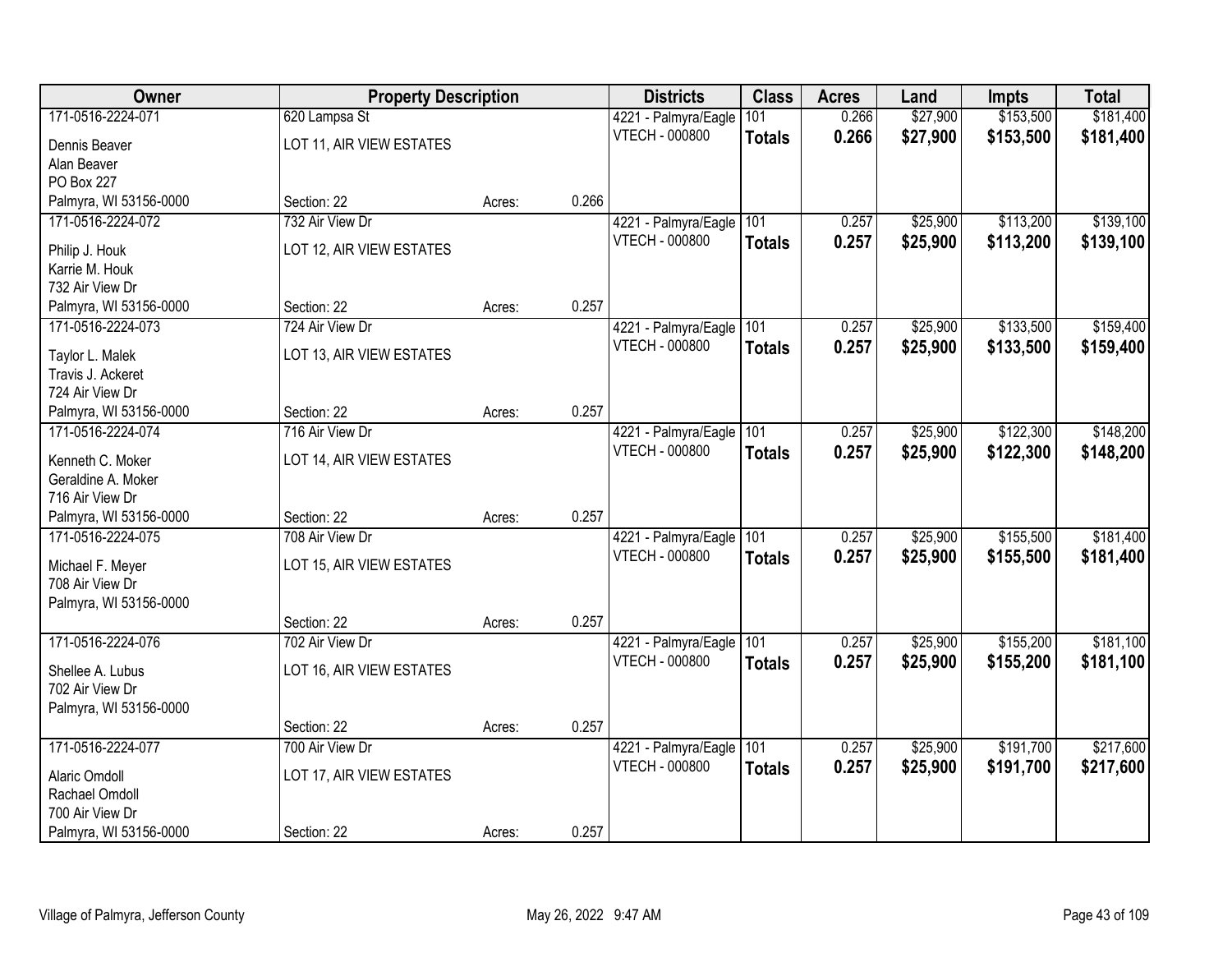| Owner | Property Description | | | Districts | Class | Acres | Land | Impts | Total |
|---|---|---|---|---|---|---|---|---|---|
| 171-0516-2224-071<br>Dennis Beaver<br>Alan Beaver<br>PO Box 227<br>Palmyra, WI 53156-0000 | 620 Lampsa St<br>LOT 11, AIR VIEW ESTATES<br>Section: 22 | Acres: | 0.266 | 4221 - Palmyra/Eagle<br>VTECH - 000800 | 101<br>**Totals** | 0.266<br>**0.266** | $27,900<br>**$27,900** | $153,500<br>**$153,500** | $181,400<br>**$181,400** |
| 171-0516-2224-072<br>Philip J. Houk<br>Karrie M. Houk<br>732 Air View Dr<br>Palmyra, WI 53156-0000 | 732 Air View Dr<br>LOT 12, AIR VIEW ESTATES<br>Section: 22 | Acres: | 0.257 | 4221 - Palmyra/Eagle<br>VTECH - 000800 | 101<br>**Totals** | 0.257<br>**0.257** | $25,900<br>**$25,900** | $113,200<br>**$113,200** | $139,100<br>**$139,100** |
| 171-0516-2224-073<br>Taylor L. Malek<br>Travis J. Ackeret<br>724 Air View Dr<br>Palmyra, WI 53156-0000 | 724 Air View Dr<br>LOT 13, AIR VIEW ESTATES<br>Section: 22 | Acres: | 0.257 | 4221 - Palmyra/Eagle<br>VTECH - 000800 | 101<br>**Totals** | 0.257<br>**0.257** | $25,900<br>**$25,900** | $133,500<br>**$133,500** | $159,400<br>**$159,400** |
| 171-0516-2224-074<br>Kenneth C. Moker<br>Geraldine A. Moker<br>716 Air View Dr<br>Palmyra, WI 53156-0000 | 716 Air View Dr<br>LOT 14, AIR VIEW ESTATES<br>Section: 22 | Acres: | 0.257 | 4221 - Palmyra/Eagle<br>VTECH - 000800 | 101<br>**Totals** | 0.257<br>**0.257** | $25,900<br>**$25,900** | $122,300<br>**$122,300** | $148,200<br>**$148,200** |
| 171-0516-2224-075<br>Michael F. Meyer<br>708 Air View Dr<br>Palmyra, WI 53156-0000 | 708 Air View Dr<br>LOT 15, AIR VIEW ESTATES<br>Section: 22 | Acres: | 0.257 | 4221 - Palmyra/Eagle<br>VTECH - 000800 | 101<br>**Totals** | 0.257<br>**0.257** | $25,900<br>**$25,900** | $155,500<br>**$155,500** | $181,400<br>**$181,400** |
| 171-0516-2224-076<br>Shellee A. Lubus<br>702 Air View Dr<br>Palmyra, WI 53156-0000 | 702 Air View Dr<br>LOT 16, AIR VIEW ESTATES<br>Section: 22 | Acres: | 0.257 | 4221 - Palmyra/Eagle<br>VTECH - 000800 | 101<br>**Totals** | 0.257<br>**0.257** | $25,900<br>**$25,900** | $155,200<br>**$155,200** | $181,100<br>**$181,100** |
| 171-0516-2224-077<br>Alaric Omdoll<br>Rachael Omdoll<br>700 Air View Dr<br>Palmyra, WI 53156-0000 | 700 Air View Dr<br>LOT 17, AIR VIEW ESTATES<br>Section: 22 | Acres: | 0.257 | 4221 - Palmyra/Eagle<br>VTECH - 000800 | 101<br>**Totals** | 0.257<br>**0.257** | $25,900<br>**$25,900** | $191,700<br>**$191,700** | $217,600<br>**$217,600** |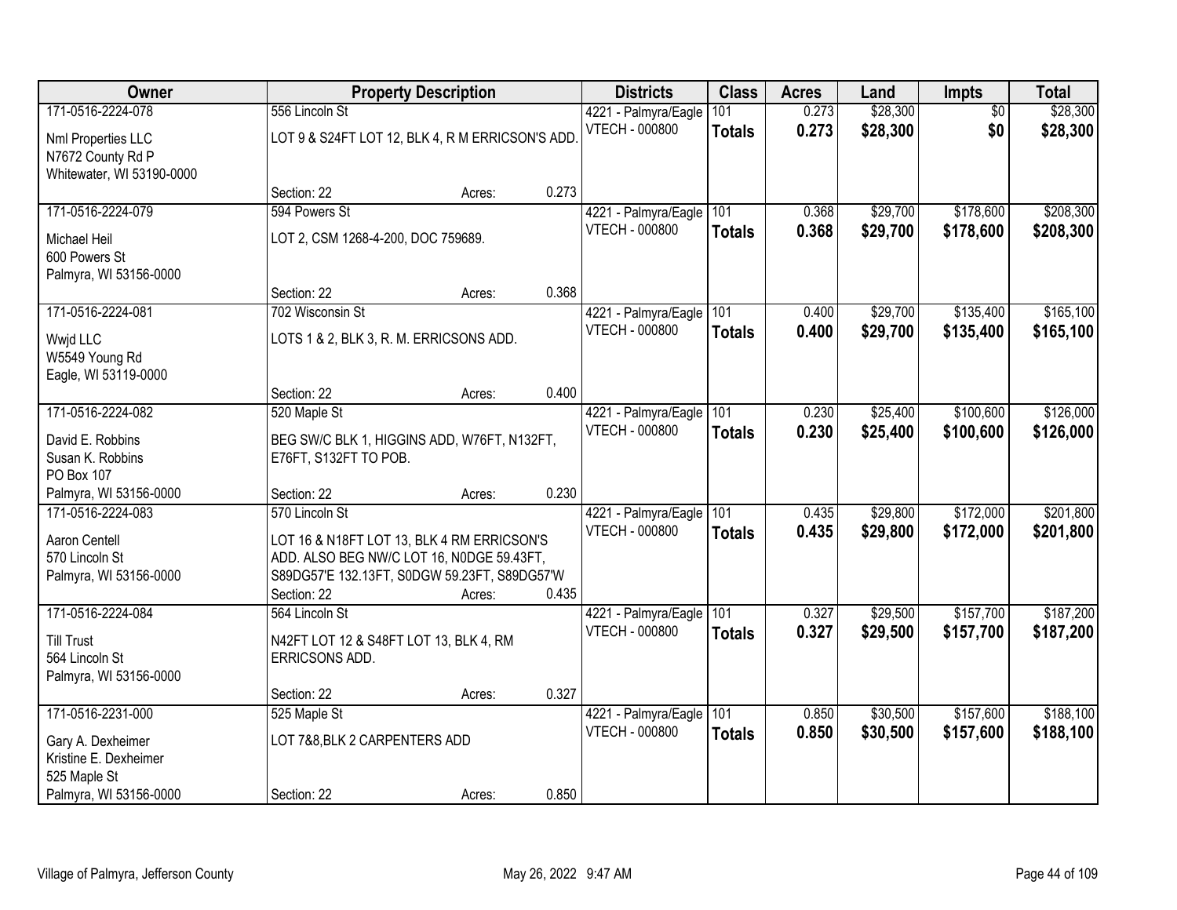| Owner | Property Description | | | Districts | Class | Acres | Land | Impts | Total |
|---|---|---|---|---|---|---|---|---|---|
| 171-0516-2224-078 | 556 Lincoln St | | | 4221 - Palmyra/Eagle | 101 | 0.273 | $28,300 | $0 | $28,300 |
| Nml Properties LLC<br>N7672 County Rd P<br>Whitewater, WI 53190-0000 | LOT 9 & S24FT LOT 12, BLK 4, R M ERRICSON'S ADD. | | | VTECH - 000800 | **Totals** | **0.273** | **$28,300** | **$0** | **$28,300** |
| | Section: 22 | Acres: | 0.273 | | | | | | |
| 171-0516-2224-079 | 594 Powers St | | | 4221 - Palmyra/Eagle | 101 | 0.368 | $29,700 | $178,600 | $208,300 |
| Michael Heil<br>600 Powers St<br>Palmyra, WI 53156-0000 | LOT 2, CSM 1268-4-200, DOC 759689. | | | VTECH - 000800 | **Totals** | **0.368** | **$29,700** | **$178,600** | **$208,300** |
| | Section: 22 | Acres: | 0.368 | | | | | | |
| 171-0516-2224-081 | 702 Wisconsin St | | | 4221 - Palmyra/Eagle | 101 | 0.400 | $29,700 | $135,400 | $165,100 |
| Wwjd LLC<br>W5549 Young Rd<br>Eagle, WI 53119-0000 | LOTS 1 & 2, BLK 3, R. M. ERRICSONS ADD. | | | VTECH - 000800 | **Totals** | **0.400** | **$29,700** | **$135,400** | **$165,100** |
| | Section: 22 | Acres: | 0.400 | | | | | | |
| 171-0516-2224-082 | 520 Maple St | | | 4221 - Palmyra/Eagle | 101 | 0.230 | $25,400 | $100,600 | $126,000 |
| David E. Robbins<br>Susan K. Robbins<br>PO Box 107<br>Palmyra, WI 53156-0000 | BEG SW/C BLK 1, HIGGINS ADD, W76FT, N132FT, E76FT, S132FT TO POB. | | | VTECH - 000800 | **Totals** | **0.230** | **$25,400** | **$100,600** | **$126,000** |
| | Section: 22 | Acres: | 0.230 | | | | | | |
| 171-0516-2224-083 | 570 Lincoln St | | | 4221 - Palmyra/Eagle | 101 | 0.435 | $29,800 | $172,000 | $201,800 |
| Aaron Centell<br>570 Lincoln St<br>Palmyra, WI 53156-0000 | LOT 16 & N18FT LOT 13, BLK 4 RM ERRICSON'S ADD. ALSO BEG NW/C LOT 16, N0DGE 59.43FT, S89DG57'E 132.13FT, S0DGW 59.23FT, S89DG57'W | | | VTECH - 000800 | **Totals** | **0.435** | **$29,800** | **$172,000** | **$201,800** |
| | Section: 22 | Acres: | 0.435 | | | | | | |
| 171-0516-2224-084 | 564 Lincoln St | | | 4221 - Palmyra/Eagle | 101 | 0.327 | $29,500 | $157,700 | $187,200 |
| Till Trust<br>564 Lincoln St<br>Palmyra, WI 53156-0000 | N42FT LOT 12 & S48FT LOT 13, BLK 4, RM ERRICSONS ADD. | | | VTECH - 000800 | **Totals** | **0.327** | **$29,500** | **$157,700** | **$187,200** |
| | Section: 22 | Acres: | 0.327 | | | | | | |
| 171-0516-2231-000 | 525 Maple St | | | 4221 - Palmyra/Eagle | 101 | 0.850 | $30,500 | $157,600 | $188,100 |
| Gary A. Dexheimer<br>Kristine E. Dexheimer<br>525 Maple St<br>Palmyra, WI 53156-0000 | LOT 7&8,BLK 2 CARPENTERS ADD | | | VTECH - 000800 | **Totals** | **0.850** | **$30,500** | **$157,600** | **$188,100** |
| | Section: 22 | Acres: | 0.850 | | | | | | |

Village of Palmyra, Jefferson County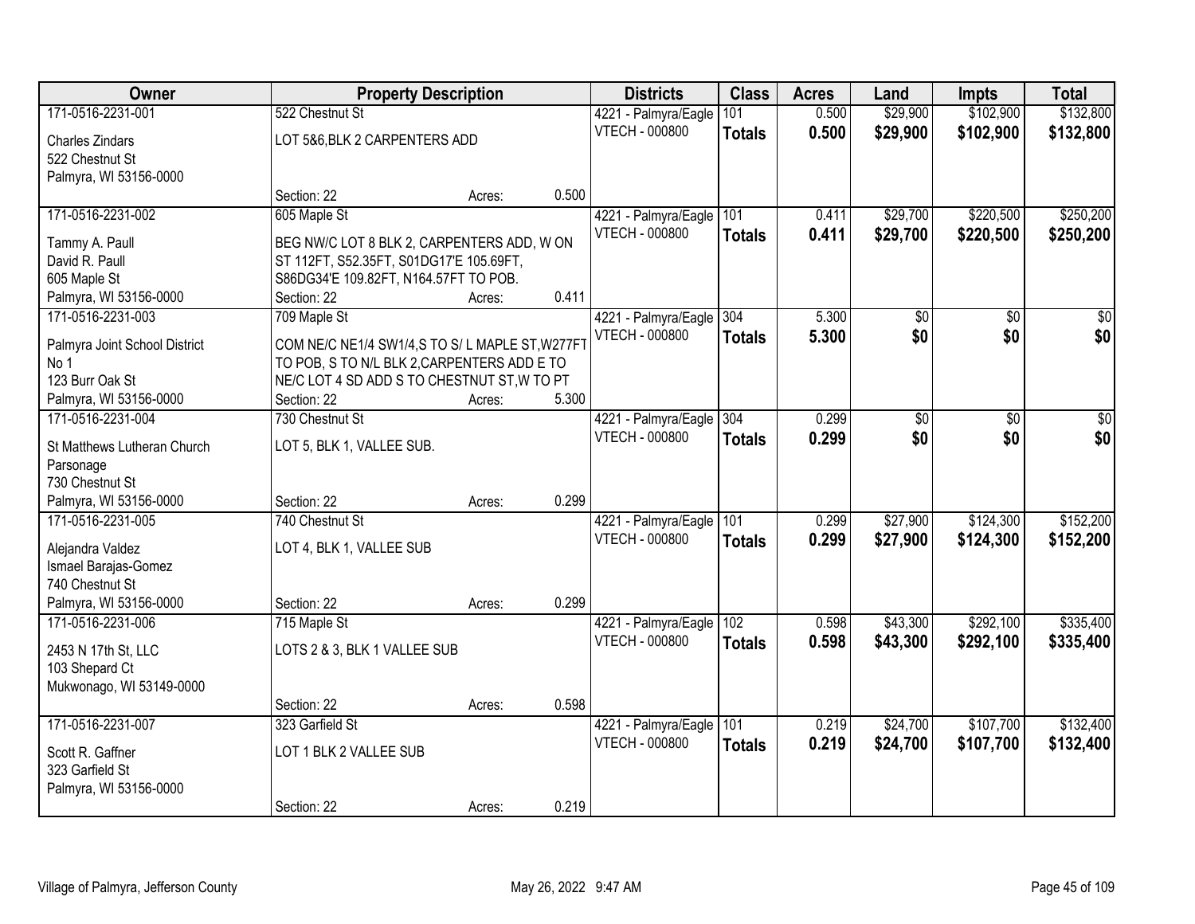| Owner | Property Description | | | Districts | Class | Acres | Land | Impts | Total |
|---|---|---|---|---|---|---|---|---|---|
| 171-0516-2231-001<br>Charles Zindars<br>522 Chestnut St<br>Palmyra, WI 53156-0000 | 522 Chestnut St<br>LOT 5&6,BLK 2 CARPENTERS ADD<br>Section: 22 | Acres: | 0.500 | 4221 - Palmyra/Eagle<br>VTECH - 000800 | 101<br>**Totals** | 0.500<br>**0.500** | $29,900<br>**$29,900** | $102,900<br>**$102,900** | $132,800<br>**$132,800** |
| 171-0516-2231-002<br>Tammy A. Paull<br>David R. Paull<br>605 Maple St<br>Palmyra, WI 53156-0000 | 605 Maple St<br>BEG NW/C LOT 8 BLK 2, CARPENTERS ADD, W ON ST 112FT, S52.35FT, S01DG17'E 105.69FT, S86DG34'E 109.82FT, N164.57FT TO POB.<br>Section: 22 | Acres: | 0.411 | 4221 - Palmyra/Eagle<br>VTECH - 000800 | 101<br>**Totals** | 0.411<br>**0.411** | $29,700<br>**$29,700** | $220,500<br>**$220,500** | $250,200<br>**$250,200** |
| 171-0516-2231-003<br>Palmyra Joint School District No 1<br>123 Burr Oak St<br>Palmyra, WI 53156-0000 | 709 Maple St<br>COM NE/C NE1/4 SW1/4,S TO S/ L MAPLE ST,W277FT TO POB, S TO N/L BLK 2,CARPENTERS ADD E TO NE/C LOT 4 SD ADD S TO CHESTNUT ST,W TO PT<br>Section: 22 | Acres: | 5.300 | 4221 - Palmyra/Eagle<br>VTECH - 000800 | 304<br>**Totals** | 5.300<br>**5.300** | $0<br>**$0** | $0<br>**$0** | $0<br>**$0** |
| 171-0516-2231-004<br>St Matthews Lutheran Church Parsonage<br>730 Chestnut St<br>Palmyra, WI 53156-0000 | 730 Chestnut St<br>LOT 5, BLK 1, VALLEE SUB.<br>Section: 22 | Acres: | 0.299 | 4221 - Palmyra/Eagle<br>VTECH - 000800 | 304<br>**Totals** | 0.299<br>**0.299** | $0<br>**$0** | $0<br>**$0** | $0<br>**$0** |
| 171-0516-2231-005<br>Alejandra Valdez<br>Ismael Barajas-Gomez<br>740 Chestnut St<br>Palmyra, WI 53156-0000 | 740 Chestnut St<br>LOT 4, BLK 1, VALLEE SUB<br>Section: 22 | Acres: | 0.299 | 4221 - Palmyra/Eagle<br>VTECH - 000800 | 101<br>**Totals** | 0.299<br>**0.299** | $27,900<br>**$27,900** | $124,300<br>**$124,300** | $152,200<br>**$152,200** |
| 171-0516-2231-006<br>2453 N 17th St, LLC<br>103 Shepard Ct<br>Mukwonago, WI 53149-0000 | 715 Maple St<br>LOTS 2 & 3, BLK 1 VALLEE SUB<br>Section: 22 | Acres: | 0.598 | 4221 - Palmyra/Eagle<br>VTECH - 000800 | 102<br>**Totals** | 0.598<br>**0.598** | $43,300<br>**$43,300** | $292,100<br>**$292,100** | $335,400<br>**$335,400** |
| 171-0516-2231-007<br>Scott R. Gaffner<br>323 Garfield St<br>Palmyra, WI 53156-0000 | 323 Garfield St<br>LOT 1 BLK 2 VALLEE SUB<br>Section: 22 | Acres: | 0.219 | 4221 - Palmyra/Eagle<br>VTECH - 000800 | 101<br>**Totals** | 0.219<br>**0.219** | $24,700<br>**$24,700** | $107,700<br>**$107,700** | $132,400<br>**$132,400** |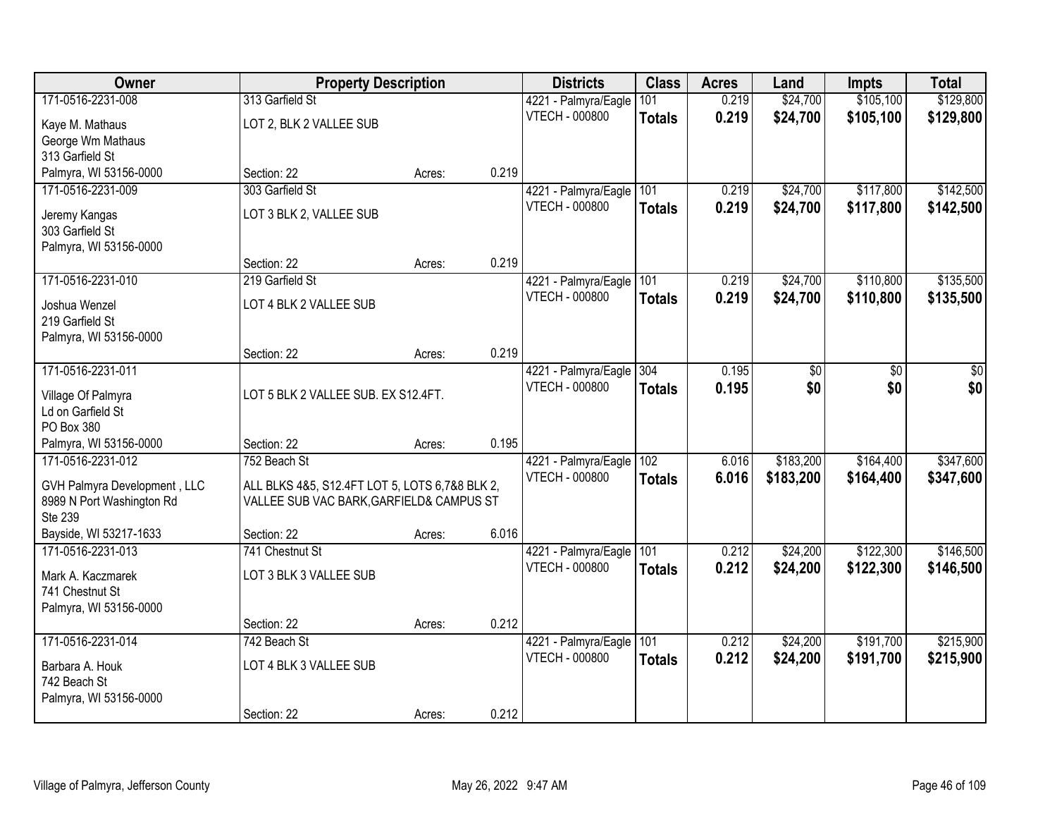| Owner | Property Description | | | Districts | Class | Acres | Land | Impts | Total |
|---|---|---|---|---|---|---|---|---|---|
| 171-0516-2231-008 | 313 Garfield St | | | 4221 - Palmyra/Eagle | 101 | 0.219 | $24,700 | $105,100 | $129,800 |
| Kaye M. Mathaus<br>George Wm Mathaus<br>313 Garfield St<br>Palmyra, WI 53156-0000 | LOT 2, BLK 2 VALLEE SUB | | | VTECH - 000800 | **Totals** | **0.219** | **$24,700** | **$105,100** | **$129,800** |
| | Section: 22 | Acres: | 0.219 | | | | | | |
| 171-0516-2231-009 | 303 Garfield St | | | 4221 - Palmyra/Eagle | 101 | 0.219 | $24,700 | $117,800 | $142,500 |
| Jeremy Kangas<br>303 Garfield St<br>Palmyra, WI 53156-0000 | LOT 3 BLK 2, VALLEE SUB | | | VTECH - 000800 | **Totals** | **0.219** | **$24,700** | **$117,800** | **$142,500** |
| | Section: 22 | Acres: | 0.219 | | | | | | |
| 171-0516-2231-010 | 219 Garfield St | | | 4221 - Palmyra/Eagle | 101 | 0.219 | $24,700 | $110,800 | $135,500 |
| Joshua Wenzel<br>219 Garfield St<br>Palmyra, WI 53156-0000 | LOT 4 BLK 2 VALLEE SUB | | | VTECH - 000800 | **Totals** | **0.219** | **$24,700** | **$110,800** | **$135,500** |
| | Section: 22 | Acres: | 0.219 | | | | | | |
| 171-0516-2231-011 | | | | 4221 - Palmyra/Eagle | 304 | 0.195 | $0 | $0 | $0 |
| Village Of Palmyra<br>Ld on Garfield St<br>PO Box 380<br>Palmyra, WI 53156-0000 | LOT 5 BLK 2 VALLEE SUB. EX S12.4FT. | | | VTECH - 000800 | **Totals** | **0.195** | **$0** | **$0** | **$0** |
| | Section: 22 | Acres: | 0.195 | | | | | | |
| 171-0516-2231-012 | 752 Beach St | | | 4221 - Palmyra/Eagle | 102 | 6.016 | $183,200 | $164,400 | $347,600 |
| GVH Palmyra Development , LLC<br>8989 N Port Washington Rd<br>Ste 239<br>Bayside, WI 53217-1633 | ALL BLKS 4&5, S12.4FT LOT 5, LOTS 6,7&8 BLK 2, VALLEE SUB VAC BARK,GARFIELD& CAMPUS ST | | | VTECH - 000800 | **Totals** | **6.016** | **$183,200** | **$164,400** | **$347,600** |
| | Section: 22 | Acres: | 6.016 | | | | | | |
| 171-0516-2231-013 | 741 Chestnut St | | | 4221 - Palmyra/Eagle | 101 | 0.212 | $24,200 | $122,300 | $146,500 |
| Mark A. Kaczmarek<br>741 Chestnut St<br>Palmyra, WI 53156-0000 | LOT 3 BLK 3 VALLEE SUB | | | VTECH - 000800 | **Totals** | **0.212** | **$24,200** | **$122,300** | **$146,500** |
| | Section: 22 | Acres: | 0.212 | | | | | | |
| 171-0516-2231-014 | 742 Beach St | | | 4221 - Palmyra/Eagle | 101 | 0.212 | $24,200 | $191,700 | $215,900 |
| Barbara A. Houk<br>742 Beach St<br>Palmyra, WI 53156-0000 | LOT 4 BLK 3 VALLEE SUB | | | VTECH - 000800 | **Totals** | **0.212** | **$24,200** | **$191,700** | **$215,900** |
| | Section: 22 | Acres: | 0.212 | | | | | | |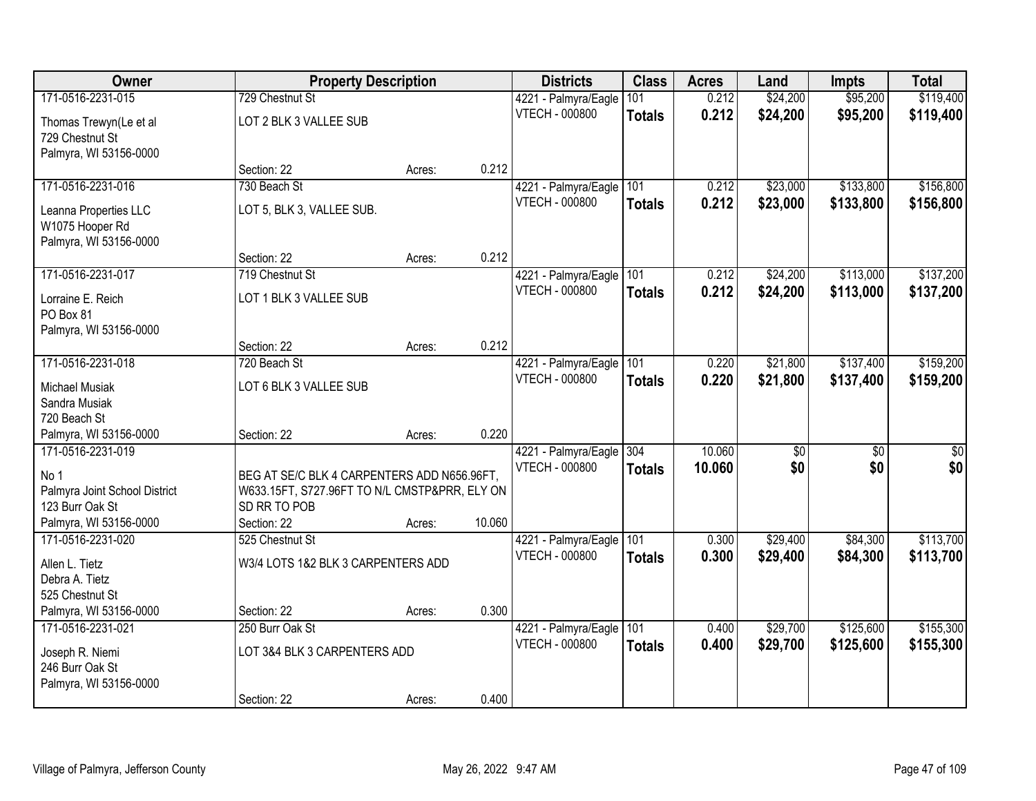| Owner | Property Description | | | Districts | Class | Acres | Land | Impts | Total |
|---|---|---|---|---|---|---|---|---|---|
| 171-0516-2231-015 | 729 Chestnut St | | | 4221 - Palmyra/Eagle | 101 | 0.212 | $24,200 | $95,200 | $119,400 |
| Thomas Trewyn(Le et al<br>729 Chestnut St<br>Palmyra, WI 53156-0000 | LOT 2 BLK 3 VALLEE SUB | | | VTECH - 000800 | **Totals** | **0.212** | **$24,200** | **$95,200** | **$119,400** |
| | Section: 22 | Acres: | 0.212 | | | | | | |
| 171-0516-2231-016 | 730 Beach St | | | 4221 - Palmyra/Eagle | 101 | 0.212 | $23,000 | $133,800 | $156,800 |
| Leanna Properties LLC<br>W1075 Hooper Rd<br>Palmyra, WI 53156-0000 | LOT 5, BLK 3, VALLEE SUB. | | | VTECH - 000800 | **Totals** | **0.212** | **$23,000** | **$133,800** | **$156,800** |
| | Section: 22 | Acres: | 0.212 | | | | | | |
| 171-0516-2231-017 | 719 Chestnut St | | | 4221 - Palmyra/Eagle | 101 | 0.212 | $24,200 | $113,000 | $137,200 |
| Lorraine E. Reich<br>PO Box 81<br>Palmyra, WI 53156-0000 | LOT 1 BLK 3 VALLEE SUB | | | VTECH - 000800 | **Totals** | **0.212** | **$24,200** | **$113,000** | **$137,200** |
| | Section: 22 | Acres: | 0.212 | | | | | | |
| 171-0516-2231-018 | 720 Beach St | | | 4221 - Palmyra/Eagle | 101 | 0.220 | $21,800 | $137,400 | $159,200 |
| Michael Musiak<br>Sandra Musiak<br>720 Beach St<br>Palmyra, WI 53156-0000 | LOT 6 BLK 3 VALLEE SUB | | | VTECH - 000800 | **Totals** | **0.220** | **$21,800** | **$137,400** | **$159,200** |
| | Section: 22 | Acres: | 0.220 | | | | | | |
| 171-0516-2231-019 | | | | 4221 - Palmyra/Eagle | 304 | 10.060 | $0 | $0 | $0 |
| No 1<br>Palmyra Joint School District<br>123 Burr Oak St<br>Palmyra, WI 53156-0000 | BEG AT SE/C BLK 4 CARPENTERS ADD N656.96FT, W633.15FT, S727.96FT TO N/L CMSTP&PRR, ELY ON SD RR TO POB | | | VTECH - 000800 | **Totals** | **10.060** | **$0** | **$0** | **$0** |
| | Section: 22 | Acres: | 10.060 | | | | | | |
| 171-0516-2231-020 | 525 Chestnut St | | | 4221 - Palmyra/Eagle | 101 | 0.300 | $29,400 | $84,300 | $113,700 |
| Allen L. Tietz<br>Debra A. Tietz<br>525 Chestnut St<br>Palmyra, WI 53156-0000 | W3/4 LOTS 1&2 BLK 3 CARPENTERS ADD | | | VTECH - 000800 | **Totals** | **0.300** | **$29,400** | **$84,300** | **$113,700** |
| | Section: 22 | Acres: | 0.300 | | | | | | |
| 171-0516-2231-021 | 250 Burr Oak St | | | 4221 - Palmyra/Eagle | 101 | 0.400 | $29,700 | $125,600 | $155,300 |
| Joseph R. Niemi<br>246 Burr Oak St<br>Palmyra, WI 53156-0000 | LOT 3&4 BLK 3 CARPENTERS ADD | | | VTECH - 000800 | **Totals** | **0.400** | **$29,700** | **$125,600** | **$155,300** |
| | Section: 22 | Acres: | 0.400 | | | | | | |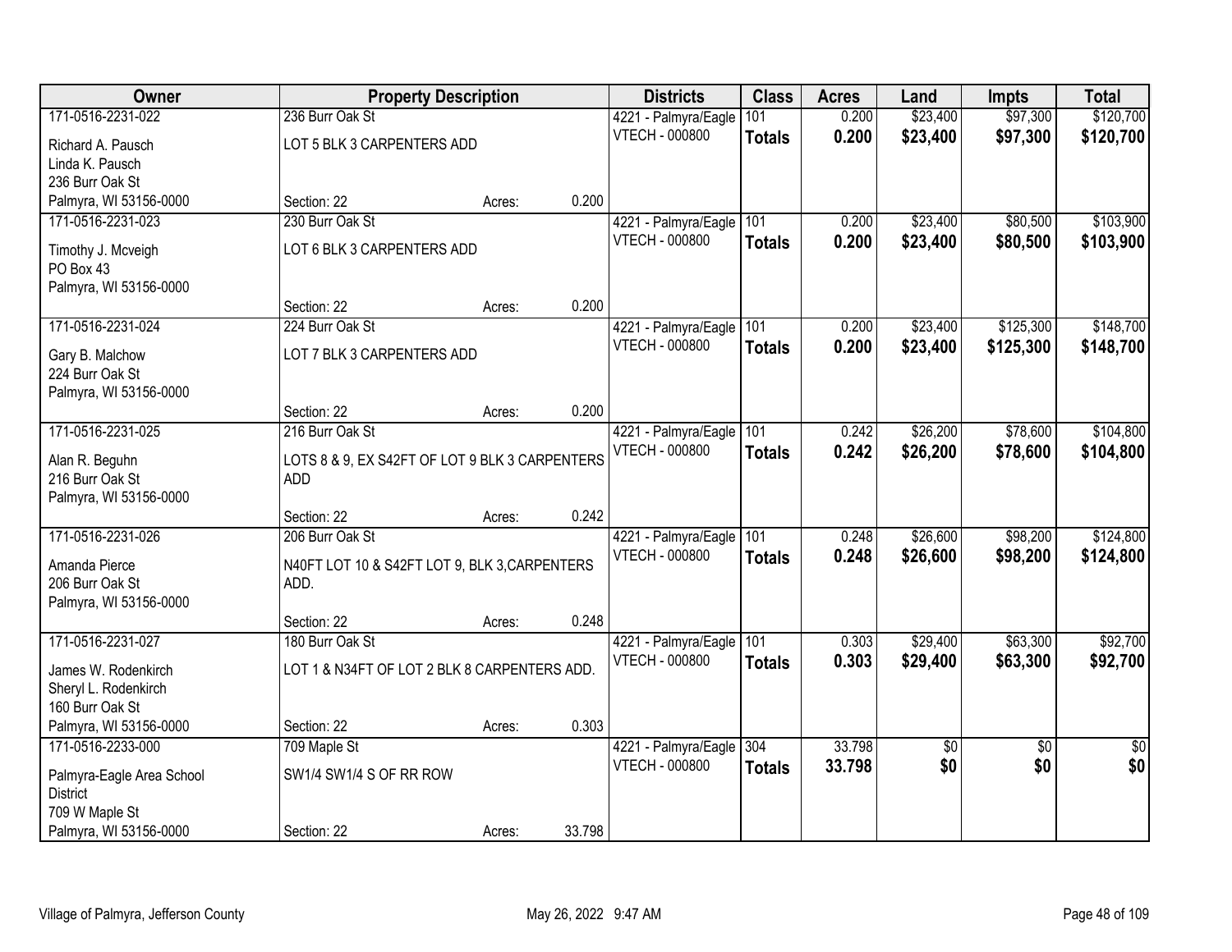| Owner | Property Description | | | Districts | Class | Acres | Land | Impts | Total |
|---|---|---|---|---|---|---|---|---|---|
| 171-0516-2231-022 | 236 Burr Oak St | | | 4221 - Palmyra/Eagle | 101 | 0.200 | $23,400 | $97,300 | $120,700 |
| Richard A. Pausch<br>Linda K. Pausch<br>236 Burr Oak St<br>Palmyra, WI 53156-0000 | LOT 5 BLK 3 CARPENTERS ADD | | | VTECH - 000800 | **Totals** | **0.200** | **$23,400** | **$97,300** | **$120,700** |
| | Section: 22 | Acres: | 0.200 | | | | | | |
| 171-0516-2231-023 | 230 Burr Oak St | | | 4221 - Palmyra/Eagle | 101 | 0.200 | $23,400 | $80,500 | $103,900 |
| Timothy J. Mcveigh<br>PO Box 43<br>Palmyra, WI 53156-0000 | LOT 6 BLK 3 CARPENTERS ADD | | | VTECH - 000800 | **Totals** | **0.200** | **$23,400** | **$80,500** | **$103,900** |
| | Section: 22 | Acres: | 0.200 | | | | | | |
| 171-0516-2231-024 | 224 Burr Oak St | | | 4221 - Palmyra/Eagle | 101 | 0.200 | $23,400 | $125,300 | $148,700 |
| Gary B. Malchow<br>224 Burr Oak St<br>Palmyra, WI 53156-0000 | LOT 7 BLK 3 CARPENTERS ADD | | | VTECH - 000800 | **Totals** | **0.200** | **$23,400** | **$125,300** | **$148,700** |
| | Section: 22 | Acres: | 0.200 | | | | | | |
| 171-0516-2231-025 | 216 Burr Oak St | | | 4221 - Palmyra/Eagle | 101 | 0.242 | $26,200 | $78,600 | $104,800 |
| Alan R. Beguhn<br>216 Burr Oak St<br>Palmyra, WI 53156-0000 | LOTS 8 & 9, EX S42FT OF LOT 9 BLK 3 CARPENTERS ADD | | | VTECH - 000800 | **Totals** | **0.242** | **$26,200** | **$78,600** | **$104,800** |
| | Section: 22 | Acres: | 0.242 | | | | | | |
| 171-0516-2231-026 | 206 Burr Oak St | | | 4221 - Palmyra/Eagle | 101 | 0.248 | $26,600 | $98,200 | $124,800 |
| Amanda Pierce<br>206 Burr Oak St<br>Palmyra, WI 53156-0000 | N40FT LOT 10 & S42FT LOT 9, BLK 3,CARPENTERS ADD. | | | VTECH - 000800 | **Totals** | **0.248** | **$26,600** | **$98,200** | **$124,800** |
| | Section: 22 | Acres: | 0.248 | | | | | | |
| 171-0516-2231-027 | 180 Burr Oak St | | | 4221 - Palmyra/Eagle | 101 | 0.303 | $29,400 | $63,300 | $92,700 |
| James W. Rodenkirch<br>Sheryl L. Rodenkirch<br>160 Burr Oak St<br>Palmyra, WI 53156-0000 | LOT 1 & N34FT OF LOT 2 BLK 8 CARPENTERS ADD. | | | VTECH - 000800 | **Totals** | **0.303** | **$29,400** | **$63,300** | **$92,700** |
| | Section: 22 | Acres: | 0.303 | | | | | | |
| 171-0516-2233-000 | 709 Maple St | | | 4221 - Palmyra/Eagle | 304 | 33.798 | $0 | $0 | $0 |
| Palmyra-Eagle Area School District<br>709 W Maple St<br>Palmyra, WI 53156-0000 | SW1/4 SW1/4 S OF RR ROW | | | VTECH - 000800 | **Totals** | **33.798** | **$0** | **$0** | **$0** |
| | Section: 22 | Acres: | 33.798 | | | | | | |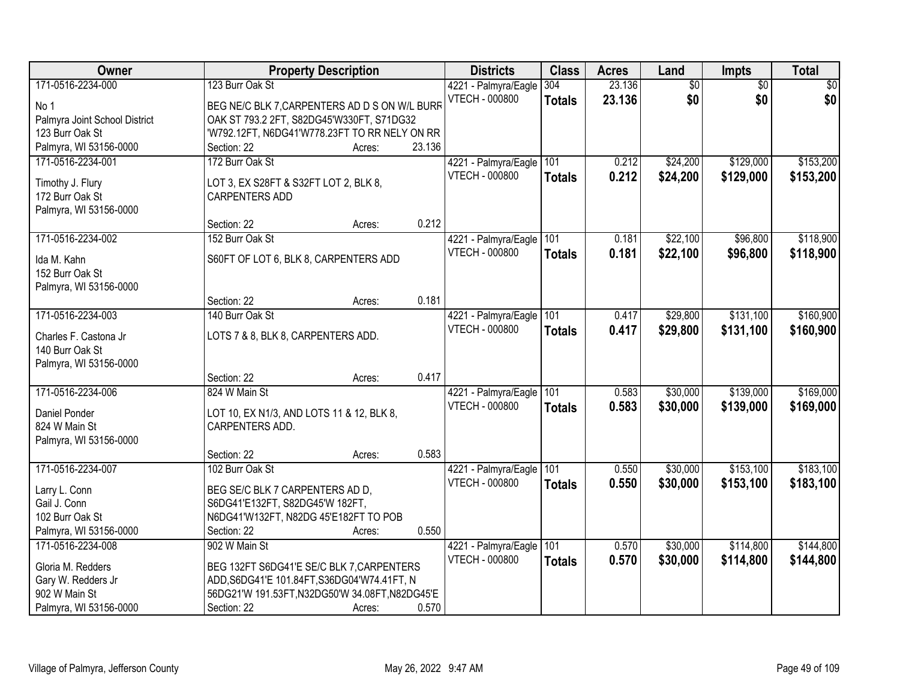| Owner | Property Description | Districts | Class | Acres | Land | Impts | Total |
|---|---|---|---|---|---|---|---|
| 171-0516-2234-000<br>No 1<br>Palmyra Joint School District<br>123 Burr Oak St<br>Palmyra, WI 53156-0000 | 123 Burr Oak St<br>BEG NE/C BLK 7,CARPENTERS AD D S ON W/L BURR OAK ST 793.2 2FT, S82DG45'W330FT, S71DG32 'W792.12FT, N6DG41'W778.23FT TO RR NELY ON RR<br>Section: 22 Acres: 23.136 | 4221 - Palmyra/Eagle<br>VTECH - 000800 | 304<br>**Totals** | 23.136<br>**23.136** | $0<br>**$0** | $0<br>**$0** | $0<br>**$0** |
| 171-0516-2234-001<br>Timothy J. Flury<br>172 Burr Oak St<br>Palmyra, WI 53156-0000 | 172 Burr Oak St<br>LOT 3, EX S28FT & S32FT LOT 2, BLK 8, CARPENTERS ADD<br>Section: 22 Acres: 0.212 | 4221 - Palmyra/Eagle<br>VTECH - 000800 | 101<br>**Totals** | 0.212<br>**0.212** | $24,200<br>**$24,200** | $129,000<br>**$129,000** | $153,200<br>**$153,200** |
| 171-0516-2234-002<br>Ida M. Kahn<br>152 Burr Oak St<br>Palmyra, WI 53156-0000 | 152 Burr Oak St<br>S60FT OF LOT 6, BLK 8, CARPENTERS ADD<br>Section: 22 Acres: 0.181 | 4221 - Palmyra/Eagle<br>VTECH - 000800 | 101<br>**Totals** | 0.181<br>**0.181** | $22,100<br>**$22,100** | $96,800<br>**$96,800** | $118,900<br>**$118,900** |
| 171-0516-2234-003<br>Charles F. Castona Jr<br>140 Burr Oak St<br>Palmyra, WI 53156-0000 | 140 Burr Oak St<br>LOTS 7 & 8, BLK 8, CARPENTERS ADD.<br>Section: 22 Acres: 0.417 | 4221 - Palmyra/Eagle<br>VTECH - 000800 | 101<br>**Totals** | 0.417<br>**0.417** | $29,800<br>**$29,800** | $131,100<br>**$131,100** | $160,900<br>**$160,900** |
| 171-0516-2234-006<br>Daniel Ponder<br>824 W Main St<br>Palmyra, WI 53156-0000 | 824 W Main St<br>LOT 10, EX N1/3, AND LOTS 11 & 12, BLK 8, CARPENTERS ADD.<br>Section: 22 Acres: 0.583 | 4221 - Palmyra/Eagle<br>VTECH - 000800 | 101<br>**Totals** | 0.583<br>**0.583** | $30,000<br>**$30,000** | $139,000<br>**$139,000** | $169,000<br>**$169,000** |
| 171-0516-2234-007<br>Larry L. Conn<br>Gail J. Conn<br>102 Burr Oak St<br>Palmyra, WI 53156-0000 | 102 Burr Oak St<br>BEG SE/C BLK 7 CARPENTERS AD D, S6DG41'E132FT, S82DG45'W 182FT, N6DG41'W132FT, N82DG 45'E182FT TO POB<br>Section: 22 Acres: 0.550 | 4221 - Palmyra/Eagle<br>VTECH - 000800 | 101<br>**Totals** | 0.550<br>**0.550** | $30,000<br>**$30,000** | $153,100<br>**$153,100** | $183,100<br>**$183,100** |
| 171-0516-2234-008<br>Gloria M. Redders<br>Gary W. Redders Jr<br>902 W Main St<br>Palmyra, WI 53156-0000 | 902 W Main St<br>BEG 132FT S6DG41'E SE/C BLK 7,CARPENTERS ADD,S6DG41'E 101.84FT,S36DG04'W74.41FT, N 56DG21'W 191.53FT,N32DG50'W 34.08FT,N82DG45'E<br>Section: 22 Acres: 0.570 | 4221 - Palmyra/Eagle<br>VTECH - 000800 | 101<br>**Totals** | 0.570<br>**0.570** | $30,000<br>**$30,000** | $114,800<br>**$114,800** | $144,800<br>**$144,800** |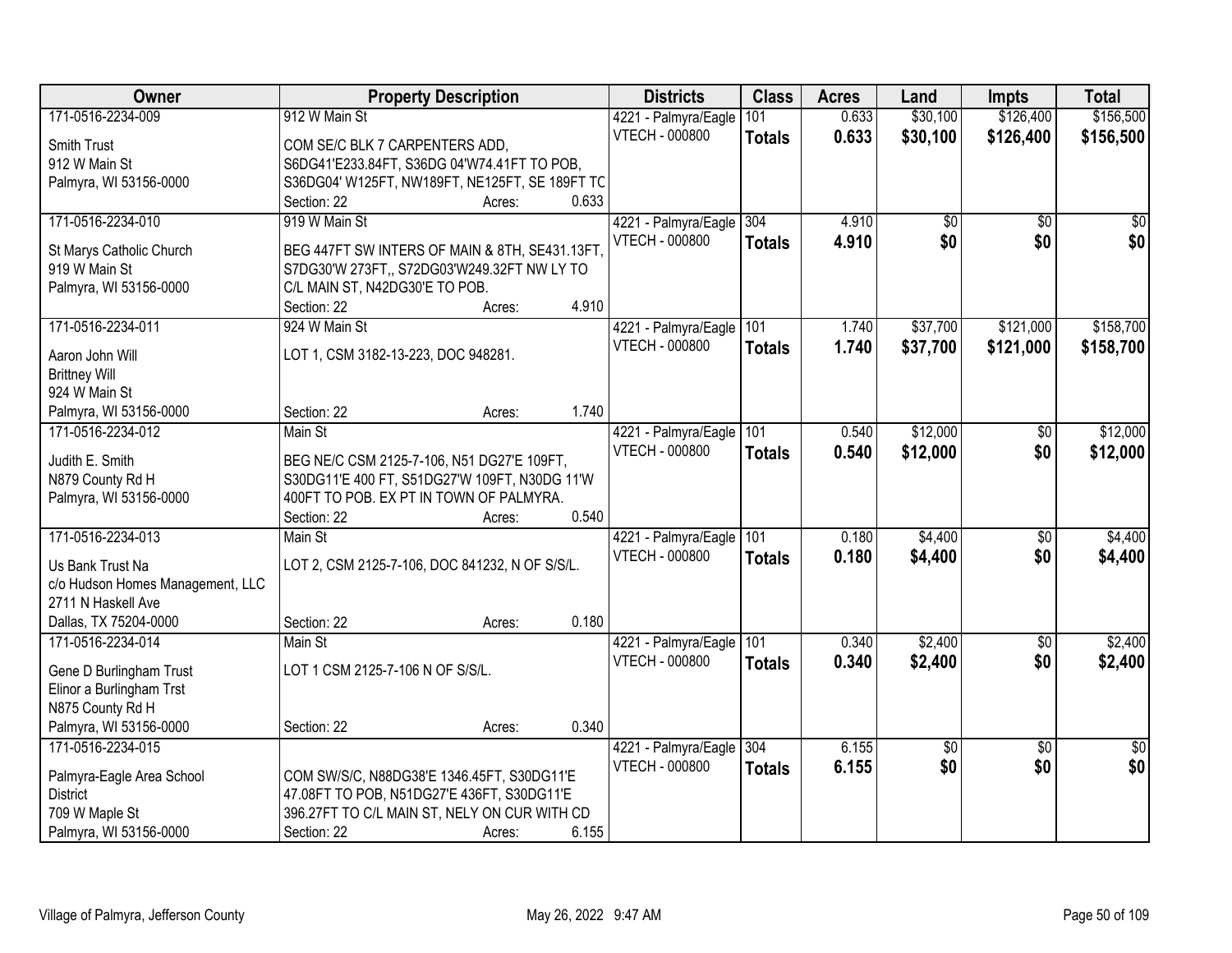| Owner | Property Description | Districts | Class | Acres | Land | Impts | Total |
|---|---|---|---|---|---|---|---|
| 171-0516-2234-009<br>Smith Trust<br>912 W Main St<br>Palmyra, WI 53156-0000 | 912 W Main St<br>COM SE/C BLK 7 CARPENTERS ADD, S6DG41'E233.84FT, S36DG 04'W74.41FT TO POB, S36DG04' W125FT, NW189FT, NE125FT, SE 189FT TC<br>Section: 22 Acres: 0.633 | 4221 - Palmyra/Eagle<br>VTECH - 000800 | 101<br>**Totals** | 0.633<br>**0.633** | $30,100<br>**$30,100** | $126,400<br>**$126,400** | $156,500<br>**$156,500** |
| 171-0516-2234-010<br>St Marys Catholic Church<br>919 W Main St<br>Palmyra, WI 53156-0000 | 919 W Main St<br>BEG 447FT SW INTERS OF MAIN & 8TH, SE431.13FT, S7DG30'W 273FT,, S72DG03'W249.32FT NW LY TO C/L MAIN ST, N42DG30'E TO POB.<br>Section: 22 Acres: 4.910 | 4221 - Palmyra/Eagle<br>VTECH - 000800 | 304<br>**Totals** | 4.910<br>**4.910** | $0<br>**$0** | $0<br>**$0** | $0<br>**$0** |
| 171-0516-2234-011<br>Aaron John Will<br>Brittney Will<br>924 W Main St<br>Palmyra, WI 53156-0000 | 924 W Main St<br>LOT 1, CSM 3182-13-223, DOC 948281.<br>Section: 22 Acres: 1.740 | 4221 - Palmyra/Eagle<br>VTECH - 000800 | 101<br>**Totals** | 1.740<br>**1.740** | $37,700<br>**$37,700** | $121,000<br>**$121,000** | $158,700<br>**$158,700** |
| 171-0516-2234-012<br>Judith E. Smith<br>N879 County Rd H<br>Palmyra, WI 53156-0000 | Main St<br>BEG NE/C CSM 2125-7-106, N51 DG27'E 109FT, S30DG11'E 400 FT, S51DG27'W 109FT, N30DG 11'W 400FT TO POB. EX PT IN TOWN OF PALMYRA.<br>Section: 22 Acres: 0.540 | 4221 - Palmyra/Eagle<br>VTECH - 000800 | 101<br>**Totals** | 0.540<br>**0.540** | $12,000<br>**$12,000** | $0<br>**$0** | $12,000<br>**$12,000** |
| 171-0516-2234-013<br>Us Bank Trust Na<br>c/o Hudson Homes Management, LLC<br>2711 N Haskell Ave<br>Dallas, TX 75204-0000 | Main St<br>LOT 2, CSM 2125-7-106, DOC 841232, N OF S/S/L.<br>Section: 22 Acres: 0.180 | 4221 - Palmyra/Eagle<br>VTECH - 000800 | 101<br>**Totals** | 0.180<br>**0.180** | $4,400<br>**$4,400** | $0<br>**$0** | $4,400<br>**$4,400** |
| 171-0516-2234-014<br>Gene D Burlingham Trust<br>Elinor a Burlingham Trst<br>N875 County Rd H<br>Palmyra, WI 53156-0000 | Main St<br>LOT 1 CSM 2125-7-106 N OF S/S/L.<br>Section: 22 Acres: 0.340 | 4221 - Palmyra/Eagle<br>VTECH - 000800 | 101<br>**Totals** | 0.340<br>**0.340** | $2,400<br>**$2,400** | $0<br>**$0** | $2,400<br>**$2,400** |
| 171-0516-2234-015<br>Palmyra-Eagle Area School District<br>709 W Maple St<br>Palmyra, WI 53156-0000 | COM SW/S/C, N88DG38'E 1346.45FT, S30DG11'E 47.08FT TO POB, N51DG27'E 436FT, S30DG11'E 396.27FT TO C/L MAIN ST, NELY ON CUR WITH CD<br>Section: 22 Acres: 6.155 | 4221 - Palmyra/Eagle<br>VTECH - 000800 | 304<br>**Totals** | 6.155<br>**6.155** | $0<br>**$0** | $0<br>**$0** | $0<br>**$0** |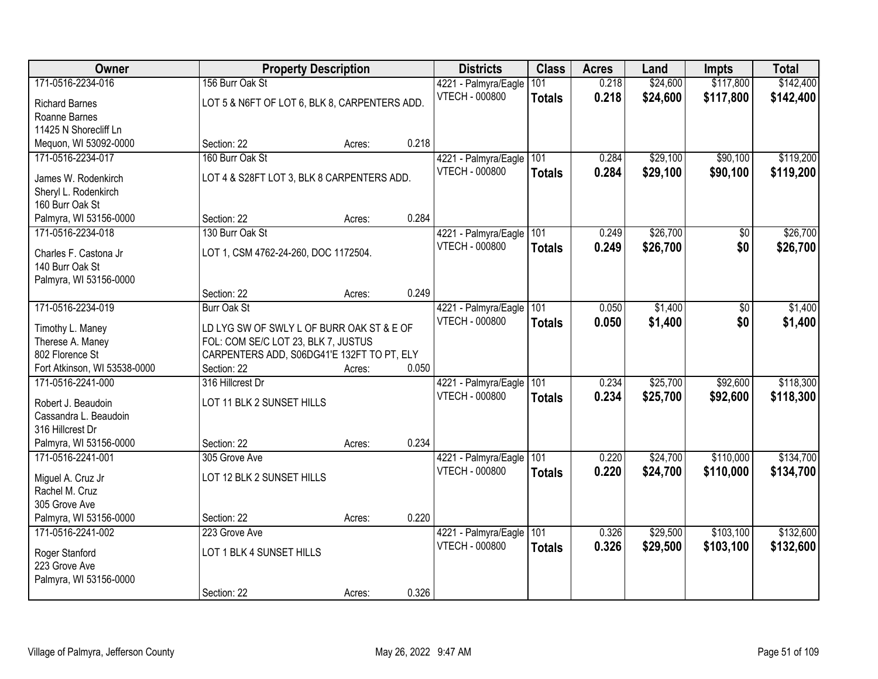| Owner | Property Description | Districts | Class | Acres | Land | Impts | Total |
|---|---|---|---|---|---|---|---|
| 171-0516-2234-016<br>Richard Barnes<br>Roanne Barnes<br>11425 N Shorecliff Ln<br>Mequon, WI 53092-0000 | 156 Burr Oak St<br>LOT 5 & N6FT OF LOT 6, BLK 8, CARPENTERS ADD.<br>Section: 22 Acres: 0.218 | 4221 - Palmyra/Eagle<br>VTECH - 000800 | 101<br>**Totals** | 0.218<br>**0.218** | $24,600<br>**$24,600** | $117,800<br>**$117,800** | $142,400<br>**$142,400** |
| 171-0516-2234-017<br>James W. Rodenkirch<br>Sheryl L. Rodenkirch<br>160 Burr Oak St<br>Palmyra, WI 53156-0000 | 160 Burr Oak St<br>LOT 4 & S28FT LOT 3, BLK 8 CARPENTERS ADD.<br>Section: 22 Acres: 0.284 | 4221 - Palmyra/Eagle<br>VTECH - 000800 | 101<br>**Totals** | 0.284<br>**0.284** | $29,100<br>**$29,100** | $90,100<br>**$90,100** | $119,200<br>**$119,200** |
| 171-0516-2234-018<br>Charles F. Castona Jr<br>140 Burr Oak St<br>Palmyra, WI 53156-0000 | 130 Burr Oak St<br>LOT 1, CSM 4762-24-260, DOC 1172504.<br>Section: 22 Acres: 0.249 | 4221 - Palmyra/Eagle<br>VTECH - 000800 | 101<br>**Totals** | 0.249<br>**0.249** | $26,700<br>**$26,700** | $0<br>**$0** | $26,700<br>**$26,700** |
| 171-0516-2234-019<br>Timothy L. Maney<br>Therese A. Maney<br>802 Florence St<br>Fort Atkinson, WI 53538-0000 | Burr Oak St<br>LD LYG SW OF SWLY L OF BURR OAK ST & E OF FOL: COM SE/C LOT 23, BLK 7, JUSTUS CARPENTERS ADD, S06DG41'E 132FT TO PT, ELY<br>Section: 22 Acres: 0.050 | 4221 - Palmyra/Eagle<br>VTECH - 000800 | 101<br>**Totals** | 0.050<br>**0.050** | $1,400<br>**$1,400** | $0<br>**$0** | $1,400<br>**$1,400** |
| 171-0516-2241-000<br>Robert J. Beaudoin<br>Cassandra L. Beaudoin<br>316 Hillcrest Dr<br>Palmyra, WI 53156-0000 | 316 Hillcrest Dr<br>LOT 11 BLK 2 SUNSET HILLS<br>Section: 22 Acres: 0.234 | 4221 - Palmyra/Eagle<br>VTECH - 000800 | 101<br>**Totals** | 0.234<br>**0.234** | $25,700<br>**$25,700** | $92,600<br>**$92,600** | $118,300<br>**$118,300** |
| 171-0516-2241-001<br>Miguel A. Cruz Jr<br>Rachel M. Cruz<br>305 Grove Ave<br>Palmyra, WI 53156-0000 | 305 Grove Ave<br>LOT 12 BLK 2 SUNSET HILLS<br>Section: 22 Acres: 0.220 | 4221 - Palmyra/Eagle<br>VTECH - 000800 | 101<br>**Totals** | 0.220<br>**0.220** | $24,700<br>**$24,700** | $110,000<br>**$110,000** | $134,700<br>**$134,700** |
| 171-0516-2241-002<br>Roger Stanford<br>223 Grove Ave<br>Palmyra, WI 53156-0000 | 223 Grove Ave<br>LOT 1 BLK 4 SUNSET HILLS<br>Section: 22 Acres: 0.326 | 4221 - Palmyra/Eagle<br>VTECH - 000800 | 101<br>**Totals** | 0.326<br>**0.326** | $29,500<br>**$29,500** | $103,100<br>**$103,100** | $132,600<br>**$132,600** |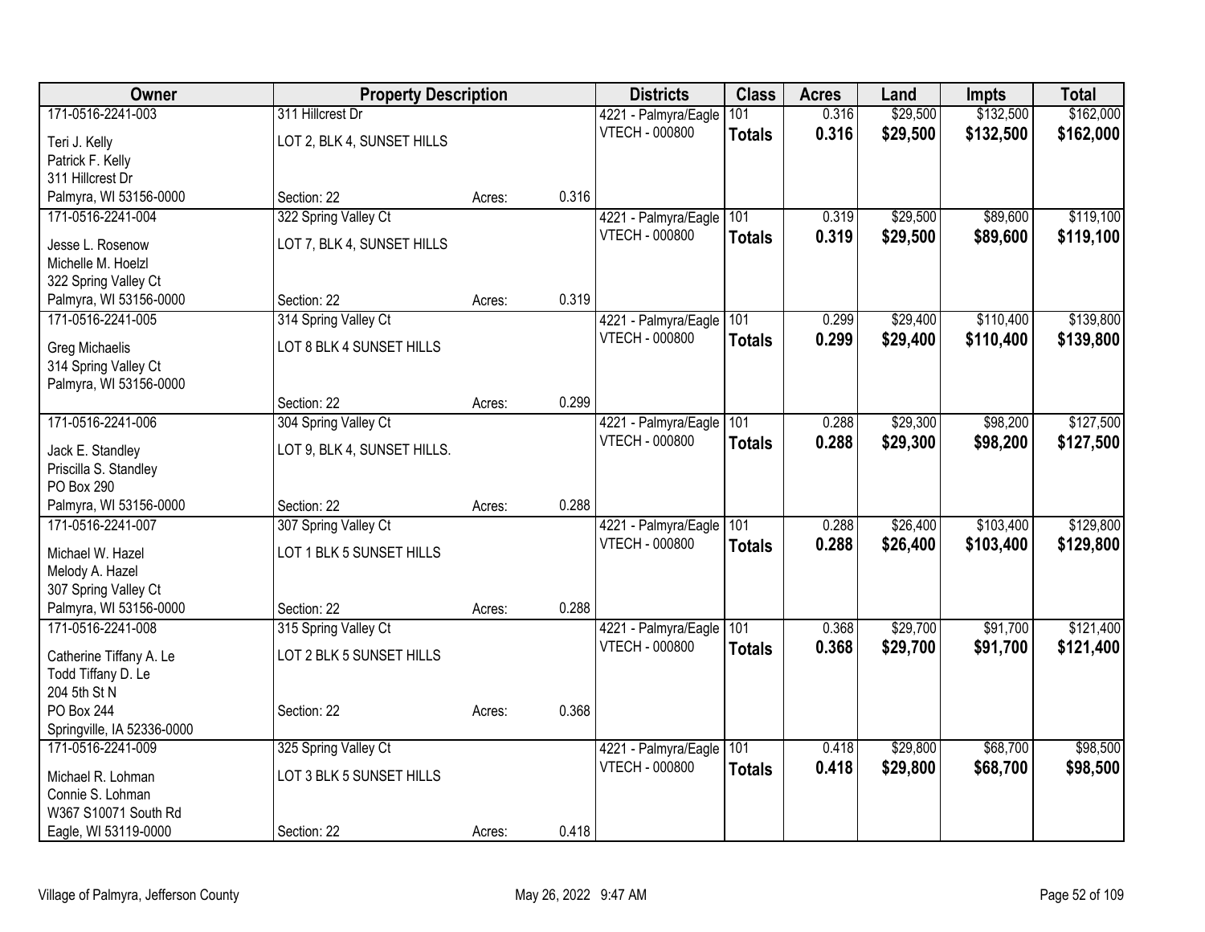| Owner | Property Description | | | Districts | Class | Acres | Land | Impts | Total |
|---|---|---|---|---|---|---|---|---|---|
| 171-0516-2241-003<br>Teri J. Kelly<br>Patrick F. Kelly<br>311 Hillcrest Dr<br>Palmyra, WI 53156-0000 | 311 Hillcrest Dr<br>LOT 2, BLK 4, SUNSET HILLS<br>Section: 22 | Acres: | 0.316 | 4221 - Palmyra/Eagle<br>VTECH - 000800 | 101<br>**Totals** | 0.316<br>**0.316** | $29,500<br>**$29,500** | $132,500<br>**$132,500** | $162,000<br>**$162,000** |
| 171-0516-2241-004<br>Jesse L. Rosenow<br>Michelle M. Hoelzl<br>322 Spring Valley Ct<br>Palmyra, WI 53156-0000 | 322 Spring Valley Ct<br>LOT 7, BLK 4, SUNSET HILLS<br>Section: 22 | Acres: | 0.319 | 4221 - Palmyra/Eagle<br>VTECH - 000800 | 101<br>**Totals** | 0.319<br>**0.319** | $29,500<br>**$29,500** | $89,600<br>**$89,600** | $119,100<br>**$119,100** |
| 171-0516-2241-005<br>Greg Michaelis<br>314 Spring Valley Ct<br>Palmyra, WI 53156-0000 | 314 Spring Valley Ct<br>LOT 8 BLK 4 SUNSET HILLS<br>Section: 22 | Acres: | 0.299 | 4221 - Palmyra/Eagle<br>VTECH - 000800 | 101<br>**Totals** | 0.299<br>**0.299** | $29,400<br>**$29,400** | $110,400<br>**$110,400** | $139,800<br>**$139,800** |
| 171-0516-2241-006<br>Jack E. Standley<br>Priscilla S. Standley<br>PO Box 290<br>Palmyra, WI 53156-0000 | 304 Spring Valley Ct<br>LOT 9, BLK 4, SUNSET HILLS.<br>Section: 22 | Acres: | 0.288 | 4221 - Palmyra/Eagle<br>VTECH - 000800 | 101<br>**Totals** | 0.288<br>**0.288** | $29,300<br>**$29,300** | $98,200<br>**$98,200** | $127,500<br>**$127,500** |
| 171-0516-2241-007<br>Michael W. Hazel<br>Melody A. Hazel<br>307 Spring Valley Ct<br>Palmyra, WI 53156-0000 | 307 Spring Valley Ct<br>LOT 1 BLK 5 SUNSET HILLS<br>Section: 22 | Acres: | 0.288 | 4221 - Palmyra/Eagle<br>VTECH - 000800 | 101<br>**Totals** | 0.288<br>**0.288** | $26,400<br>**$26,400** | $103,400<br>**$103,400** | $129,800<br>**$129,800** |
| 171-0516-2241-008<br>Catherine Tiffany A. Le<br>Todd Tiffany D. Le<br>204 5th St N<br>PO Box 244<br>Springville, IA 52336-0000 | 315 Spring Valley Ct<br>LOT 2 BLK 5 SUNSET HILLS<br>Section: 22 | Acres: | 0.368 | 4221 - Palmyra/Eagle<br>VTECH - 000800 | 101<br>**Totals** | 0.368<br>**0.368** | $29,700<br>**$29,700** | $91,700<br>**$91,700** | $121,400<br>**$121,400** |
| 171-0516-2241-009<br>Michael R. Lohman<br>Connie S. Lohman<br>W367 S10071 South Rd<br>Eagle, WI 53119-0000 | 325 Spring Valley Ct<br>LOT 3 BLK 5 SUNSET HILLS<br>Section: 22 | Acres: | 0.418 | 4221 - Palmyra/Eagle<br>VTECH - 000800 | 101<br>**Totals** | 0.418<br>**0.418** | $29,800<br>**$29,800** | $68,700<br>**$68,700** | $98,500<br>**$98,500** |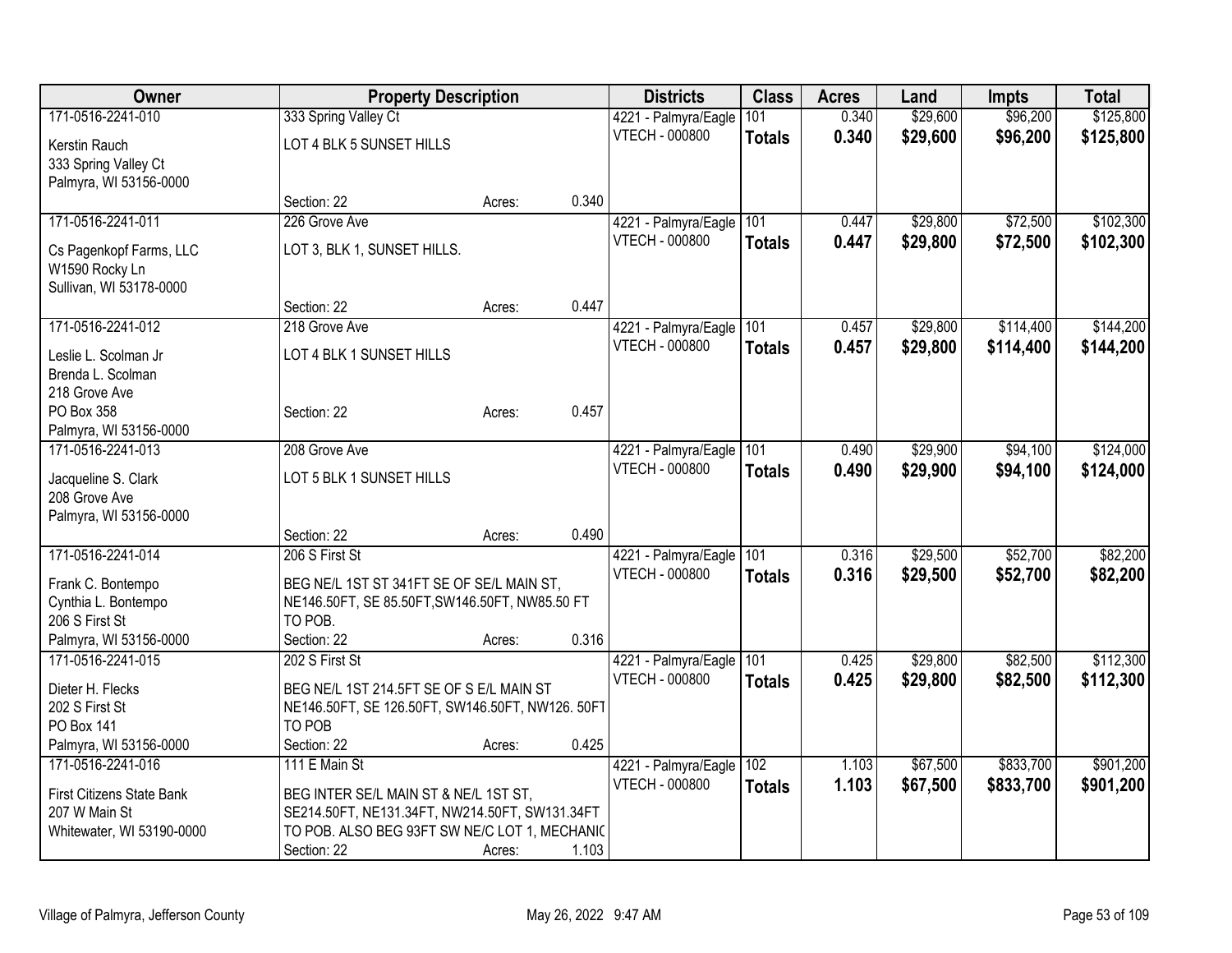| Owner | Property Description | | | Districts | Class | Acres | Land | Impts | Total |
|---|---|---|---|---|---|---|---|---|---|
| 171-0516-2241-010 | 333 Spring Valley Ct | | | 4221 - Palmyra/Eagle | 101 | 0.340 | $29,600 | $96,200 | $125,800 |
| Kerstin Rauch<br>333 Spring Valley Ct<br>Palmyra, WI 53156-0000 | LOT 4 BLK 5 SUNSET HILLS | | | VTECH - 000800 | **Totals** | **0.340** | **$29,600** | **$96,200** | **$125,800** |
| | Section: 22 | Acres: | 0.340 | | | | | | |
| 171-0516-2241-011 | 226 Grove Ave | | | 4221 - Palmyra/Eagle | 101 | 0.447 | $29,800 | $72,500 | $102,300 |
| Cs Pagenkopf Farms, LLC<br>W1590 Rocky Ln<br>Sullivan, WI 53178-0000 | LOT 3, BLK 1, SUNSET HILLS. | | | VTECH - 000800 | **Totals** | **0.447** | **$29,800** | **$72,500** | **$102,300** |
| | Section: 22 | Acres: | 0.447 | | | | | | |
| 171-0516-2241-012 | 218 Grove Ave | | | 4221 - Palmyra/Eagle | 101 | 0.457 | $29,800 | $114,400 | $144,200 |
| Leslie L. Scolman Jr<br>Brenda L. Scolman<br>218 Grove Ave<br>PO Box 358<br>Palmyra, WI 53156-0000 | LOT 4 BLK 1 SUNSET HILLS | | | VTECH - 000800 | **Totals** | **0.457** | **$29,800** | **$114,400** | **$144,200** |
| | Section: 22 | Acres: | 0.457 | | | | | | |
| 171-0516-2241-013 | 208 Grove Ave | | | 4221 - Palmyra/Eagle | 101 | 0.490 | $29,900 | $94,100 | $124,000 |
| Jacqueline S. Clark<br>208 Grove Ave<br>Palmyra, WI 53156-0000 | LOT 5 BLK 1 SUNSET HILLS | | | VTECH - 000800 | **Totals** | **0.490** | **$29,900** | **$94,100** | **$124,000** |
| | Section: 22 | Acres: | 0.490 | | | | | | |
| 171-0516-2241-014 | 206 S First St | | | 4221 - Palmyra/Eagle | 101 | 0.316 | $29,500 | $52,700 | $82,200 |
| Frank C. Bontempo<br>Cynthia L. Bontempo<br>206 S First St<br>Palmyra, WI 53156-0000 | BEG NE/L 1ST ST 341FT SE OF SE/L MAIN ST, NE146.50FT, SE 85.50FT,SW146.50FT, NW85.50 FT TO POB. | | | VTECH - 000800 | **Totals** | **0.316** | **$29,500** | **$52,700** | **$82,200** |
| | Section: 22 | Acres: | 0.316 | | | | | | |
| 171-0516-2241-015 | 202 S First St | | | 4221 - Palmyra/Eagle | 101 | 0.425 | $29,800 | $82,500 | $112,300 |
| Dieter H. Flecks<br>202 S First St<br>PO Box 141<br>Palmyra, WI 53156-0000 | BEG NE/L 1ST 214.5FT SE OF S E/L MAIN ST NE146.50FT, SE 126.50FT, SW146.50FT, NW126. 50FT TO POB | | | VTECH - 000800 | **Totals** | **0.425** | **$29,800** | **$82,500** | **$112,300** |
| | Section: 22 | Acres: | 0.425 | | | | | | |
| 171-0516-2241-016 | 111 E Main St | | | 4221 - Palmyra/Eagle | 102 | 1.103 | $67,500 | $833,700 | $901,200 |
| First Citizens State Bank<br>207 W Main St<br>Whitewater, WI 53190-0000 | BEG INTER SE/L MAIN ST & NE/L 1ST ST, SE214.50FT, NE131.34FT, NW214.50FT, SW131.34FT TO POB. ALSO BEG 93FT SW NE/C LOT 1, MECHANIC | | | VTECH - 000800 | **Totals** | **1.103** | **$67,500** | **$833,700** | **$901,200** |
| | Section: 22 | Acres: | 1.103 | | | | | | |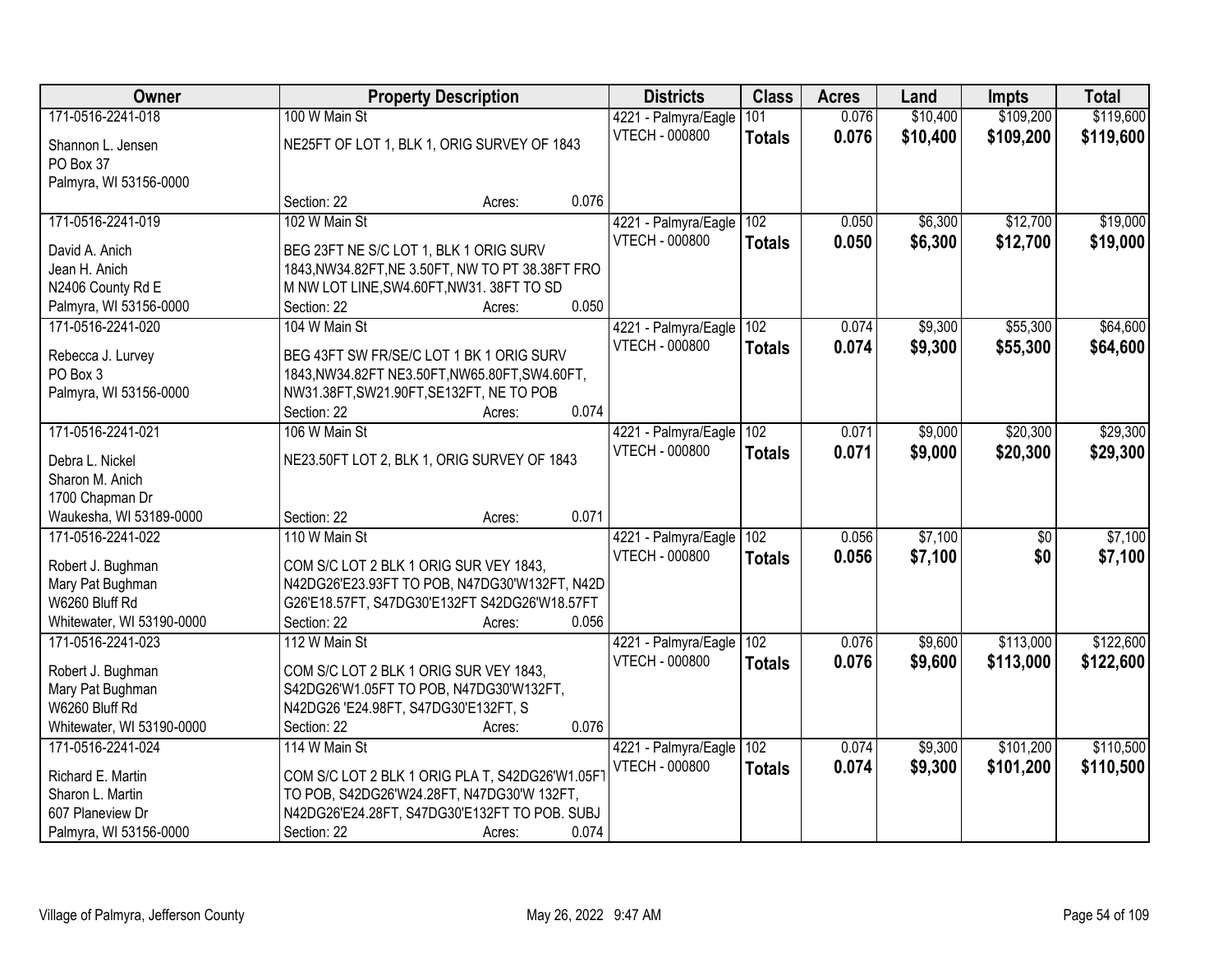| Owner | Property Description | Districts | Class | Acres | Land | Impts | Total |
|---|---|---|---|---|---|---|---|
| 171-0516-2241-018<br>Shannon L. Jensen<br>PO Box 37<br>Palmyra, WI 53156-0000 | 100 W Main St<br>NE25FT OF LOT 1, BLK 1, ORIG SURVEY OF 1843<br>Section: 22 Acres: 0.076 | 4221 - Palmyra/Eagle<br>VTECH - 000800 | 101<br>**Totals** | 0.076<br>**0.076** | $10,400<br>**$10,400** | $109,200<br>**$109,200** | $119,600<br>**$119,600** |
| 171-0516-2241-019<br>David A. Anich<br>Jean H. Anich<br>N2406 County Rd E<br>Palmyra, WI 53156-0000 | 102 W Main St<br>BEG 23FT NE S/C LOT 1, BLK 1 ORIG SURV 1843,NW34.82FT,NE 3.50FT, NW TO PT 38.38FT FRO M NW LOT LINE,SW4.60FT,NW31. 38FT TO SD<br>Section: 22 Acres: 0.050 | 4221 - Palmyra/Eagle<br>VTECH - 000800 | 102<br>**Totals** | 0.050<br>**0.050** | $6,300<br>**$6,300** | $12,700<br>**$12,700** | $19,000<br>**$19,000** |
| 171-0516-2241-020<br>Rebecca J. Lurvey<br>PO Box 3<br>Palmyra, WI 53156-0000 | 104 W Main St<br>BEG 43FT SW FR/SE/C LOT 1 BK 1 ORIG SURV 1843,NW34.82FT NE3.50FT,NW65.80FT,SW4.60FT, NW31.38FT,SW21.90FT,SE132FT, NE TO POB<br>Section: 22 Acres: 0.074 | 4221 - Palmyra/Eagle<br>VTECH - 000800 | 102<br>**Totals** | 0.074<br>**0.074** | $9,300<br>**$9,300** | $55,300<br>**$55,300** | $64,600<br>**$64,600** |
| 171-0516-2241-021<br>Debra L. Nickel<br>Sharon M. Anich<br>1700 Chapman Dr<br>Waukesha, WI 53189-0000 | 106 W Main St<br>NE23.50FT LOT 2, BLK 1, ORIG SURVEY OF 1843<br>Section: 22 Acres: 0.071 | 4221 - Palmyra/Eagle<br>VTECH - 000800 | 102<br>**Totals** | 0.071<br>**0.071** | $9,000<br>**$9,000** | $20,300<br>**$20,300** | $29,300<br>**$29,300** |
| 171-0516-2241-022<br>Robert J. Bughman<br>Mary Pat Bughman<br>W6260 Bluff Rd<br>Whitewater, WI 53190-0000 | 110 W Main St<br>COM S/C LOT 2 BLK 1 ORIG SUR VEY 1843, N42DG26'E23.93FT TO POB, N47DG30'W132FT, N42D G26'E18.57FT, S47DG30'E132FT S42DG26'W18.57FT<br>Section: 22 Acres: 0.056 | 4221 - Palmyra/Eagle<br>VTECH - 000800 | 102<br>**Totals** | 0.056<br>**0.056** | $7,100<br>**$7,100** | $0<br>**$0** | $7,100<br>**$7,100** |
| 171-0516-2241-023<br>Robert J. Bughman<br>Mary Pat Bughman<br>W6260 Bluff Rd<br>Whitewater, WI 53190-0000 | 112 W Main St<br>COM S/C LOT 2 BLK 1 ORIG SUR VEY 1843, S42DG26'W1.05FT TO POB, N47DG30'W132FT, N42DG26 'E24.98FT, S47DG30'E132FT, S<br>Section: 22 Acres: 0.076 | 4221 - Palmyra/Eagle<br>VTECH - 000800 | 102<br>**Totals** | 0.076<br>**0.076** | $9,600<br>**$9,600** | $113,000<br>**$113,000** | $122,600<br>**$122,600** |
| 171-0516-2241-024<br>Richard E. Martin<br>Sharon L. Martin<br>607 Planeview Dr<br>Palmyra, WI 53156-0000 | 114 W Main St<br>COM S/C LOT 2 BLK 1 ORIG PLA T, S42DG26'W1.05FT TO POB, S42DG26'W24.28FT, N47DG30'W 132FT, N42DG26'E24.28FT, S47DG30'E132FT TO POB. SUBJ<br>Section: 22 Acres: 0.074 | 4221 - Palmyra/Eagle<br>VTECH - 000800 | 102<br>**Totals** | 0.074<br>**0.074** | $9,300<br>**$9,300** | $101,200<br>**$101,200** | $110,500<br>**$110,500** |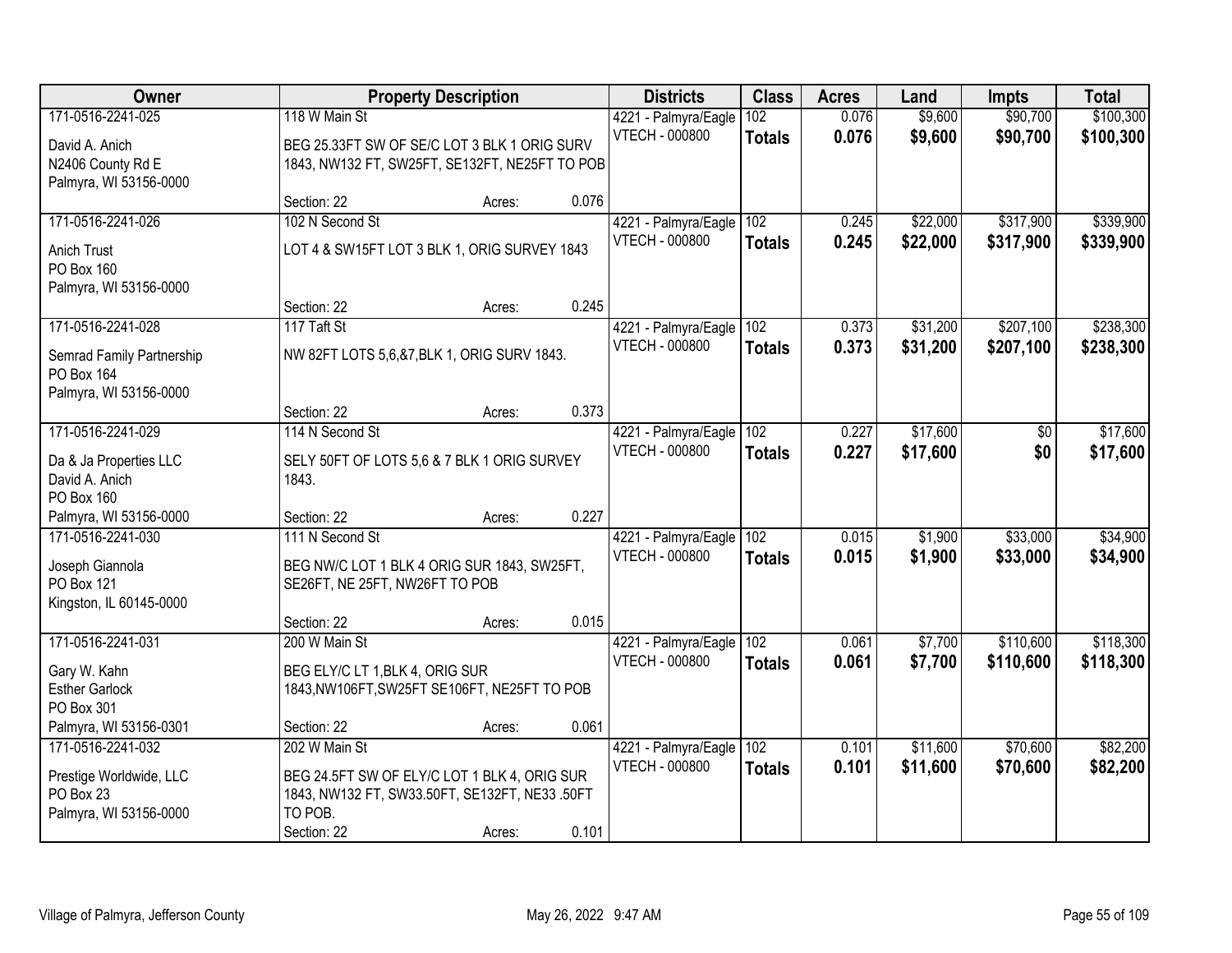| Owner | Property Description | Districts | Class | Acres | Land | Impts | Total |
|---|---|---|---|---|---|---|---|
| 171-0516-2241-025<br>David A. Anich<br>N2406 County Rd E<br>Palmyra, WI 53156-0000 | 118 W Main St<br>BEG 25.33FT SW OF SE/C LOT 3 BLK 1 ORIG SURV 1843, NW132 FT, SW25FT, SE132FT, NE25FT TO POB<br>Section: 22 Acres: 0.076 | 4221 - Palmyra/Eagle<br>VTECH - 000800 | 102<br>**Totals** | 0.076<br>**0.076** | $9,600<br>**$9,600** | $90,700<br>**$90,700** | $100,300<br>**$100,300** |
| 171-0516-2241-026<br>Anich Trust<br>PO Box 160<br>Palmyra, WI 53156-0000 | 102 N Second St<br>LOT 4 & SW15FT LOT 3 BLK 1, ORIG SURVEY 1843<br>Section: 22 Acres: 0.245 | 4221 - Palmyra/Eagle<br>VTECH - 000800 | 102<br>**Totals** | 0.245<br>**0.245** | $22,000<br>**$22,000** | $317,900<br>**$317,900** | $339,900<br>**$339,900** |
| 171-0516-2241-028<br>Semrad Family Partnership<br>PO Box 164<br>Palmyra, WI 53156-0000 | 117 Taft St<br>NW 82FT LOTS 5,6,&7,BLK 1, ORIG SURV 1843.<br>Section: 22 Acres: 0.373 | 4221 - Palmyra/Eagle<br>VTECH - 000800 | 102<br>**Totals** | 0.373<br>**0.373** | $31,200<br>**$31,200** | $207,100<br>**$207,100** | $238,300<br>**$238,300** |
| 171-0516-2241-029<br>Da & Ja Properties LLC<br>David A. Anich<br>PO Box 160<br>Palmyra, WI 53156-0000 | 114 N Second St<br>SELY 50FT OF LOTS 5,6 & 7 BLK 1 ORIG SURVEY 1843.<br>Section: 22 Acres: 0.227 | 4221 - Palmyra/Eagle<br>VTECH - 000800 | 102<br>**Totals** | 0.227<br>**0.227** | $17,600<br>**$17,600** | $0<br>**$0** | $17,600<br>**$17,600** |
| 171-0516-2241-030<br>Joseph Giannola<br>PO Box 121<br>Kingston, IL 60145-0000 | 111 N Second St<br>BEG NW/C LOT 1 BLK 4 ORIG SUR 1843, SW25FT, SE26FT, NE 25FT, NW26FT TO POB<br>Section: 22 Acres: 0.015 | 4221 - Palmyra/Eagle<br>VTECH - 000800 | 102<br>**Totals** | 0.015<br>**0.015** | $1,900<br>**$1,900** | $33,000<br>**$33,000** | $34,900<br>**$34,900** |
| 171-0516-2241-031<br>Gary W. Kahn<br>Esther Garlock<br>PO Box 301<br>Palmyra, WI 53156-0301 | 200 W Main St<br>BEG ELY/C LT 1,BLK 4, ORIG SUR 1843,NW106FT,SW25FT SE106FT, NE25FT TO POB<br>Section: 22 Acres: 0.061 | 4221 - Palmyra/Eagle<br>VTECH - 000800 | 102<br>**Totals** | 0.061<br>**0.061** | $7,700<br>**$7,700** | $110,600<br>**$110,600** | $118,300<br>**$118,300** |
| 171-0516-2241-032<br>Prestige Worldwide, LLC<br>PO Box 23<br>Palmyra, WI 53156-0000 | 202 W Main St<br>BEG 24.5FT SW OF ELY/C LOT 1 BLK 4, ORIG SUR 1843, NW132 FT, SW33.50FT, SE132FT, NE33 .50FT TO POB.<br>Section: 22 Acres: 0.101 | 4221 - Palmyra/Eagle<br>VTECH - 000800 | 102<br>**Totals** | 0.101<br>**0.101** | $11,600<br>**$11,600** | $70,600<br>**$70,600** | $82,200<br>**$82,200** |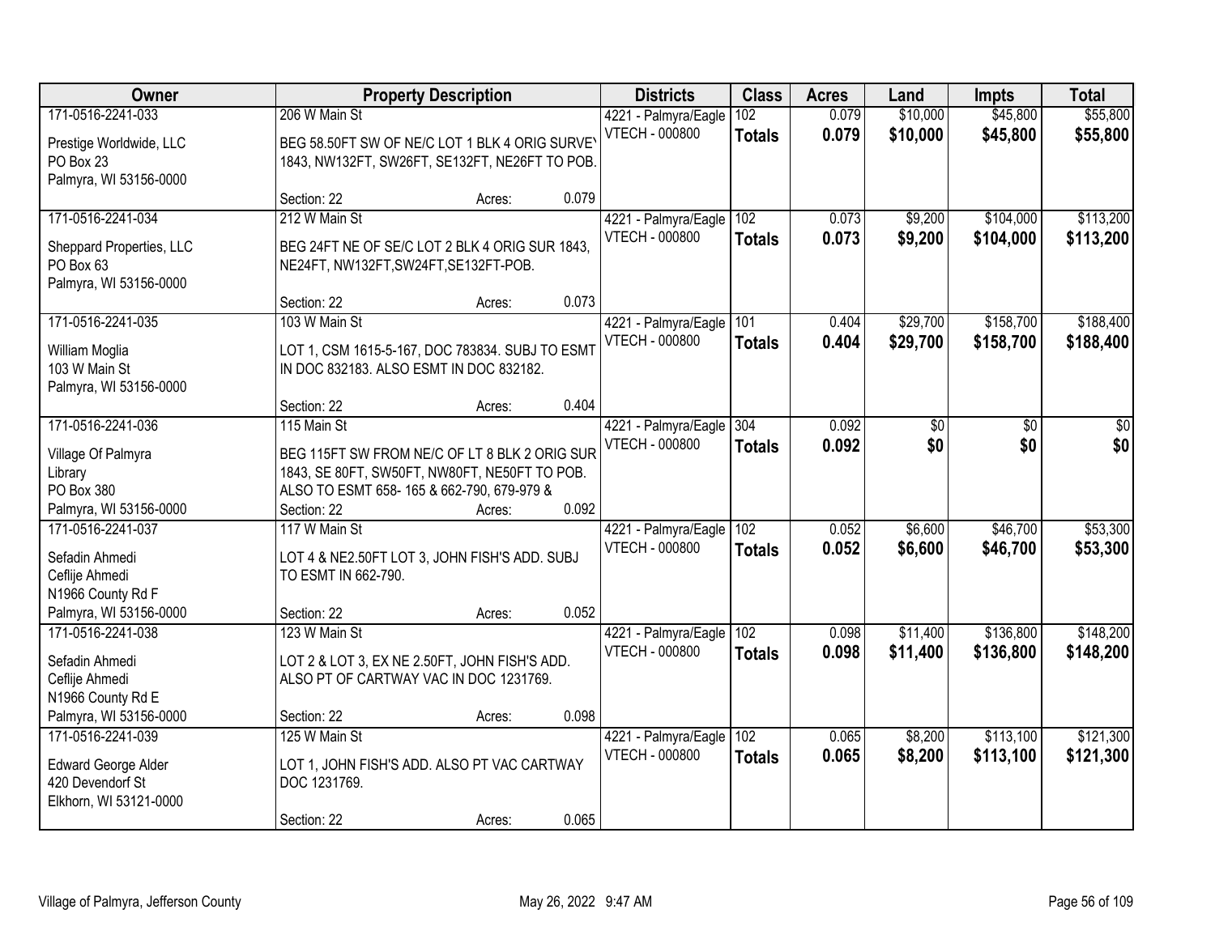| Owner | Property Description | Districts | Class | Acres | Land | Impts | Total |
|---|---|---|---|---|---|---|---|
| 171-0516-2241-033<br>Prestige Worldwide, LLC<br>PO Box 23<br>Palmyra, WI 53156-0000 | 206 W Main St<br>BEG 58.50FT SW OF NE/C LOT 1 BLK 4 ORIG SURVEY 1843, NW132FT, SW26FT, SE132FT, NE26FT TO POB.<br>Section: 22 Acres: 0.079 | 4221 - Palmyra/Eagle<br>VTECH - 000800 | 102<br>**Totals** | 0.079<br>**0.079** | $10,000<br>**$10,000** | $45,800<br>**$45,800** | $55,800<br>**$55,800** |
| 171-0516-2241-034<br>Sheppard Properties, LLC<br>PO Box 63<br>Palmyra, WI 53156-0000 | 212 W Main St<br>BEG 24FT NE OF SE/C LOT 2 BLK 4 ORIG SUR 1843, NE24FT, NW132FT,SW24FT,SE132FT-POB.<br>Section: 22 Acres: 0.073 | 4221 - Palmyra/Eagle<br>VTECH - 000800 | 102<br>**Totals** | 0.073<br>**0.073** | $9,200<br>**$9,200** | $104,000<br>**$104,000** | $113,200<br>**$113,200** |
| 171-0516-2241-035<br>William Moglia<br>103 W Main St<br>Palmyra, WI 53156-0000 | 103 W Main St<br>LOT 1, CSM 1615-5-167, DOC 783834. SUBJ TO ESMT IN DOC 832183. ALSO ESMT IN DOC 832182.<br>Section: 22 Acres: 0.404 | 4221 - Palmyra/Eagle<br>VTECH - 000800 | 101<br>**Totals** | 0.404<br>**0.404** | $29,700<br>**$29,700** | $158,700<br>**$158,700** | $188,400<br>**$188,400** |
| 171-0516-2241-036<br>Village Of Palmyra<br>Library<br>PO Box 380<br>Palmyra, WI 53156-0000 | 115 Main St<br>BEG 115FT SW FROM NE/C OF LT 8 BLK 2 ORIG SUR 1843, SE 80FT, SW50FT, NW80FT, NE50FT TO POB. ALSO TO ESMT 658- 165 & 662-790, 679-979 &<br>Section: 22 Acres: 0.092 | 4221 - Palmyra/Eagle<br>VTECH - 000800 | 304<br>**Totals** | 0.092<br>**0.092** | $0<br>**$0** | $0<br>**$0** | $0<br>**$0** |
| 171-0516-2241-037<br>Sefadin Ahmedi<br>Ceflije Ahmedi<br>N1966 County Rd F<br>Palmyra, WI 53156-0000 | 117 W Main St<br>LOT 4 & NE2.50FT LOT 3, JOHN FISH'S ADD. SUBJ TO ESMT IN 662-790.<br>Section: 22 Acres: 0.052 | 4221 - Palmyra/Eagle<br>VTECH - 000800 | 102<br>**Totals** | 0.052<br>**0.052** | $6,600<br>**$6,600** | $46,700<br>**$46,700** | $53,300<br>**$53,300** |
| 171-0516-2241-038<br>Sefadin Ahmedi<br>Ceflije Ahmedi<br>N1966 County Rd E<br>Palmyra, WI 53156-0000 | 123 W Main St<br>LOT 2 & LOT 3, EX NE 2.50FT, JOHN FISH'S ADD. ALSO PT OF CARTWAY VAC IN DOC 1231769.<br>Section: 22 Acres: 0.098 | 4221 - Palmyra/Eagle<br>VTECH - 000800 | 102<br>**Totals** | 0.098<br>**0.098** | $11,400<br>**$11,400** | $136,800<br>**$136,800** | $148,200<br>**$148,200** |
| 171-0516-2241-039<br>Edward George Alder<br>420 Devendorf St<br>Elkhorn, WI 53121-0000 | 125 W Main St<br>LOT 1, JOHN FISH'S ADD. ALSO PT VAC CARTWAY DOC 1231769.<br>Section: 22 Acres: 0.065 | 4221 - Palmyra/Eagle<br>VTECH - 000800 | 102<br>**Totals** | 0.065<br>**0.065** | $8,200<br>**$8,200** | $113,100<br>**$113,100** | $121,300<br>**$121,300** |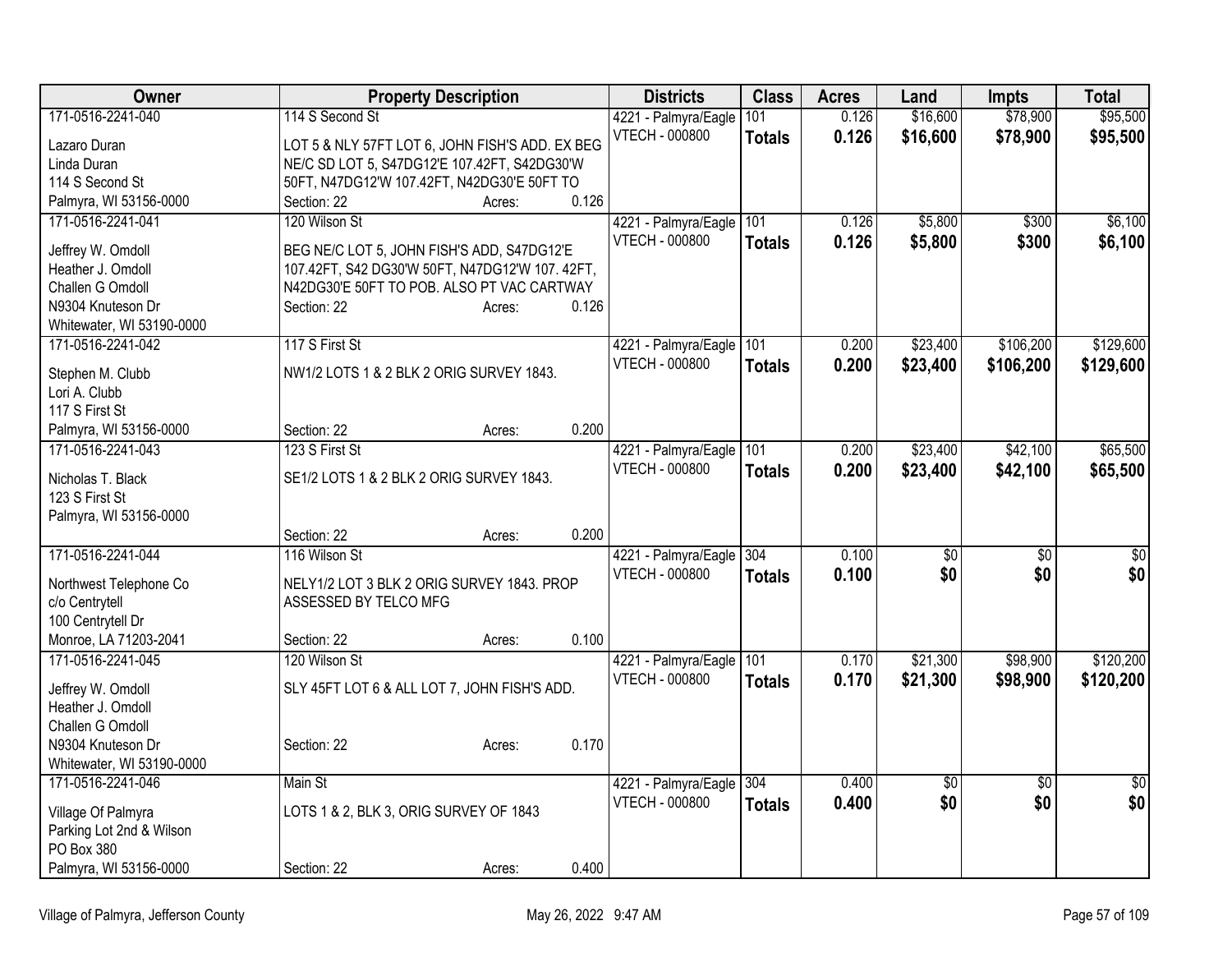| Owner | Property Description | Districts | Class | Acres | Land | Impts | Total |
|---|---|---|---|---|---|---|---|
| 171-0516-2241-040<br>Lazaro Duran<br>Linda Duran<br>114 S Second St<br>Palmyra, WI 53156-0000 | 114 S Second St<br>LOT 5 & NLY 57FT LOT 6, JOHN FISH'S ADD. EX BEG NE/C SD LOT 5, S47DG12'E 107.42FT, S42DG30'W 50FT, N47DG12'W 107.42FT, N42DG30'E 50FT TO<br>Section: 22 Acres: 0.126 | 4221 - Palmyra/Eagle<br>VTECH - 000800 | 101<br>**Totals** | 0.126<br>**0.126** | $16,600<br>**$16,600** | $78,900<br>**$78,900** | $95,500<br>**$95,500** |
| 171-0516-2241-041<br>Jeffrey W. Omdoll<br>Heather J. Omdoll<br>Challen G Omdoll<br>N9304 Knuteson Dr<br>Whitewater, WI 53190-0000 | 120 Wilson St<br>BEG NE/C LOT 5, JOHN FISH'S ADD, S47DG12'E 107.42FT, S42 DG30'W 50FT, N47DG12'W 107. 42FT, N42DG30'E 50FT TO POB. ALSO PT VAC CARTWAY<br>Section: 22 Acres: 0.126 | 4221 - Palmyra/Eagle<br>VTECH - 000800 | 101<br>**Totals** | 0.126<br>**0.126** | $5,800<br>**$5,800** | $300<br>**$300** | $6,100<br>**$6,100** |
| 171-0516-2241-042<br>Stephen M. Clubb<br>Lori A. Clubb<br>117 S First St<br>Palmyra, WI 53156-0000 | 117 S First St<br>NW1/2 LOTS 1 & 2 BLK 2 ORIG SURVEY 1843.<br>Section: 22 Acres: 0.200 | 4221 - Palmyra/Eagle<br>VTECH - 000800 | 101<br>**Totals** | 0.200<br>**0.200** | $23,400<br>**$23,400** | $106,200<br>**$106,200** | $129,600<br>**$129,600** |
| 171-0516-2241-043<br>Nicholas T. Black<br>123 S First St<br>Palmyra, WI 53156-0000 | 123 S First St<br>SE1/2 LOTS 1 & 2 BLK 2 ORIG SURVEY 1843.<br>Section: 22 Acres: 0.200 | 4221 - Palmyra/Eagle<br>VTECH - 000800 | 101<br>**Totals** | 0.200<br>**0.200** | $23,400<br>**$23,400** | $42,100<br>**$42,100** | $65,500<br>**$65,500** |
| 171-0516-2241-044<br>Northwest Telephone Co<br>c/o Centrytell<br>100 Centrytell Dr<br>Monroe, LA 71203-2041 | 116 Wilson St<br>NELY1/2 LOT 3 BLK 2 ORIG SURVEY 1843. PROP ASSESSED BY TELCO MFG<br>Section: 22 Acres: 0.100 | 4221 - Palmyra/Eagle<br>VTECH - 000800 | 304<br>**Totals** | 0.100<br>**0.100** | $0<br>**$0** | $0<br>**$0** | $0<br>**$0** |
| 171-0516-2241-045<br>Jeffrey W. Omdoll<br>Heather J. Omdoll<br>Challen G Omdoll<br>N9304 Knuteson Dr<br>Whitewater, WI 53190-0000 | 120 Wilson St<br>SLY 45FT LOT 6 & ALL LOT 7, JOHN FISH'S ADD.<br>Section: 22 Acres: 0.170 | 4221 - Palmyra/Eagle<br>VTECH - 000800 | 101<br>**Totals** | 0.170<br>**0.170** | $21,300<br>**$21,300** | $98,900<br>**$98,900** | $120,200<br>**$120,200** |
| 171-0516-2241-046<br>Village Of Palmyra<br>Parking Lot 2nd & Wilson<br>PO Box 380<br>Palmyra, WI 53156-0000 | Main St<br>LOTS 1 & 2, BLK 3, ORIG SURVEY OF 1843<br>Section: 22 Acres: 0.400 | 4221 - Palmyra/Eagle<br>VTECH - 000800 | 304<br>**Totals** | 0.400<br>**0.400** | $0<br>**$0** | $0<br>**$0** | $0<br>**$0** |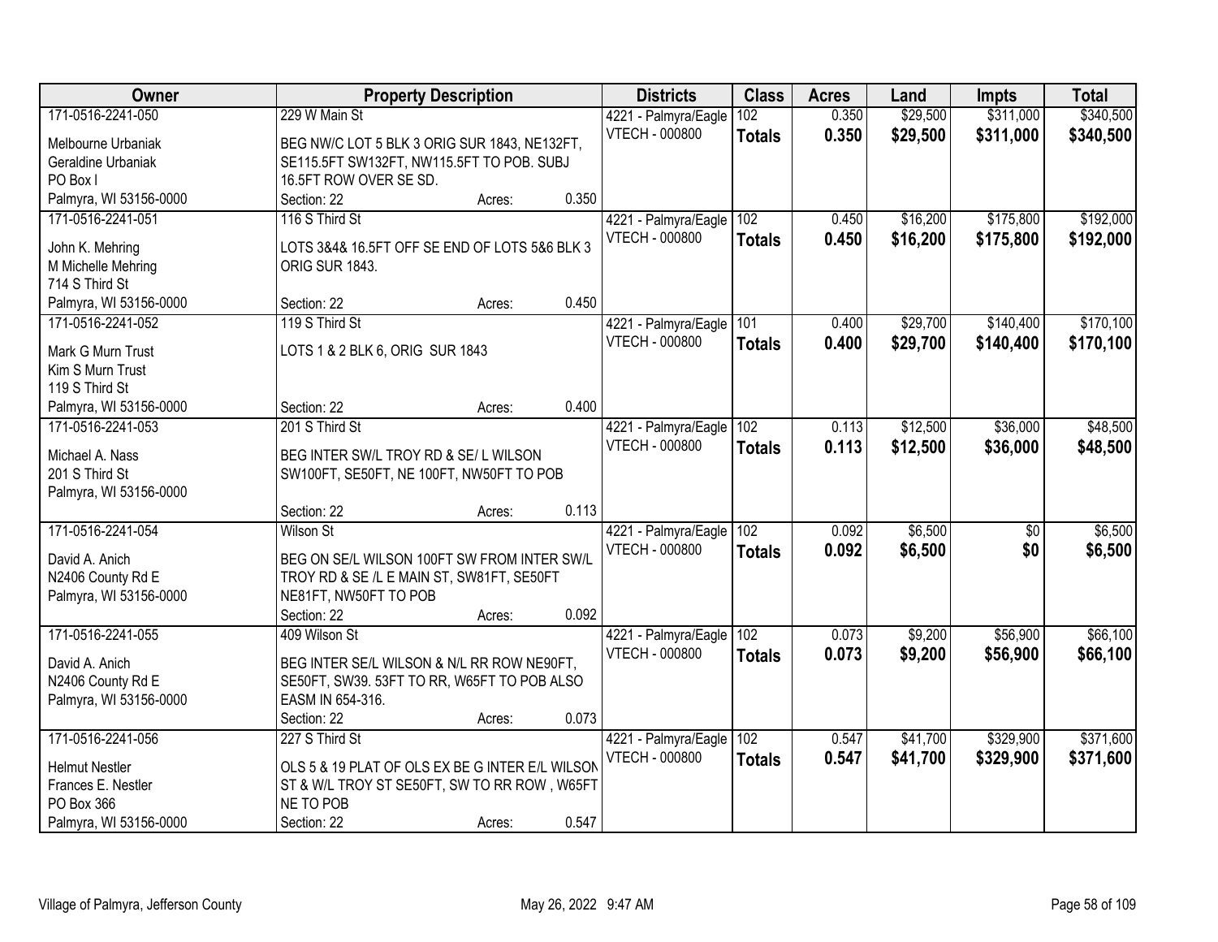| Owner | Property Description | Districts | Class | Acres | Land | Impts | Total |
|---|---|---|---|---|---|---|---|
| 171-0516-2241-050<br>Melbourne Urbaniak<br>Geraldine Urbaniak<br>PO Box I<br>Palmyra, WI 53156-0000 | 229 W Main St<br>BEG NW/C LOT 5 BLK 3 ORIG SUR 1843, NE132FT, SE115.5FT SW132FT, NW115.5FT TO POB. SUBJ 16.5FT ROW OVER SE SD.<br>Section: 22 Acres: 0.350 | 4221 - Palmyra/Eagle<br>VTECH - 000800 | 102<br>**Totals** | 0.350<br>**0.350** | $29,500<br>**$29,500** | $311,000<br>**$311,000** | $340,500<br>**$340,500** |
| 171-0516-2241-051<br>John K. Mehring<br>M Michelle Mehring<br>714 S Third St<br>Palmyra, WI 53156-0000 | 116 S Third St<br>LOTS 3&4& 16.5FT OFF SE END OF LOTS 5&6 BLK 3 ORIG SUR 1843.<br>Section: 22 Acres: 0.450 | 4221 - Palmyra/Eagle<br>VTECH - 000800 | 102<br>**Totals** | 0.450<br>**0.450** | $16,200<br>**$16,200** | $175,800<br>**$175,800** | $192,000<br>**$192,000** |
| 171-0516-2241-052<br>Mark G Murn Trust<br>Kim S Murn Trust<br>119 S Third St<br>Palmyra, WI 53156-0000 | 119 S Third St<br>LOTS 1 & 2 BLK 6, ORIG SUR 1843<br>Section: 22 Acres: 0.400 | 4221 - Palmyra/Eagle<br>VTECH - 000800 | 101<br>**Totals** | 0.400<br>**0.400** | $29,700<br>**$29,700** | $140,400<br>**$140,400** | $170,100<br>**$170,100** |
| 171-0516-2241-053<br>Michael A. Nass<br>201 S Third St<br>Palmyra, WI 53156-0000 | 201 S Third St<br>BEG INTER SW/L TROY RD & SE/ L WILSON SW100FT, SE50FT, NE 100FT, NW50FT TO POB<br>Section: 22 Acres: 0.113 | 4221 - Palmyra/Eagle<br>VTECH - 000800 | 102<br>**Totals** | 0.113<br>**0.113** | $12,500<br>**$12,500** | $36,000<br>**$36,000** | $48,500<br>**$48,500** |
| 171-0516-2241-054<br>David A. Anich<br>N2406 County Rd E<br>Palmyra, WI 53156-0000 | Wilson St<br>BEG ON SE/L WILSON 100FT SW FROM INTER SW/L TROY RD & SE /L E MAIN ST, SW81FT, SE50FT NE81FT, NW50FT TO POB<br>Section: 22 Acres: 0.092 | 4221 - Palmyra/Eagle<br>VTECH - 000800 | 102<br>**Totals** | 0.092<br>**0.092** | $6,500<br>**$6,500** | $0<br>**$0** | $6,500<br>**$6,500** |
| 171-0516-2241-055<br>David A. Anich<br>N2406 County Rd E<br>Palmyra, WI 53156-0000 | 409 Wilson St<br>BEG INTER SE/L WILSON & N/L RR ROW NE90FT, SE50FT, SW39. 53FT TO RR, W65FT TO POB ALSO EASM IN 654-316.<br>Section: 22 Acres: 0.073 | 4221 - Palmyra/Eagle<br>VTECH - 000800 | 102<br>**Totals** | 0.073<br>**0.073** | $9,200<br>**$9,200** | $56,900<br>**$56,900** | $66,100<br>**$66,100** |
| 171-0516-2241-056<br>Helmut Nestler<br>Frances E. Nestler<br>PO Box 366<br>Palmyra, WI 53156-0000 | 227 S Third St<br>OLS 5 & 19 PLAT OF OLS EX BE G INTER E/L WILSON ST & W/L TROY ST SE50FT, SW TO RR ROW , W65FT NE TO POB<br>Section: 22 Acres: 0.547 | 4221 - Palmyra/Eagle<br>VTECH - 000800 | 102<br>**Totals** | 0.547<br>**0.547** | $41,700<br>**$41,700** | $329,900<br>**$329,900** | $371,600<br>**$371,600** |

Village of Palmyra, Jefferson County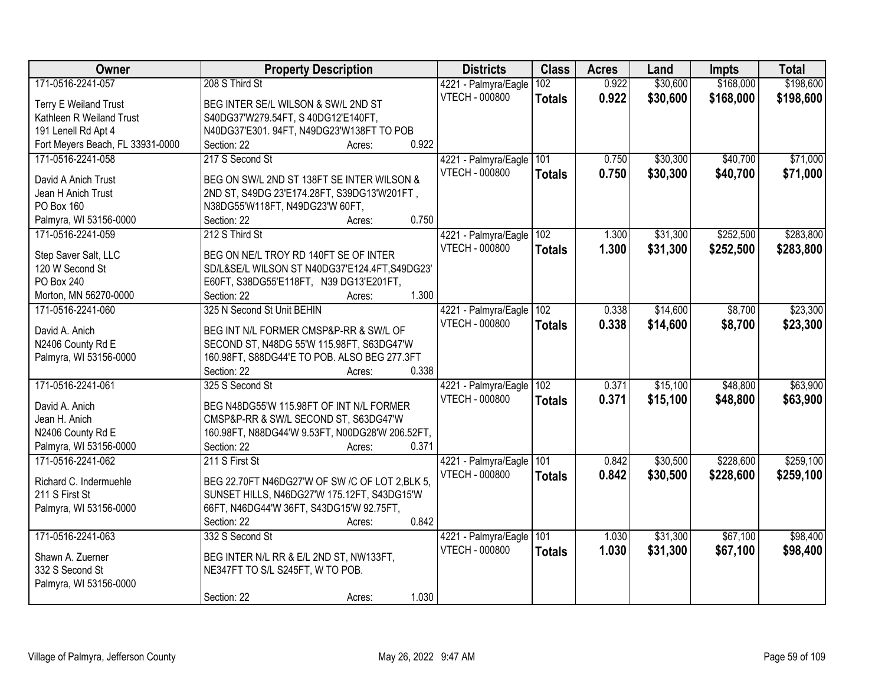| Owner | Property Description | Districts | Class | Acres | Land | Impts | Total |
|---|---|---|---|---|---|---|---|
| 171-0516-2241-057<br>Terry E Weiland Trust<br>Kathleen R Weiland Trust<br>191 Lenell Rd Apt 4<br>Fort Meyers Beach, FL 33931-0000 | 208 S Third St<br>BEG INTER SE/L WILSON & SW/L 2ND ST S40DG37'W279.54FT, S 40DG12'E140FT, N40DG37'E301. 94FT, N49DG23'W138FT TO POB<br>Section: 22 Acres: 0.922 | 4221 - Palmyra/Eagle<br>VTECH - 000800 | 102<br>**Totals** | 0.922<br>**0.922** | $30,600<br>**$30,600** | $168,000<br>**$168,000** | $198,600<br>**$198,600** |
| 171-0516-2241-058<br>David A Anich Trust<br>Jean H Anich Trust<br>PO Box 160<br>Palmyra, WI 53156-0000 | 217 S Second St<br>BEG ON SW/L 2ND ST 138FT SE INTER WILSON & 2ND ST, S49DG 23'E174.28FT, S39DG13'W201FT , N38DG55'W118FT, N49DG23'W 60FT,<br>Section: 22 Acres: 0.750 | 4221 - Palmyra/Eagle<br>VTECH - 000800 | 101<br>**Totals** | 0.750<br>**0.750** | $30,300<br>**$30,300** | $40,700<br>**$40,700** | $71,000<br>**$71,000** |
| 171-0516-2241-059<br>Step Saver Salt, LLC<br>120 W Second St<br>PO Box 240<br>Morton, MN 56270-0000 | 212 S Third St<br>BEG ON NE/L TROY RD 140FT SE OF INTER SD/L&SE/L WILSON ST N40DG37'E124.4FT,S49DG23' E60FT, S38DG55'E118FT, N39 DG13'E201FT,<br>Section: 22 Acres: 1.300 | 4221 - Palmyra/Eagle<br>VTECH - 000800 | 102<br>**Totals** | 1.300<br>**1.300** | $31,300<br>**$31,300** | $252,500<br>**$252,500** | $283,800<br>**$283,800** |
| 171-0516-2241-060<br>David A. Anich<br>N2406 County Rd E<br>Palmyra, WI 53156-0000 | 325 N Second St Unit BEHIN<br>BEG INT N/L FORMER CMSP&P-RR & SW/L OF SECOND ST, N48DG 55'W 115.98FT, S63DG47'W 160.98FT, S88DG44'E TO POB. ALSO BEG 277.3FT<br>Section: 22 Acres: 0.338 | 4221 - Palmyra/Eagle<br>VTECH - 000800 | 102<br>**Totals** | 0.338<br>**0.338** | $14,600<br>**$14,600** | $8,700<br>**$8,700** | $23,300<br>**$23,300** |
| 171-0516-2241-061<br>David A. Anich<br>Jean H. Anich<br>N2406 County Rd E<br>Palmyra, WI 53156-0000 | 325 S Second St<br>BEG N48DG55'W 115.98FT OF INT N/L FORMER CMSP&P-RR & SW/L SECOND ST, S63DG47'W 160.98FT, N88DG44'W 9.53FT, N00DG28'W 206.52FT,<br>Section: 22 Acres: 0.371 | 4221 - Palmyra/Eagle<br>VTECH - 000800 | 102<br>**Totals** | 0.371<br>**0.371** | $15,100<br>**$15,100** | $48,800<br>**$48,800** | $63,900<br>**$63,900** |
| 171-0516-2241-062<br>Richard C. Indermuehle<br>211 S First St<br>Palmyra, WI 53156-0000 | 211 S First St<br>BEG 22.70FT N46DG27'W OF SW /C OF LOT 2,BLK 5, SUNSET HILLS, N46DG27'W 175.12FT, S43DG15'W 66FT, N46DG44'W 36FT, S43DG15'W 92.75FT,<br>Section: 22 Acres: 0.842 | 4221 - Palmyra/Eagle<br>VTECH - 000800 | 101<br>**Totals** | 0.842<br>**0.842** | $30,500<br>**$30,500** | $228,600<br>**$228,600** | $259,100<br>**$259,100** |
| 171-0516-2241-063<br>Shawn A. Zuerner<br>332 S Second St<br>Palmyra, WI 53156-0000 | 332 S Second St<br>BEG INTER N/L RR & E/L 2ND ST, NW133FT, NE347FT TO S/L S245FT, W TO POB.<br>Section: 22 Acres: 1.030 | 4221 - Palmyra/Eagle<br>VTECH - 000800 | 101<br>**Totals** | 1.030<br>**1.030** | $31,300<br>**$31,300** | $67,100<br>**$67,100** | $98,400<br>**$98,400** |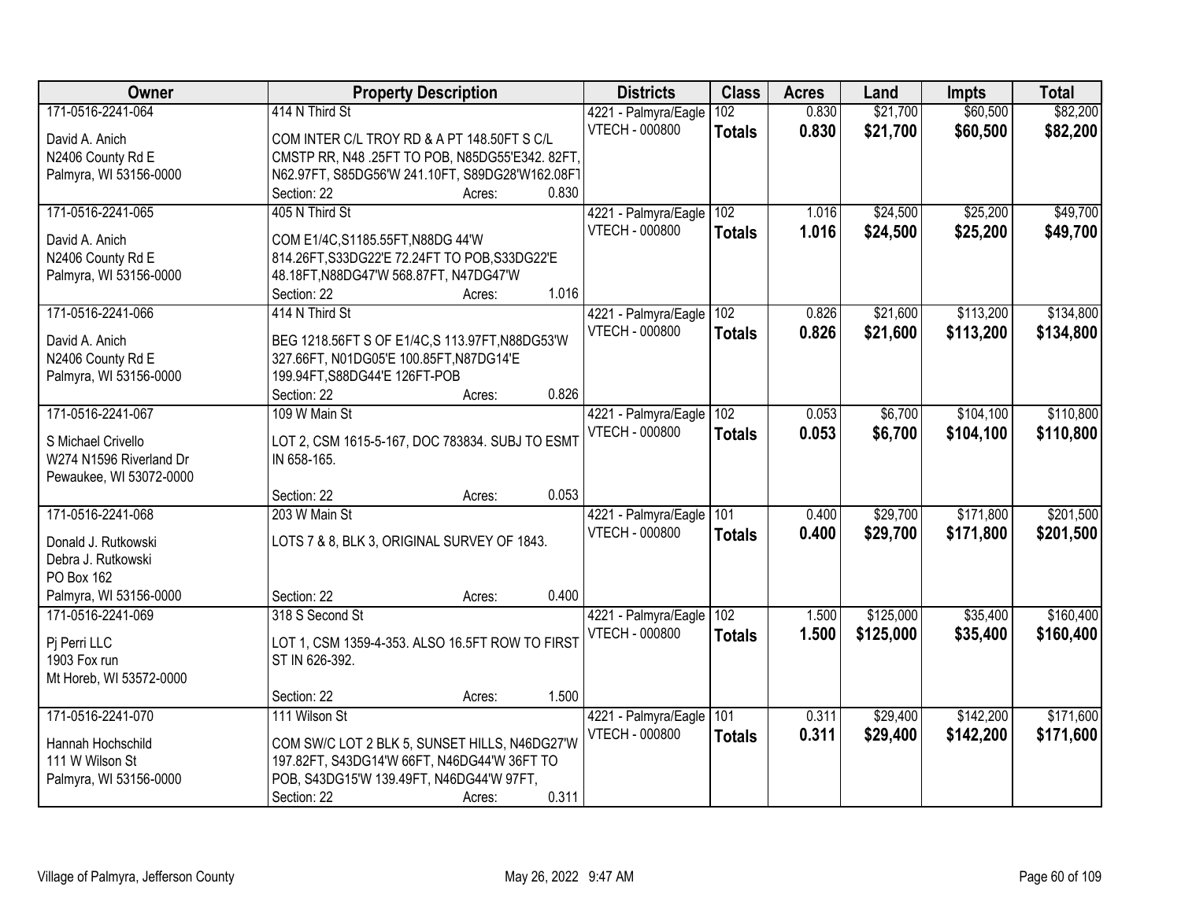| Owner | Property Description | Districts | Class | Acres | Land | Impts | Total |
|---|---|---|---|---|---|---|---|
| 171-0516-2241-064<br>David A. Anich<br>N2406 County Rd E<br>Palmyra, WI 53156-0000 | 414 N Third St<br>COM INTER C/L TROY RD & A PT 148.50FT S C/L CMSTP RR, N48 .25FT TO POB, N85DG55'E342. 82FT, N62.97FT, S85DG56'W 241.10FT, S89DG28'W162.08FT<br>Section: 22 Acres: 0.830 | 4221 - Palmyra/Eagle<br>VTECH - 000800 | 102<br>**Totals** | 0.830<br>**0.830** | $21,700<br>**$21,700** | $60,500<br>**$60,500** | $82,200<br>**$82,200** |
| 171-0516-2241-065<br>David A. Anich<br>N2406 County Rd E<br>Palmyra, WI 53156-0000 | 405 N Third St<br>COM E1/4C,S1185.55FT,N88DG 44'W 814.26FT,S33DG22'E 72.24FT TO POB,S33DG22'E 48.18FT,N88DG47'W 568.87FT, N47DG47'W<br>Section: 22 Acres: 1.016 | 4221 - Palmyra/Eagle<br>VTECH - 000800 | 102<br>**Totals** | 1.016<br>**1.016** | $24,500<br>**$24,500** | $25,200<br>**$25,200** | $49,700<br>**$49,700** |
| 171-0516-2241-066<br>David A. Anich<br>N2406 County Rd E<br>Palmyra, WI 53156-0000 | 414 N Third St<br>BEG 1218.56FT S OF E1/4C,S 113.97FT,N88DG53'W 327.66FT, N01DG05'E 100.85FT,N87DG14'E 199.94FT,S88DG44'E 126FT-POB<br>Section: 22 Acres: 0.826 | 4221 - Palmyra/Eagle<br>VTECH - 000800 | 102<br>**Totals** | 0.826<br>**0.826** | $21,600<br>**$21,600** | $113,200<br>**$113,200** | $134,800<br>**$134,800** |
| 171-0516-2241-067<br>S Michael Crivello<br>W274 N1596 Riverland Dr<br>Pewaukee, WI 53072-0000 | 109 W Main St<br>LOT 2, CSM 1615-5-167, DOC 783834. SUBJ TO ESMT IN 658-165.<br>Section: 22 Acres: 0.053 | 4221 - Palmyra/Eagle<br>VTECH - 000800 | 102<br>**Totals** | 0.053<br>**0.053** | $6,700<br>**$6,700** | $104,100<br>**$104,100** | $110,800<br>**$110,800** |
| 171-0516-2241-068<br>Donald J. Rutkowski<br>Debra J. Rutkowski<br>PO Box 162<br>Palmyra, WI 53156-0000 | 203 W Main St<br>LOTS 7 & 8, BLK 3, ORIGINAL SURVEY OF 1843.<br>Section: 22 Acres: 0.400 | 4221 - Palmyra/Eagle<br>VTECH - 000800 | 101<br>**Totals** | 0.400<br>**0.400** | $29,700<br>**$29,700** | $171,800<br>**$171,800** | $201,500<br>**$201,500** |
| 171-0516-2241-069<br>Pj Perri LLC<br>1903 Fox run<br>Mt Horeb, WI 53572-0000 | 318 S Second St<br>LOT 1, CSM 1359-4-353. ALSO 16.5FT ROW TO FIRST ST IN 626-392.<br>Section: 22 Acres: 1.500 | 4221 - Palmyra/Eagle<br>VTECH - 000800 | 102<br>**Totals** | 1.500<br>**1.500** | $125,000<br>**$125,000** | $35,400<br>**$35,400** | $160,400<br>**$160,400** |
| 171-0516-2241-070<br>Hannah Hochschild<br>111 W Wilson St<br>Palmyra, WI 53156-0000 | 111 Wilson St<br>COM SW/C LOT 2 BLK 5, SUNSET HILLS, N46DG27'W 197.82FT, S43DG14'W 66FT, N46DG44'W 36FT TO POB, S43DG15'W 139.49FT, N46DG44'W 97FT,<br>Section: 22 Acres: 0.311 | 4221 - Palmyra/Eagle<br>VTECH - 000800 | 101<br>**Totals** | 0.311<br>**0.311** | $29,400<br>**$29,400** | $142,200<br>**$142,200** | $171,600<br>**$171,600** |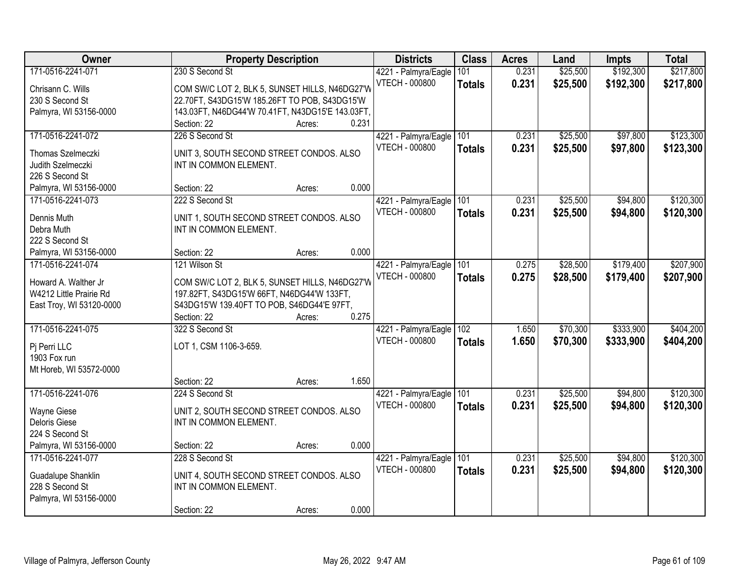| Owner | Property Description | Districts | Class | Acres | Land | Impts | Total |
|---|---|---|---|---|---|---|---|
| 171-0516-2241-071<br>Chrisann C. Wills<br>230 S Second St<br>Palmyra, WI 53156-0000 | 230 S Second St<br>COM SW/C LOT 2, BLK 5, SUNSET HILLS, N46DG27'W 22.70FT, S43DG15'W 185.26FT TO POB, S43DG15'W 143.03FT, N46DG44'W 70.41FT, N43DG15'E 143.03FT,<br>Section: 22 Acres: 0.231 | 4221 - Palmyra/Eagle<br>VTECH - 000800 | 101<br>**Totals** | 0.231<br>**0.231** | $25,500<br>**$25,500** | $192,300<br>**$192,300** | $217,800<br>**$217,800** |
| 171-0516-2241-072<br>Thomas Szelmeczki<br>Judith Szelmeczki<br>226 S Second St<br>Palmyra, WI 53156-0000 | 226 S Second St<br>UNIT 3, SOUTH SECOND STREET CONDOS. ALSO INT IN COMMON ELEMENT.<br>Section: 22 Acres: 0.000 | 4221 - Palmyra/Eagle<br>VTECH - 000800 | 101<br>**Totals** | 0.231<br>**0.231** | $25,500<br>**$25,500** | $97,800<br>**$97,800** | $123,300<br>**$123,300** |
| 171-0516-2241-073<br>Dennis Muth<br>Debra Muth<br>222 S Second St<br>Palmyra, WI 53156-0000 | 222 S Second St<br>UNIT 1, SOUTH SECOND STREET CONDOS. ALSO INT IN COMMON ELEMENT.<br>Section: 22 Acres: 0.000 | 4221 - Palmyra/Eagle<br>VTECH - 000800 | 101<br>**Totals** | 0.231<br>**0.231** | $25,500<br>**$25,500** | $94,800<br>**$94,800** | $120,300<br>**$120,300** |
| 171-0516-2241-074<br>Howard A. Walther Jr<br>W4212 Little Prairie Rd<br>East Troy, WI 53120-0000 | 121 Wilson St<br>COM SW/C LOT 2, BLK 5, SUNSET HILLS, N46DG27'W 197.82FT, S43DG15'W 66FT, N46DG44'W 133FT, S43DG15'W 139.40FT TO POB, S46DG44'E 97FT,<br>Section: 22 Acres: 0.275 | 4221 - Palmyra/Eagle<br>VTECH - 000800 | 101<br>**Totals** | 0.275<br>**0.275** | $28,500<br>**$28,500** | $179,400<br>**$179,400** | $207,900<br>**$207,900** |
| 171-0516-2241-075<br>Pj Perri LLC<br>1903 Fox run<br>Mt Horeb, WI 53572-0000 | 322 S Second St<br>LOT 1, CSM 1106-3-659.<br>Section: 22 Acres: 1.650 | 4221 - Palmyra/Eagle<br>VTECH - 000800 | 102<br>**Totals** | 1.650<br>**1.650** | $70,300<br>**$70,300** | $333,900<br>**$333,900** | $404,200<br>**$404,200** |
| 171-0516-2241-076<br>Wayne Giese<br>Deloris Giese<br>224 S Second St<br>Palmyra, WI 53156-0000 | 224 S Second St<br>UNIT 2, SOUTH SECOND STREET CONDOS. ALSO INT IN COMMON ELEMENT.<br>Section: 22 Acres: 0.000 | 4221 - Palmyra/Eagle<br>VTECH - 000800 | 101<br>**Totals** | 0.231<br>**0.231** | $25,500<br>**$25,500** | $94,800<br>**$94,800** | $120,300<br>**$120,300** |
| 171-0516-2241-077<br>Guadalupe Shanklin<br>228 S Second St<br>Palmyra, WI 53156-0000 | 228 S Second St<br>UNIT 4, SOUTH SECOND STREET CONDOS. ALSO INT IN COMMON ELEMENT.<br>Section: 22 Acres: 0.000 | 4221 - Palmyra/Eagle<br>VTECH - 000800 | 101<br>**Totals** | 0.231<br>**0.231** | $25,500<br>**$25,500** | $94,800<br>**$94,800** | $120,300<br>**$120,300** |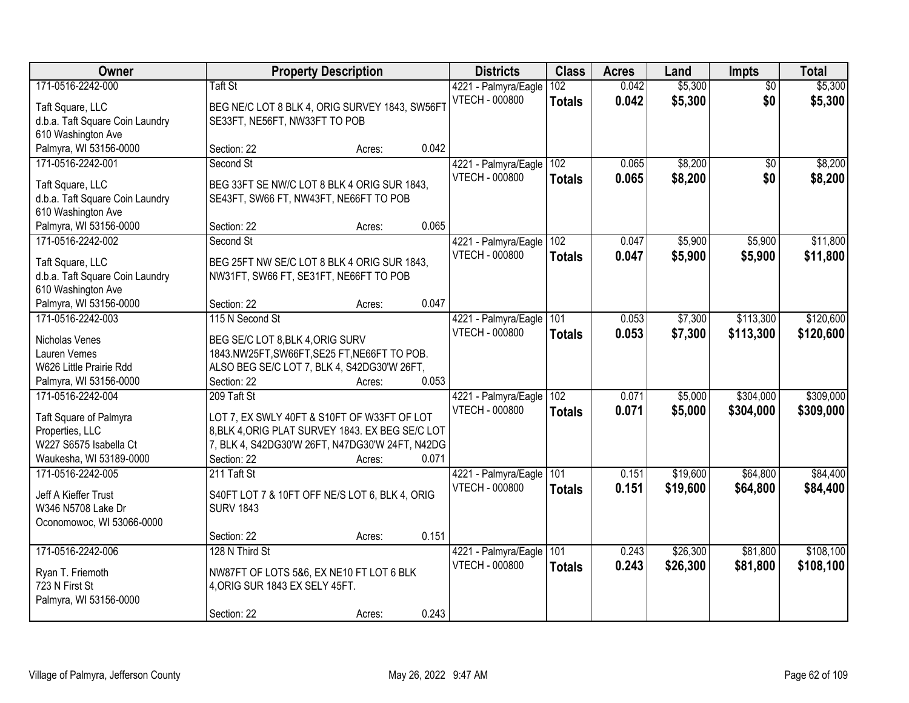| Owner | Property Description | Districts | Class | Acres | Land | Impts | Total |
|---|---|---|---|---|---|---|---|
| 171-0516-2242-000<br>Taft Square, LLC<br>d.b.a. Taft Square Coin Laundry<br>610 Washington Ave<br>Palmyra, WI 53156-0000 | Taft St<br>BEG NE/C LOT 8 BLK 4, ORIG SURVEY 1843, SW56FT SE33FT, NE56FT, NW33FT TO POB<br>Section: 22 Acres: 0.042 | 4221 - Palmyra/Eagle<br>VTECH - 000800 | 102<br>**Totals** | 0.042<br>**0.042** | $5,300<br>**$5,300** | $0<br>**$0** | $5,300<br>**$5,300** |
| 171-0516-2242-001<br>Taft Square, LLC<br>d.b.a. Taft Square Coin Laundry<br>610 Washington Ave<br>Palmyra, WI 53156-0000 | Second St<br>BEG 33FT SE NW/C LOT 8 BLK 4 ORIG SUR 1843, SE43FT, SW66 FT, NW43FT, NE66FT TO POB<br>Section: 22 Acres: 0.065 | 4221 - Palmyra/Eagle<br>VTECH - 000800 | 102<br>**Totals** | 0.065<br>**0.065** | $8,200<br>**$8,200** | $0<br>**$0** | $8,200<br>**$8,200** |
| 171-0516-2242-002<br>Taft Square, LLC<br>d.b.a. Taft Square Coin Laundry<br>610 Washington Ave<br>Palmyra, WI 53156-0000 | Second St<br>BEG 25FT NW SE/C LOT 8 BLK 4 ORIG SUR 1843, NW31FT, SW66 FT, SE31FT, NE66FT TO POB<br>Section: 22 Acres: 0.047 | 4221 - Palmyra/Eagle<br>VTECH - 000800 | 102<br>**Totals** | 0.047<br>**0.047** | $5,900<br>**$5,900** | $5,900<br>**$5,900** | $11,800<br>**$11,800** |
| 171-0516-2242-003<br>Nicholas Venes<br>Lauren Vemes<br>W626 Little Prairie Rdd<br>Palmyra, WI 53156-0000 | 115 N Second St<br>BEG SE/C LOT 8,BLK 4,ORIG SURV 1843.NW25FT,SW66FT,SE25 FT,NE66FT TO POB. ALSO BEG SE/C LOT 7, BLK 4, S42DG30'W 26FT,<br>Section: 22 Acres: 0.053 | 4221 - Palmyra/Eagle<br>VTECH - 000800 | 101<br>**Totals** | 0.053<br>**0.053** | $7,300<br>**$7,300** | $113,300<br>**$113,300** | $120,600<br>**$120,600** |
| 171-0516-2242-004<br>Taft Square of Palmyra Properties, LLC<br>W227 S6575 Isabella Ct<br>Waukesha, WI 53189-0000 | 209 Taft St<br>LOT 7, EX SWLY 40FT & S10FT OF W33FT OF LOT 8,BLK 4,ORIG PLAT SURVEY 1843. EX BEG SE/C LOT 7, BLK 4, S42DG30'W 26FT, N47DG30'W 24FT, N42DG<br>Section: 22 Acres: 0.071 | 4221 - Palmyra/Eagle<br>VTECH - 000800 | 102<br>**Totals** | 0.071<br>**0.071** | $5,000<br>**$5,000** | $304,000<br>**$304,000** | $309,000<br>**$309,000** |
| 171-0516-2242-005<br>Jeff A Kieffer Trust<br>W346 N5708 Lake Dr<br>Oconomowoc, WI 53066-0000 | 211 Taft St<br>S40FT LOT 7 & 10FT OFF NE/S LOT 6, BLK 4, ORIG SURV 1843<br>Section: 22 Acres: 0.151 | 4221 - Palmyra/Eagle<br>VTECH - 000800 | 101<br>**Totals** | 0.151<br>**0.151** | $19,600<br>**$19,600** | $64,800<br>**$64,800** | $84,400<br>**$84,400** |
| 171-0516-2242-006<br>Ryan T. Friemoth<br>723 N First St<br>Palmyra, WI 53156-0000 | 128 N Third St<br>NW87FT OF LOTS 5&6, EX NE10 FT LOT 6 BLK 4,ORIG SUR 1843 EX SELY 45FT.<br>Section: 22 Acres: 0.243 | 4221 - Palmyra/Eagle<br>VTECH - 000800 | 101<br>**Totals** | 0.243<br>**0.243** | $26,300<br>**$26,300** | $81,800<br>**$81,800** | $108,100<br>**$108,100** |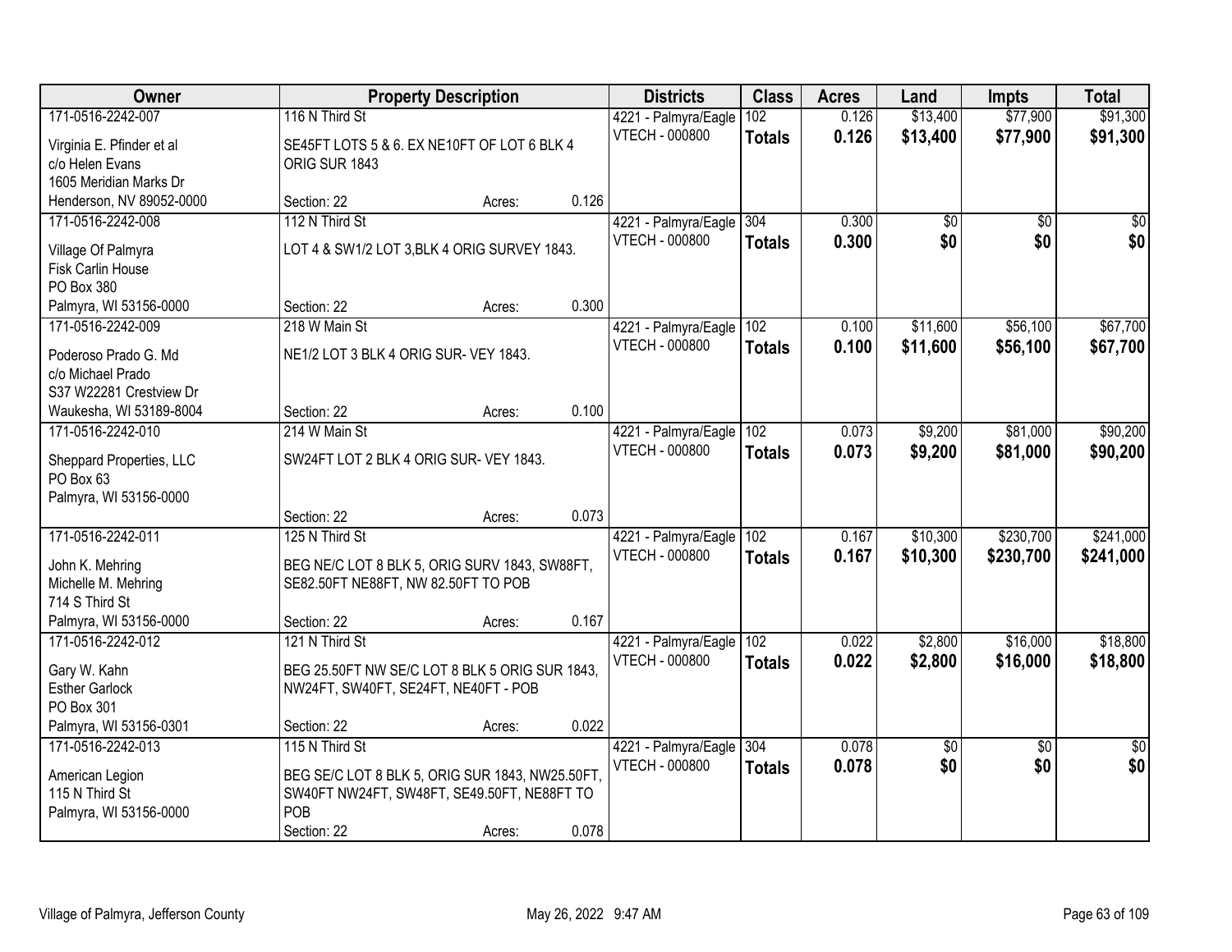| Owner | Property Description | | | Districts | Class | Acres | Land | Impts | Total |
|---|---|---|---|---|---|---|---|---|---|
| 171-0516-2242-007 | 116 N Third St | | | 4221 - Palmyra/Eagle | 102 | 0.126 | $13,400 | $77,900 | $91,300 |
| Virginia E. Pfinder et al<br>c/o Helen Evans<br>1605 Meridian Marks Dr<br>Henderson, NV 89052-0000 | SE45FT LOTS 5 & 6. EX NE10FT OF LOT 6 BLK 4 ORIG SUR 1843 | | | VTECH - 000800 | **Totals** | **0.126** | **$13,400** | **$77,900** | **$91,300** |
| | Section: 22 | Acres: | 0.126 | | | | | | |
| 171-0516-2242-008 | 112 N Third St | | | 4221 - Palmyra/Eagle | 304 | 0.300 | $0 | $0 | $0 |
| Village Of Palmyra<br>Fisk Carlin House<br>PO Box 380<br>Palmyra, WI 53156-0000 | LOT 4 & SW1/2 LOT 3,BLK 4 ORIG SURVEY 1843. | | | VTECH - 000800 | **Totals** | **0.300** | **$0** | **$0** | **$0** |
| | Section: 22 | Acres: | 0.300 | | | | | | |
| 171-0516-2242-009 | 218 W Main St | | | 4221 - Palmyra/Eagle | 102 | 0.100 | $11,600 | $56,100 | $67,700 |
| Poderoso Prado G. Md<br>c/o Michael Prado<br>S37 W22281 Crestview Dr<br>Waukesha, WI 53189-8004 | NE1/2 LOT 3 BLK 4 ORIG SUR- VEY 1843. | | | VTECH - 000800 | **Totals** | **0.100** | **$11,600** | **$56,100** | **$67,700** |
| | Section: 22 | Acres: | 0.100 | | | | | | |
| 171-0516-2242-010 | 214 W Main St | | | 4221 - Palmyra/Eagle | 102 | 0.073 | $9,200 | $81,000 | $90,200 |
| Sheppard Properties, LLC<br>PO Box 63<br>Palmyra, WI 53156-0000 | SW24FT LOT 2 BLK 4 ORIG SUR- VEY 1843. | | | VTECH - 000800 | **Totals** | **0.073** | **$9,200** | **$81,000** | **$90,200** |
| | Section: 22 | Acres: | 0.073 | | | | | | |
| 171-0516-2242-011 | 125 N Third St | | | 4221 - Palmyra/Eagle | 102 | 0.167 | $10,300 | $230,700 | $241,000 |
| John K. Mehring<br>Michelle M. Mehring<br>714 S Third St<br>Palmyra, WI 53156-0000 | BEG NE/C LOT 8 BLK 5, ORIG SURV 1843, SW88FT, SE82.50FT NE88FT, NW 82.50FT TO POB | | | VTECH - 000800 | **Totals** | **0.167** | **$10,300** | **$230,700** | **$241,000** |
| | Section: 22 | Acres: | 0.167 | | | | | | |
| 171-0516-2242-012 | 121 N Third St | | | 4221 - Palmyra/Eagle | 102 | 0.022 | $2,800 | $16,000 | $18,800 |
| Gary W. Kahn<br>Esther Garlock<br>PO Box 301<br>Palmyra, WI 53156-0301 | BEG 25.50FT NW SE/C LOT 8 BLK 5 ORIG SUR 1843, NW24FT, SW40FT, SE24FT, NE40FT - POB | | | VTECH - 000800 | **Totals** | **0.022** | **$2,800** | **$16,000** | **$18,800** |
| | Section: 22 | Acres: | 0.022 | | | | | | |
| 171-0516-2242-013 | 115 N Third St | | | 4221 - Palmyra/Eagle | 304 | 0.078 | $0 | $0 | $0 |
| American Legion<br>115 N Third St<br>Palmyra, WI 53156-0000 | BEG SE/C LOT 8 BLK 5, ORIG SUR 1843, NW25.50FT, SW40FT NW24FT, SW48FT, SE49.50FT, NE88FT TO POB | | | VTECH - 000800 | **Totals** | **0.078** | **$0** | **$0** | **$0** |
| | Section: 22 | Acres: | 0.078 | | | | | | |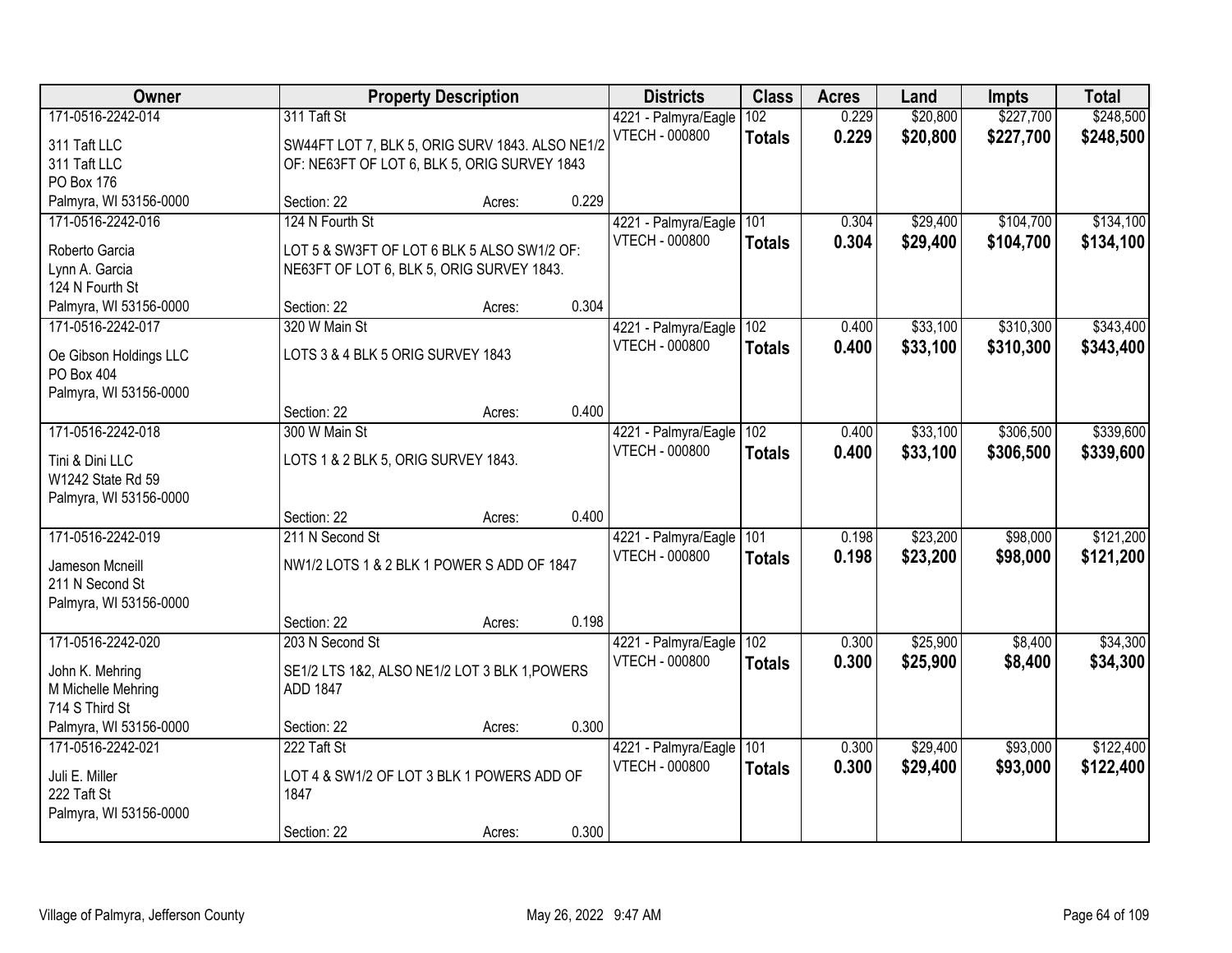| Owner | Property Description | | | Districts | Class | Acres | Land | Impts | Total |
|---|---|---|---|---|---|---|---|---|---|
| 171-0516-2242-014 | 311 Taft St | | | 4221 - Palmyra/Eagle | 102 | 0.229 | $20,800 | $227,700 | $248,500 |
| 311 Taft LLC<br>311 Taft LLC<br>PO Box 176<br>Palmyra, WI 53156-0000 | SW44FT LOT 7, BLK 5, ORIG SURV 1843. ALSO NE1/2 OF: NE63FT OF LOT 6, BLK 5, ORIG SURVEY 1843 | | | VTECH - 000800 | **Totals** | **0.229** | **$20,800** | **$227,700** | **$248,500** |
| | Section: 22 | Acres: | 0.229 | | | | | | |
| 171-0516-2242-016 | 124 N Fourth St | | | 4221 - Palmyra/Eagle | 101 | 0.304 | $29,400 | $104,700 | $134,100 |
| Roberto Garcia<br>Lynn A. Garcia<br>124 N Fourth St<br>Palmyra, WI 53156-0000 | LOT 5 & SW3FT OF LOT 6 BLK 5 ALSO SW1/2 OF: NE63FT OF LOT 6, BLK 5, ORIG SURVEY 1843. | | | VTECH - 000800 | **Totals** | **0.304** | **$29,400** | **$104,700** | **$134,100** |
| | Section: 22 | Acres: | 0.304 | | | | | | |
| 171-0516-2242-017 | 320 W Main St | | | 4221 - Palmyra/Eagle | 102 | 0.400 | $33,100 | $310,300 | $343,400 |
| Oe Gibson Holdings LLC<br>PO Box 404<br>Palmyra, WI 53156-0000 | LOTS 3 & 4 BLK 5 ORIG SURVEY 1843 | | | VTECH - 000800 | **Totals** | **0.400** | **$33,100** | **$310,300** | **$343,400** |
| | Section: 22 | Acres: | 0.400 | | | | | | |
| 171-0516-2242-018 | 300 W Main St | | | 4221 - Palmyra/Eagle | 102 | 0.400 | $33,100 | $306,500 | $339,600 |
| Tini & Dini LLC<br>W1242 State Rd 59<br>Palmyra, WI 53156-0000 | LOTS 1 & 2 BLK 5, ORIG SURVEY 1843. | | | VTECH - 000800 | **Totals** | **0.400** | **$33,100** | **$306,500** | **$339,600** |
| | Section: 22 | Acres: | 0.400 | | | | | | |
| 171-0516-2242-019 | 211 N Second St | | | 4221 - Palmyra/Eagle | 101 | 0.198 | $23,200 | $98,000 | $121,200 |
| Jameson Mcneill<br>211 N Second St<br>Palmyra, WI 53156-0000 | NW1/2 LOTS 1 & 2 BLK 1 POWER S ADD OF 1847 | | | VTECH - 000800 | **Totals** | **0.198** | **$23,200** | **$98,000** | **$121,200** |
| | Section: 22 | Acres: | 0.198 | | | | | | |
| 171-0516-2242-020 | 203 N Second St | | | 4221 - Palmyra/Eagle | 102 | 0.300 | $25,900 | $8,400 | $34,300 |
| John K. Mehring<br>M Michelle Mehring<br>714 S Third St<br>Palmyra, WI 53156-0000 | SE1/2 LTS 1&2, ALSO NE1/2 LOT 3 BLK 1,POWERS ADD 1847 | | | VTECH - 000800 | **Totals** | **0.300** | **$25,900** | **$8,400** | **$34,300** |
| | Section: 22 | Acres: | 0.300 | | | | | | |
| 171-0516-2242-021 | 222 Taft St | | | 4221 - Palmyra/Eagle | 101 | 0.300 | $29,400 | $93,000 | $122,400 |
| Juli E. Miller<br>222 Taft St<br>Palmyra, WI 53156-0000 | LOT 4 & SW1/2 OF LOT 3 BLK 1 POWERS ADD OF 1847 | | | VTECH - 000800 | **Totals** | **0.300** | **$29,400** | **$93,000** | **$122,400** |
| | Section: 22 | Acres: | 0.300 | | | | | | |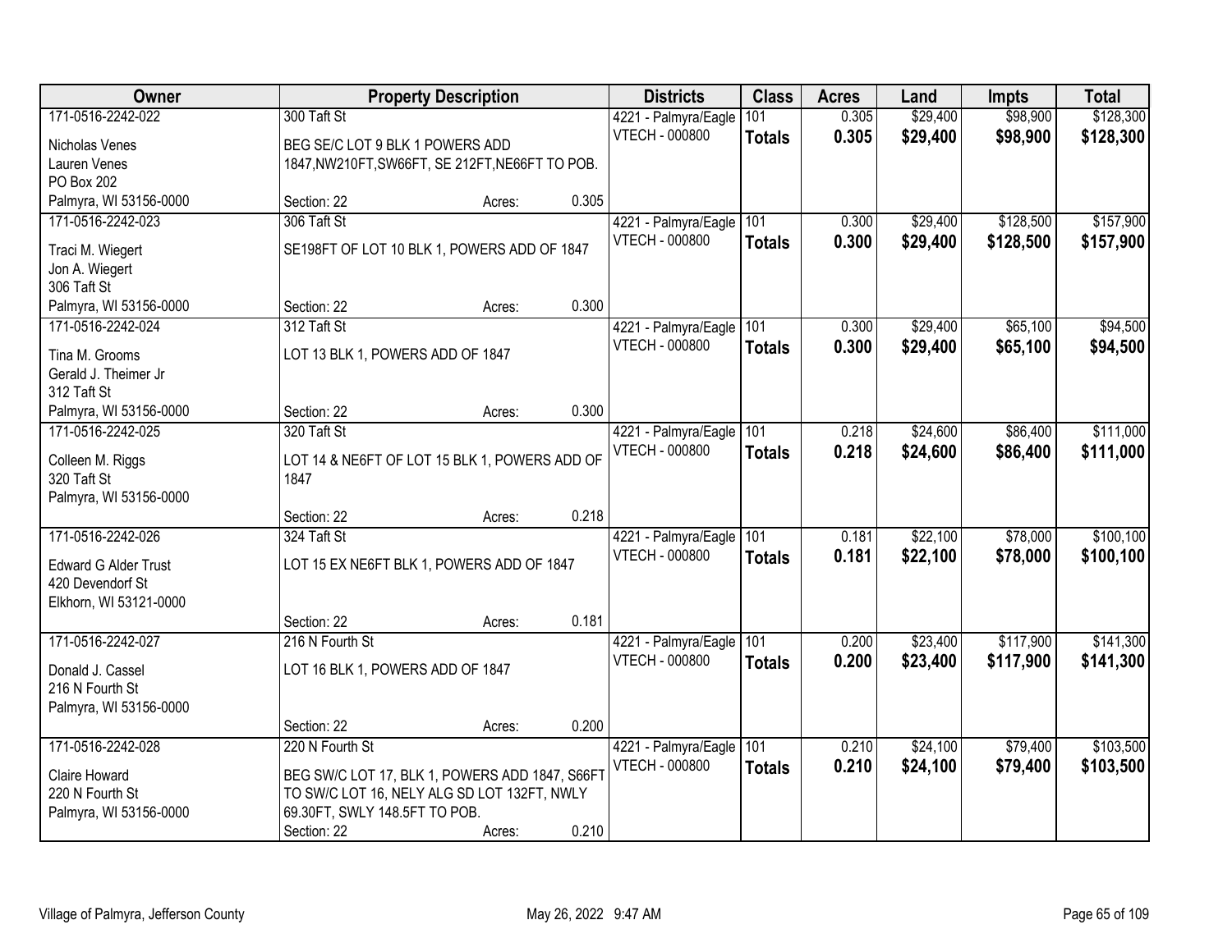| Owner | Property Description | Districts | Class | Acres | Land | Impts | Total |
|---|---|---|---|---|---|---|---|
| 171-0516-2242-022<br>Nicholas Venes<br>Lauren Venes<br>PO Box 202<br>Palmyra, WI 53156-0000 | 300 Taft St<br>BEG SE/C LOT 9 BLK 1 POWERS ADD 1847,NW210FT,SW66FT, SE 212FT,NE66FT TO POB.<br>Section: 22 Acres: 0.305 | 4221 - Palmyra/Eagle<br>VTECH - 000800 | 101<br>**Totals** | 0.305<br>**0.305** | $29,400<br>**$29,400** | $98,900<br>**$98,900** | $128,300<br>**$128,300** |
| 171-0516-2242-023<br>Traci M. Wiegert<br>Jon A. Wiegert<br>306 Taft St<br>Palmyra, WI 53156-0000 | 306 Taft St<br>SE198FT OF LOT 10 BLK 1, POWERS ADD OF 1847<br>Section: 22 Acres: 0.300 | 4221 - Palmyra/Eagle<br>VTECH - 000800 | 101<br>**Totals** | 0.300<br>**0.300** | $29,400<br>**$29,400** | $128,500<br>**$128,500** | $157,900<br>**$157,900** |
| 171-0516-2242-024<br>Tina M. Grooms<br>Gerald J. Theimer Jr<br>312 Taft St<br>Palmyra, WI 53156-0000 | 312 Taft St<br>LOT 13 BLK 1, POWERS ADD OF 1847<br>Section: 22 Acres: 0.300 | 4221 - Palmyra/Eagle<br>VTECH - 000800 | 101<br>**Totals** | 0.300<br>**0.300** | $29,400<br>**$29,400** | $65,100<br>**$65,100** | $94,500<br>**$94,500** |
| 171-0516-2242-025<br>Colleen M. Riggs<br>320 Taft St<br>Palmyra, WI 53156-0000 | 320 Taft St<br>LOT 14 & NE6FT OF LOT 15 BLK 1, POWERS ADD OF 1847<br>Section: 22 Acres: 0.218 | 4221 - Palmyra/Eagle<br>VTECH - 000800 | 101<br>**Totals** | 0.218<br>**0.218** | $24,600<br>**$24,600** | $86,400<br>**$86,400** | $111,000<br>**$111,000** |
| 171-0516-2242-026<br>Edward G Alder Trust<br>420 Devendorf St<br>Elkhorn, WI 53121-0000 | 324 Taft St<br>LOT 15 EX NE6FT BLK 1, POWERS ADD OF 1847<br>Section: 22 Acres: 0.181 | 4221 - Palmyra/Eagle<br>VTECH - 000800 | 101<br>**Totals** | 0.181<br>**0.181** | $22,100<br>**$22,100** | $78,000<br>**$78,000** | $100,100<br>**$100,100** |
| 171-0516-2242-027<br>Donald J. Cassel<br>216 N Fourth St<br>Palmyra, WI 53156-0000 | 216 N Fourth St<br>LOT 16 BLK 1, POWERS ADD OF 1847<br>Section: 22 Acres: 0.200 | 4221 - Palmyra/Eagle<br>VTECH - 000800 | 101<br>**Totals** | 0.200<br>**0.200** | $23,400<br>**$23,400** | $117,900<br>**$117,900** | $141,300<br>**$141,300** |
| 171-0516-2242-028<br>Claire Howard<br>220 N Fourth St<br>Palmyra, WI 53156-0000 | 220 N Fourth St<br>BEG SW/C LOT 17, BLK 1, POWERS ADD 1847, S66FT TO SW/C LOT 16, NELY ALG SD LOT 132FT, NWLY 69.30FT, SWLY 148.5FT TO POB.<br>Section: 22 Acres: 0.210 | 4221 - Palmyra/Eagle<br>VTECH - 000800 | 101<br>**Totals** | 0.210<br>**0.210** | $24,100<br>**$24,100** | $79,400<br>**$79,400** | $103,500<br>**$103,500** |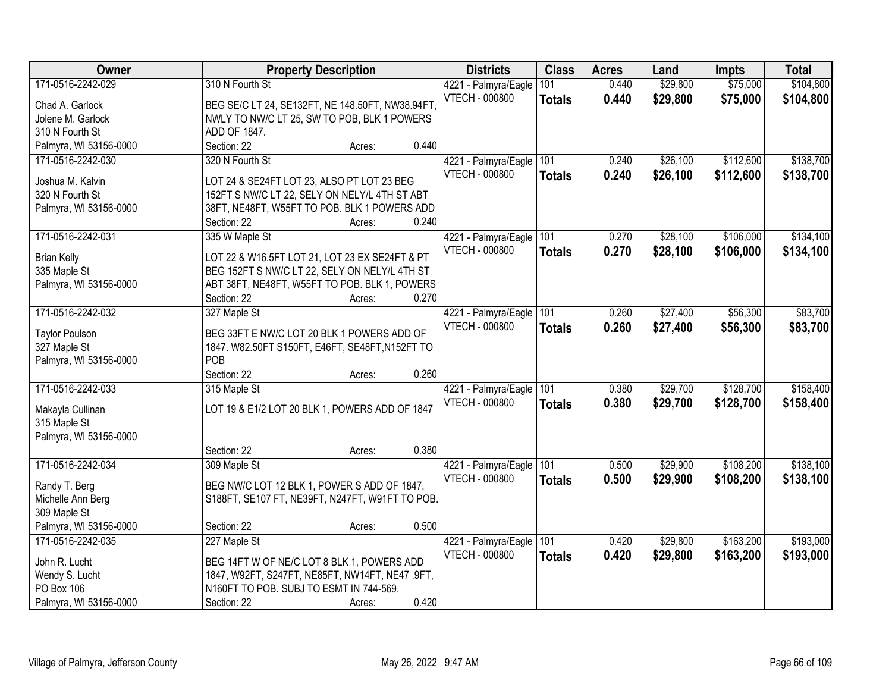| Owner | Property Description | Districts | Class | Acres | Land | Impts | Total |
|---|---|---|---|---|---|---|---|
| 171-0516-2242-029<br>Chad A. Garlock<br>Jolene M. Garlock<br>310 N Fourth St<br>Palmyra, WI 53156-0000 | 310 N Fourth St<br>BEG SE/C LT 24, SE132FT, NE 148.50FT, NW38.94FT, NWLY TO NW/C LT 25, SW TO POB, BLK 1 POWERS ADD OF 1847.<br>Section: 22 Acres: 0.440 | 4221 - Palmyra/Eagle<br>VTECH - 000800 | 101<br>**Totals** | 0.440<br>**0.440** | $29,800<br>**$29,800** | $75,000<br>**$75,000** | $104,800<br>**$104,800** |
| 171-0516-2242-030<br>Joshua M. Kalvin<br>320 N Fourth St<br>Palmyra, WI 53156-0000 | 320 N Fourth St<br>LOT 24 & SE24FT LOT 23, ALSO PT LOT 23 BEG 152FT S NW/C LT 22, SELY ON NELY/L 4TH ST ABT 38FT, NE48FT, W55FT TO POB. BLK 1 POWERS ADD<br>Section: 22 Acres: 0.240 | 4221 - Palmyra/Eagle<br>VTECH - 000800 | 101<br>**Totals** | 0.240<br>**0.240** | $26,100<br>**$26,100** | $112,600<br>**$112,600** | $138,700<br>**$138,700** |
| 171-0516-2242-031<br>Brian Kelly<br>335 Maple St<br>Palmyra, WI 53156-0000 | 335 W Maple St<br>LOT 22 & W16.5FT LOT 21, LOT 23 EX SE24FT & PT BEG 152FT S NW/C LT 22, SELY ON NELY/L 4TH ST ABT 38FT, NE48FT, W55FT TO POB. BLK 1, POWERS<br>Section: 22 Acres: 0.270 | 4221 - Palmyra/Eagle<br>VTECH - 000800 | 101<br>**Totals** | 0.270<br>**0.270** | $28,100<br>**$28,100** | $106,000<br>**$106,000** | $134,100<br>**$134,100** |
| 171-0516-2242-032<br>Taylor Poulson<br>327 Maple St<br>Palmyra, WI 53156-0000 | 327 Maple St<br>BEG 33FT E NW/C LOT 20 BLK 1 POWERS ADD OF 1847. W82.50FT S150FT, E46FT, SE48FT,N152FT TO POB<br>Section: 22 Acres: 0.260 | 4221 - Palmyra/Eagle<br>VTECH - 000800 | 101<br>**Totals** | 0.260<br>**0.260** | $27,400<br>**$27,400** | $56,300<br>**$56,300** | $83,700<br>**$83,700** |
| 171-0516-2242-033<br>Makayla Cullinan<br>315 Maple St<br>Palmyra, WI 53156-0000 | 315 Maple St<br>LOT 19 & E1/2 LOT 20 BLK 1, POWERS ADD OF 1847<br>Section: 22 Acres: 0.380 | 4221 - Palmyra/Eagle<br>VTECH - 000800 | 101<br>**Totals** | 0.380<br>**0.380** | $29,700<br>**$29,700** | $128,700<br>**$128,700** | $158,400<br>**$158,400** |
| 171-0516-2242-034<br>Randy T. Berg<br>Michelle Ann Berg<br>309 Maple St<br>Palmyra, WI 53156-0000 | 309 Maple St<br>BEG NW/C LOT 12 BLK 1, POWER S ADD OF 1847, S188FT, SE107 FT, NE39FT, N247FT, W91FT TO POB.<br>Section: 22 Acres: 0.500 | 4221 - Palmyra/Eagle<br>VTECH - 000800 | 101<br>**Totals** | 0.500<br>**0.500** | $29,900<br>**$29,900** | $108,200<br>**$108,200** | $138,100<br>**$138,100** |
| 171-0516-2242-035<br>John R. Lucht<br>Wendy S. Lucht<br>PO Box 106<br>Palmyra, WI 53156-0000 | 227 Maple St<br>BEG 14FT W OF NE/C LOT 8 BLK 1, POWERS ADD 1847, W92FT, S247FT, NE85FT, NW14FT, NE47 .9FT, N160FT TO POB. SUBJ TO ESMT IN 744-569.<br>Section: 22 Acres: 0.420 | 4221 - Palmyra/Eagle<br>VTECH - 000800 | 101<br>**Totals** | 0.420<br>**0.420** | $29,800<br>**$29,800** | $163,200<br>**$163,200** | $193,000<br>**$193,000** |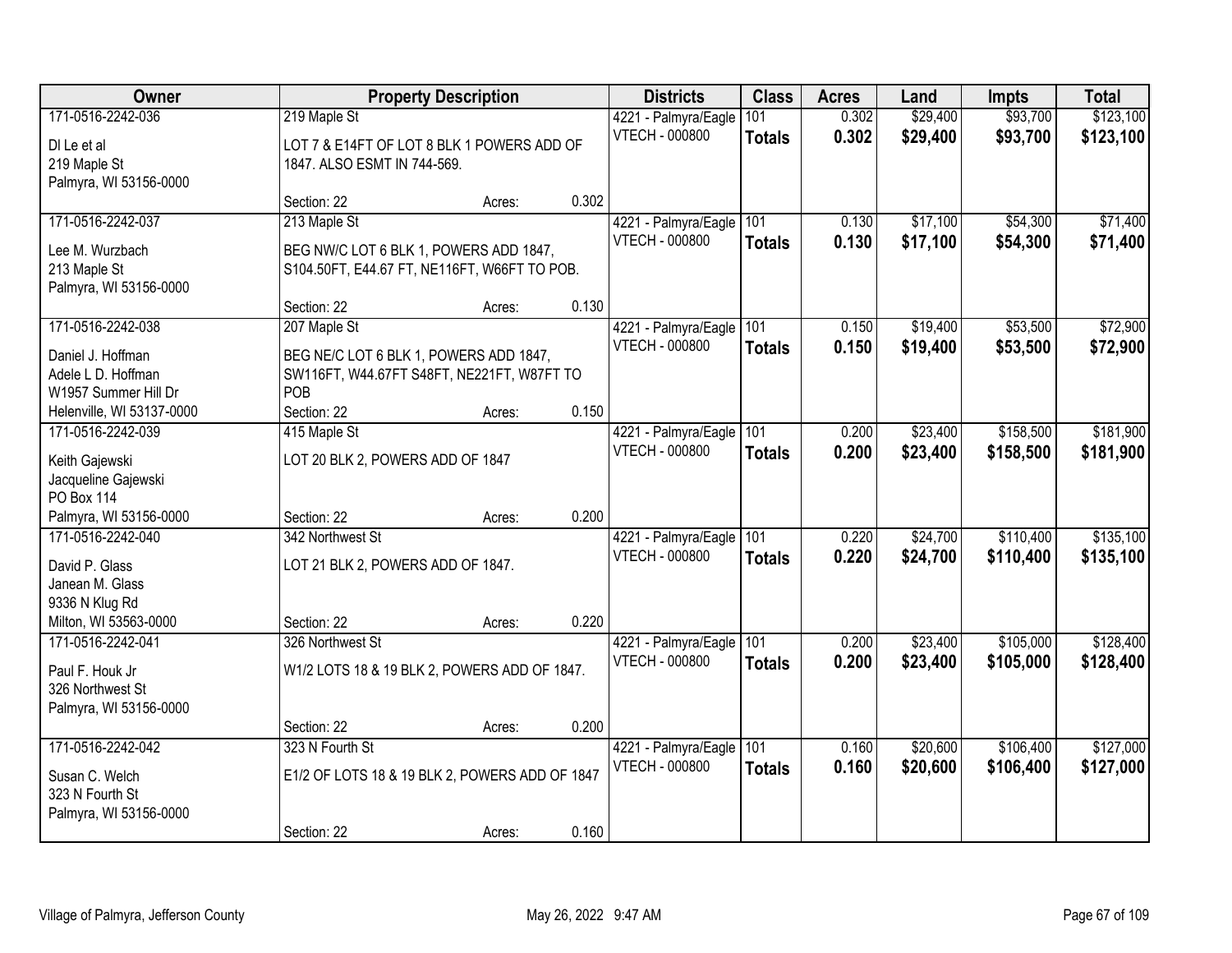| Owner | Property Description | Districts | Class | Acres | Land | Impts | Total |
|---|---|---|---|---|---|---|---|
| 171-0516-2242-036<br>Dl Le et al<br>219 Maple St<br>Palmyra, WI 53156-0000 | 219 Maple St<br>LOT 7 & E14FT OF LOT 8 BLK 1 POWERS ADD OF 1847. ALSO ESMT IN 744-569.<br>Section: 22 Acres: 0.302 | 4221 - Palmyra/Eagle<br>VTECH - 000800 | 101<br>**Totals** | 0.302<br>**0.302** | $29,400<br>**$29,400** | $93,700<br>**$93,700** | $123,100<br>**$123,100** |
| 171-0516-2242-037<br>Lee M. Wurzbach<br>213 Maple St<br>Palmyra, WI 53156-0000 | 213 Maple St<br>BEG NW/C LOT 6 BLK 1, POWERS ADD 1847, S104.50FT, E44.67 FT, NE116FT, W66FT TO POB.<br>Section: 22 Acres: 0.130 | 4221 - Palmyra/Eagle<br>VTECH - 000800 | 101<br>**Totals** | 0.130<br>**0.130** | $17,100<br>**$17,100** | $54,300<br>**$54,300** | $71,400<br>**$71,400** |
| 171-0516-2242-038<br>Daniel J. Hoffman<br>Adele L D. Hoffman<br>W1957 Summer Hill Dr<br>Helenville, WI 53137-0000 | 207 Maple St<br>BEG NE/C LOT 6 BLK 1, POWERS ADD 1847, SW116FT, W44.67FT S48FT, NE221FT, W87FT TO POB<br>Section: 22 Acres: 0.150 | 4221 - Palmyra/Eagle<br>VTECH - 000800 | 101<br>**Totals** | 0.150<br>**0.150** | $19,400<br>**$19,400** | $53,500<br>**$53,500** | $72,900<br>**$72,900** |
| 171-0516-2242-039<br>Keith Gajewski<br>Jacqueline Gajewski<br>PO Box 114<br>Palmyra, WI 53156-0000 | 415 Maple St<br>LOT 20 BLK 2, POWERS ADD OF 1847<br>Section: 22 Acres: 0.200 | 4221 - Palmyra/Eagle<br>VTECH - 000800 | 101<br>**Totals** | 0.200<br>**0.200** | $23,400<br>**$23,400** | $158,500<br>**$158,500** | $181,900<br>**$181,900** |
| 171-0516-2242-040<br>David P. Glass<br>Janean M. Glass<br>9336 N Klug Rd<br>Milton, WI 53563-0000 | 342 Northwest St<br>LOT 21 BLK 2, POWERS ADD OF 1847.<br>Section: 22 Acres: 0.220 | 4221 - Palmyra/Eagle<br>VTECH - 000800 | 101<br>**Totals** | 0.220<br>**0.220** | $24,700<br>**$24,700** | $110,400<br>**$110,400** | $135,100<br>**$135,100** |
| 171-0516-2242-041<br>Paul F. Houk Jr<br>326 Northwest St<br>Palmyra, WI 53156-0000 | 326 Northwest St<br>W1/2 LOTS 18 & 19 BLK 2, POWERS ADD OF 1847.<br>Section: 22 Acres: 0.200 | 4221 - Palmyra/Eagle<br>VTECH - 000800 | 101<br>**Totals** | 0.200<br>**0.200** | $23,400<br>**$23,400** | $105,000<br>**$105,000** | $128,400<br>**$128,400** |
| 171-0516-2242-042<br>Susan C. Welch<br>323 N Fourth St<br>Palmyra, WI 53156-0000 | 323 N Fourth St<br>E1/2 OF LOTS 18 & 19 BLK 2, POWERS ADD OF 1847<br>Section: 22 Acres: 0.160 | 4221 - Palmyra/Eagle<br>VTECH - 000800 | 101<br>**Totals** | 0.160<br>**0.160** | $20,600<br>**$20,600** | $106,400<br>**$106,400** | $127,000<br>**$127,000** |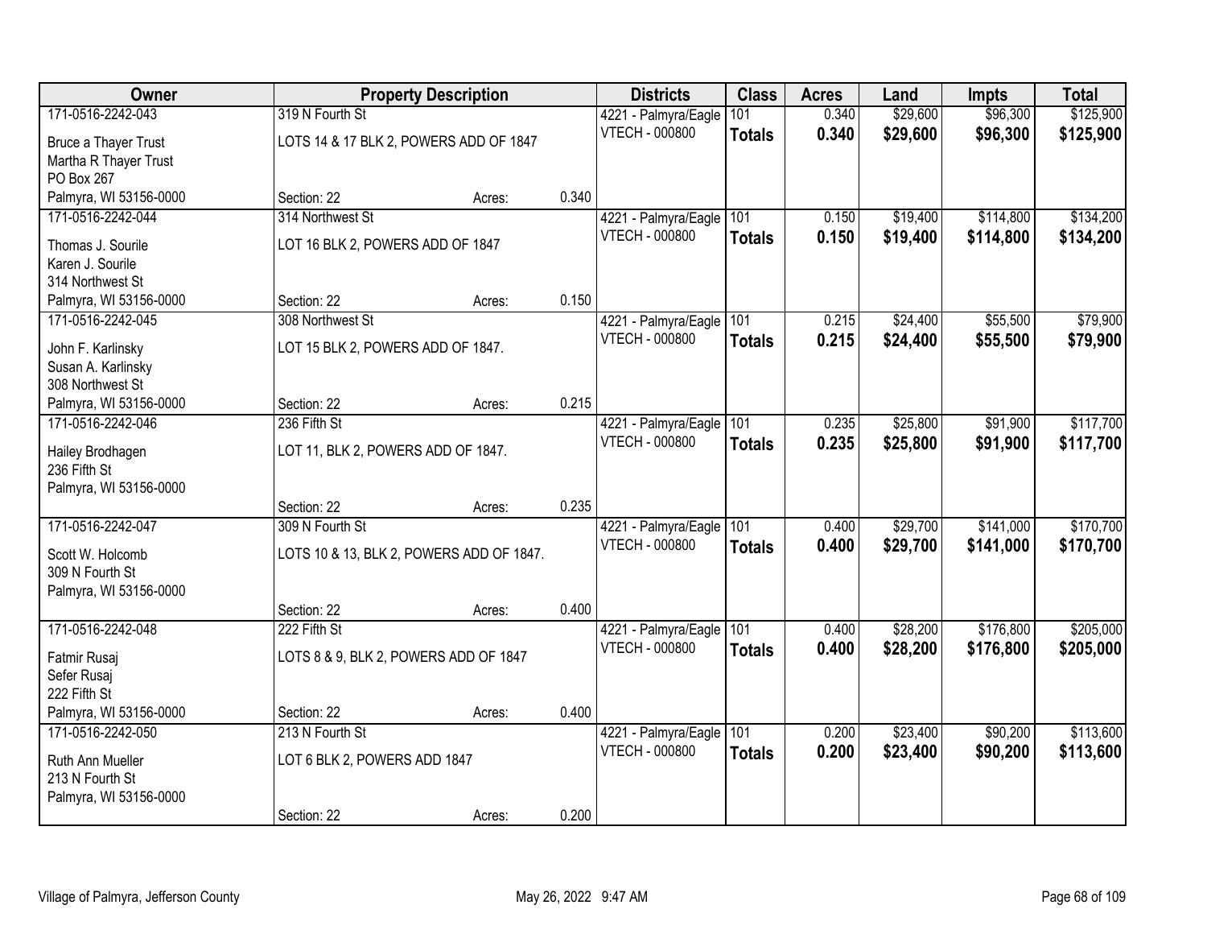| Owner | Property Description | | | Districts | Class | Acres | Land | Impts | Total |
|---|---|---|---|---|---|---|---|---|---|
| 171-0516-2242-043 | 319 N Fourth St | | | 4221 - Palmyra/Eagle | 101 | 0.340 | $29,600 | $96,300 | $125,900 |
| Bruce a Thayer Trust<br>Martha R Thayer Trust<br>PO Box 267<br>Palmyra, WI 53156-0000 | LOTS 14 & 17 BLK 2, POWERS ADD OF 1847 | | | VTECH - 000800 | **Totals** | **0.340** | **$29,600** | **$96,300** | **$125,900** |
| | Section: 22 | Acres: | 0.340 | | | | | | |
| 171-0516-2242-044 | 314 Northwest St | | | 4221 - Palmyra/Eagle | 101 | 0.150 | $19,400 | $114,800 | $134,200 |
| Thomas J. Sourile<br>Karen J. Sourile<br>314 Northwest St<br>Palmyra, WI 53156-0000 | LOT 16 BLK 2, POWERS ADD OF 1847 | | | VTECH - 000800 | **Totals** | **0.150** | **$19,400** | **$114,800** | **$134,200** |
| | Section: 22 | Acres: | 0.150 | | | | | | |
| 171-0516-2242-045 | 308 Northwest St | | | 4221 - Palmyra/Eagle | 101 | 0.215 | $24,400 | $55,500 | $79,900 |
| John F. Karlinsky<br>Susan A. Karlinsky<br>308 Northwest St<br>Palmyra, WI 53156-0000 | LOT 15 BLK 2, POWERS ADD OF 1847. | | | VTECH - 000800 | **Totals** | **0.215** | **$24,400** | **$55,500** | **$79,900** |
| | Section: 22 | Acres: | 0.215 | | | | | | |
| 171-0516-2242-046 | 236 Fifth St | | | 4221 - Palmyra/Eagle | 101 | 0.235 | $25,800 | $91,900 | $117,700 |
| Hailey Brodhagen<br>236 Fifth St<br>Palmyra, WI 53156-0000 | LOT 11, BLK 2, POWERS ADD OF 1847. | | | VTECH - 000800 | **Totals** | **0.235** | **$25,800** | **$91,900** | **$117,700** |
| | Section: 22 | Acres: | 0.235 | | | | | | |
| 171-0516-2242-047 | 309 N Fourth St | | | 4221 - Palmyra/Eagle | 101 | 0.400 | $29,700 | $141,000 | $170,700 |
| Scott W. Holcomb<br>309 N Fourth St<br>Palmyra, WI 53156-0000 | LOTS 10 & 13, BLK 2, POWERS ADD OF 1847. | | | VTECH - 000800 | **Totals** | **0.400** | **$29,700** | **$141,000** | **$170,700** |
| | Section: 22 | Acres: | 0.400 | | | | | | |
| 171-0516-2242-048 | 222 Fifth St | | | 4221 - Palmyra/Eagle | 101 | 0.400 | $28,200 | $176,800 | $205,000 |
| Fatmir Rusaj<br>Sefer Rusaj<br>222 Fifth St<br>Palmyra, WI 53156-0000 | LOTS 8 & 9, BLK 2, POWERS ADD OF 1847 | | | VTECH - 000800 | **Totals** | **0.400** | **$28,200** | **$176,800** | **$205,000** |
| | Section: 22 | Acres: | 0.400 | | | | | | |
| 171-0516-2242-050 | 213 N Fourth St | | | 4221 - Palmyra/Eagle | 101 | 0.200 | $23,400 | $90,200 | $113,600 |
| Ruth Ann Mueller<br>213 N Fourth St<br>Palmyra, WI 53156-0000 | LOT 6 BLK 2, POWERS ADD 1847 | | | VTECH - 000800 | **Totals** | **0.200** | **$23,400** | **$90,200** | **$113,600** |
| | Section: 22 | Acres: | 0.200 | | | | | | |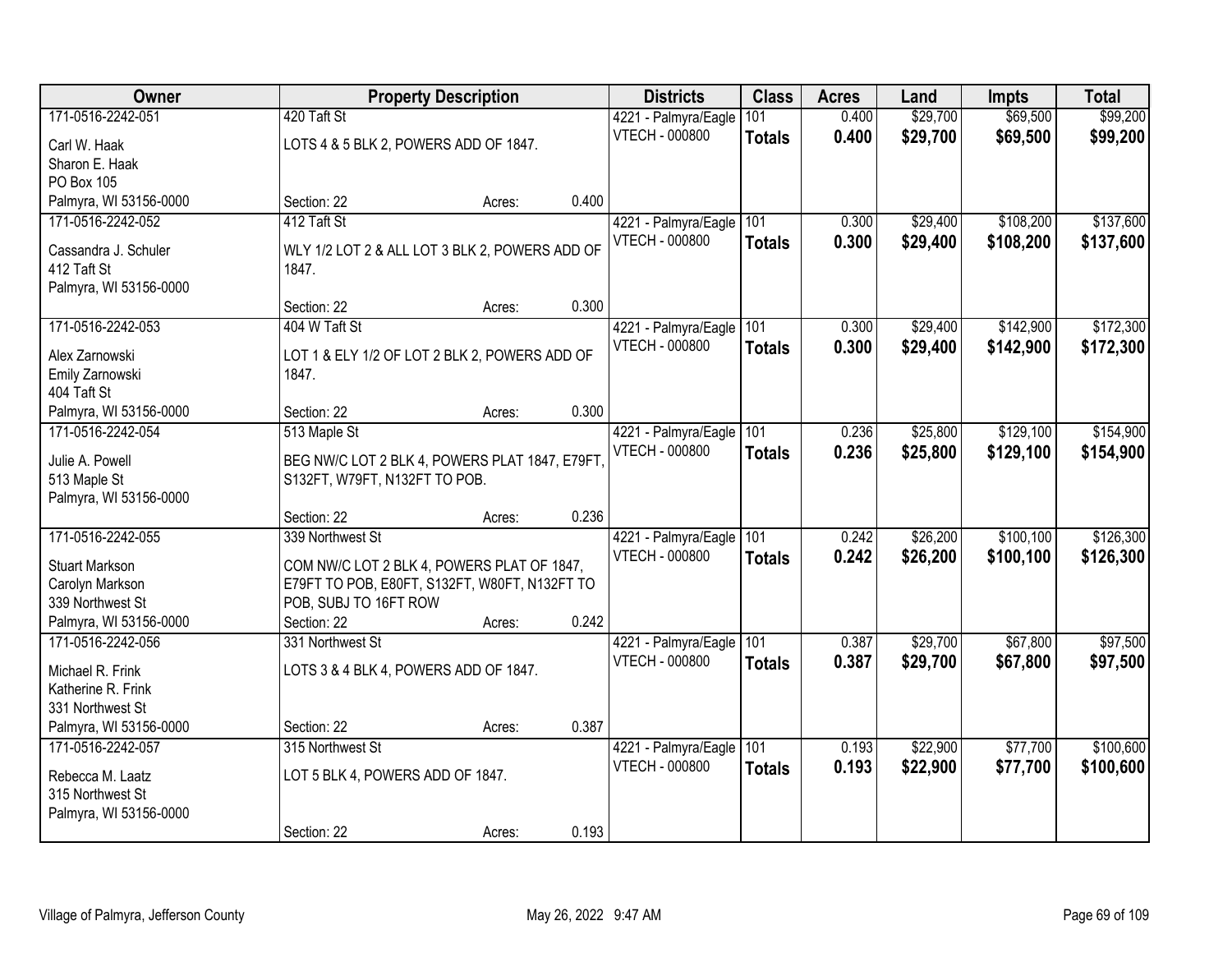| Owner | Property Description | | | Districts | Class | Acres | Land | Impts | Total |
|---|---|---|---|---|---|---|---|---|---|
| 171-0516-2242-051 | 420 Taft St | | | 4221 - Palmyra/Eagle | 101 | 0.400 | $29,700 | $69,500 | $99,200 |
| Carl W. Haak<br>Sharon E. Haak<br>PO Box 105<br>Palmyra, WI 53156-0000 | LOTS 4 & 5 BLK 2, POWERS ADD OF 1847. | | | VTECH - 000800 | **Totals** | **0.400** | **$29,700** | **$69,500** | **$99,200** |
| | Section: 22 | Acres: | 0.400 | | | | | | |
| 171-0516-2242-052 | 412 Taft St | | | 4221 - Palmyra/Eagle | 101 | 0.300 | $29,400 | $108,200 | $137,600 |
| Cassandra J. Schuler<br>412 Taft St<br>Palmyra, WI 53156-0000 | WLY 1/2 LOT 2 & ALL LOT 3 BLK 2, POWERS ADD OF 1847. | | | VTECH - 000800 | **Totals** | **0.300** | **$29,400** | **$108,200** | **$137,600** |
| | Section: 22 | Acres: | 0.300 | | | | | | |
| 171-0516-2242-053 | 404 W Taft St | | | 4221 - Palmyra/Eagle | 101 | 0.300 | $29,400 | $142,900 | $172,300 |
| Alex Zarnowski<br>Emily Zarnowski<br>404 Taft St<br>Palmyra, WI 53156-0000 | LOT 1 & ELY 1/2 OF LOT 2 BLK 2, POWERS ADD OF 1847. | | | VTECH - 000800 | **Totals** | **0.300** | **$29,400** | **$142,900** | **$172,300** |
| | Section: 22 | Acres: | 0.300 | | | | | | |
| 171-0516-2242-054 | 513 Maple St | | | 4221 - Palmyra/Eagle | 101 | 0.236 | $25,800 | $129,100 | $154,900 |
| Julie A. Powell<br>513 Maple St<br>Palmyra, WI 53156-0000 | BEG NW/C LOT 2 BLK 4, POWERS PLAT 1847, E79FT, S132FT, W79FT, N132FT TO POB. | | | VTECH - 000800 | **Totals** | **0.236** | **$25,800** | **$129,100** | **$154,900** |
| | Section: 22 | Acres: | 0.236 | | | | | | |
| 171-0516-2242-055 | 339 Northwest St | | | 4221 - Palmyra/Eagle | 101 | 0.242 | $26,200 | $100,100 | $126,300 |
| Stuart Markson<br>Carolyn Markson<br>339 Northwest St<br>Palmyra, WI 53156-0000 | COM NW/C LOT 2 BLK 4, POWERS PLAT OF 1847, E79FT TO POB, E80FT, S132FT, W80FT, N132FT TO POB, SUBJ TO 16FT ROW | | | VTECH - 000800 | **Totals** | **0.242** | **$26,200** | **$100,100** | **$126,300** |
| | Section: 22 | Acres: | 0.242 | | | | | | |
| 171-0516-2242-056 | 331 Northwest St | | | 4221 - Palmyra/Eagle | 101 | 0.387 | $29,700 | $67,800 | $97,500 |
| Michael R. Frink<br>Katherine R. Frink<br>331 Northwest St<br>Palmyra, WI 53156-0000 | LOTS 3 & 4 BLK 4, POWERS ADD OF 1847. | | | VTECH - 000800 | **Totals** | **0.387** | **$29,700** | **$67,800** | **$97,500** |
| | Section: 22 | Acres: | 0.387 | | | | | | |
| 171-0516-2242-057 | 315 Northwest St | | | 4221 - Palmyra/Eagle | 101 | 0.193 | $22,900 | $77,700 | $100,600 |
| Rebecca M. Laatz<br>315 Northwest St<br>Palmyra, WI 53156-0000 | LOT 5 BLK 4, POWERS ADD OF 1847. | | | VTECH - 000800 | **Totals** | **0.193** | **$22,900** | **$77,700** | **$100,600** |
| | Section: 22 | Acres: | 0.193 | | | | | | |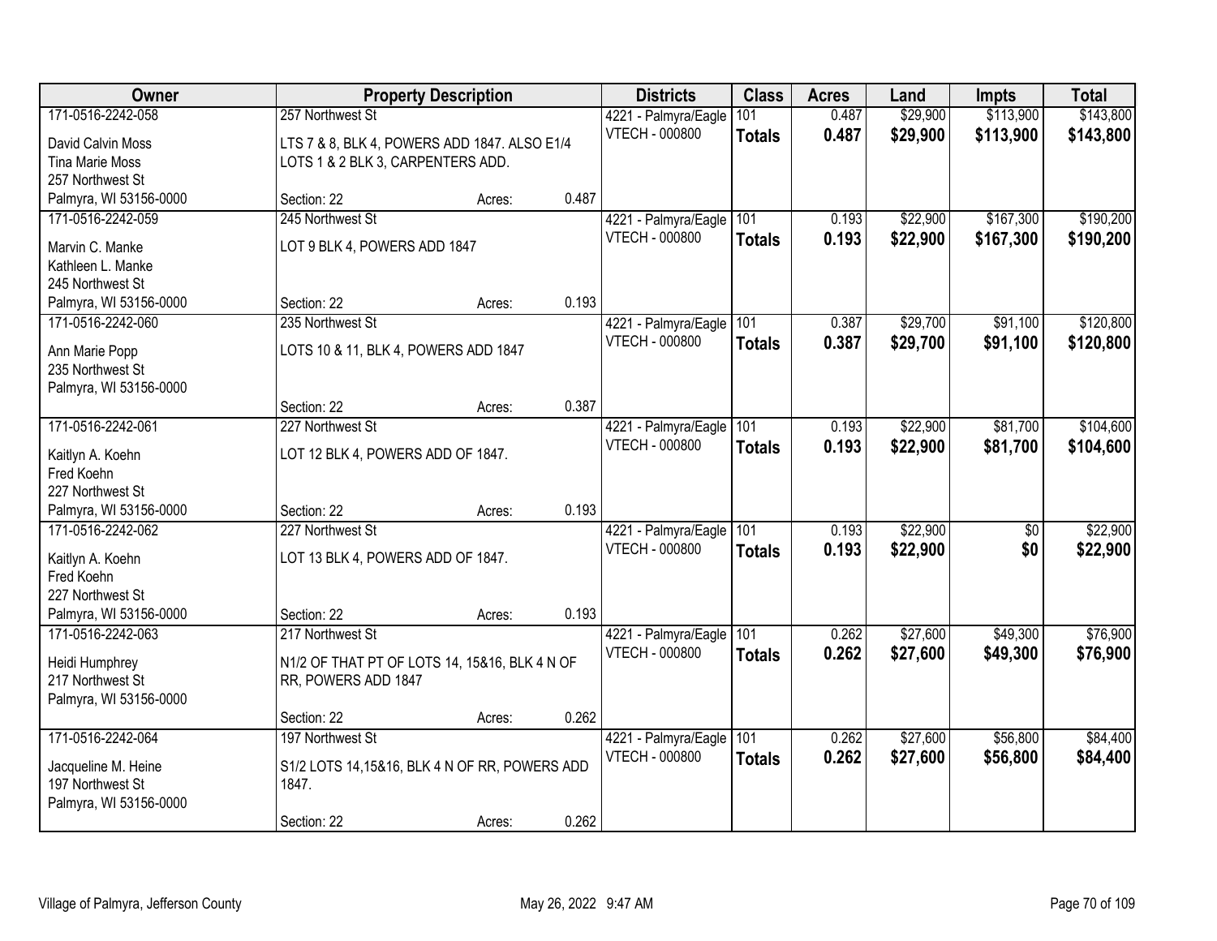| Owner | Property Description | Districts | Class | Acres | Land | Impts | Total |
|---|---|---|---|---|---|---|---|
| 171-0516-2242-058<br>David Calvin Moss<br>Tina Marie Moss<br>257 Northwest St<br>Palmyra, WI 53156-0000 | 257 Northwest St<br>LTS 7 & 8, BLK 4, POWERS ADD 1847. ALSO E1/4 LOTS 1 & 2 BLK 3, CARPENTERS ADD.<br>Section: 22 Acres: 0.487 | 4221 - Palmyra/Eagle<br>VTECH - 000800 | 101<br>**Totals** | 0.487<br>**0.487** | $29,900<br>**$29,900** | $113,900<br>**$113,900** | $143,800<br>**$143,800** |
| 171-0516-2242-059<br>Marvin C. Manke<br>Kathleen L. Manke<br>245 Northwest St<br>Palmyra, WI 53156-0000 | 245 Northwest St<br>LOT 9 BLK 4, POWERS ADD 1847<br>Section: 22 Acres: 0.193 | 4221 - Palmyra/Eagle<br>VTECH - 000800 | 101<br>**Totals** | 0.193<br>**0.193** | $22,900<br>**$22,900** | $167,300<br>**$167,300** | $190,200<br>**$190,200** |
| 171-0516-2242-060<br>Ann Marie Popp<br>235 Northwest St<br>Palmyra, WI 53156-0000 | 235 Northwest St<br>LOTS 10 & 11, BLK 4, POWERS ADD 1847<br>Section: 22 Acres: 0.387 | 4221 - Palmyra/Eagle<br>VTECH - 000800 | 101<br>**Totals** | 0.387<br>**0.387** | $29,700<br>**$29,700** | $91,100<br>**$91,100** | $120,800<br>**$120,800** |
| 171-0516-2242-061<br>Kaitlyn A. Koehn<br>Fred Koehn<br>227 Northwest St<br>Palmyra, WI 53156-0000 | 227 Northwest St<br>LOT 12 BLK 4, POWERS ADD OF 1847.<br>Section: 22 Acres: 0.193 | 4221 - Palmyra/Eagle<br>VTECH - 000800 | 101<br>**Totals** | 0.193<br>**0.193** | $22,900<br>**$22,900** | $81,700<br>**$81,700** | $104,600<br>**$104,600** |
| 171-0516-2242-062<br>Kaitlyn A. Koehn<br>Fred Koehn<br>227 Northwest St<br>Palmyra, WI 53156-0000 | 227 Northwest St<br>LOT 13 BLK 4, POWERS ADD OF 1847.<br>Section: 22 Acres: 0.193 | 4221 - Palmyra/Eagle<br>VTECH - 000800 | 101<br>**Totals** | 0.193<br>**0.193** | $22,900<br>**$22,900** | $0<br>**$0** | $22,900<br>**$22,900** |
| 171-0516-2242-063<br>Heidi Humphrey<br>217 Northwest St<br>Palmyra, WI 53156-0000 | 217 Northwest St<br>N1/2 OF THAT PT OF LOTS 14, 15&16, BLK 4 N OF RR, POWERS ADD 1847<br>Section: 22 Acres: 0.262 | 4221 - Palmyra/Eagle<br>VTECH - 000800 | 101<br>**Totals** | 0.262<br>**0.262** | $27,600<br>**$27,600** | $49,300<br>**$49,300** | $76,900<br>**$76,900** |
| 171-0516-2242-064<br>Jacqueline M. Heine<br>197 Northwest St<br>Palmyra, WI 53156-0000 | 197 Northwest St<br>S1/2 LOTS 14,15&16, BLK 4 N OF RR, POWERS ADD 1847.<br>Section: 22 Acres: 0.262 | 4221 - Palmyra/Eagle<br>VTECH - 000800 | 101<br>**Totals** | 0.262<br>**0.262** | $27,600<br>**$27,600** | $56,800<br>**$56,800** | $84,400<br>**$84,400** |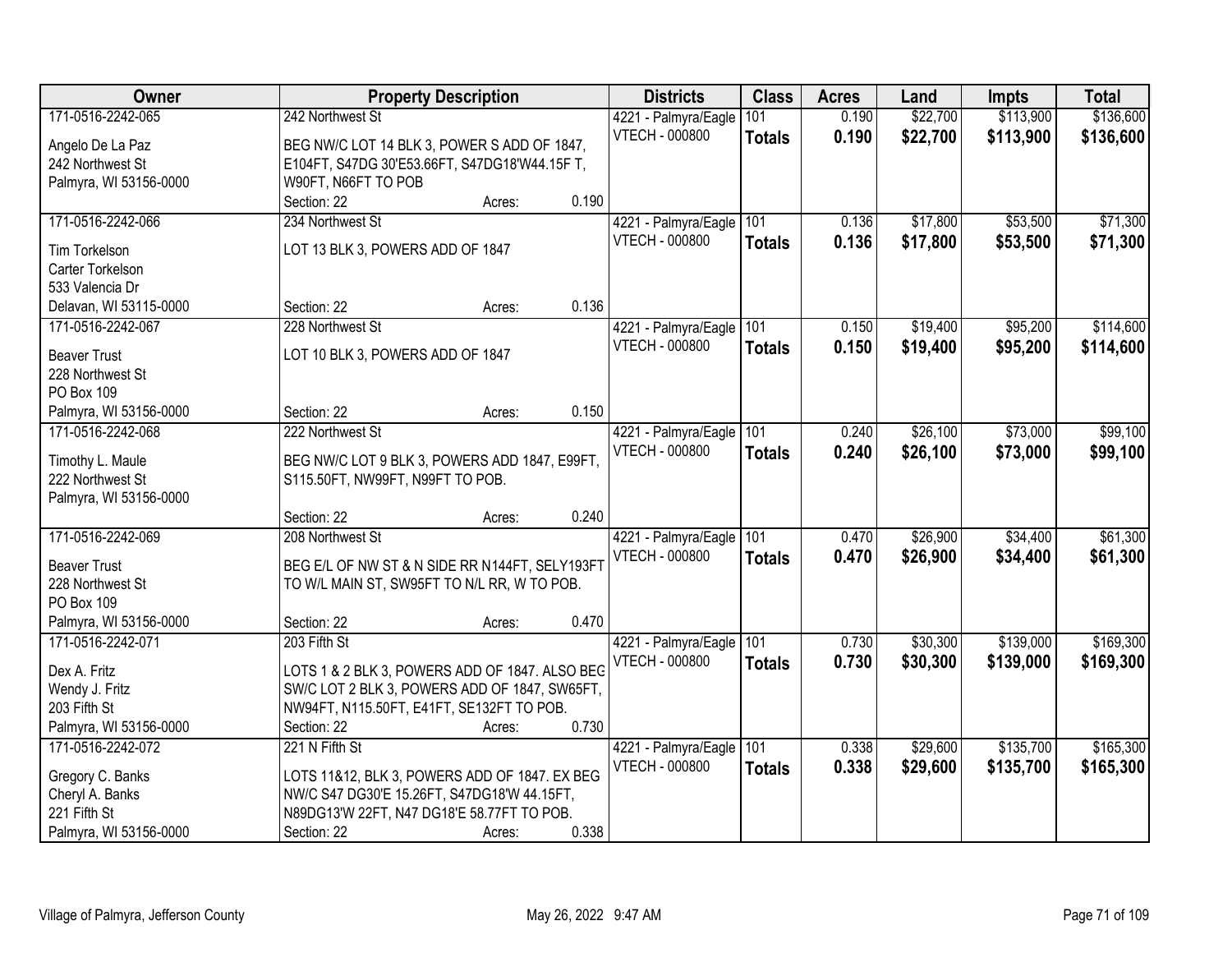| Owner | Property Description | Districts | Class | Acres | Land | Impts | Total |
|---|---|---|---|---|---|---|---|
| 171-0516-2242-065<br><br>Angelo De La Paz<br>242 Northwest St<br>Palmyra, WI 53156-0000 | 242 Northwest St<br><br>BEG NW/C LOT 14 BLK 3, POWER S ADD OF 1847, E104FT, S47DG 30'E53.66FT, S47DG18'W44.15F T, W90FT, N66FT TO POB<br>Section: 22 Acres: 0.190 | 4221 - Palmyra/Eagle<br>VTECH - 000800 | 101<br>**Totals** | 0.190<br>**0.190** | $22,700<br>**$22,700** | $113,900<br>**$113,900** | $136,600<br>**$136,600** |
| 171-0516-2242-066<br><br>Tim Torkelson<br>Carter Torkelson<br>533 Valencia Dr<br>Delavan, WI 53115-0000 | 234 Northwest St<br><br>LOT 13 BLK 3, POWERS ADD OF 1847<br><br>Section: 22 Acres: 0.136 | 4221 - Palmyra/Eagle<br>VTECH - 000800 | 101<br>**Totals** | 0.136<br>**0.136** | $17,800<br>**$17,800** | $53,500<br>**$53,500** | $71,300<br>**$71,300** |
| 171-0516-2242-067<br><br>Beaver Trust<br>228 Northwest St<br>PO Box 109<br>Palmyra, WI 53156-0000 | 228 Northwest St<br><br>LOT 10 BLK 3, POWERS ADD OF 1847<br><br>Section: 22 Acres: 0.150 | 4221 - Palmyra/Eagle<br>VTECH - 000800 | 101<br>**Totals** | 0.150<br>**0.150** | $19,400<br>**$19,400** | $95,200<br>**$95,200** | $114,600<br>**$114,600** |
| 171-0516-2242-068<br><br>Timothy L. Maule<br>222 Northwest St<br>Palmyra, WI 53156-0000 | 222 Northwest St<br><br>BEG NW/C LOT 9 BLK 3, POWERS ADD 1847, E99FT, S115.50FT, NW99FT, N99FT TO POB.<br>Section: 22 Acres: 0.240 | 4221 - Palmyra/Eagle<br>VTECH - 000800 | 101<br>**Totals** | 0.240<br>**0.240** | $26,100<br>**$26,100** | $73,000<br>**$73,000** | $99,100<br>**$99,100** |
| 171-0516-2242-069<br><br>Beaver Trust<br>228 Northwest St<br>PO Box 109<br>Palmyra, WI 53156-0000 | 208 Northwest St<br><br>BEG E/L OF NW ST & N SIDE RR N144FT, SELY193FT TO W/L MAIN ST, SW95FT TO N/L RR, W TO POB.<br>Section: 22 Acres: 0.470 | 4221 - Palmyra/Eagle<br>VTECH - 000800 | 101<br>**Totals** | 0.470<br>**0.470** | $26,900<br>**$26,900** | $34,400<br>**$34,400** | $61,300<br>**$61,300** |
| 171-0516-2242-071<br><br>Dex A. Fritz<br>Wendy J. Fritz<br>203 Fifth St<br>Palmyra, WI 53156-0000 | 203 Fifth St<br><br>LOTS 1 & 2 BLK 3, POWERS ADD OF 1847. ALSO BEG SW/C LOT 2 BLK 3, POWERS ADD OF 1847, SW65FT, NW94FT, N115.50FT, E41FT, SE132FT TO POB.<br>Section: 22 Acres: 0.730 | 4221 - Palmyra/Eagle<br>VTECH - 000800 | 101<br>**Totals** | 0.730<br>**0.730** | $30,300<br>**$30,300** | $139,000<br>**$139,000** | $169,300<br>**$169,300** |
| 171-0516-2242-072<br><br>Gregory C. Banks<br>Cheryl A. Banks<br>221 Fifth St<br>Palmyra, WI 53156-0000 | 221 N Fifth St<br><br>LOTS 11&12, BLK 3, POWERS ADD OF 1847. EX BEG NW/C S47 DG30'E 15.26FT, S47DG18'W 44.15FT, N89DG13'W 22FT, N47 DG18'E 58.77FT TO POB.<br>Section: 22 Acres: 0.338 | 4221 - Palmyra/Eagle<br>VTECH - 000800 | 101<br>**Totals** | 0.338<br>**0.338** | $29,600<br>**$29,600** | $135,700<br>**$135,700** | $165,300<br>**$165,300** |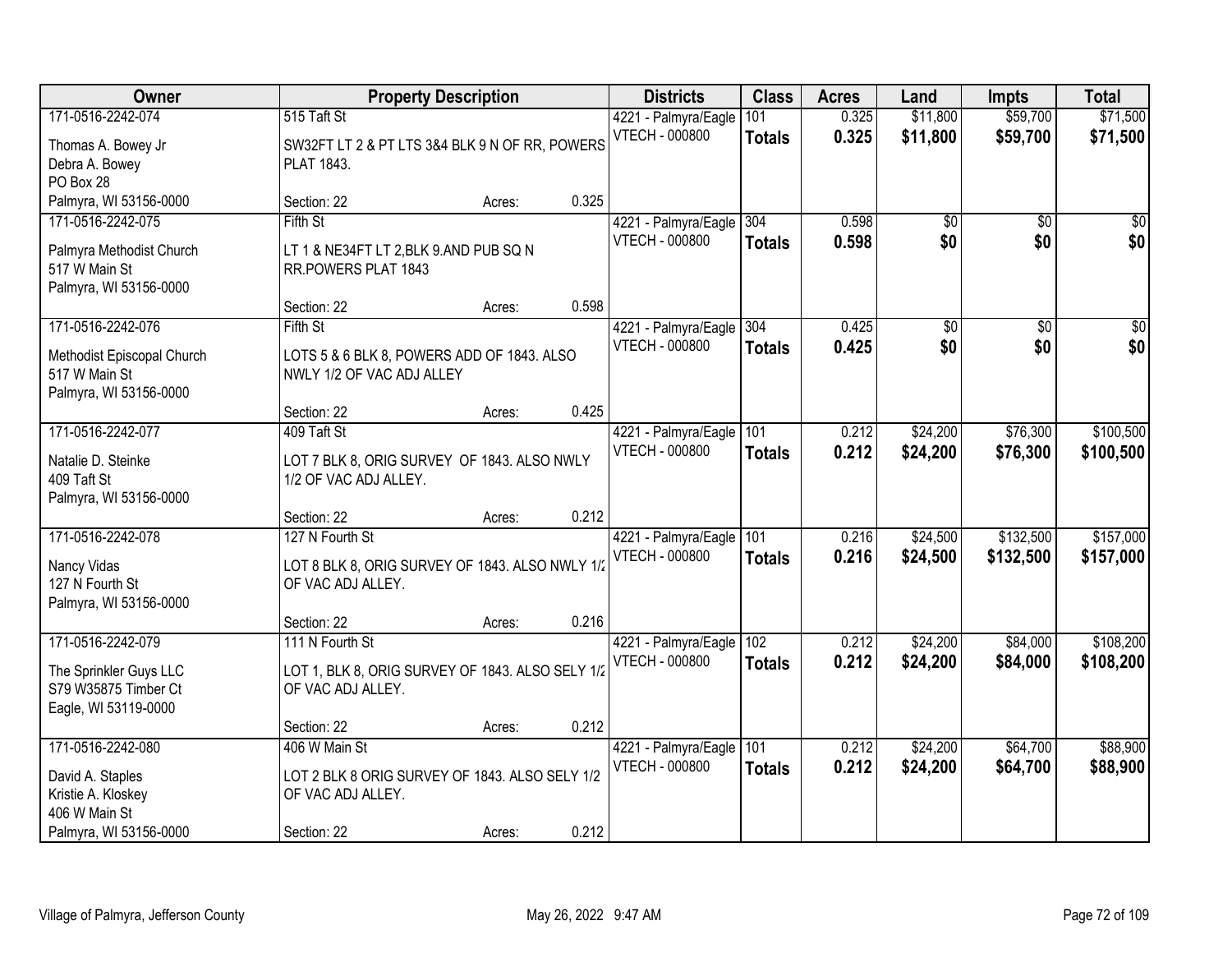| Owner | Property Description | | | Districts | Class | Acres | Land | Impts | Total |
|---|---|---|---|---|---|---|---|---|---|
| 171-0516-2242-074 | 515 Taft St | | | 4221 - Palmyra/Eagle | 101 | 0.325 | $11,800 | $59,700 | $71,500 |
| Thomas A. Bowey Jr<br>Debra A. Bowey<br>PO Box 28<br>Palmyra, WI 53156-0000 | SW32FT LT 2 & PT LTS 3&4 BLK 9 N OF RR, POWERS PLAT 1843. | | | VTECH - 000800 | **Totals** | **0.325** | **$11,800** | **$59,700** | **$71,500** |
| | Section: 22 | Acres: | 0.325 | | | | | | |
| 171-0516-2242-075 | Fifth St | | | 4221 - Palmyra/Eagle | 304 | 0.598 | $0 | $0 | $0 |
| Palmyra Methodist Church<br>517 W Main St<br>Palmyra, WI 53156-0000 | LT 1 & NE34FT LT 2,BLK 9.AND PUB SQ N RR.POWERS PLAT 1843 | | | VTECH - 000800 | **Totals** | **0.598** | **$0** | **$0** | **$0** |
| | Section: 22 | Acres: | 0.598 | | | | | | |
| 171-0516-2242-076 | Fifth St | | | 4221 - Palmyra/Eagle | 304 | 0.425 | $0 | $0 | $0 |
| Methodist Episcopal Church<br>517 W Main St<br>Palmyra, WI 53156-0000 | LOTS 5 & 6 BLK 8, POWERS ADD OF 1843. ALSO NWLY 1/2 OF VAC ADJ ALLEY | | | VTECH - 000800 | **Totals** | **0.425** | **$0** | **$0** | **$0** |
| | Section: 22 | Acres: | 0.425 | | | | | | |
| 171-0516-2242-077 | 409 Taft St | | | 4221 - Palmyra/Eagle | 101 | 0.212 | $24,200 | $76,300 | $100,500 |
| Natalie D. Steinke<br>409 Taft St<br>Palmyra, WI 53156-0000 | LOT 7 BLK 8, ORIG SURVEY OF 1843. ALSO NWLY 1/2 OF VAC ADJ ALLEY. | | | VTECH - 000800 | **Totals** | **0.212** | **$24,200** | **$76,300** | **$100,500** |
| | Section: 22 | Acres: | 0.212 | | | | | | |
| 171-0516-2242-078 | 127 N Fourth St | | | 4221 - Palmyra/Eagle | 101 | 0.216 | $24,500 | $132,500 | $157,000 |
| Nancy Vidas<br>127 N Fourth St<br>Palmyra, WI 53156-0000 | LOT 8 BLK 8, ORIG SURVEY OF 1843. ALSO NWLY 1/2 OF VAC ADJ ALLEY. | | | VTECH - 000800 | **Totals** | **0.216** | **$24,500** | **$132,500** | **$157,000** |
| | Section: 22 | Acres: | 0.216 | | | | | | |
| 171-0516-2242-079 | 111 N Fourth St | | | 4221 - Palmyra/Eagle | 102 | 0.212 | $24,200 | $84,000 | $108,200 |
| The Sprinkler Guys LLC<br>S79 W35875 Timber Ct<br>Eagle, WI 53119-0000 | LOT 1, BLK 8, ORIG SURVEY OF 1843. ALSO SELY 1/2 OF VAC ADJ ALLEY. | | | VTECH - 000800 | **Totals** | **0.212** | **$24,200** | **$84,000** | **$108,200** |
| | Section: 22 | Acres: | 0.212 | | | | | | |
| 171-0516-2242-080 | 406 W Main St | | | 4221 - Palmyra/Eagle | 101 | 0.212 | $24,200 | $64,700 | $88,900 |
| David A. Staples<br>Kristie A. Kloskey<br>406 W Main St<br>Palmyra, WI 53156-0000 | LOT 2 BLK 8 ORIG SURVEY OF 1843. ALSO SELY 1/2 OF VAC ADJ ALLEY. | | | VTECH - 000800 | **Totals** | **0.212** | **$24,200** | **$64,700** | **$88,900** |
| | Section: 22 | Acres: | 0.212 | | | | | | |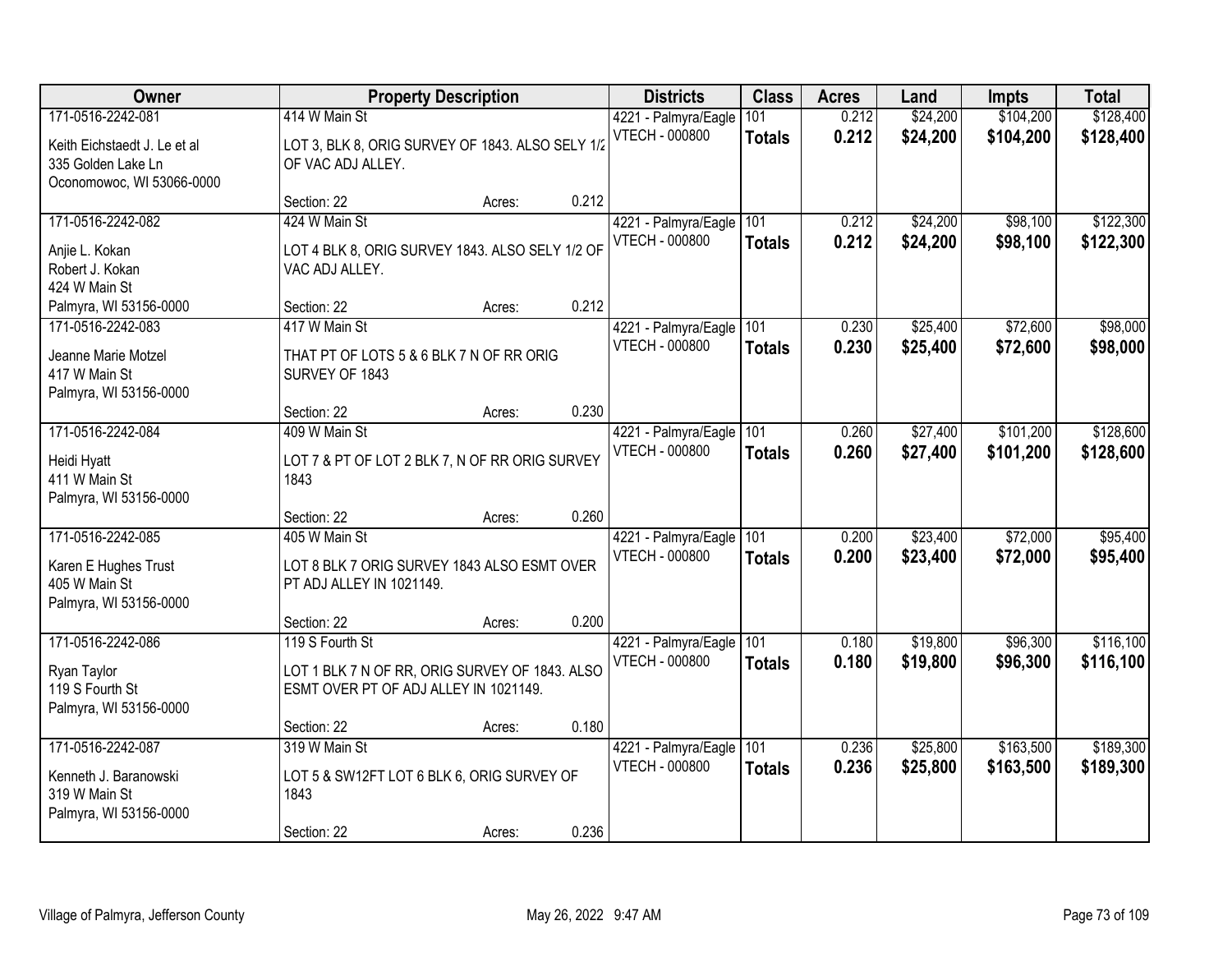| Owner | Property Description | Districts | Class | Acres | Land | Impts | Total |
|---|---|---|---|---|---|---|---|
| 171-0516-2242-081<br>Keith Eichstaedt J. Le et al<br>335 Golden Lake Ln<br>Oconomowoc, WI 53066-0000 | 414 W Main St<br>LOT 3, BLK 8, ORIG SURVEY OF 1843. ALSO SELY 1/2 OF VAC ADJ ALLEY.<br>Section: 22 Acres: 0.212 | 4221 - Palmyra/Eagle<br>VTECH - 000800 | 101<br>**Totals** | 0.212<br>**0.212** | $24,200<br>**$24,200** | $104,200<br>**$104,200** | $128,400<br>**$128,400** |
| 171-0516-2242-082<br>Anjie L. Kokan<br>Robert J. Kokan<br>424 W Main St<br>Palmyra, WI 53156-0000 | 424 W Main St<br>LOT 4 BLK 8, ORIG SURVEY 1843. ALSO SELY 1/2 OF VAC ADJ ALLEY.<br>Section: 22 Acres: 0.212 | 4221 - Palmyra/Eagle<br>VTECH - 000800 | 101<br>**Totals** | 0.212<br>**0.212** | $24,200<br>**$24,200** | $98,100<br>**$98,100** | $122,300<br>**$122,300** |
| 171-0516-2242-083<br>Jeanne Marie Motzel<br>417 W Main St<br>Palmyra, WI 53156-0000 | 417 W Main St<br>THAT PT OF LOTS 5 & 6 BLK 7 N OF RR ORIG SURVEY OF 1843<br>Section: 22 Acres: 0.230 | 4221 - Palmyra/Eagle<br>VTECH - 000800 | 101<br>**Totals** | 0.230<br>**0.230** | $25,400<br>**$25,400** | $72,600<br>**$72,600** | $98,000<br>**$98,000** |
| 171-0516-2242-084<br>Heidi Hyatt<br>411 W Main St<br>Palmyra, WI 53156-0000 | 409 W Main St<br>LOT 7 & PT OF LOT 2 BLK 7, N OF RR ORIG SURVEY 1843<br>Section: 22 Acres: 0.260 | 4221 - Palmyra/Eagle<br>VTECH - 000800 | 101<br>**Totals** | 0.260<br>**0.260** | $27,400<br>**$27,400** | $101,200<br>**$101,200** | $128,600<br>**$128,600** |
| 171-0516-2242-085<br>Karen E Hughes Trust<br>405 W Main St<br>Palmyra, WI 53156-0000 | 405 W Main St<br>LOT 8 BLK 7 ORIG SURVEY 1843 ALSO ESMT OVER PT ADJ ALLEY IN 1021149.<br>Section: 22 Acres: 0.200 | 4221 - Palmyra/Eagle<br>VTECH - 000800 | 101<br>**Totals** | 0.200<br>**0.200** | $23,400<br>**$23,400** | $72,000<br>**$72,000** | $95,400<br>**$95,400** |
| 171-0516-2242-086<br>Ryan Taylor<br>119 S Fourth St<br>Palmyra, WI 53156-0000 | 119 S Fourth St<br>LOT 1 BLK 7 N OF RR, ORIG SURVEY OF 1843. ALSO ESMT OVER PT OF ADJ ALLEY IN 1021149.<br>Section: 22 Acres: 0.180 | 4221 - Palmyra/Eagle<br>VTECH - 000800 | 101<br>**Totals** | 0.180<br>**0.180** | $19,800<br>**$19,800** | $96,300<br>**$96,300** | $116,100<br>**$116,100** |
| 171-0516-2242-087<br>Kenneth J. Baranowski<br>319 W Main St<br>Palmyra, WI 53156-0000 | 319 W Main St<br>LOT 5 & SW12FT LOT 6 BLK 6, ORIG SURVEY OF 1843<br>Section: 22 Acres: 0.236 | 4221 - Palmyra/Eagle<br>VTECH - 000800 | 101<br>**Totals** | 0.236<br>**0.236** | $25,800<br>**$25,800** | $163,500<br>**$163,500** | $189,300<br>**$189,300** |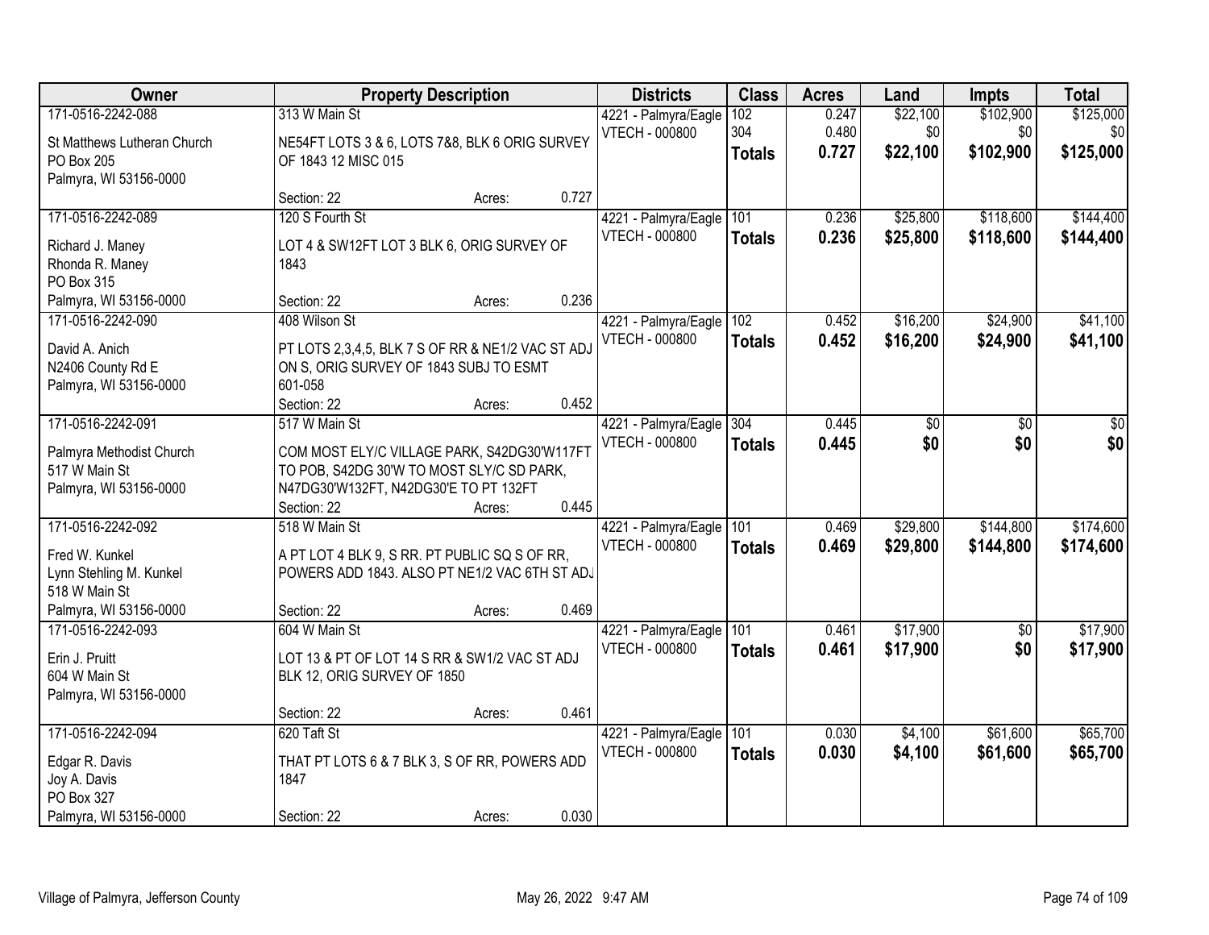| Owner | Property Description | | | Districts | Class | Acres | Land | Impts | Total |
|---|---|---|---|---|---|---|---|---|---|
| 171-0516-2242-088 | 313 W Main St | | | 4221 - Palmyra/Eagle | 102 | 0.247 | $22,100 | $102,900 | $125,000 |
| St Matthews Lutheran Church<br>PO Box 205<br>Palmyra, WI 53156-0000 | NE54FT LOTS 3 & 6, LOTS 7&8, BLK 6 ORIG SURVEY OF 1843 12 MISC 015 | | | VTECH - 000800 | 304 | 0.480 | $0 | $0 | $0 |
| | | | | | **Totals** | **0.727** | **$22,100** | **$102,900** | **$125,000** |
| | Section: 22 | Acres: | 0.727 | | | | | | |
| 171-0516-2242-089 | 120 S Fourth St | | | 4221 - Palmyra/Eagle | 101 | 0.236 | $25,800 | $118,600 | $144,400 |
| Richard J. Maney<br>Rhonda R. Maney<br>PO Box 315<br>Palmyra, WI 53156-0000 | LOT 4 & SW12FT LOT 3 BLK 6, ORIG SURVEY OF 1843 | | | VTECH - 000800 | **Totals** | **0.236** | **$25,800** | **$118,600** | **$144,400** |
| | Section: 22 | Acres: | 0.236 | | | | | | |
| 171-0516-2242-090 | 408 Wilson St | | | 4221 - Palmyra/Eagle | 102 | 0.452 | $16,200 | $24,900 | $41,100 |
| David A. Anich<br>N2406 County Rd E<br>Palmyra, WI 53156-0000 | PT LOTS 2,3,4,5, BLK 7 S OF RR & NE1/2 VAC ST ADJ ON S, ORIG SURVEY OF 1843 SUBJ TO ESMT 601-058 | | | VTECH - 000800 | **Totals** | **0.452** | **$16,200** | **$24,900** | **$41,100** |
| | Section: 22 | Acres: | 0.452 | | | | | | |
| 171-0516-2242-091 | 517 W Main St | | | 4221 - Palmyra/Eagle | 304 | 0.445 | $0 | $0 | $0 |
| Palmyra Methodist Church<br>517 W Main St<br>Palmyra, WI 53156-0000 | COM MOST ELY/C VILLAGE PARK, S42DG30'W117FT TO POB, S42DG 30'W TO MOST SLY/C SD PARK, N47DG30'W132FT, N42DG30'E TO PT 132FT | | | VTECH - 000800 | **Totals** | **0.445** | **$0** | **$0** | **$0** |
| | Section: 22 | Acres: | 0.445 | | | | | | |
| 171-0516-2242-092 | 518 W Main St | | | 4221 - Palmyra/Eagle | 101 | 0.469 | $29,800 | $144,800 | $174,600 |
| Fred W. Kunkel<br>Lynn Stehling M. Kunkel<br>518 W Main St<br>Palmyra, WI 53156-0000 | A PT LOT 4 BLK 9, S RR. PT PUBLIC SQ S OF RR, POWERS ADD 1843. ALSO PT NE1/2 VAC 6TH ST ADJ | | | VTECH - 000800 | **Totals** | **0.469** | **$29,800** | **$144,800** | **$174,600** |
| | Section: 22 | Acres: | 0.469 | | | | | | |
| 171-0516-2242-093 | 604 W Main St | | | 4221 - Palmyra/Eagle | 101 | 0.461 | $17,900 | $0 | $17,900 |
| Erin J. Pruitt<br>604 W Main St<br>Palmyra, WI 53156-0000 | LOT 13 & PT OF LOT 14 S RR & SW1/2 VAC ST ADJ BLK 12, ORIG SURVEY OF 1850 | | | VTECH - 000800 | **Totals** | **0.461** | **$17,900** | **$0** | **$17,900** |
| | Section: 22 | Acres: | 0.461 | | | | | | |
| 171-0516-2242-094 | 620 Taft St | | | 4221 - Palmyra/Eagle | 101 | 0.030 | $4,100 | $61,600 | $65,700 |
| Edgar R. Davis<br>Joy A. Davis<br>PO Box 327<br>Palmyra, WI 53156-0000 | THAT PT LOTS 6 & 7 BLK 3, S OF RR, POWERS ADD 1847 | | | VTECH - 000800 | **Totals** | **0.030** | **$4,100** | **$61,600** | **$65,700** |
| | Section: 22 | Acres: | 0.030 | | | | | | |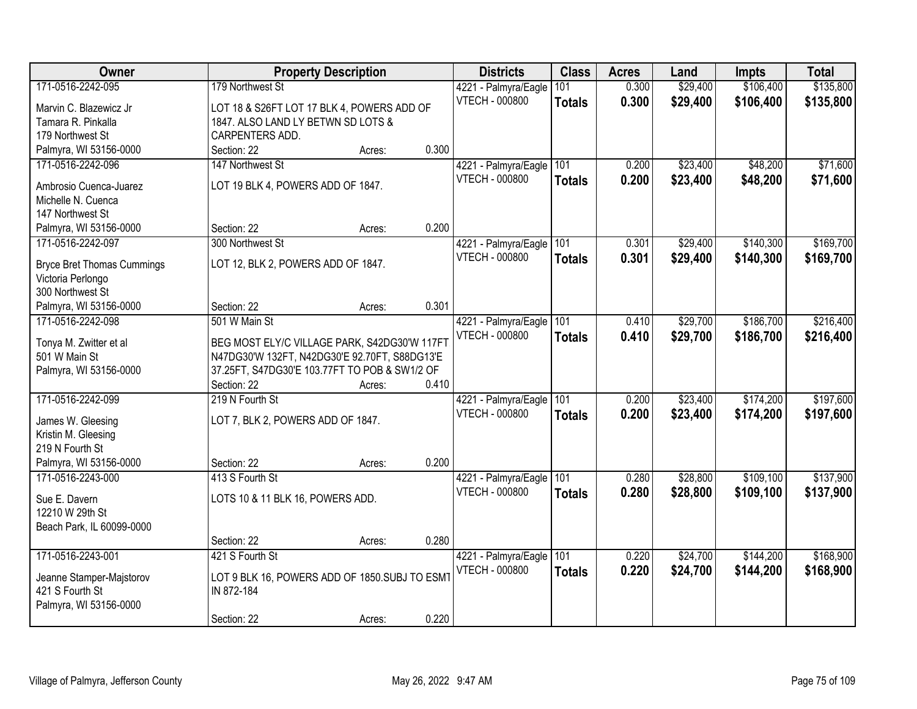| Owner | Property Description | Districts | Class | Acres | Land | Impts | Total |
|---|---|---|---|---|---|---|---|
| 171-0516-2242-095<br>Marvin C. Blazewicz Jr<br>Tamara R. Pinkalla<br>179 Northwest St<br>Palmyra, WI 53156-0000 | 179 Northwest St<br>LOT 18 & S26FT LOT 17 BLK 4, POWERS ADD OF 1847. ALSO LAND LY BETWN SD LOTS & CARPENTERS ADD.<br>Section: 22 Acres: 0.300 | 4221 - Palmyra/Eagle<br>VTECH - 000800 | 101<br>**Totals** | 0.300<br>**0.300** | $29,400<br>**$29,400** | $106,400<br>**$106,400** | $135,800<br>**$135,800** |
| 171-0516-2242-096<br>Ambrosio Cuenca-Juarez<br>Michelle N. Cuenca<br>147 Northwest St<br>Palmyra, WI 53156-0000 | 147 Northwest St<br>LOT 19 BLK 4, POWERS ADD OF 1847.<br>Section: 22 Acres: 0.200 | 4221 - Palmyra/Eagle<br>VTECH - 000800 | 101<br>**Totals** | 0.200<br>**0.200** | $23,400<br>**$23,400** | $48,200<br>**$48,200** | $71,600<br>**$71,600** |
| 171-0516-2242-097<br>Bryce Bret Thomas Cummings<br>Victoria Perlongo<br>300 Northwest St<br>Palmyra, WI 53156-0000 | 300 Northwest St<br>LOT 12, BLK 2, POWERS ADD OF 1847.<br>Section: 22 Acres: 0.301 | 4221 - Palmyra/Eagle<br>VTECH - 000800 | 101<br>**Totals** | 0.301<br>**0.301** | $29,400<br>**$29,400** | $140,300<br>**$140,300** | $169,700<br>**$169,700** |
| 171-0516-2242-098<br>Tonya M. Zwitter et al<br>501 W Main St<br>Palmyra, WI 53156-0000 | 501 W Main St<br>BEG MOST ELY/C VILLAGE PARK, S42DG30'W 117FT N47DG30'W 132FT, N42DG30'E 92.70FT, S88DG13'E 37.25FT, S47DG30'E 103.77FT TO POB & SW1/2 OF<br>Section: 22 Acres: 0.410 | 4221 - Palmyra/Eagle<br>VTECH - 000800 | 101<br>**Totals** | 0.410<br>**0.410** | $29,700<br>**$29,700** | $186,700<br>**$186,700** | $216,400<br>**$216,400** |
| 171-0516-2242-099<br>James W. Gleesing<br>Kristin M. Gleesing<br>219 N Fourth St<br>Palmyra, WI 53156-0000 | 219 N Fourth St<br>LOT 7, BLK 2, POWERS ADD OF 1847.<br>Section: 22 Acres: 0.200 | 4221 - Palmyra/Eagle<br>VTECH - 000800 | 101<br>**Totals** | 0.200<br>**0.200** | $23,400<br>**$23,400** | $174,200<br>**$174,200** | $197,600<br>**$197,600** |
| 171-0516-2243-000<br>Sue E. Davern<br>12210 W 29th St<br>Beach Park, IL 60099-0000 | 413 S Fourth St<br>LOTS 10 & 11 BLK 16, POWERS ADD.<br>Section: 22 Acres: 0.280 | 4221 - Palmyra/Eagle<br>VTECH - 000800 | 101<br>**Totals** | 0.280<br>**0.280** | $28,800<br>**$28,800** | $109,100<br>**$109,100** | $137,900<br>**$137,900** |
| 171-0516-2243-001<br>Jeanne Stamper-Majstorov<br>421 S Fourth St<br>Palmyra, WI 53156-0000 | 421 S Fourth St<br>LOT 9 BLK 16, POWERS ADD OF 1850.SUBJ TO ESMT IN 872-184<br>Section: 22 Acres: 0.220 | 4221 - Palmyra/Eagle<br>VTECH - 000800 | 101<br>**Totals** | 0.220<br>**0.220** | $24,700<br>**$24,700** | $144,200<br>**$144,200** | $168,900<br>**$168,900** |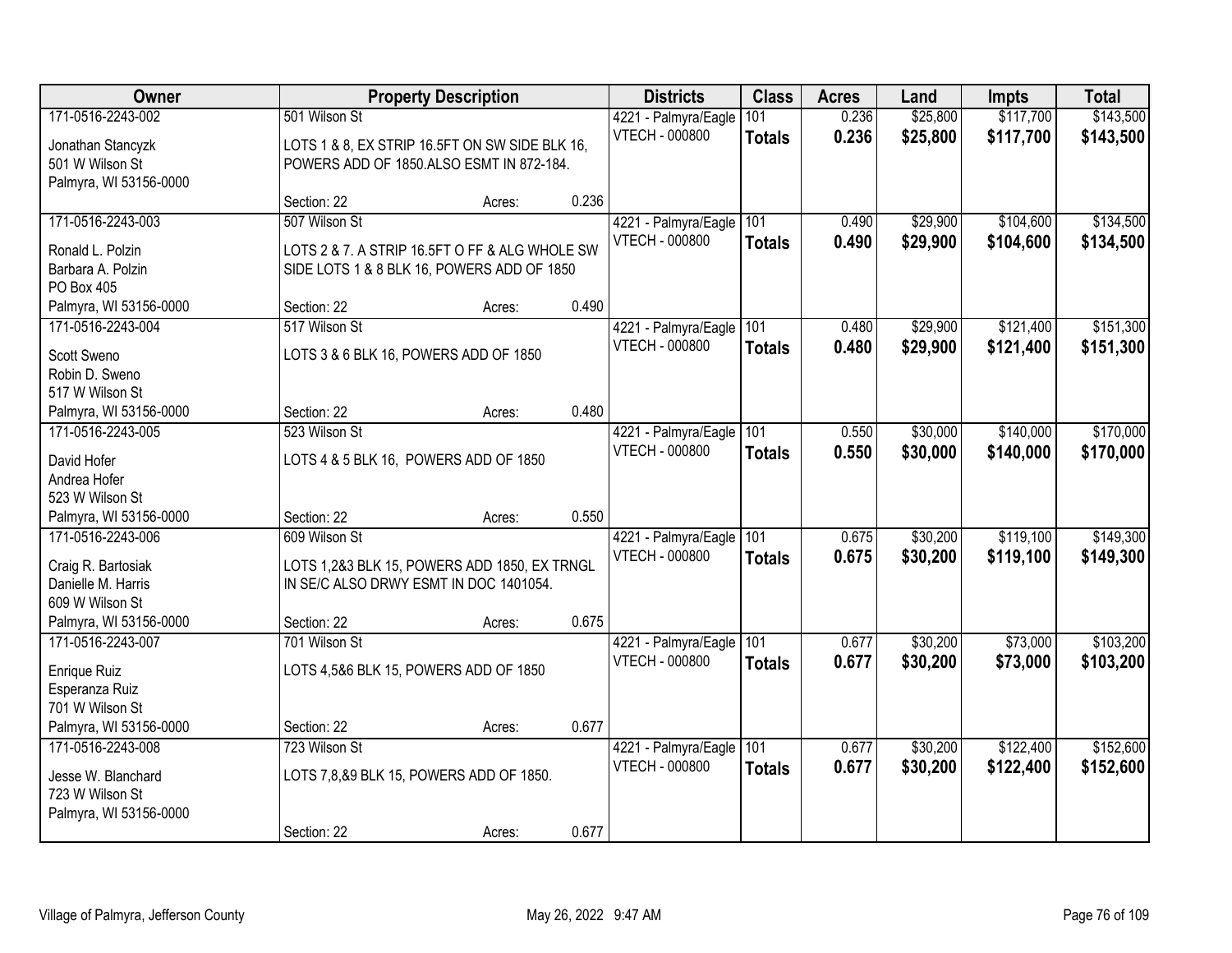| Owner | Property Description | Districts | Class | Acres | Land | Impts | Total |
|---|---|---|---|---|---|---|---|
| 171-0516-2243-002<br>Jonathan Stancyzk<br>501 W Wilson St<br>Palmyra, WI 53156-0000 | 501 Wilson St<br>LOTS 1 & 8, EX STRIP 16.5FT ON SW SIDE BLK 16, POWERS ADD OF 1850.ALSO ESMT IN 872-184.<br>Section: 22 Acres: 0.236 | 4221 - Palmyra/Eagle<br>VTECH - 000800 | 101<br>**Totals** | 0.236<br>**0.236** | $25,800<br>**$25,800** | $117,700<br>**$117,700** | $143,500<br>**$143,500** |
| 171-0516-2243-003<br>Ronald L. Polzin<br>Barbara A. Polzin<br>PO Box 405<br>Palmyra, WI 53156-0000 | 507 Wilson St<br>LOTS 2 & 7. A STRIP 16.5FT O FF & ALG WHOLE SW SIDE LOTS 1 & 8 BLK 16, POWERS ADD OF 1850<br>Section: 22 Acres: 0.490 | 4221 - Palmyra/Eagle<br>VTECH - 000800 | 101<br>**Totals** | 0.490<br>**0.490** | $29,900<br>**$29,900** | $104,600<br>**$104,600** | $134,500<br>**$134,500** |
| 171-0516-2243-004<br>Scott Sweno<br>Robin D. Sweno<br>517 W Wilson St<br>Palmyra, WI 53156-0000 | 517 Wilson St<br>LOTS 3 & 6 BLK 16, POWERS ADD OF 1850<br>Section: 22 Acres: 0.480 | 4221 - Palmyra/Eagle<br>VTECH - 000800 | 101<br>**Totals** | 0.480<br>**0.480** | $29,900<br>**$29,900** | $121,400<br>**$121,400** | $151,300<br>**$151,300** |
| 171-0516-2243-005<br>David Hofer<br>Andrea Hofer<br>523 W Wilson St<br>Palmyra, WI 53156-0000 | 523 Wilson St<br>LOTS 4 & 5 BLK 16, POWERS ADD OF 1850<br>Section: 22 Acres: 0.550 | 4221 - Palmyra/Eagle<br>VTECH - 000800 | 101<br>**Totals** | 0.550<br>**0.550** | $30,000<br>**$30,000** | $140,000<br>**$140,000** | $170,000<br>**$170,000** |
| 171-0516-2243-006<br>Craig R. Bartosiak<br>Danielle M. Harris<br>609 W Wilson St<br>Palmyra, WI 53156-0000 | 609 Wilson St<br>LOTS 1,2&3 BLK 15, POWERS ADD 1850, EX TRNGL IN SE/C ALSO DRWY ESMT IN DOC 1401054.<br>Section: 22 Acres: 0.675 | 4221 - Palmyra/Eagle<br>VTECH - 000800 | 101<br>**Totals** | 0.675<br>**0.675** | $30,200<br>**$30,200** | $119,100<br>**$119,100** | $149,300<br>**$149,300** |
| 171-0516-2243-007<br>Enrique Ruiz<br>Esperanza Ruiz<br>701 W Wilson St<br>Palmyra, WI 53156-0000 | 701 Wilson St<br>LOTS 4,5&6 BLK 15, POWERS ADD OF 1850<br>Section: 22 Acres: 0.677 | 4221 - Palmyra/Eagle<br>VTECH - 000800 | 101<br>**Totals** | 0.677<br>**0.677** | $30,200<br>**$30,200** | $73,000<br>**$73,000** | $103,200<br>**$103,200** |
| 171-0516-2243-008<br>Jesse W. Blanchard<br>723 W Wilson St<br>Palmyra, WI 53156-0000 | 723 Wilson St<br>LOTS 7,8,&9 BLK 15, POWERS ADD OF 1850.<br>Section: 22 Acres: 0.677 | 4221 - Palmyra/Eagle<br>VTECH - 000800 | 101<br>**Totals** | 0.677<br>**0.677** | $30,200<br>**$30,200** | $122,400<br>**$122,400** | $152,600<br>**$152,600** |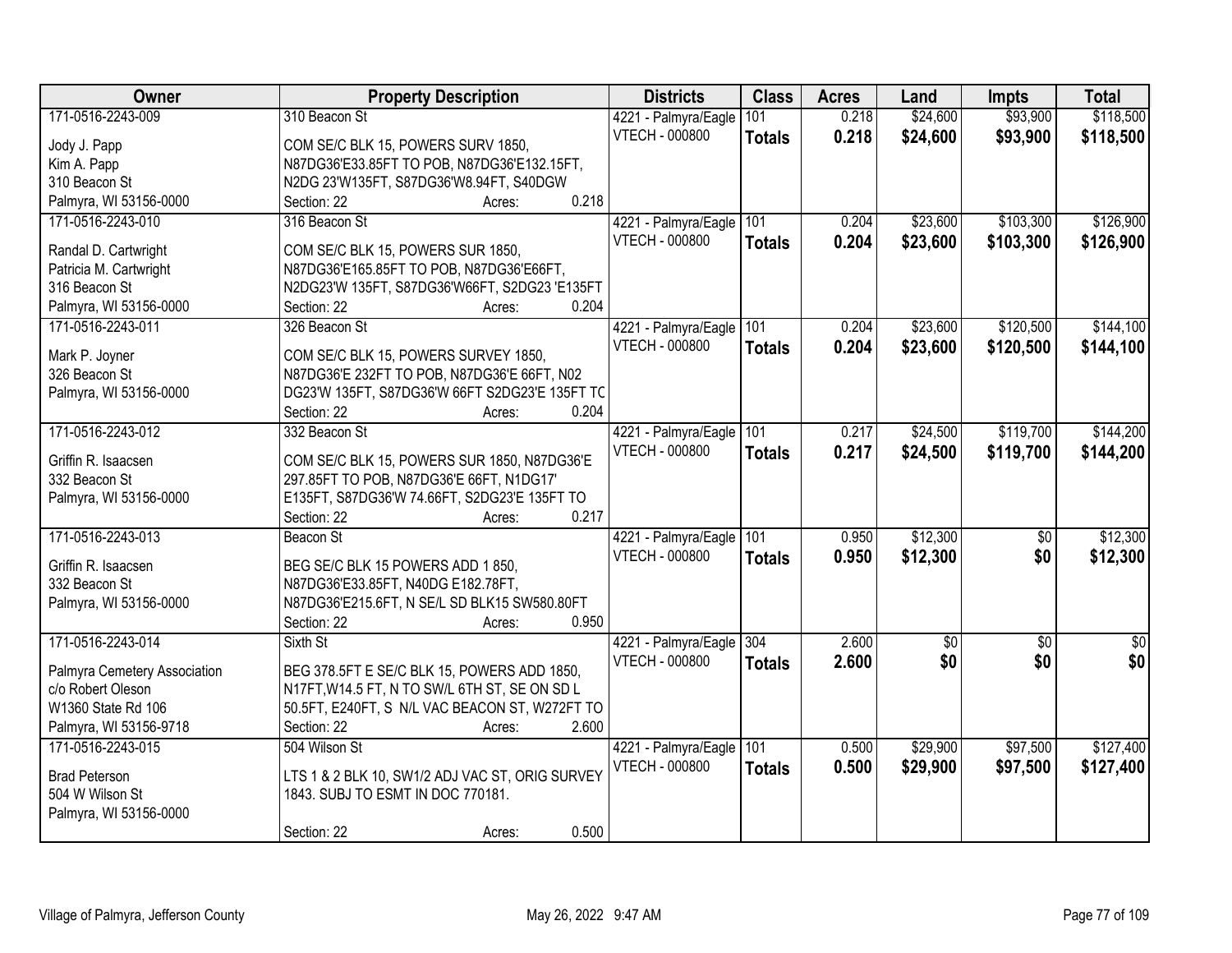| Owner | Property Description | Districts | Class | Acres | Land | Impts | Total |
|---|---|---|---|---|---|---|---|
| 171-0516-2243-009<br><br>Jody J. Papp<br>Kim A. Papp<br>310 Beacon St<br>Palmyra, WI 53156-0000 | 310 Beacon St<br><br>COM SE/C BLK 15, POWERS SURV 1850, N87DG36'E33.85FT TO POB, N87DG36'E132.15FT, N2DG 23'W135FT, S87DG36'W8.94FT, S40DGW<br>Section: 22 Acres: 0.218 | 4221 - Palmyra/Eagle<br>VTECH - 000800 | 101<br>**Totals** | 0.218<br>**0.218** | $24,600<br>**$24,600** | $93,900<br>**$93,900** | $118,500<br>**$118,500** |
| 171-0516-2243-010<br><br>Randal D. Cartwright<br>Patricia M. Cartwright<br>316 Beacon St<br>Palmyra, WI 53156-0000 | 316 Beacon St<br><br>COM SE/C BLK 15, POWERS SUR 1850, N87DG36'E165.85FT TO POB, N87DG36'E66FT, N2DG23'W 135FT, S87DG36'W66FT, S2DG23 'E135FT<br>Section: 22 Acres: 0.204 | 4221 - Palmyra/Eagle<br>VTECH - 000800 | 101<br>**Totals** | 0.204<br>**0.204** | $23,600<br>**$23,600** | $103,300<br>**$103,300** | $126,900<br>**$126,900** |
| 171-0516-2243-011<br><br>Mark P. Joyner<br>326 Beacon St<br>Palmyra, WI 53156-0000 | 326 Beacon St<br><br>COM SE/C BLK 15, POWERS SURVEY 1850, N87DG36'E 232FT TO POB, N87DG36'E 66FT, N02 DG23'W 135FT, S87DG36'W 66FT S2DG23'E 135FT TO<br>Section: 22 Acres: 0.204 | 4221 - Palmyra/Eagle<br>VTECH - 000800 | 101<br>**Totals** | 0.204<br>**0.204** | $23,600<br>**$23,600** | $120,500<br>**$120,500** | $144,100<br>**$144,100** |
| 171-0516-2243-012<br><br>Griffin R. Isaacsen<br>332 Beacon St<br>Palmyra, WI 53156-0000 | 332 Beacon St<br><br>COM SE/C BLK 15, POWERS SUR 1850, N87DG36'E 297.85FT TO POB, N87DG36'E 66FT, N1DG17' E135FT, S87DG36'W 74.66FT, S2DG23'E 135FT TO<br>Section: 22 Acres: 0.217 | 4221 - Palmyra/Eagle<br>VTECH - 000800 | 101<br>**Totals** | 0.217<br>**0.217** | $24,500<br>**$24,500** | $119,700<br>**$119,700** | $144,200<br>**$144,200** |
| 171-0516-2243-013<br><br>Griffin R. Isaacsen<br>332 Beacon St<br>Palmyra, WI 53156-0000 | Beacon St<br><br>BEG SE/C BLK 15 POWERS ADD 1 850, N87DG36'E33.85FT, N40DG E182.78FT, N87DG36'E215.6FT, N SE/L SD BLK15 SW580.80FT<br>Section: 22 Acres: 0.950 | 4221 - Palmyra/Eagle<br>VTECH - 000800 | 101<br>**Totals** | 0.950<br>**0.950** | $12,300<br>**$12,300** | $0<br>**$0** | $12,300<br>**$12,300** |
| 171-0516-2243-014<br><br>Palmyra Cemetery Association<br>c/o Robert Oleson<br>W1360 State Rd 106<br>Palmyra, WI 53156-9718 | Sixth St<br><br>BEG 378.5FT E SE/C BLK 15, POWERS ADD 1850, N17FT,W14.5 FT, N TO SW/L 6TH ST, SE ON SD L 50.5FT, E240FT, S N/L VAC BEACON ST, W272FT TO<br>Section: 22 Acres: 2.600 | 4221 - Palmyra/Eagle<br>VTECH - 000800 | 304<br>**Totals** | 2.600<br>**2.600** | $0<br>**$0** | $0<br>**$0** | $0<br>**$0** |
| 171-0516-2243-015<br><br>Brad Peterson<br>504 W Wilson St<br>Palmyra, WI 53156-0000 | 504 Wilson St<br><br>LTS 1 & 2 BLK 10, SW1/2 ADJ VAC ST, ORIG SURVEY 1843. SUBJ TO ESMT IN DOC 770181.<br><br>Section: 22 Acres: 0.500 | 4221 - Palmyra/Eagle<br>VTECH - 000800 | 101<br>**Totals** | 0.500<br>**0.500** | $29,900<br>**$29,900** | $97,500<br>**$97,500** | $127,400<br>**$127,400** |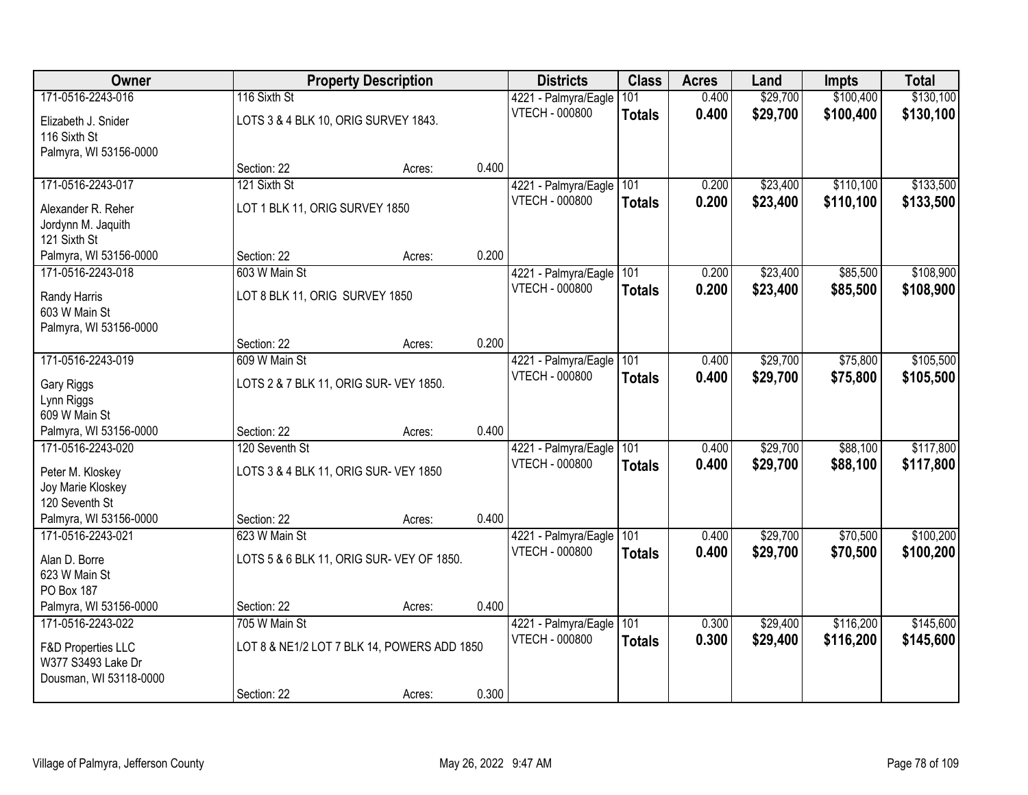| Owner | Property Description | | | Districts | Class | Acres | Land | Impts | Total |
|---|---|---|---|---|---|---|---|---|---|
| 171-0516-2243-016 | 116 Sixth St | | | 4221 - Palmyra/Eagle | 101 | 0.400 | $29,700 | $100,400 | $130,100 |
| Elizabeth J. Snider<br>116 Sixth St<br>Palmyra, WI 53156-0000 | LOTS 3 & 4 BLK 10, ORIG SURVEY 1843. | | | VTECH - 000800 | **Totals** | **0.400** | **$29,700** | **$100,400** | **$130,100** |
| | Section: 22 | Acres: | 0.400 | | | | | | |
| 171-0516-2243-017 | 121 Sixth St | | | 4221 - Palmyra/Eagle | 101 | 0.200 | $23,400 | $110,100 | $133,500 |
| Alexander R. Reher<br>Jordynn M. Jaquith<br>121 Sixth St<br>Palmyra, WI 53156-0000 | LOT 1 BLK 11, ORIG SURVEY 1850 | | | VTECH - 000800 | **Totals** | **0.200** | **$23,400** | **$110,100** | **$133,500** |
| | Section: 22 | Acres: | 0.200 | | | | | | |
| 171-0516-2243-018 | 603 W Main St | | | 4221 - Palmyra/Eagle | 101 | 0.200 | $23,400 | $85,500 | $108,900 |
| Randy Harris<br>603 W Main St<br>Palmyra, WI 53156-0000 | LOT 8 BLK 11, ORIG SURVEY 1850 | | | VTECH - 000800 | **Totals** | **0.200** | **$23,400** | **$85,500** | **$108,900** |
| | Section: 22 | Acres: | 0.200 | | | | | | |
| 171-0516-2243-019 | 609 W Main St | | | 4221 - Palmyra/Eagle | 101 | 0.400 | $29,700 | $75,800 | $105,500 |
| Gary Riggs<br>Lynn Riggs<br>609 W Main St<br>Palmyra, WI 53156-0000 | LOTS 2 & 7 BLK 11, ORIG SUR- VEY 1850. | | | VTECH - 000800 | **Totals** | **0.400** | **$29,700** | **$75,800** | **$105,500** |
| | Section: 22 | Acres: | 0.400 | | | | | | |
| 171-0516-2243-020 | 120 Seventh St | | | 4221 - Palmyra/Eagle | 101 | 0.400 | $29,700 | $88,100 | $117,800 |
| Peter M. Kloskey<br>Joy Marie Kloskey<br>120 Seventh St<br>Palmyra, WI 53156-0000 | LOTS 3 & 4 BLK 11, ORIG SUR- VEY 1850 | | | VTECH - 000800 | **Totals** | **0.400** | **$29,700** | **$88,100** | **$117,800** |
| | Section: 22 | Acres: | 0.400 | | | | | | |
| 171-0516-2243-021 | 623 W Main St | | | 4221 - Palmyra/Eagle | 101 | 0.400 | $29,700 | $70,500 | $100,200 |
| Alan D. Borre<br>623 W Main St<br>PO Box 187<br>Palmyra, WI 53156-0000 | LOTS 5 & 6 BLK 11, ORIG SUR- VEY OF 1850. | | | VTECH - 000800 | **Totals** | **0.400** | **$29,700** | **$70,500** | **$100,200** |
| | Section: 22 | Acres: | 0.400 | | | | | | |
| 171-0516-2243-022 | 705 W Main St | | | 4221 - Palmyra/Eagle | 101 | 0.300 | $29,400 | $116,200 | $145,600 |
| F&D Properties LLC<br>W377 S3493 Lake Dr<br>Dousman, WI 53118-0000 | LOT 8 & NE1/2 LOT 7 BLK 14, POWERS ADD 1850 | | | VTECH - 000800 | **Totals** | **0.300** | **$29,400** | **$116,200** | **$145,600** |
| | Section: 22 | Acres: | 0.300 | | | | | | |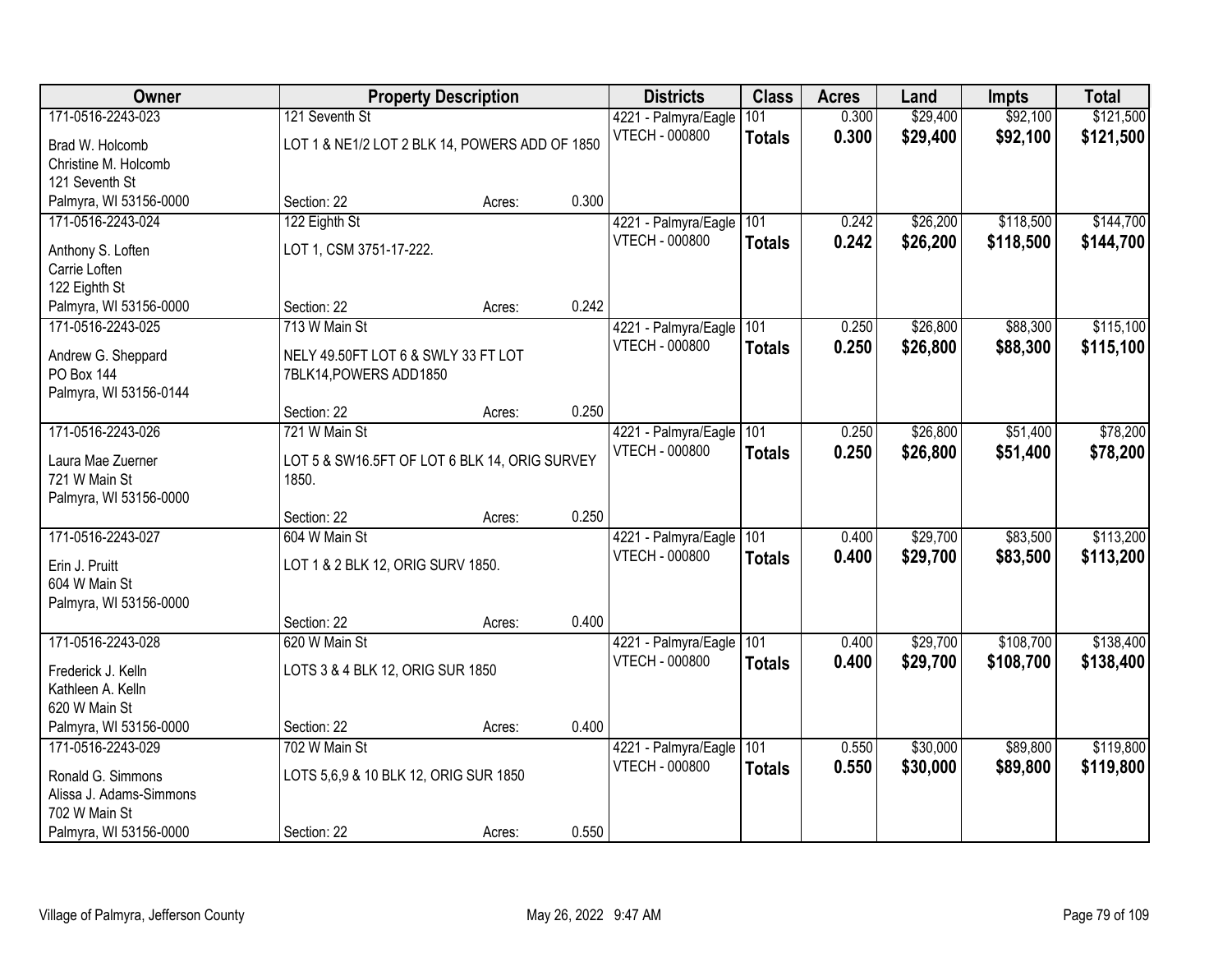| Owner | Property Description | | | Districts | Class | Acres | Land | Impts | Total |
|---|---|---|---|---|---|---|---|---|---|
| 171-0516-2243-023 | 121 Seventh St | | | 4221 - Palmyra/Eagle | 101 | 0.300 | $29,400 | $92,100 | $121,500 |
| Brad W. Holcomb<br>Christine M. Holcomb<br>121 Seventh St<br>Palmyra, WI 53156-0000 | LOT 1 & NE1/2 LOT 2 BLK 14, POWERS ADD OF 1850 | | | VTECH - 000800 | **Totals** | **0.300** | **$29,400** | **$92,100** | **$121,500** |
| | Section: 22 | Acres: | 0.300 | | | | | | |
| 171-0516-2243-024 | 122 Eighth St | | | 4221 - Palmyra/Eagle | 101 | 0.242 | $26,200 | $118,500 | $144,700 |
| Anthony S. Loften<br>Carrie Loften<br>122 Eighth St<br>Palmyra, WI 53156-0000 | LOT 1, CSM 3751-17-222. | | | VTECH - 000800 | **Totals** | **0.242** | **$26,200** | **$118,500** | **$144,700** |
| | Section: 22 | Acres: | 0.242 | | | | | | |
| 171-0516-2243-025 | 713 W Main St | | | 4221 - Palmyra/Eagle | 101 | 0.250 | $26,800 | $88,300 | $115,100 |
| Andrew G. Sheppard<br>PO Box 144<br>Palmyra, WI 53156-0144 | NELY 49.50FT LOT 6 & SWLY 33 FT LOT 7BLK14,POWERS ADD1850 | | | VTECH - 000800 | **Totals** | **0.250** | **$26,800** | **$88,300** | **$115,100** |
| | Section: 22 | Acres: | 0.250 | | | | | | |
| 171-0516-2243-026 | 721 W Main St | | | 4221 - Palmyra/Eagle | 101 | 0.250 | $26,800 | $51,400 | $78,200 |
| Laura Mae Zuerner<br>721 W Main St<br>Palmyra, WI 53156-0000 | LOT 5 & SW16.5FT OF LOT 6 BLK 14, ORIG SURVEY 1850. | | | VTECH - 000800 | **Totals** | **0.250** | **$26,800** | **$51,400** | **$78,200** |
| | Section: 22 | Acres: | 0.250 | | | | | | |
| 171-0516-2243-027 | 604 W Main St | | | 4221 - Palmyra/Eagle | 101 | 0.400 | $29,700 | $83,500 | $113,200 |
| Erin J. Pruitt<br>604 W Main St<br>Palmyra, WI 53156-0000 | LOT 1 & 2 BLK 12, ORIG SURV 1850. | | | VTECH - 000800 | **Totals** | **0.400** | **$29,700** | **$83,500** | **$113,200** |
| | Section: 22 | Acres: | 0.400 | | | | | | |
| 171-0516-2243-028 | 620 W Main St | | | 4221 - Palmyra/Eagle | 101 | 0.400 | $29,700 | $108,700 | $138,400 |
| Frederick J. Kelln<br>Kathleen A. Kelln<br>620 W Main St<br>Palmyra, WI 53156-0000 | LOTS 3 & 4 BLK 12, ORIG SUR 1850 | | | VTECH - 000800 | **Totals** | **0.400** | **$29,700** | **$108,700** | **$138,400** |
| | Section: 22 | Acres: | 0.400 | | | | | | |
| 171-0516-2243-029 | 702 W Main St | | | 4221 - Palmyra/Eagle | 101 | 0.550 | $30,000 | $89,800 | $119,800 |
| Ronald G. Simmons<br>Alissa J. Adams-Simmons<br>702 W Main St<br>Palmyra, WI 53156-0000 | LOTS 5,6,9 & 10 BLK 12, ORIG SUR 1850 | | | VTECH - 000800 | **Totals** | **0.550** | **$30,000** | **$89,800** | **$119,800** |
| | Section: 22 | Acres: | 0.550 | | | | | | |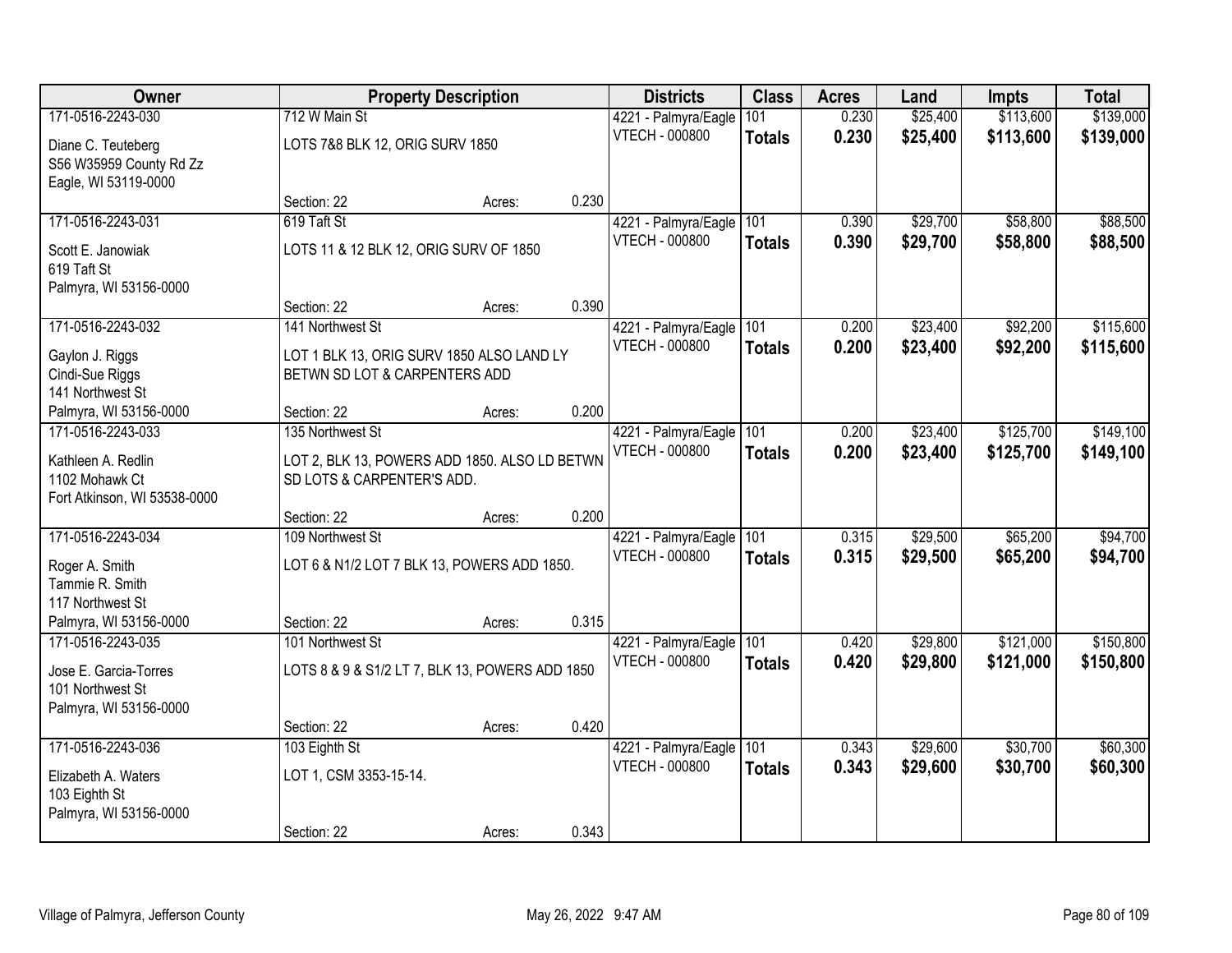| Owner | Property Description | | | Districts | Class | Acres | Land | Impts | Total |
|---|---|---|---|---|---|---|---|---|---|
| 171-0516-2243-030 | 712 W Main St | | | 4221 - Palmyra/Eagle | 101 | 0.230 | $25,400 | $113,600 | $139,000 |
| Diane C. Teuteberg<br>S56 W35959 County Rd Zz<br>Eagle, WI 53119-0000 | LOTS 7&8 BLK 12, ORIG SURV 1850 | | | VTECH - 000800 | **Totals** | **0.230** | **$25,400** | **$113,600** | **$139,000** |
| | Section: 22 | Acres: | 0.230 | | | | | | |
| 171-0516-2243-031 | 619 Taft St | | | 4221 - Palmyra/Eagle | 101 | 0.390 | $29,700 | $58,800 | $88,500 |
| Scott E. Janowiak<br>619 Taft St<br>Palmyra, WI 53156-0000 | LOTS 11 & 12 BLK 12, ORIG SURV OF 1850 | | | VTECH - 000800 | **Totals** | **0.390** | **$29,700** | **$58,800** | **$88,500** |
| | Section: 22 | Acres: | 0.390 | | | | | | |
| 171-0516-2243-032 | 141 Northwest St | | | 4221 - Palmyra/Eagle | 101 | 0.200 | $23,400 | $92,200 | $115,600 |
| Gaylon J. Riggs<br>Cindi-Sue Riggs<br>141 Northwest St<br>Palmyra, WI 53156-0000 | LOT 1 BLK 13, ORIG SURV 1850 ALSO LAND LY BETWN SD LOT & CARPENTERS ADD | | | VTECH - 000800 | **Totals** | **0.200** | **$23,400** | **$92,200** | **$115,600** |
| | Section: 22 | Acres: | 0.200 | | | | | | |
| 171-0516-2243-033 | 135 Northwest St | | | 4221 - Palmyra/Eagle | 101 | 0.200 | $23,400 | $125,700 | $149,100 |
| Kathleen A. Redlin<br>1102 Mohawk Ct<br>Fort Atkinson, WI 53538-0000 | LOT 2, BLK 13, POWERS ADD 1850. ALSO LD BETWN SD LOTS & CARPENTER'S ADD. | | | VTECH - 000800 | **Totals** | **0.200** | **$23,400** | **$125,700** | **$149,100** |
| | Section: 22 | Acres: | 0.200 | | | | | | |
| 171-0516-2243-034 | 109 Northwest St | | | 4221 - Palmyra/Eagle | 101 | 0.315 | $29,500 | $65,200 | $94,700 |
| Roger A. Smith<br>Tammie R. Smith<br>117 Northwest St<br>Palmyra, WI 53156-0000 | LOT 6 & N1/2 LOT 7 BLK 13, POWERS ADD 1850. | | | VTECH - 000800 | **Totals** | **0.315** | **$29,500** | **$65,200** | **$94,700** |
| | Section: 22 | Acres: | 0.315 | | | | | | |
| 171-0516-2243-035 | 101 Northwest St | | | 4221 - Palmyra/Eagle | 101 | 0.420 | $29,800 | $121,000 | $150,800 |
| Jose E. Garcia-Torres<br>101 Northwest St<br>Palmyra, WI 53156-0000 | LOTS 8 & 9 & S1/2 LT 7, BLK 13, POWERS ADD 1850 | | | VTECH - 000800 | **Totals** | **0.420** | **$29,800** | **$121,000** | **$150,800** |
| | Section: 22 | Acres: | 0.420 | | | | | | |
| 171-0516-2243-036 | 103 Eighth St | | | 4221 - Palmyra/Eagle | 101 | 0.343 | $29,600 | $30,700 | $60,300 |
| Elizabeth A. Waters<br>103 Eighth St<br>Palmyra, WI 53156-0000 | LOT 1, CSM 3353-15-14. | | | VTECH - 000800 | **Totals** | **0.343** | **$29,600** | **$30,700** | **$60,300** |
| | Section: 22 | Acres: | 0.343 | | | | | | |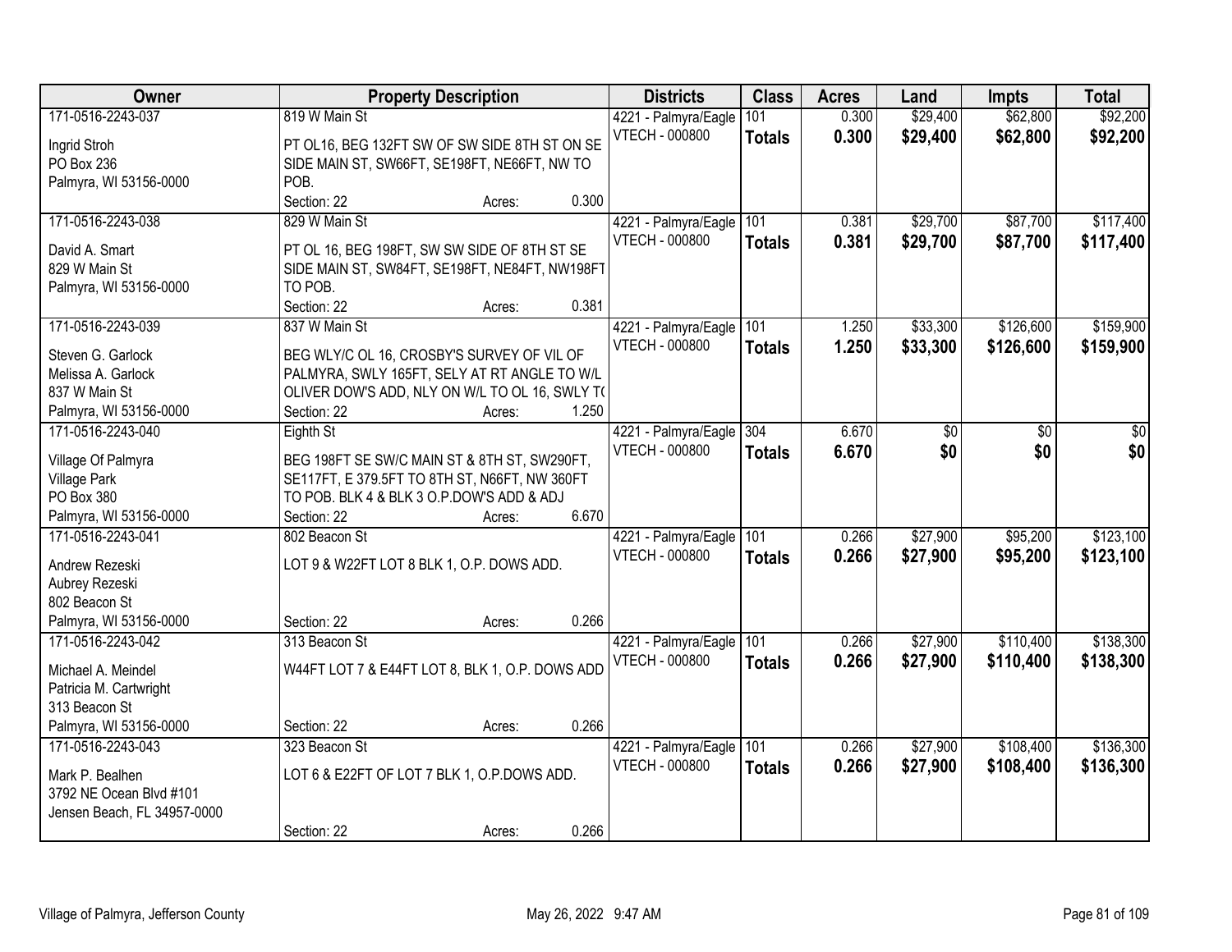| Owner | Property Description | Districts | Class | Acres | Land | Impts | Total |
|---|---|---|---|---|---|---|---|
| 171-0516-2243-037<br>Ingrid Stroh<br>PO Box 236<br>Palmyra, WI 53156-0000 | 819 W Main St<br>PT OL16, BEG 132FT SW OF SW SIDE 8TH ST ON SE SIDE MAIN ST, SW66FT, SE198FT, NE66FT, NW TO POB.<br>Section: 22 Acres: 0.300 | 4221 - Palmyra/Eagle<br>VTECH - 000800 | 101<br>**Totals** | 0.300<br>**0.300** | $29,400<br>**$29,400** | $62,800<br>**$62,800** | $92,200<br>**$92,200** |
| 171-0516-2243-038<br>David A. Smart<br>829 W Main St<br>Palmyra, WI 53156-0000 | 829 W Main St<br>PT OL 16, BEG 198FT, SW SW SIDE OF 8TH ST SE SIDE MAIN ST, SW84FT, SE198FT, NE84FT, NW198FT TO POB.<br>Section: 22 Acres: 0.381 | 4221 - Palmyra/Eagle<br>VTECH - 000800 | 101<br>**Totals** | 0.381<br>**0.381** | $29,700<br>**$29,700** | $87,700<br>**$87,700** | $117,400<br>**$117,400** |
| 171-0516-2243-039<br>Steven G. Garlock<br>Melissa A. Garlock<br>837 W Main St<br>Palmyra, WI 53156-0000 | 837 W Main St<br>BEG WLY/C OL 16, CROSBY'S SURVEY OF VIL OF PALMYRA, SWLY 165FT, SELY AT RT ANGLE TO W/L OLIVER DOW'S ADD, NLY ON W/L TO OL 16, SWLY T(<br>Section: 22 Acres: 1.250 | 4221 - Palmyra/Eagle<br>VTECH - 000800 | 101<br>**Totals** | 1.250<br>**1.250** | $33,300<br>**$33,300** | $126,600<br>**$126,600** | $159,900<br>**$159,900** |
| 171-0516-2243-040<br>Village Of Palmyra<br>Village Park<br>PO Box 380<br>Palmyra, WI 53156-0000 | Eighth St<br>BEG 198FT SE SW/C MAIN ST & 8TH ST, SW290FT, SE117FT, E 379.5FT TO 8TH ST, N66FT, NW 360FT TO POB. BLK 4 & BLK 3 O.P.DOW'S ADD & ADJ<br>Section: 22 Acres: 6.670 | 4221 - Palmyra/Eagle<br>VTECH - 000800 | 304<br>**Totals** | 6.670<br>**6.670** | $0<br>**$0** | $0<br>**$0** | $0<br>**$0** |
| 171-0516-2243-041<br>Andrew Rezeski<br>Aubrey Rezeski<br>802 Beacon St<br>Palmyra, WI 53156-0000 | 802 Beacon St<br>LOT 9 & W22FT LOT 8 BLK 1, O.P. DOWS ADD.<br>Section: 22 Acres: 0.266 | 4221 - Palmyra/Eagle<br>VTECH - 000800 | 101<br>**Totals** | 0.266<br>**0.266** | $27,900<br>**$27,900** | $95,200<br>**$95,200** | $123,100<br>**$123,100** |
| 171-0516-2243-042<br>Michael A. Meindel<br>Patricia M. Cartwright<br>313 Beacon St<br>Palmyra, WI 53156-0000 | 313 Beacon St<br>W44FT LOT 7 & E44FT LOT 8, BLK 1, O.P. DOWS ADD<br>Section: 22 Acres: 0.266 | 4221 - Palmyra/Eagle<br>VTECH - 000800 | 101<br>**Totals** | 0.266<br>**0.266** | $27,900<br>**$27,900** | $110,400<br>**$110,400** | $138,300<br>**$138,300** |
| 171-0516-2243-043<br>Mark P. Bealhen<br>3792 NE Ocean Blvd #101<br>Jensen Beach, FL 34957-0000 | 323 Beacon St<br>LOT 6 & E22FT OF LOT 7 BLK 1, O.P.DOWS ADD.<br>Section: 22 Acres: 0.266 | 4221 - Palmyra/Eagle<br>VTECH - 000800 | 101<br>**Totals** | 0.266<br>**0.266** | $27,900<br>**$27,900** | $108,400<br>**$108,400** | $136,300<br>**$136,300** |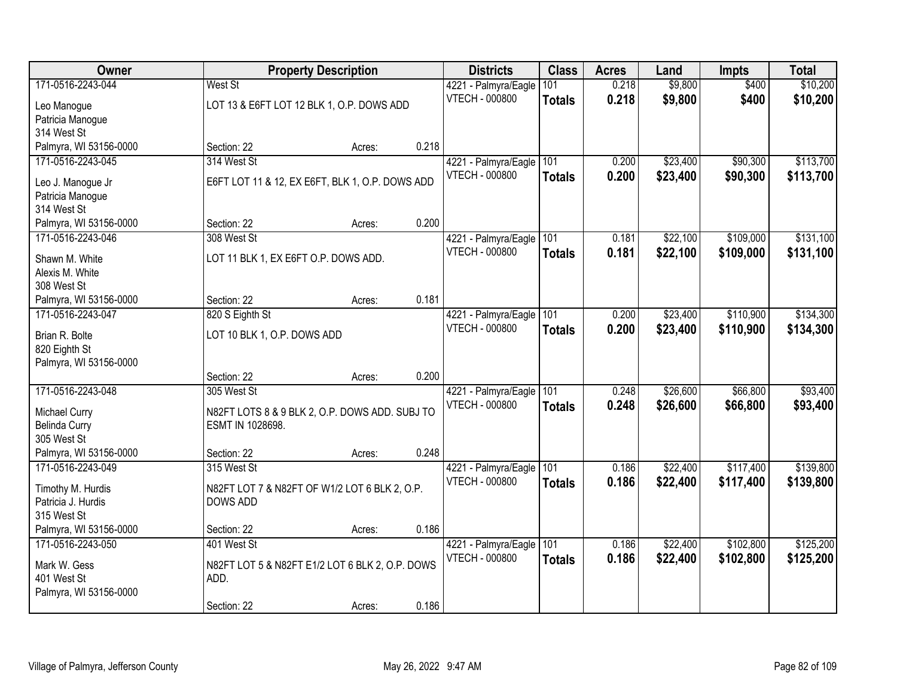| Owner | Property Description | | | Districts | Class | Acres | Land | Impts | Total |
|---|---|---|---|---|---|---|---|---|---|
| 171-0516-2243-044 | West St | | | 4221 - Palmyra/Eagle | 101 | 0.218 | $9,800 | $400 | $10,200 |
| Leo Manogue<br>Patricia Manogue<br>314 West St<br>Palmyra, WI 53156-0000 | LOT 13 & E6FT LOT 12 BLK 1, O.P. DOWS ADD | | | VTECH - 000800 | **Totals** | **0.218** | **$9,800** | **$400** | **$10,200** |
| | Section: 22 | Acres: | 0.218 | | | | | | |
| 171-0516-2243-045 | 314 West St | | | 4221 - Palmyra/Eagle | 101 | 0.200 | $23,400 | $90,300 | $113,700 |
| Leo J. Manogue Jr<br>Patricia Manogue<br>314 West St<br>Palmyra, WI 53156-0000 | E6FT LOT 11 & 12, EX E6FT, BLK 1, O.P. DOWS ADD | | | VTECH - 000800 | **Totals** | **0.200** | **$23,400** | **$90,300** | **$113,700** |
| | Section: 22 | Acres: | 0.200 | | | | | | |
| 171-0516-2243-046 | 308 West St | | | 4221 - Palmyra/Eagle | 101 | 0.181 | $22,100 | $109,000 | $131,100 |
| Shawn M. White<br>Alexis M. White<br>308 West St<br>Palmyra, WI 53156-0000 | LOT 11 BLK 1, EX E6FT O.P. DOWS ADD. | | | VTECH - 000800 | **Totals** | **0.181** | **$22,100** | **$109,000** | **$131,100** |
| | Section: 22 | Acres: | 0.181 | | | | | | |
| 171-0516-2243-047 | 820 S Eighth St | | | 4221 - Palmyra/Eagle | 101 | 0.200 | $23,400 | $110,900 | $134,300 |
| Brian R. Bolte<br>820 Eighth St<br>Palmyra, WI 53156-0000 | LOT 10 BLK 1, O.P. DOWS ADD | | | VTECH - 000800 | **Totals** | **0.200** | **$23,400** | **$110,900** | **$134,300** |
| | Section: 22 | Acres: | 0.200 | | | | | | |
| 171-0516-2243-048 | 305 West St | | | 4221 - Palmyra/Eagle | 101 | 0.248 | $26,600 | $66,800 | $93,400 |
| Michael Curry<br>Belinda Curry<br>305 West St<br>Palmyra, WI 53156-0000 | N82FT LOTS 8 & 9 BLK 2, O.P. DOWS ADD. SUBJ TO ESMT IN 1028698. | | | VTECH - 000800 | **Totals** | **0.248** | **$26,600** | **$66,800** | **$93,400** |
| | Section: 22 | Acres: | 0.248 | | | | | | |
| 171-0516-2243-049 | 315 West St | | | 4221 - Palmyra/Eagle | 101 | 0.186 | $22,400 | $117,400 | $139,800 |
| Timothy M. Hurdis<br>Patricia J. Hurdis<br>315 West St<br>Palmyra, WI 53156-0000 | N82FT LOT 7 & N82FT OF W1/2 LOT 6 BLK 2, O.P. DOWS ADD | | | VTECH - 000800 | **Totals** | **0.186** | **$22,400** | **$117,400** | **$139,800** |
| | Section: 22 | Acres: | 0.186 | | | | | | |
| 171-0516-2243-050 | 401 West St | | | 4221 - Palmyra/Eagle | 101 | 0.186 | $22,400 | $102,800 | $125,200 |
| Mark W. Gess<br>401 West St<br>Palmyra, WI 53156-0000 | N82FT LOT 5 & N82FT E1/2 LOT 6 BLK 2, O.P. DOWS ADD. | | | VTECH - 000800 | **Totals** | **0.186** | **$22,400** | **$102,800** | **$125,200** |
| | Section: 22 | Acres: | 0.186 | | | | | | |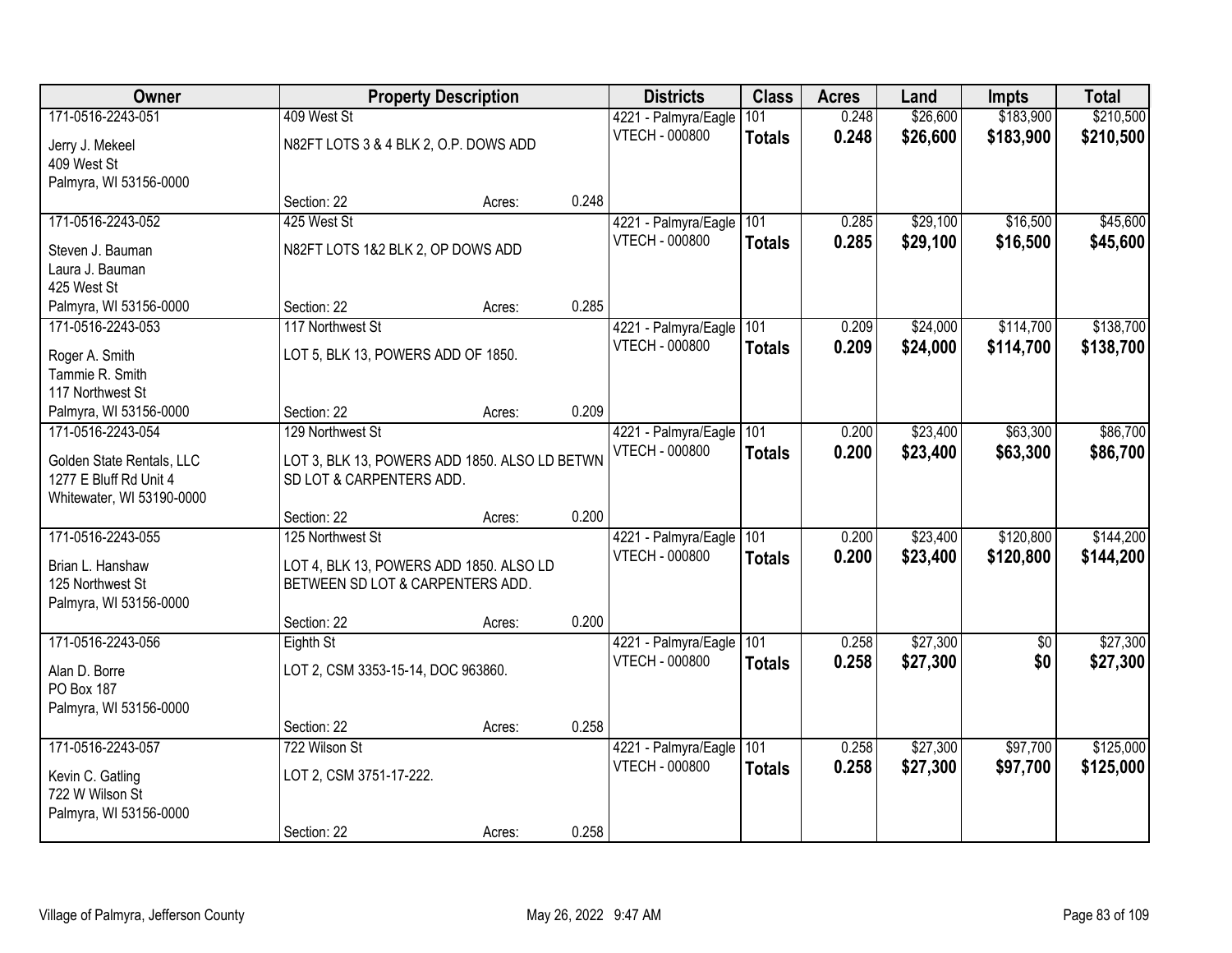| Owner | Property Description | | | Districts | Class | Acres | Land | Impts | Total |
|---|---|---|---|---|---|---|---|---|---|
| 171-0516-2243-051 | 409 West St | | | 4221 - Palmyra/Eagle | 101 | 0.248 | $26,600 | $183,900 | $210,500 |
| Jerry J. Mekeel<br>409 West St<br>Palmyra, WI 53156-0000 | N82FT LOTS 3 & 4 BLK 2, O.P. DOWS ADD | | | VTECH - 000800 | **Totals** | **0.248** | **$26,600** | **$183,900** | **$210,500** |
| | Section: 22 | Acres: | 0.248 | | | | | | |
| 171-0516-2243-052 | 425 West St | | | 4221 - Palmyra/Eagle | 101 | 0.285 | $29,100 | $16,500 | $45,600 |
| Steven J. Bauman<br>Laura J. Bauman<br>425 West St<br>Palmyra, WI 53156-0000 | N82FT LOTS 1&2 BLK 2, OP DOWS ADD | | | VTECH - 000800 | **Totals** | **0.285** | **$29,100** | **$16,500** | **$45,600** |
| | Section: 22 | Acres: | 0.285 | | | | | | |
| 171-0516-2243-053 | 117 Northwest St | | | 4221 - Palmyra/Eagle | 101 | 0.209 | $24,000 | $114,700 | $138,700 |
| Roger A. Smith<br>Tammie R. Smith<br>117 Northwest St<br>Palmyra, WI 53156-0000 | LOT 5, BLK 13, POWERS ADD OF 1850. | | | VTECH - 000800 | **Totals** | **0.209** | **$24,000** | **$114,700** | **$138,700** |
| | Section: 22 | Acres: | 0.209 | | | | | | |
| 171-0516-2243-054 | 129 Northwest St | | | 4221 - Palmyra/Eagle | 101 | 0.200 | $23,400 | $63,300 | $86,700 |
| Golden State Rentals, LLC<br>1277 E Bluff Rd Unit 4<br>Whitewater, WI 53190-0000 | LOT 3, BLK 13, POWERS ADD 1850. ALSO LD BETWN SD LOT & CARPENTERS ADD. | | | VTECH - 000800 | **Totals** | **0.200** | **$23,400** | **$63,300** | **$86,700** |
| | Section: 22 | Acres: | 0.200 | | | | | | |
| 171-0516-2243-055 | 125 Northwest St | | | 4221 - Palmyra/Eagle | 101 | 0.200 | $23,400 | $120,800 | $144,200 |
| Brian L. Hanshaw<br>125 Northwest St<br>Palmyra, WI 53156-0000 | LOT 4, BLK 13, POWERS ADD 1850. ALSO LD BETWEEN SD LOT & CARPENTERS ADD. | | | VTECH - 000800 | **Totals** | **0.200** | **$23,400** | **$120,800** | **$144,200** |
| | Section: 22 | Acres: | 0.200 | | | | | | |
| 171-0516-2243-056 | Eighth St | | | 4221 - Palmyra/Eagle | 101 | 0.258 | $27,300 | $0 | $27,300 |
| Alan D. Borre<br>PO Box 187<br>Palmyra, WI 53156-0000 | LOT 2, CSM 3353-15-14, DOC 963860. | | | VTECH - 000800 | **Totals** | **0.258** | **$27,300** | **$0** | **$27,300** |
| | Section: 22 | Acres: | 0.258 | | | | | | |
| 171-0516-2243-057 | 722 Wilson St | | | 4221 - Palmyra/Eagle | 101 | 0.258 | $27,300 | $97,700 | $125,000 |
| Kevin C. Gatling<br>722 W Wilson St<br>Palmyra, WI 53156-0000 | LOT 2, CSM 3751-17-222. | | | VTECH - 000800 | **Totals** | **0.258** | **$27,300** | **$97,700** | **$125,000** |
| | Section: 22 | Acres: | 0.258 | | | | | | |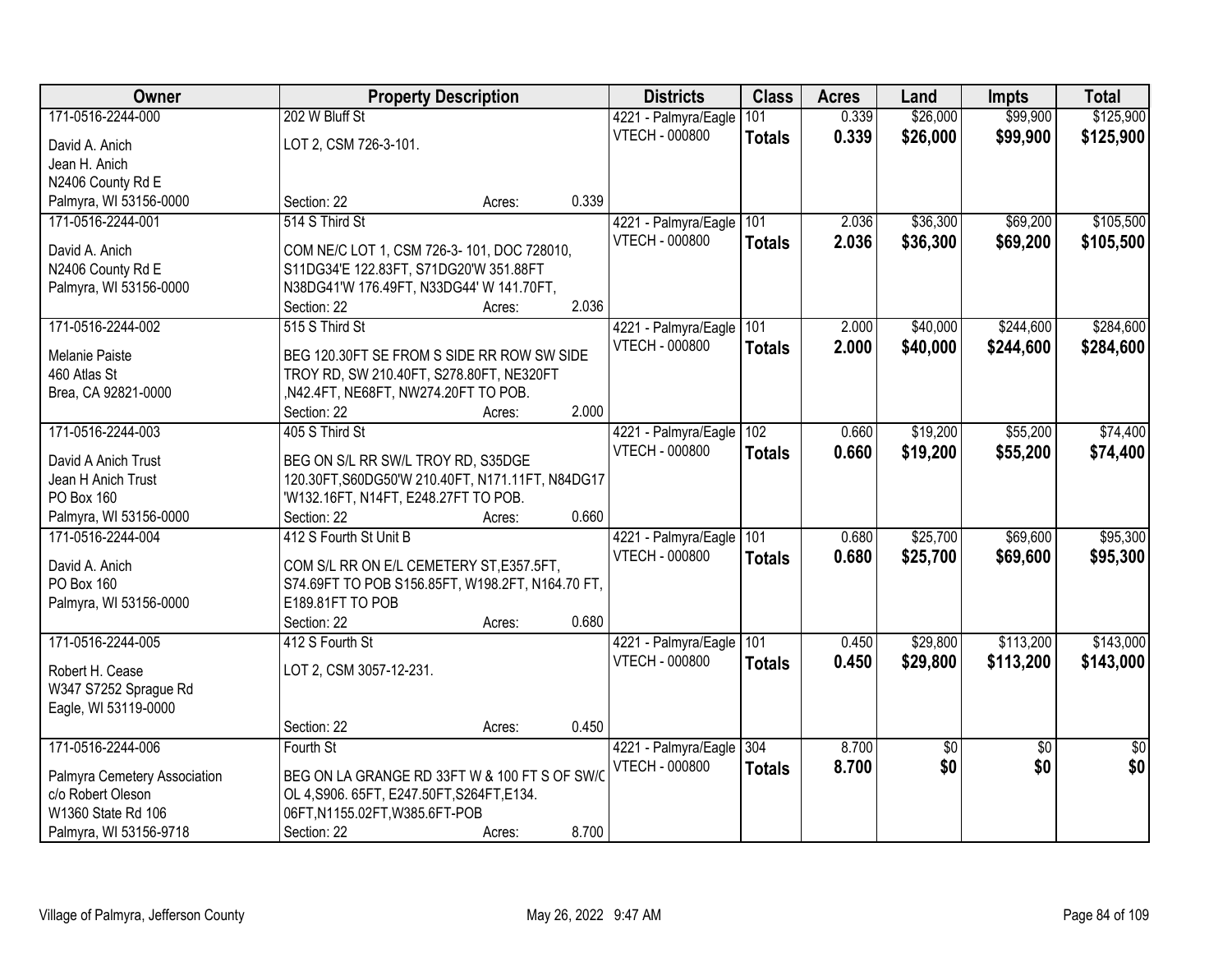| Owner | Property Description | Districts | Class | Acres | Land | Impts | Total |
|---|---|---|---|---|---|---|---|
| 171-0516-2244-000<br>David A. Anich<br>Jean H. Anich<br>N2406 County Rd E<br>Palmyra, WI 53156-0000 | 202 W Bluff St<br>LOT 2, CSM 726-3-101.<br>Section: 22 Acres: 0.339 | 4221 - Palmyra/Eagle<br>VTECH - 000800 | 101<br>**Totals** | 0.339<br>**0.339** | $26,000<br>**$26,000** | $99,900<br>**$99,900** | $125,900<br>**$125,900** |
| 171-0516-2244-001<br>David A. Anich<br>N2406 County Rd E<br>Palmyra, WI 53156-0000 | 514 S Third St<br>COM NE/C LOT 1, CSM 726-3- 101, DOC 728010, S11DG34'E 122.83FT, S71DG20'W 351.88FT N38DG41'W 176.49FT, N33DG44' W 141.70FT,<br>Section: 22 Acres: 2.036 | 4221 - Palmyra/Eagle<br>VTECH - 000800 | 101<br>**Totals** | 2.036<br>**2.036** | $36,300<br>**$36,300** | $69,200<br>**$69,200** | $105,500<br>**$105,500** |
| 171-0516-2244-002<br>Melanie Paiste<br>460 Atlas St<br>Brea, CA 92821-0000 | 515 S Third St<br>BEG 120.30FT SE FROM S SIDE RR ROW SW SIDE TROY RD, SW 210.40FT, S278.80FT, NE320FT ,N42.4FT, NE68FT, NW274.20FT TO POB.<br>Section: 22 Acres: 2.000 | 4221 - Palmyra/Eagle<br>VTECH - 000800 | 101<br>**Totals** | 2.000<br>**2.000** | $40,000<br>**$40,000** | $244,600<br>**$244,600** | $284,600<br>**$284,600** |
| 171-0516-2244-003<br>David A Anich Trust<br>Jean H Anich Trust<br>PO Box 160<br>Palmyra, WI 53156-0000 | 405 S Third St<br>BEG ON S/L RR SW/L TROY RD, S35DGE 120.30FT,S60DG50'W 210.40FT, N171.11FT, N84DG17 'W132.16FT, N14FT, E248.27FT TO POB.<br>Section: 22 Acres: 0.660 | 4221 - Palmyra/Eagle<br>VTECH - 000800 | 102<br>**Totals** | 0.660<br>**0.660** | $19,200<br>**$19,200** | $55,200<br>**$55,200** | $74,400<br>**$74,400** |
| 171-0516-2244-004<br>David A. Anich<br>PO Box 160<br>Palmyra, WI 53156-0000 | 412 S Fourth St Unit B<br>COM S/L RR ON E/L CEMETERY ST,E357.5FT, S74.69FT TO POB S156.85FT, W198.2FT, N164.70 FT, E189.81FT TO POB<br>Section: 22 Acres: 0.680 | 4221 - Palmyra/Eagle<br>VTECH - 000800 | 101<br>**Totals** | 0.680<br>**0.680** | $25,700<br>**$25,700** | $69,600<br>**$69,600** | $95,300<br>**$95,300** |
| 171-0516-2244-005<br>Robert H. Cease<br>W347 S7252 Sprague Rd<br>Eagle, WI 53119-0000 | 412 S Fourth St<br>LOT 2, CSM 3057-12-231.<br>Section: 22 Acres: 0.450 | 4221 - Palmyra/Eagle<br>VTECH - 000800 | 101<br>**Totals** | 0.450<br>**0.450** | $29,800<br>**$29,800** | $113,200<br>**$113,200** | $143,000<br>**$143,000** |
| 171-0516-2244-006<br>Palmyra Cemetery Association<br>c/o Robert Oleson<br>W1360 State Rd 106<br>Palmyra, WI 53156-9718 | Fourth St<br>BEG ON LA GRANGE RD 33FT W & 100 FT S OF SW/C OL 4,S906. 65FT, E247.50FT,S264FT,E134. 06FT,N1155.02FT,W385.6FT-POB<br>Section: 22 Acres: 8.700 | 4221 - Palmyra/Eagle<br>VTECH - 000800 | 304<br>**Totals** | 8.700<br>**8.700** | $0<br>**$0** | $0<br>**$0** | $0<br>**$0** |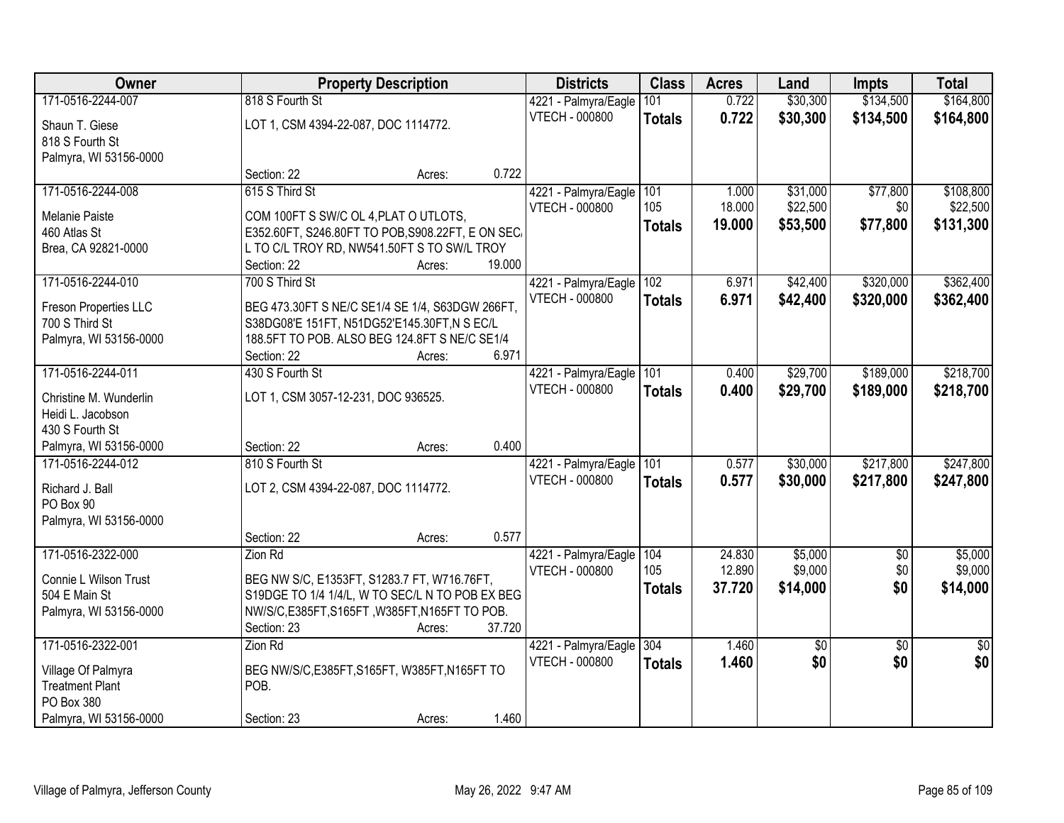| Owner | Property Description | Districts | Class | Acres | Land | Impts | Total |
|---|---|---|---|---|---|---|---|
| 171-0516-2244-007<br>Shaun T. Giese<br>818 S Fourth St<br>Palmyra, WI 53156-0000 | 818 S Fourth St<br>LOT 1, CSM 4394-22-087, DOC 1114772.<br>Section: 22 Acres: 0.722 | 4221 - Palmyra/Eagle<br>VTECH - 000800 | 101<br>**Totals** | 0.722<br>**0.722** | $30,300<br>**$30,300** | $134,500<br>**$134,500** | $164,800<br>**$164,800** |
| 171-0516-2244-008<br>Melanie Paiste<br>460 Atlas St<br>Brea, CA 92821-0000 | 615 S Third St<br>COM 100FT S SW/C OL 4,PLAT O UTLOTS, E352.60FT, S246.80FT TO POB,S908.22FT, E ON SEC/ L TO C/L TROY RD, NW541.50FT S TO SW/L TROY<br>Section: 22 Acres: 19.000 | 4221 - Palmyra/Eagle<br>VTECH - 000800 | 101<br>105<br>**Totals** | 1.000<br>18.000<br>**19.000** | $31,000<br>$22,500<br>**$53,500** | $77,800<br>$0<br>**$77,800** | $108,800<br>$22,500<br>**$131,300** |
| 171-0516-2244-010<br>Freson Properties LLC<br>700 S Third St<br>Palmyra, WI 53156-0000 | 700 S Third St<br>BEG 473.30FT S NE/C SE1/4 SE 1/4, S63DGW 266FT, S38DG08'E 151FT, N51DG52'E145.30FT,N S EC/L 188.5FT TO POB. ALSO BEG 124.8FT S NE/C SE1/4<br>Section: 22 Acres: 6.971 | 4221 - Palmyra/Eagle<br>VTECH - 000800 | 102<br>**Totals** | 6.971<br>**6.971** | $42,400<br>**$42,400** | $320,000<br>**$320,000** | $362,400<br>**$362,400** |
| 171-0516-2244-011<br>Christine M. Wunderlin<br>Heidi L. Jacobson<br>430 S Fourth St<br>Palmyra, WI 53156-0000 | 430 S Fourth St<br>LOT 1, CSM 3057-12-231, DOC 936525.<br>Section: 22 Acres: 0.400 | 4221 - Palmyra/Eagle<br>VTECH - 000800 | 101<br>**Totals** | 0.400<br>**0.400** | $29,700<br>**$29,700** | $189,000<br>**$189,000** | $218,700<br>**$218,700** |
| 171-0516-2244-012<br>Richard J. Ball<br>PO Box 90<br>Palmyra, WI 53156-0000 | 810 S Fourth St<br>LOT 2, CSM 4394-22-087, DOC 1114772.<br>Section: 22 Acres: 0.577 | 4221 - Palmyra/Eagle<br>VTECH - 000800 | 101<br>**Totals** | 0.577<br>**0.577** | $30,000<br>**$30,000** | $217,800<br>**$217,800** | $247,800<br>**$247,800** |
| 171-0516-2322-000<br>Connie L Wilson Trust<br>504 E Main St<br>Palmyra, WI 53156-0000 | Zion Rd<br>BEG NW S/C, E1353FT, S1283.7 FT, W716.76FT, S19DGE TO 1/4 1/4/L, W TO SEC/L N TO POB EX BEG NW/S/C,E385FT,S165FT ,W385FT,N165FT TO POB.<br>Section: 23 Acres: 37.720 | 4221 - Palmyra/Eagle<br>VTECH - 000800 | 104<br>105<br>**Totals** | 24.830<br>12.890<br>**37.720** | $5,000<br>$9,000<br>**$14,000** | $0<br>$0<br>**$0** | $5,000<br>$9,000<br>**$14,000** |
| 171-0516-2322-001<br>Village Of Palmyra<br>Treatment Plant<br>PO Box 380<br>Palmyra, WI 53156-0000 | Zion Rd<br>BEG NW/S/C,E385FT,S165FT, W385FT,N165FT TO POB.<br>Section: 23 Acres: 1.460 | 4221 - Palmyra/Eagle<br>VTECH - 000800 | 304<br>**Totals** | 1.460<br>**1.460** | $0<br>**$0** | $0<br>**$0** | $0<br>**$0** |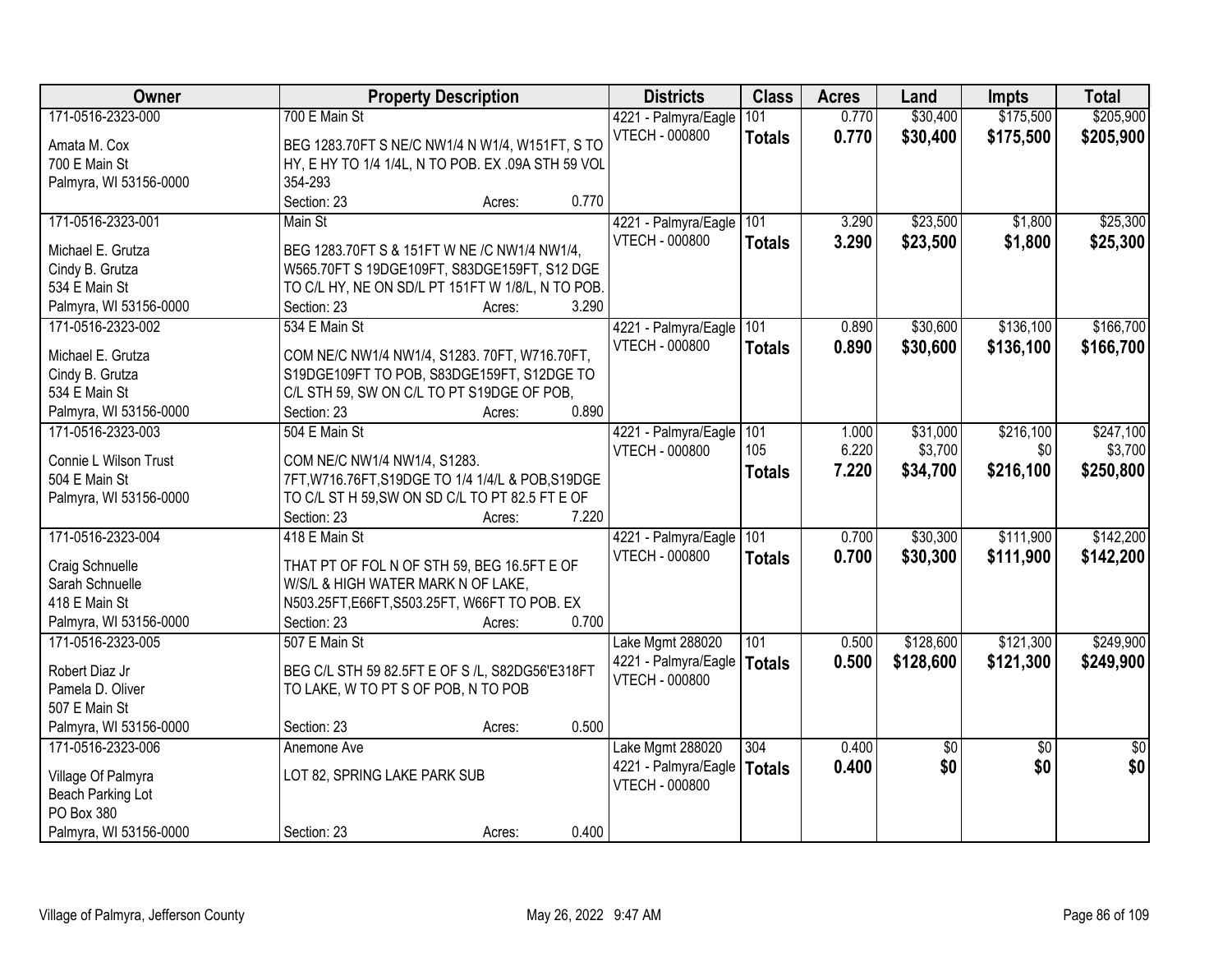| Owner | Property Description | Districts | Class | Acres | Land | Impts | Total |
|---|---|---|---|---|---|---|---|
| 171-0516-2323-000<br>Amata M. Cox<br>700 E Main St<br>Palmyra, WI 53156-0000 | 700 E Main St<br>BEG 1283.70FT S NE/C NW1/4 N W1/4, W151FT, S TO HY, E HY TO 1/4 1/4L, N TO POB. EX .09A STH 59 VOL 354-293<br>Section: 23 Acres: 0.770 | 4221 - Palmyra/Eagle<br>VTECH - 000800 | 101<br>**Totals** | 0.770<br>**0.770** | \$30,400<br>**\$30,400** | \$175,500<br>**\$175,500** | \$205,900<br>**\$205,900** |
| 171-0516-2323-001<br>Michael E. Grutza<br>Cindy B. Grutza<br>534 E Main St<br>Palmyra, WI 53156-0000 | Main St<br>BEG 1283.70FT S & 151FT W NE /C NW1/4 NW1/4, W565.70FT S 19DGE109FT, S83DGE159FT, S12 DGE TO C/L HY, NE ON SD/L PT 151FT W 1/8/L, N TO POB.<br>Section: 23 Acres: 3.290 | 4221 - Palmyra/Eagle<br>VTECH - 000800 | 101<br>**Totals** | 3.290<br>**3.290** | \$23,500<br>**\$23,500** | \$1,800<br>**\$1,800** | \$25,300<br>**\$25,300** |
| 171-0516-2323-002<br>Michael E. Grutza<br>Cindy B. Grutza<br>534 E Main St<br>Palmyra, WI 53156-0000 | 534 E Main St<br>COM NE/C NW1/4 NW1/4, S1283. 70FT, W716.70FT, S19DGE109FT TO POB, S83DGE159FT, S12DGE TO C/L STH 59, SW ON C/L TO PT S19DGE OF POB,<br>Section: 23 Acres: 0.890 | 4221 - Palmyra/Eagle<br>VTECH - 000800 | 101<br>**Totals** | 0.890<br>**0.890** | \$30,600<br>**\$30,600** | \$136,100<br>**\$136,100** | \$166,700<br>**\$166,700** |
| 171-0516-2323-003<br>Connie L Wilson Trust<br>504 E Main St<br>Palmyra, WI 53156-0000 | 504 E Main St<br>COM NE/C NW1/4 NW1/4, S1283. 7FT,W716.76FT,S19DGE TO 1/4 1/4/L & POB,S19DGE TO C/L ST H 59,SW ON SD C/L TO PT 82.5 FT E OF<br>Section: 23 Acres: 7.220 | 4221 - Palmyra/Eagle<br>VTECH - 000800 | 101<br>105<br>**Totals** | 1.000<br>6.220<br>**7.220** | \$31,000<br>\$3,700<br>**\$34,700** | \$216,100<br>\$0<br>**\$216,100** | \$247,100<br>\$3,700<br>**\$250,800** |
| 171-0516-2323-004<br>Craig Schnuelle<br>Sarah Schnuelle<br>418 E Main St<br>Palmyra, WI 53156-0000 | 418 E Main St<br>THAT PT OF FOL N OF STH 59, BEG 16.5FT E OF W/S/L & HIGH WATER MARK N OF LAKE, N503.25FT,E66FT,S503.25FT, W66FT TO POB. EX<br>Section: 23 Acres: 0.700 | 4221 - Palmyra/Eagle<br>VTECH - 000800 | 101<br>**Totals** | 0.700<br>**0.700** | \$30,300<br>**\$30,300** | \$111,900<br>**\$111,900** | \$142,200<br>**\$142,200** |
| 171-0516-2323-005<br>Robert Diaz Jr<br>Pamela D. Oliver<br>507 E Main St<br>Palmyra, WI 53156-0000 | 507 E Main St<br>BEG C/L STH 59 82.5FT E OF S /L, S82DG56'E318FT TO LAKE, W TO PT S OF POB, N TO POB<br>Section: 23 Acres: 0.500 | Lake Mgmt 288020<br>4221 - Palmyra/Eagle<br>VTECH - 000800 | 101<br>**Totals** | 0.500<br>**0.500** | \$128,600<br>**\$128,600** | \$121,300<br>**\$121,300** | \$249,900<br>**\$249,900** |
| 171-0516-2323-006<br>Village Of Palmyra<br>Beach Parking Lot<br>PO Box 380<br>Palmyra, WI 53156-0000 | Anemone Ave<br>LOT 82, SPRING LAKE PARK SUB<br>Section: 23 Acres: 0.400 | Lake Mgmt 288020<br>4221 - Palmyra/Eagle<br>VTECH - 000800 | 304<br>**Totals** | 0.400<br>**0.400** | \$0<br>**\$0** | \$0<br>**\$0** | \$0<br>**\$0** |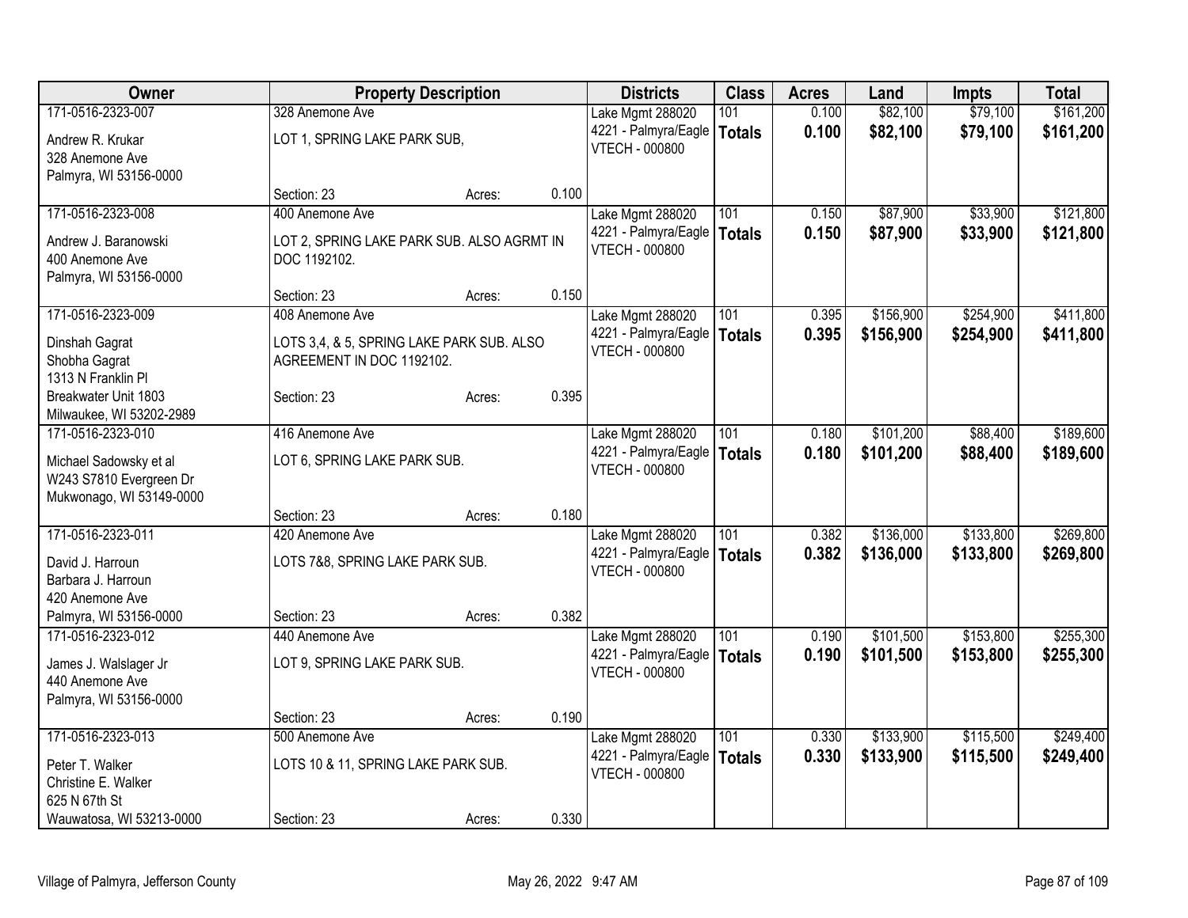| Owner | Property Description | | | Districts | Class | Acres | Land | Impts | Total |
|---|---|---|---|---|---|---|---|---|---|
| 171-0516-2323-007 | 328 Anemone Ave | | | Lake Mgmt 288020 | 101 | 0.100 | $82,100 | $79,100 | $161,200 |
| Andrew R. Krukar<br>328 Anemone Ave<br>Palmyra, WI 53156-0000 | LOT 1, SPRING LAKE PARK SUB, | | | 4221 - Palmyra/Eagle<br>VTECH - 000800 | **Totals** | **0.100** | **$82,100** | **$79,100** | **$161,200** |
| | Section: 23 | Acres: | 0.100 | | | | | | |
| 171-0516-2323-008 | 400 Anemone Ave | | | Lake Mgmt 288020 | 101 | 0.150 | $87,900 | $33,900 | $121,800 |
| Andrew J. Baranowski<br>400 Anemone Ave<br>Palmyra, WI 53156-0000 | LOT 2, SPRING LAKE PARK SUB. ALSO AGRMT IN DOC 1192102. | | | 4221 - Palmyra/Eagle<br>VTECH - 000800 | **Totals** | **0.150** | **$87,900** | **$33,900** | **$121,800** |
| | Section: 23 | Acres: | 0.150 | | | | | | |
| 171-0516-2323-009 | 408 Anemone Ave | | | Lake Mgmt 288020 | 101 | 0.395 | $156,900 | $254,900 | $411,800 |
| Dinshah Gagrat<br>Shobha Gagrat<br>1313 N Franklin Pl<br>Breakwater Unit 1803<br>Milwaukee, WI 53202-2989 | LOTS 3,4, & 5, SPRING LAKE PARK SUB. ALSO AGREEMENT IN DOC 1192102. | | | 4221 - Palmyra/Eagle<br>VTECH - 000800 | **Totals** | **0.395** | **$156,900** | **$254,900** | **$411,800** |
| | Section: 23 | Acres: | 0.395 | | | | | | |
| 171-0516-2323-010 | 416 Anemone Ave | | | Lake Mgmt 288020 | 101 | 0.180 | $101,200 | $88,400 | $189,600 |
| Michael Sadowsky et al<br>W243 S7810 Evergreen Dr<br>Mukwonago, WI 53149-0000 | LOT 6, SPRING LAKE PARK SUB. | | | 4221 - Palmyra/Eagle<br>VTECH - 000800 | **Totals** | **0.180** | **$101,200** | **$88,400** | **$189,600** |
| | Section: 23 | Acres: | 0.180 | | | | | | |
| 171-0516-2323-011 | 420 Anemone Ave | | | Lake Mgmt 288020 | 101 | 0.382 | $136,000 | $133,800 | $269,800 |
| David J. Harroun<br>Barbara J. Harroun<br>420 Anemone Ave<br>Palmyra, WI 53156-0000 | LOTS 7&8, SPRING LAKE PARK SUB. | | | 4221 - Palmyra/Eagle<br>VTECH - 000800 | **Totals** | **0.382** | **$136,000** | **$133,800** | **$269,800** |
| | Section: 23 | Acres: | 0.382 | | | | | | |
| 171-0516-2323-012 | 440 Anemone Ave | | | Lake Mgmt 288020 | 101 | 0.190 | $101,500 | $153,800 | $255,300 |
| James J. Walslager Jr<br>440 Anemone Ave<br>Palmyra, WI 53156-0000 | LOT 9, SPRING LAKE PARK SUB. | | | 4221 - Palmyra/Eagle<br>VTECH - 000800 | **Totals** | **0.190** | **$101,500** | **$153,800** | **$255,300** |
| | Section: 23 | Acres: | 0.190 | | | | | | |
| 171-0516-2323-013 | 500 Anemone Ave | | | Lake Mgmt 288020 | 101 | 0.330 | $133,900 | $115,500 | $249,400 |
| Peter T. Walker<br>Christine E. Walker<br>625 N 67th St<br>Wauwatosa, WI 53213-0000 | LOTS 10 & 11, SPRING LAKE PARK SUB. | | | 4221 - Palmyra/Eagle<br>VTECH - 000800 | **Totals** | **0.330** | **$133,900** | **$115,500** | **$249,400** |
| | Section: 23 | Acres: | 0.330 | | | | | | |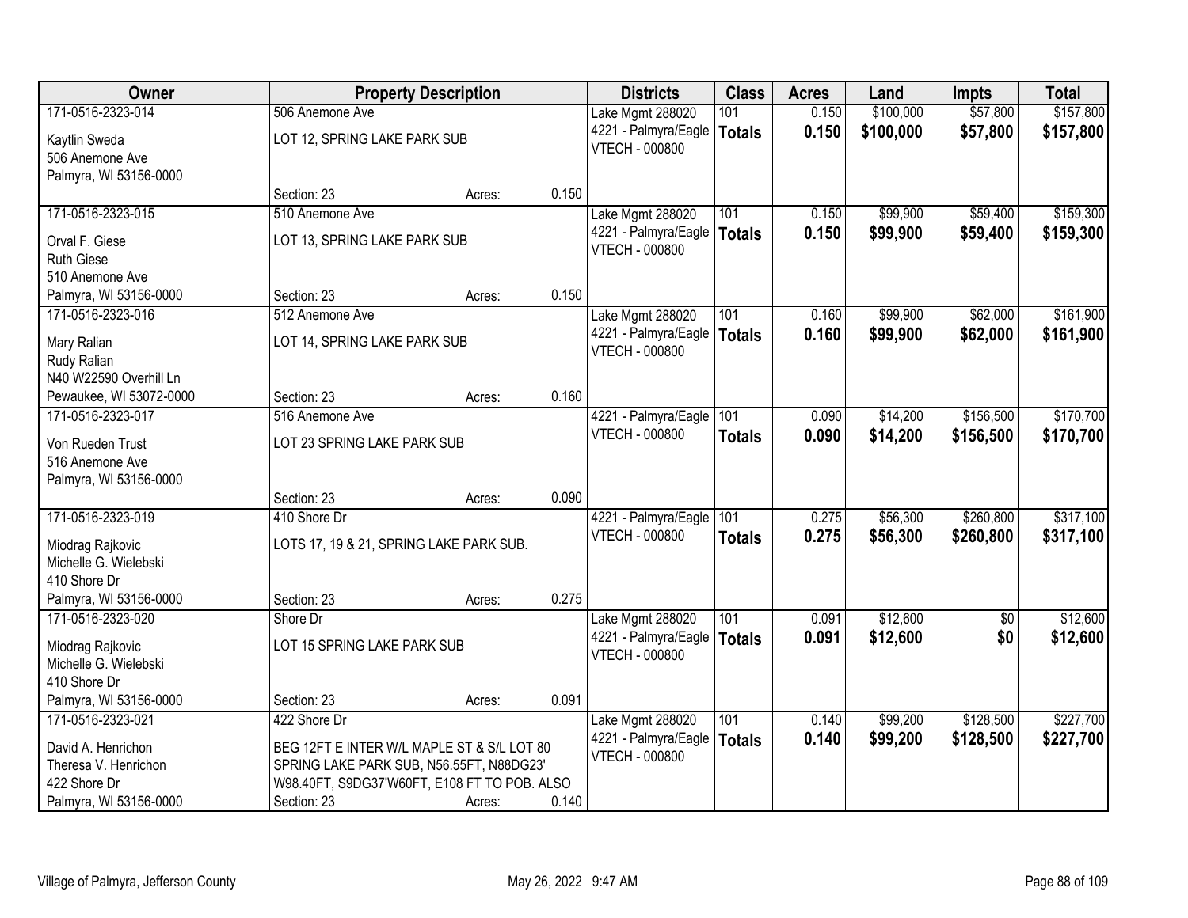| Owner | Property Description | | | Districts | Class | Acres | Land | Impts | Total |
|---|---|---|---|---|---|---|---|---|---|
| 171-0516-2323-014 | 506 Anemone Ave | | | Lake Mgmt 288020 | 101 | 0.150 | $100,000 | $57,800 | $157,800 |
| Kaytlin Sweda | LOT 12, SPRING LAKE PARK SUB | | | 4221 - Palmyra/Eagle | **Totals** | **0.150** | **$100,000** | **$57,800** | **$157,800** |
| 506 Anemone Ave | | | | VTECH - 000800 | | | | | |
| Palmyra, WI 53156-0000 | Section: 23 | Acres: | 0.150 | | | | | | |
| 171-0516-2323-015 | 510 Anemone Ave | | | Lake Mgmt 288020 | 101 | 0.150 | $99,900 | $59,400 | $159,300 |
| Orval F. Giese | LOT 13, SPRING LAKE PARK SUB | | | 4221 - Palmyra/Eagle | **Totals** | **0.150** | **$99,900** | **$59,400** | **$159,300** |
| Ruth Giese | | | | VTECH - 000800 | | | | | |
| 510 Anemone Ave | | | | | | | | | |
| Palmyra, WI 53156-0000 | Section: 23 | Acres: | 0.150 | | | | | | |
| 171-0516-2323-016 | 512 Anemone Ave | | | Lake Mgmt 288020 | 101 | 0.160 | $99,900 | $62,000 | $161,900 |
| Mary Ralian | LOT 14, SPRING LAKE PARK SUB | | | 4221 - Palmyra/Eagle | **Totals** | **0.160** | **$99,900** | **$62,000** | **$161,900** |
| Rudy Ralian | | | | VTECH - 000800 | | | | | |
| N40 W22590 Overhill Ln | | | | | | | | | |
| Pewaukee, WI 53072-0000 | Section: 23 | Acres: | 0.160 | | | | | | |
| 171-0516-2323-017 | 516 Anemone Ave | | | 4221 - Palmyra/Eagle | 101 | 0.090 | $14,200 | $156,500 | $170,700 |
| Von Rueden Trust | LOT 23 SPRING LAKE PARK SUB | | | VTECH - 000800 | **Totals** | **0.090** | **$14,200** | **$156,500** | **$170,700** |
| 516 Anemone Ave | | | | | | | | | |
| Palmyra, WI 53156-0000 | Section: 23 | Acres: | 0.090 | | | | | | |
| 171-0516-2323-019 | 410 Shore Dr | | | 4221 - Palmyra/Eagle | 101 | 0.275 | $56,300 | $260,800 | $317,100 |
| Miodrag Rajkovic | LOTS 17, 19 & 21, SPRING LAKE PARK SUB. | | | VTECH - 000800 | **Totals** | **0.275** | **$56,300** | **$260,800** | **$317,100** |
| Michelle G. Wielebski | | | | | | | | | |
| 410 Shore Dr | | | | | | | | | |
| Palmyra, WI 53156-0000 | Section: 23 | Acres: | 0.275 | | | | | | |
| 171-0516-2323-020 | Shore Dr | | | Lake Mgmt 288020 | 101 | 0.091 | $12,600 | $0 | $12,600 |
| Miodrag Rajkovic | LOT 15 SPRING LAKE PARK SUB | | | 4221 - Palmyra/Eagle | **Totals** | **0.091** | **$12,600** | **$0** | **$12,600** |
| Michelle G. Wielebski | | | | VTECH - 000800 | | | | | |
| 410 Shore Dr | | | | | | | | | |
| Palmyra, WI 53156-0000 | Section: 23 | Acres: | 0.091 | | | | | | |
| 171-0516-2323-021 | 422 Shore Dr | | | Lake Mgmt 288020 | 101 | 0.140 | $99,200 | $128,500 | $227,700 |
| David A. Henrichon | BEG 12FT E INTER W/L MAPLE ST & S/L LOT 80 | | | 4221 - Palmyra/Eagle | **Totals** | **0.140** | **$99,200** | **$128,500** | **$227,700** |
| Theresa V. Henrichon | SPRING LAKE PARK SUB, N56.55FT, N88DG23' | | | VTECH - 000800 | | | | | |
| 422 Shore Dr | W98.40FT, S9DG37'W60FT, E108 FT TO POB. ALSO | | | | | | | | |
| Palmyra, WI 53156-0000 | Section: 23 | Acres: | 0.140 | | | | | | |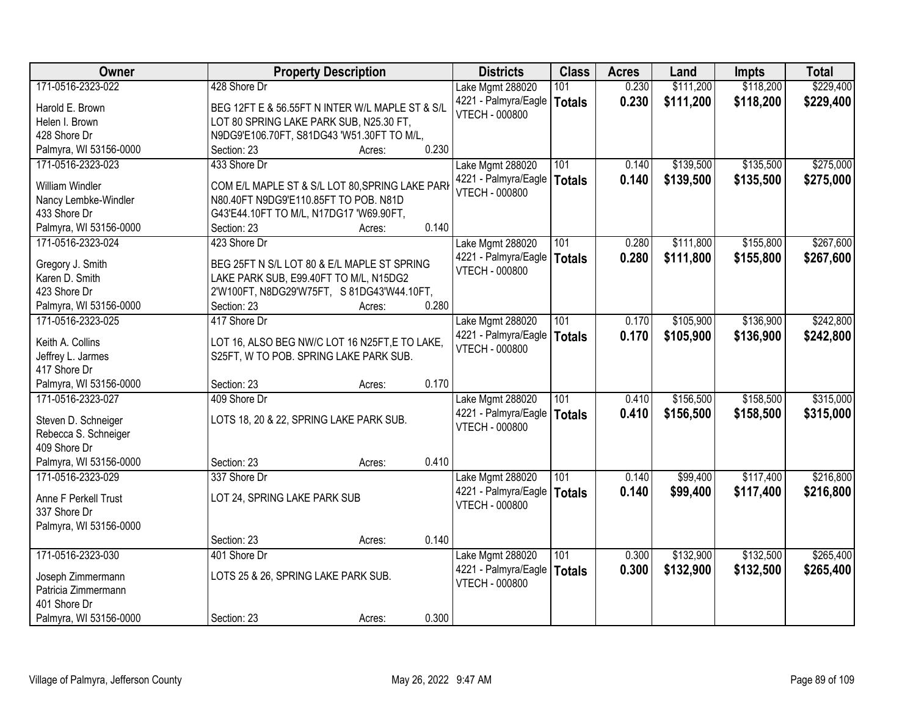| Owner | Property Description | Districts | Class | Acres | Land | Impts | Total |
|---|---|---|---|---|---|---|---|
| 171-0516-2323-022<br>Harold E. Brown<br>Helen I. Brown<br>428 Shore Dr<br>Palmyra, WI 53156-0000 | 428 Shore Dr<br>BEG 12FT E & 56.55FT N INTER W/L MAPLE ST & S/L LOT 80 SPRING LAKE PARK SUB, N25.30 FT, N9DG9'E106.70FT, S81DG43 'W51.30FT TO M/L,<br>Section: 23 Acres: 0.230 | Lake Mgmt 288020<br>4221 - Palmyra/Eagle<br>VTECH - 000800 | 101<br>**Totals** | 0.230<br>**0.230** | $111,200<br>**$111,200** | $118,200<br>**$118,200** | $229,400<br>**$229,400** |
| 171-0516-2323-023<br>William Windler<br>Nancy Lembke-Windler<br>433 Shore Dr<br>Palmyra, WI 53156-0000 | 433 Shore Dr<br>COM E/L MAPLE ST & S/L LOT 80,SPRING LAKE PARK N80.40FT N9DG9'E110.85FT TO POB. N81D G43'E44.10FT TO M/L, N17DG17 'W69.90FT,<br>Section: 23 Acres: 0.140 | Lake Mgmt 288020<br>4221 - Palmyra/Eagle<br>VTECH - 000800 | 101<br>**Totals** | 0.140<br>**0.140** | $139,500<br>**$139,500** | $135,500<br>**$135,500** | $275,000<br>**$275,000** |
| 171-0516-2323-024<br>Gregory J. Smith<br>Karen D. Smith<br>423 Shore Dr<br>Palmyra, WI 53156-0000 | 423 Shore Dr<br>BEG 25FT N S/L LOT 80 & E/L MAPLE ST SPRING LAKE PARK SUB, E99.40FT TO M/L, N15DG2 2'W100FT, N8DG29'W75FT, S 81DG43'W44.10FT,<br>Section: 23 Acres: 0.280 | Lake Mgmt 288020<br>4221 - Palmyra/Eagle<br>VTECH - 000800 | 101<br>**Totals** | 0.280<br>**0.280** | $111,800<br>**$111,800** | $155,800<br>**$155,800** | $267,600<br>**$267,600** |
| 171-0516-2323-025<br>Keith A. Collins<br>Jeffrey L. Jarmes<br>417 Shore Dr<br>Palmyra, WI 53156-0000 | 417 Shore Dr<br>LOT 16, ALSO BEG NW/C LOT 16 N25FT,E TO LAKE, S25FT, W TO POB. SPRING LAKE PARK SUB.<br>Section: 23 Acres: 0.170 | Lake Mgmt 288020<br>4221 - Palmyra/Eagle<br>VTECH - 000800 | 101<br>**Totals** | 0.170<br>**0.170** | $105,900<br>**$105,900** | $136,900<br>**$136,900** | $242,800<br>**$242,800** |
| 171-0516-2323-027<br>Steven D. Schneiger<br>Rebecca S. Schneiger<br>409 Shore Dr<br>Palmyra, WI 53156-0000 | 409 Shore Dr<br>LOTS 18, 20 & 22, SPRING LAKE PARK SUB.<br>Section: 23 Acres: 0.410 | Lake Mgmt 288020<br>4221 - Palmyra/Eagle<br>VTECH - 000800 | 101<br>**Totals** | 0.410<br>**0.410** | $156,500<br>**$156,500** | $158,500<br>**$158,500** | $315,000<br>**$315,000** |
| 171-0516-2323-029<br>Anne F Perkell Trust<br>337 Shore Dr<br>Palmyra, WI 53156-0000 | 337 Shore Dr<br>LOT 24, SPRING LAKE PARK SUB<br>Section: 23 Acres: 0.140 | Lake Mgmt 288020<br>4221 - Palmyra/Eagle<br>VTECH - 000800 | 101<br>**Totals** | 0.140<br>**0.140** | $99,400<br>**$99,400** | $117,400<br>**$117,400** | $216,800<br>**$216,800** |
| 171-0516-2323-030<br>Joseph Zimmermann<br>Patricia Zimmermann<br>401 Shore Dr<br>Palmyra, WI 53156-0000 | 401 Shore Dr<br>LOTS 25 & 26, SPRING LAKE PARK SUB.<br>Section: 23 Acres: 0.300 | Lake Mgmt 288020<br>4221 - Palmyra/Eagle<br>VTECH - 000800 | 101<br>**Totals** | 0.300<br>**0.300** | $132,900<br>**$132,900** | $132,500<br>**$132,500** | $265,400<br>**$265,400** |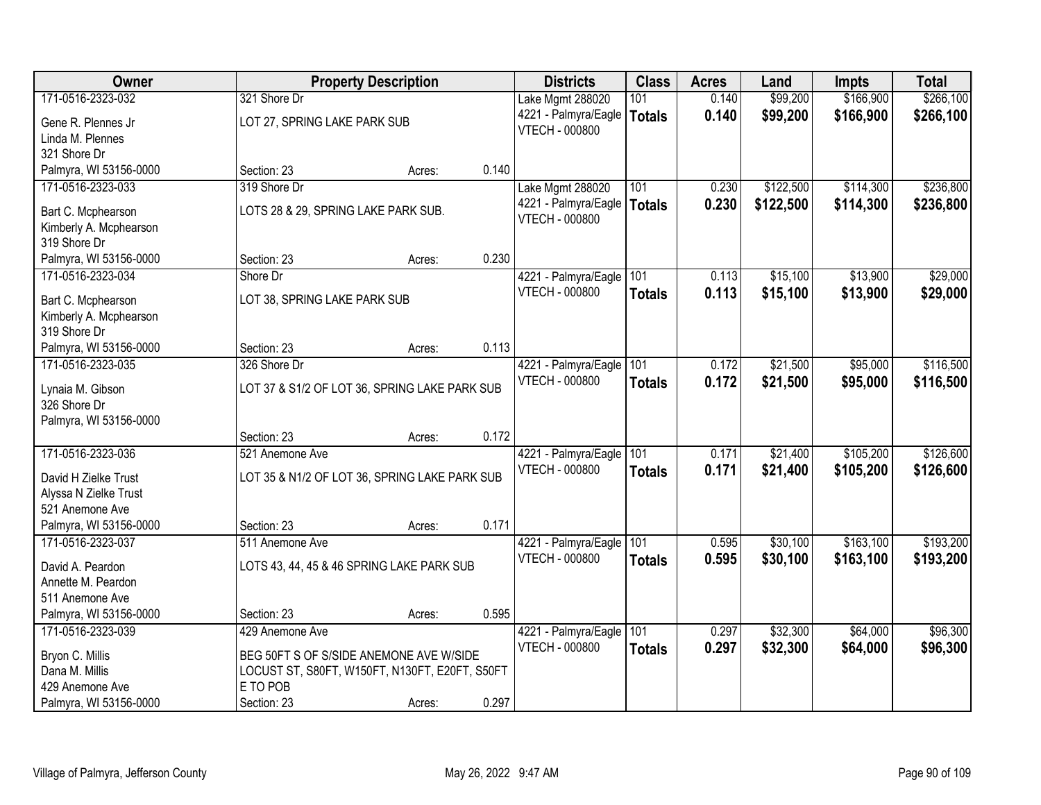| Owner | Property Description | | | Districts | Class | Acres | Land | Impts | Total |
|---|---|---|---|---|---|---|---|---|---|
| 171-0516-2323-032 | 321 Shore Dr | | | Lake Mgmt 288020 | 101 | 0.140 | $99,200 | $166,900 | $266,100 |
| Gene R. Plennes Jr<br>Linda M. Plennes<br>321 Shore Dr<br>Palmyra, WI 53156-0000 | LOT 27, SPRING LAKE PARK SUB | | | 4221 - Palmyra/Eagle<br>VTECH - 000800 | **Totals** | **0.140** | **$99,200** | **$166,900** | **$266,100** |
| | Section: 23 | Acres: | 0.140 | | | | | | |
| 171-0516-2323-033 | 319 Shore Dr | | | Lake Mgmt 288020 | 101 | 0.230 | $122,500 | $114,300 | $236,800 |
| Bart C. Mcphearson<br>Kimberly A. Mcphearson<br>319 Shore Dr<br>Palmyra, WI 53156-0000 | LOTS 28 & 29, SPRING LAKE PARK SUB. | | | 4221 - Palmyra/Eagle<br>VTECH - 000800 | **Totals** | **0.230** | **$122,500** | **$114,300** | **$236,800** |
| | Section: 23 | Acres: | 0.230 | | | | | | |
| 171-0516-2323-034 | Shore Dr | | | 4221 - Palmyra/Eagle | 101 | 0.113 | $15,100 | $13,900 | $29,000 |
| Bart C. Mcphearson<br>Kimberly A. Mcphearson<br>319 Shore Dr<br>Palmyra, WI 53156-0000 | LOT 38, SPRING LAKE PARK SUB | | | VTECH - 000800 | **Totals** | **0.113** | **$15,100** | **$13,900** | **$29,000** |
| | Section: 23 | Acres: | 0.113 | | | | | | |
| 171-0516-2323-035 | 326 Shore Dr | | | 4221 - Palmyra/Eagle | 101 | 0.172 | $21,500 | $95,000 | $116,500 |
| Lynaia M. Gibson<br>326 Shore Dr<br>Palmyra, WI 53156-0000 | LOT 37 & S1/2 OF LOT 36, SPRING LAKE PARK SUB | | | VTECH - 000800 | **Totals** | **0.172** | **$21,500** | **$95,000** | **$116,500** |
| | Section: 23 | Acres: | 0.172 | | | | | | |
| 171-0516-2323-036 | 521 Anemone Ave | | | 4221 - Palmyra/Eagle | 101 | 0.171 | $21,400 | $105,200 | $126,600 |
| David H Zielke Trust<br>Alyssa N Zielke Trust<br>521 Anemone Ave<br>Palmyra, WI 53156-0000 | LOT 35 & N1/2 OF LOT 36, SPRING LAKE PARK SUB | | | VTECH - 000800 | **Totals** | **0.171** | **$21,400** | **$105,200** | **$126,600** |
| | Section: 23 | Acres: | 0.171 | | | | | | |
| 171-0516-2323-037 | 511 Anemone Ave | | | 4221 - Palmyra/Eagle | 101 | 0.595 | $30,100 | $163,100 | $193,200 |
| David A. Peardon<br>Annette M. Peardon<br>511 Anemone Ave<br>Palmyra, WI 53156-0000 | LOTS 43, 44, 45 & 46 SPRING LAKE PARK SUB | | | VTECH - 000800 | **Totals** | **0.595** | **$30,100** | **$163,100** | **$193,200** |
| | Section: 23 | Acres: | 0.595 | | | | | | |
| 171-0516-2323-039 | 429 Anemone Ave | | | 4221 - Palmyra/Eagle | 101 | 0.297 | $32,300 | $64,000 | $96,300 |
| Bryon C. Millis<br>Dana M. Millis<br>429 Anemone Ave<br>Palmyra, WI 53156-0000 | BEG 50FT S OF S/SIDE ANEMONE AVE W/SIDE LOCUST ST, S80FT, W150FT, N130FT, E20FT, S50FT E TO POB | | | VTECH - 000800 | **Totals** | **0.297** | **$32,300** | **$64,000** | **$96,300** |
| | Section: 23 | Acres: | 0.297 | | | | | | |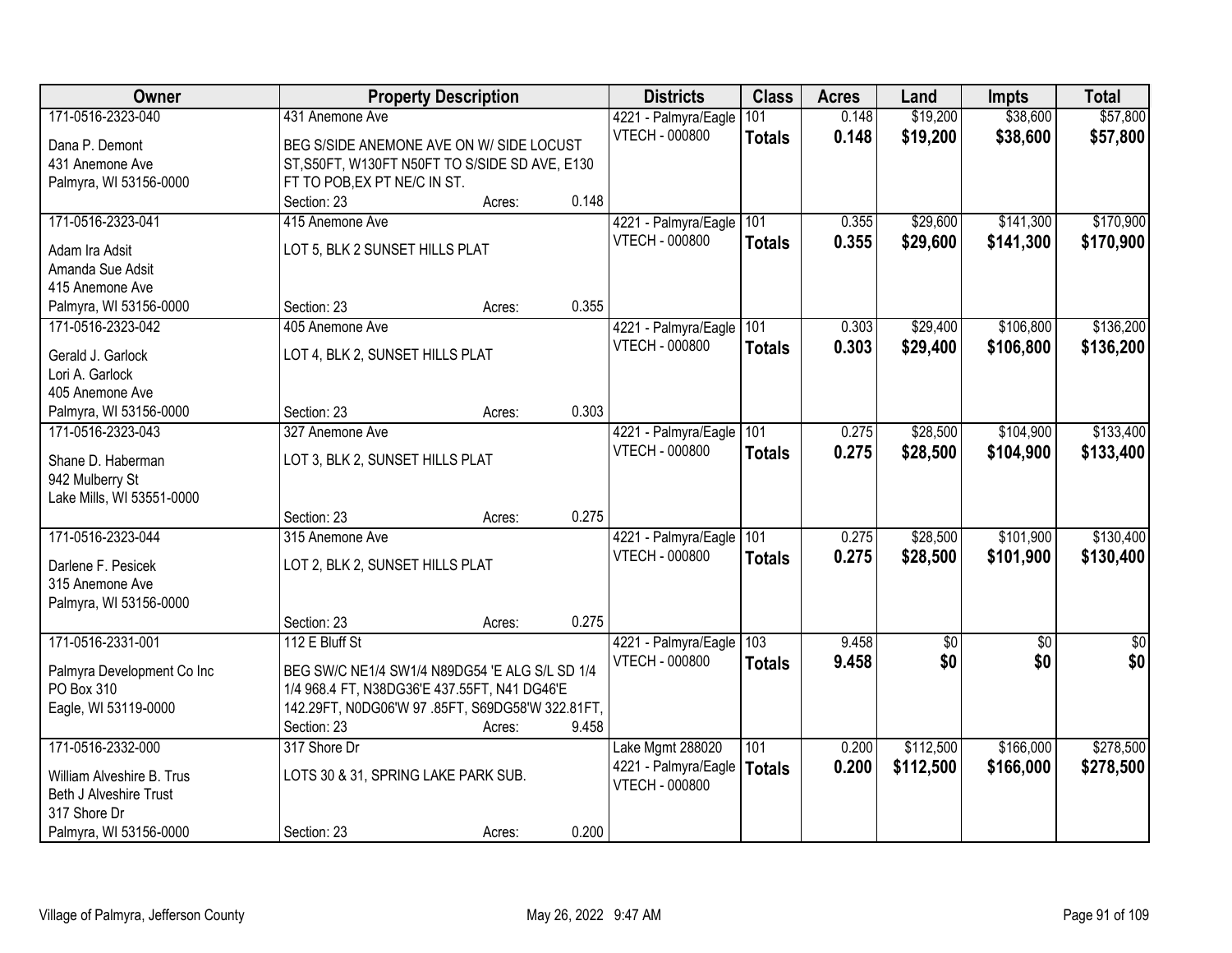| Owner | Property Description | | | Districts | Class | Acres | Land | Impts | Total |
|---|---|---|---|---|---|---|---|---|---|
| 171-0516-2323-040 | 431 Anemone Ave | | | 4221 - Palmyra/Eagle | 101 | 0.148 | $19,200 | $38,600 | $57,800 |
| Dana P. Demont<br>431 Anemone Ave<br>Palmyra, WI 53156-0000 | BEG S/SIDE ANEMONE AVE ON W/ SIDE LOCUST ST,S50FT, W130FT N50FT TO S/SIDE SD AVE, E130 FT TO POB,EX PT NE/C IN ST. | | | VTECH - 000800 | **Totals** | **0.148** | **$19,200** | **$38,600** | **$57,800** |
| | Section: 23 | Acres: | 0.148 | | | | | | |
| 171-0516-2323-041 | 415 Anemone Ave | | | 4221 - Palmyra/Eagle | 101 | 0.355 | $29,600 | $141,300 | $170,900 |
| Adam Ira Adsit<br>Amanda Sue Adsit<br>415 Anemone Ave<br>Palmyra, WI 53156-0000 | LOT 5, BLK 2 SUNSET HILLS PLAT | | | VTECH - 000800 | **Totals** | **0.355** | **$29,600** | **$141,300** | **$170,900** |
| | Section: 23 | Acres: | 0.355 | | | | | | |
| 171-0516-2323-042 | 405 Anemone Ave | | | 4221 - Palmyra/Eagle | 101 | 0.303 | $29,400 | $106,800 | $136,200 |
| Gerald J. Garlock<br>Lori A. Garlock<br>405 Anemone Ave<br>Palmyra, WI 53156-0000 | LOT 4, BLK 2, SUNSET HILLS PLAT | | | VTECH - 000800 | **Totals** | **0.303** | **$29,400** | **$106,800** | **$136,200** |
| | Section: 23 | Acres: | 0.303 | | | | | | |
| 171-0516-2323-043 | 327 Anemone Ave | | | 4221 - Palmyra/Eagle | 101 | 0.275 | $28,500 | $104,900 | $133,400 |
| Shane D. Haberman<br>942 Mulberry St<br>Lake Mills, WI 53551-0000 | LOT 3, BLK 2, SUNSET HILLS PLAT | | | VTECH - 000800 | **Totals** | **0.275** | **$28,500** | **$104,900** | **$133,400** |
| | Section: 23 | Acres: | 0.275 | | | | | | |
| 171-0516-2323-044 | 315 Anemone Ave | | | 4221 - Palmyra/Eagle | 101 | 0.275 | $28,500 | $101,900 | $130,400 |
| Darlene F. Pesicek<br>315 Anemone Ave<br>Palmyra, WI 53156-0000 | LOT 2, BLK 2, SUNSET HILLS PLAT | | | VTECH - 000800 | **Totals** | **0.275** | **$28,500** | **$101,900** | **$130,400** |
| | Section: 23 | Acres: | 0.275 | | | | | | |
| 171-0516-2331-001 | 112 E Bluff St | | | 4221 - Palmyra/Eagle | 103 | 9.458 | $0 | $0 | $0 |
| Palmyra Development Co Inc<br>PO Box 310<br>Eagle, WI 53119-0000 | BEG SW/C NE1/4 SW1/4 N89DG54 'E ALG S/L SD 1/4 1/4 968.4 FT, N38DG36'E 437.55FT, N41 DG46'E 142.29FT, N0DG06'W 97 .85FT, S69DG58'W 322.81FT, | | | VTECH - 000800 | **Totals** | **9.458** | **$0** | **$0** | **$0** |
| | Section: 23 | Acres: | 9.458 | | | | | | |
| 171-0516-2332-000 | 317 Shore Dr | | | Lake Mgmt 288020 | 101 | 0.200 | $112,500 | $166,000 | $278,500 |
| William Alveshire B. Trus<br>Beth J Alveshire Trust<br>317 Shore Dr<br>Palmyra, WI 53156-0000 | LOTS 30 & 31, SPRING LAKE PARK SUB. | | | 4221 - Palmyra/Eagle<br>VTECH - 000800 | **Totals** | **0.200** | **$112,500** | **$166,000** | **$278,500** |
| | Section: 23 | Acres: | 0.200 | | | | | | |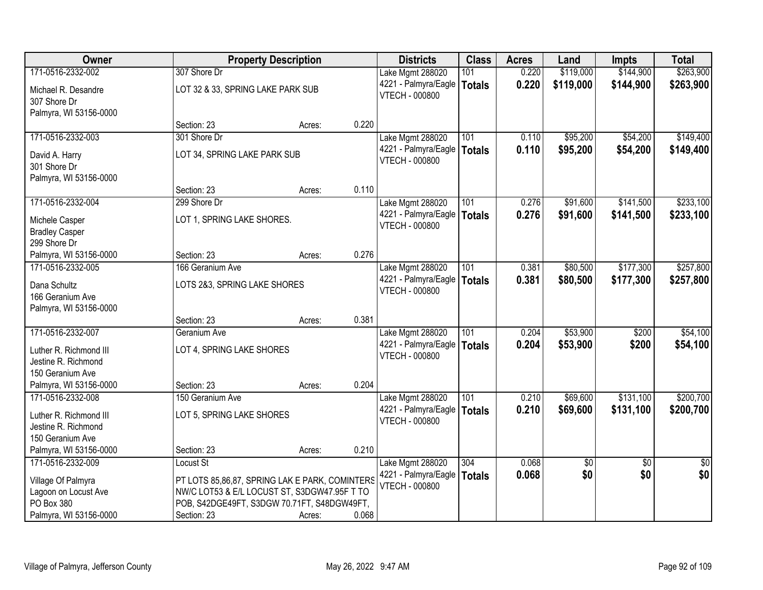| Owner | Property Description | | | Districts | Class | Acres | Land | Impts | Total |
|---|---|---|---|---|---|---|---|---|---|
| 171-0516-2332-002<br>Michael R. Desandre<br>307 Shore Dr<br>Palmyra, WI 53156-0000 | 307 Shore Dr<br>LOT 32 & 33, SPRING LAKE PARK SUB<br>Section: 23 | Acres: | 0.220 | Lake Mgmt 288020<br>4221 - Palmyra/Eagle<br>VTECH - 000800 | 101<br>**Totals** | 0.220<br>**0.220** | $119,000<br>**$119,000** | $144,900<br>**$144,900** | $263,900<br>**$263,900** |
| 171-0516-2332-003<br>David A. Harry<br>301 Shore Dr<br>Palmyra, WI 53156-0000 | 301 Shore Dr<br>LOT 34, SPRING LAKE PARK SUB<br>Section: 23 | Acres: | 0.110 | Lake Mgmt 288020<br>4221 - Palmyra/Eagle<br>VTECH - 000800 | 101<br>**Totals** | 0.110<br>**0.110** | $95,200<br>**$95,200** | $54,200<br>**$54,200** | $149,400<br>**$149,400** |
| 171-0516-2332-004<br>Michele Casper<br>Bradley Casper<br>299 Shore Dr<br>Palmyra, WI 53156-0000 | 299 Shore Dr<br>LOT 1, SPRING LAKE SHORES.<br>Section: 23 | Acres: | 0.276 | Lake Mgmt 288020<br>4221 - Palmyra/Eagle<br>VTECH - 000800 | 101<br>**Totals** | 0.276<br>**0.276** | $91,600<br>**$91,600** | $141,500<br>**$141,500** | $233,100<br>**$233,100** |
| 171-0516-2332-005<br>Dana Schultz<br>166 Geranium Ave<br>Palmyra, WI 53156-0000 | 166 Geranium Ave<br>LOTS 2&3, SPRING LAKE SHORES<br>Section: 23 | Acres: | 0.381 | Lake Mgmt 288020<br>4221 - Palmyra/Eagle<br>VTECH - 000800 | 101<br>**Totals** | 0.381<br>**0.381** | $80,500<br>**$80,500** | $177,300<br>**$177,300** | $257,800<br>**$257,800** |
| 171-0516-2332-007<br>Luther R. Richmond III<br>Jestine R. Richmond<br>150 Geranium Ave<br>Palmyra, WI 53156-0000 | Geranium Ave<br>LOT 4, SPRING LAKE SHORES<br>Section: 23 | Acres: | 0.204 | Lake Mgmt 288020<br>4221 - Palmyra/Eagle<br>VTECH - 000800 | 101<br>**Totals** | 0.204<br>**0.204** | $53,900<br>**$53,900** | $200<br>**$200** | $54,100<br>**$54,100** |
| 171-0516-2332-008<br>Luther R. Richmond III<br>Jestine R. Richmond<br>150 Geranium Ave<br>Palmyra, WI 53156-0000 | 150 Geranium Ave<br>LOT 5, SPRING LAKE SHORES<br>Section: 23 | Acres: | 0.210 | Lake Mgmt 288020<br>4221 - Palmyra/Eagle<br>VTECH - 000800 | 101<br>**Totals** | 0.210<br>**0.210** | $69,600<br>**$69,600** | $131,100<br>**$131,100** | $200,700<br>**$200,700** |
| 171-0516-2332-009<br>Village Of Palmyra<br>Lagoon on Locust Ave<br>PO Box 380<br>Palmyra, WI 53156-0000 | Locust St<br>PT LOTS 85,86,87, SPRING LAK E PARK, COMINTERS NW/C LOT53 & E/L LOCUST ST, S3DGW47.95F T TO POB, S42DGE49FT, S3DGW 70.71FT, S48DGW49FT,<br>Section: 23 | Acres: | 0.068 | Lake Mgmt 288020<br>4221 - Palmyra/Eagle<br>VTECH - 000800 | 304<br>**Totals** | 0.068<br>**0.068** | $0<br>**$0** | $0<br>**$0** | $0<br>**$0** |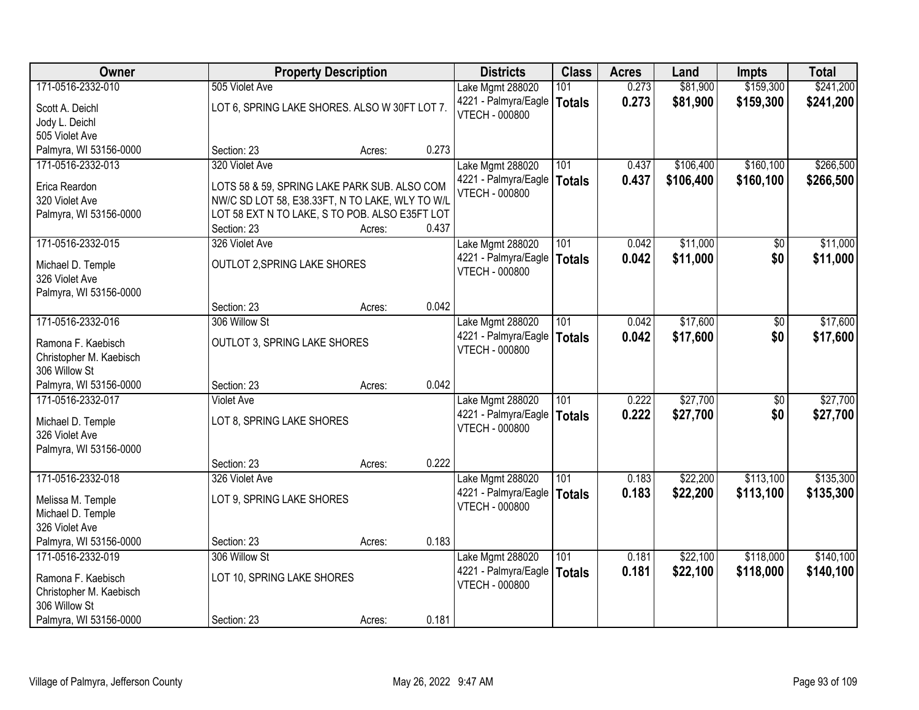| Owner | Property Description | Districts | Class | Acres | Land | Impts | Total |
|---|---|---|---|---|---|---|---|
| 171-0516-2332-010<br><br>Scott A. Deichl<br>Jody L. Deichl<br>505 Violet Ave<br>Palmyra, WI 53156-0000 | 505 Violet Ave<br><br>LOT 6, SPRING LAKE SHORES. ALSO W 30FT LOT 7.<br><br>Section: 23 Acres: 0.273 | Lake Mgmt 288020<br>4221 - Palmyra/Eagle<br>VTECH - 000800 | 101<br>**Totals** | 0.273<br>**0.273** | $81,900<br>**$81,900** | $159,300<br>**$159,300** | $241,200<br>**$241,200** |
| 171-0516-2332-013<br><br>Erica Reardon<br>320 Violet Ave<br>Palmyra, WI 53156-0000 | 320 Violet Ave<br><br>LOTS 58 & 59, SPRING LAKE PARK SUB. ALSO COM NW/C SD LOT 58, E38.33FT, N TO LAKE, WLY TO W/L LOT 58 EXT N TO LAKE, S TO POB. ALSO E35FT LOT<br>Section: 23 Acres: 0.437 | Lake Mgmt 288020<br>4221 - Palmyra/Eagle<br>VTECH - 000800 | 101<br>**Totals** | 0.437<br>**0.437** | $106,400<br>**$106,400** | $160,100<br>**$160,100** | $266,500<br>**$266,500** |
| 171-0516-2332-015<br><br>Michael D. Temple<br>326 Violet Ave<br>Palmyra, WI 53156-0000 | 326 Violet Ave<br><br>OUTLOT 2,SPRING LAKE SHORES<br><br>Section: 23 Acres: 0.042 | Lake Mgmt 288020<br>4221 - Palmyra/Eagle<br>VTECH - 000800 | 101<br>**Totals** | 0.042<br>**0.042** | $11,000<br>**$11,000** | $0<br>**$0** | $11,000<br>**$11,000** |
| 171-0516-2332-016<br><br>Ramona F. Kaebisch<br>Christopher M. Kaebisch<br>306 Willow St<br>Palmyra, WI 53156-0000 | 306 Willow St<br><br>OUTLOT 3, SPRING LAKE SHORES<br><br>Section: 23 Acres: 0.042 | Lake Mgmt 288020<br>4221 - Palmyra/Eagle<br>VTECH - 000800 | 101<br>**Totals** | 0.042<br>**0.042** | $17,600<br>**$17,600** | $0<br>**$0** | $17,600<br>**$17,600** |
| 171-0516-2332-017<br><br>Michael D. Temple<br>326 Violet Ave<br>Palmyra, WI 53156-0000 | Violet Ave<br><br>LOT 8, SPRING LAKE SHORES<br><br>Section: 23 Acres: 0.222 | Lake Mgmt 288020<br>4221 - Palmyra/Eagle<br>VTECH - 000800 | 101<br>**Totals** | 0.222<br>**0.222** | $27,700<br>**$27,700** | $0<br>**$0** | $27,700<br>**$27,700** |
| 171-0516-2332-018<br><br>Melissa M. Temple<br>Michael D. Temple<br>326 Violet Ave<br>Palmyra, WI 53156-0000 | 326 Violet Ave<br><br>LOT 9, SPRING LAKE SHORES<br><br>Section: 23 Acres: 0.183 | Lake Mgmt 288020<br>4221 - Palmyra/Eagle<br>VTECH - 000800 | 101<br>**Totals** | 0.183<br>**0.183** | $22,200<br>**$22,200** | $113,100<br>**$113,100** | $135,300<br>**$135,300** |
| 171-0516-2332-019<br><br>Ramona F. Kaebisch<br>Christopher M. Kaebisch<br>306 Willow St<br>Palmyra, WI 53156-0000 | 306 Willow St<br><br>LOT 10, SPRING LAKE SHORES<br><br>Section: 23 Acres: 0.181 | Lake Mgmt 288020<br>4221 - Palmyra/Eagle<br>VTECH - 000800 | 101<br>**Totals** | 0.181<br>**0.181** | $22,100<br>**$22,100** | $118,000<br>**$118,000** | $140,100<br>**$140,100** |

Village of Palmyra, Jefferson County    May 26, 2022 9:47 AM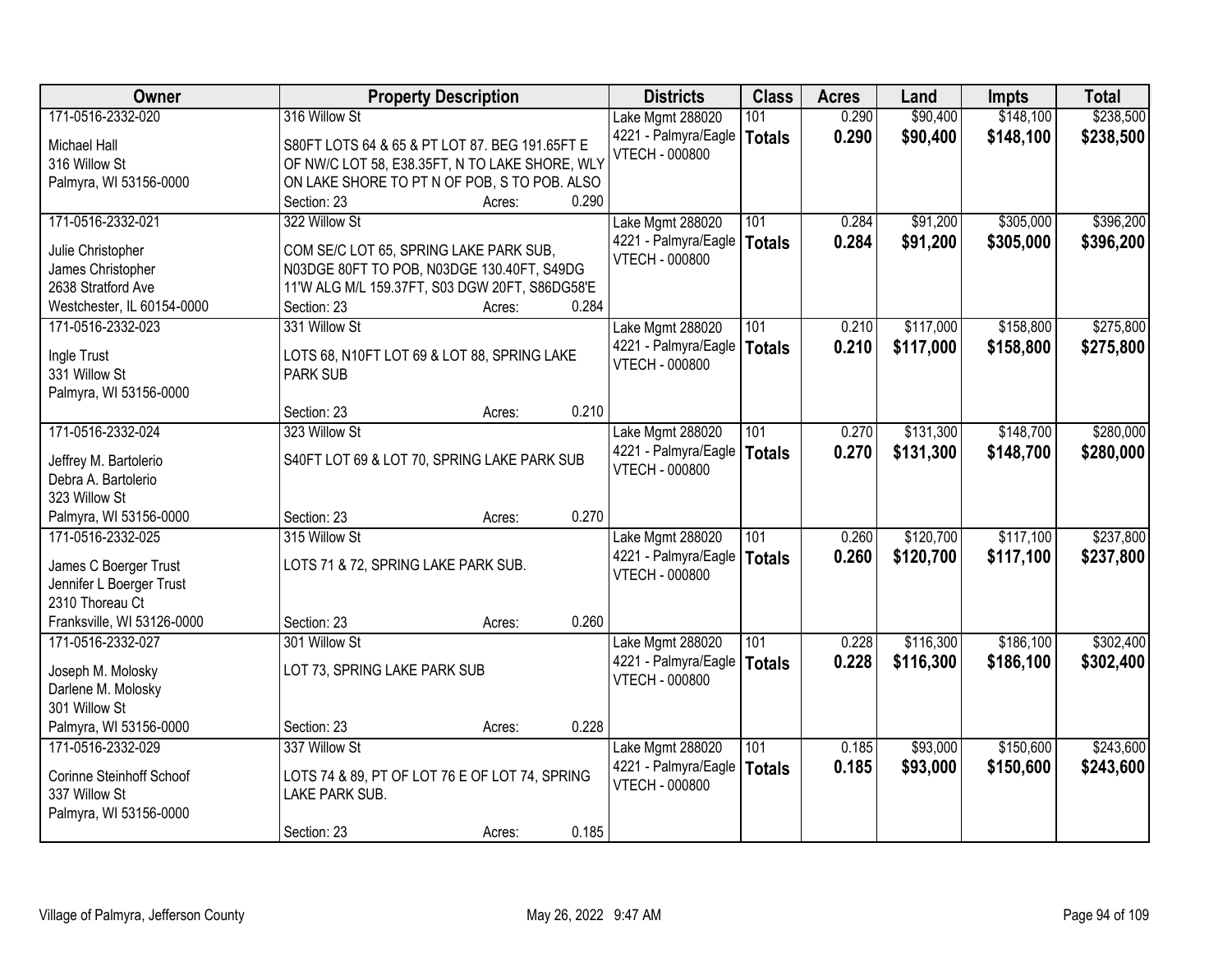| Owner | Property Description | Districts | Class | Acres | Land | Impts | Total |
|---|---|---|---|---|---|---|---|
| 171-0516-2332-020<br>Michael Hall<br>316 Willow St<br>Palmyra, WI 53156-0000 | 316 Willow St<br>S80FT LOTS 64 & 65 & PT LOT 87. BEG 191.65FT E OF NW/C LOT 58, E38.35FT, N TO LAKE SHORE, WLY ON LAKE SHORE TO PT N OF POB, S TO POB. ALSO<br>Section: 23 Acres: 0.290 | Lake Mgmt 288020<br>4221 - Palmyra/Eagle<br>VTECH - 000800 | 101<br>**Totals** | 0.290<br>**0.290** | $90,400<br>**$90,400** | $148,100<br>**$148,100** | $238,500<br>**$238,500** |
| 171-0516-2332-021<br>Julie Christopher<br>James Christopher<br>2638 Stratford Ave<br>Westchester, IL 60154-0000 | 322 Willow St<br>COM SE/C LOT 65, SPRING LAKE PARK SUB, N03DGE 80FT TO POB, N03DGE 130.40FT, S49DG 11'W ALG M/L 159.37FT, S03 DGW 20FT, S86DG58'E<br>Section: 23 Acres: 0.284 | Lake Mgmt 288020<br>4221 - Palmyra/Eagle<br>VTECH - 000800 | 101<br>**Totals** | 0.284<br>**0.284** | $91,200<br>**$91,200** | $305,000<br>**$305,000** | $396,200<br>**$396,200** |
| 171-0516-2332-023<br>Ingle Trust<br>331 Willow St<br>Palmyra, WI 53156-0000 | 331 Willow St<br>LOTS 68, N10FT LOT 69 & LOT 88, SPRING LAKE PARK SUB<br>Section: 23 Acres: 0.210 | Lake Mgmt 288020<br>4221 - Palmyra/Eagle<br>VTECH - 000800 | 101<br>**Totals** | 0.210<br>**0.210** | $117,000<br>**$117,000** | $158,800<br>**$158,800** | $275,800<br>**$275,800** |
| 171-0516-2332-024<br>Jeffrey M. Bartolerio<br>Debra A. Bartolerio<br>323 Willow St<br>Palmyra, WI 53156-0000 | 323 Willow St<br>S40FT LOT 69 & LOT 70, SPRING LAKE PARK SUB<br>Section: 23 Acres: 0.270 | Lake Mgmt 288020<br>4221 - Palmyra/Eagle<br>VTECH - 000800 | 101<br>**Totals** | 0.270<br>**0.270** | $131,300<br>**$131,300** | $148,700<br>**$148,700** | $280,000<br>**$280,000** |
| 171-0516-2332-025<br>James C Boerger Trust<br>Jennifer L Boerger Trust<br>2310 Thoreau Ct<br>Franksville, WI 53126-0000 | 315 Willow St<br>LOTS 71 & 72, SPRING LAKE PARK SUB.<br>Section: 23 Acres: 0.260 | Lake Mgmt 288020<br>4221 - Palmyra/Eagle<br>VTECH - 000800 | 101<br>**Totals** | 0.260<br>**0.260** | $120,700<br>**$120,700** | $117,100<br>**$117,100** | $237,800<br>**$237,800** |
| 171-0516-2332-027<br>Joseph M. Molosky<br>Darlene M. Molosky<br>301 Willow St<br>Palmyra, WI 53156-0000 | 301 Willow St<br>LOT 73, SPRING LAKE PARK SUB<br>Section: 23 Acres: 0.228 | Lake Mgmt 288020<br>4221 - Palmyra/Eagle<br>VTECH - 000800 | 101<br>**Totals** | 0.228<br>**0.228** | $116,300<br>**$116,300** | $186,100<br>**$186,100** | $302,400<br>**$302,400** |
| 171-0516-2332-029<br>Corinne Steinhoff Schoof<br>337 Willow St<br>Palmyra, WI 53156-0000 | 337 Willow St<br>LOTS 74 & 89, PT OF LOT 76 E OF LOT 74, SPRING LAKE PARK SUB.<br>Section: 23 Acres: 0.185 | Lake Mgmt 288020<br>4221 - Palmyra/Eagle<br>VTECH - 000800 | 101<br>**Totals** | 0.185<br>**0.185** | $93,000<br>**$93,000** | $150,600<br>**$150,600** | $243,600<br>**$243,600** |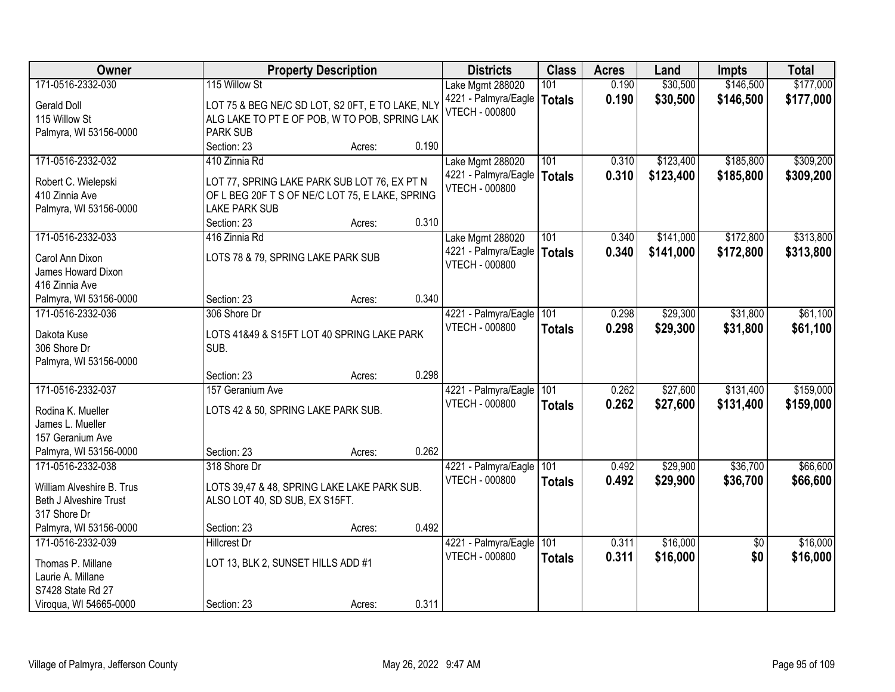| Owner | Property Description | Districts | Class | Acres | Land | Impts | Total |
|---|---|---|---|---|---|---|---|
| 171-0516-2332-030<br>Gerald Doll<br>115 Willow St<br>Palmyra, WI 53156-0000 | 115 Willow St<br>LOT 75 & BEG NE/C SD LOT, S2 0FT, E TO LAKE, NLY ALG LAKE TO PT E OF POB, W TO POB, SPRING LAK PARK SUB<br>Section: 23 Acres: 0.190 | Lake Mgmt 288020<br>4221 - Palmyra/Eagle<br>VTECH - 000800 | 101<br>**Totals** | 0.190<br>**0.190** | \$30,500<br>**\$30,500** | \$146,500<br>**\$146,500** | \$177,000<br>**\$177,000** |
| 171-0516-2332-032<br>Robert C. Wielepski<br>410 Zinnia Ave<br>Palmyra, WI 53156-0000 | 410 Zinnia Rd<br>LOT 77, SPRING LAKE PARK SUB LOT 76, EX PT N OF L BEG 20F T S OF NE/C LOT 75, E LAKE, SPRING LAKE PARK SUB<br>Section: 23 Acres: 0.310 | Lake Mgmt 288020<br>4221 - Palmyra/Eagle<br>VTECH - 000800 | 101<br>**Totals** | 0.310<br>**0.310** | \$123,400<br>**\$123,400** | \$185,800<br>**\$185,800** | \$309,200<br>**\$309,200** |
| 171-0516-2332-033<br>Carol Ann Dixon<br>James Howard Dixon<br>416 Zinnia Ave<br>Palmyra, WI 53156-0000 | 416 Zinnia Rd<br>LOTS 78 & 79, SPRING LAKE PARK SUB<br>Section: 23 Acres: 0.340 | Lake Mgmt 288020<br>4221 - Palmyra/Eagle<br>VTECH - 000800 | 101<br>**Totals** | 0.340<br>**0.340** | \$141,000<br>**\$141,000** | \$172,800<br>**\$172,800** | \$313,800<br>**\$313,800** |
| 171-0516-2332-036<br>Dakota Kuse<br>306 Shore Dr<br>Palmyra, WI 53156-0000 | 306 Shore Dr<br>LOTS 41&49 & S15FT LOT 40 SPRING LAKE PARK SUB.<br>Section: 23 Acres: 0.298 | 4221 - Palmyra/Eagle<br>VTECH - 000800 | 101<br>**Totals** | 0.298<br>**0.298** | \$29,300<br>**\$29,300** | \$31,800<br>**\$31,800** | \$61,100<br>**\$61,100** |
| 171-0516-2332-037<br>Rodina K. Mueller<br>James L. Mueller<br>157 Geranium Ave<br>Palmyra, WI 53156-0000 | 157 Geranium Ave<br>LOTS 42 & 50, SPRING LAKE PARK SUB.<br>Section: 23 Acres: 0.262 | 4221 - Palmyra/Eagle<br>VTECH - 000800 | 101<br>**Totals** | 0.262<br>**0.262** | \$27,600<br>**\$27,600** | \$131,400<br>**\$131,400** | \$159,000<br>**\$159,000** |
| 171-0516-2332-038<br>William Alveshire B. Trus<br>Beth J Alveshire Trust<br>317 Shore Dr<br>Palmyra, WI 53156-0000 | 318 Shore Dr<br>LOTS 39,47 & 48, SPRING LAKE LAKE PARK SUB. ALSO LOT 40, SD SUB, EX S15FT.<br>Section: 23 Acres: 0.492 | 4221 - Palmyra/Eagle<br>VTECH - 000800 | 101<br>**Totals** | 0.492<br>**0.492** | \$29,900<br>**\$29,900** | \$36,700<br>**\$36,700** | \$66,600<br>**\$66,600** |
| 171-0516-2332-039<br>Thomas P. Millane<br>Laurie A. Millane<br>S7428 State Rd 27<br>Viroqua, WI 54665-0000 | Hillcrest Dr<br>LOT 13, BLK 2, SUNSET HILLS ADD #1<br>Section: 23 Acres: 0.311 | 4221 - Palmyra/Eagle<br>VTECH - 000800 | 101<br>**Totals** | 0.311<br>**0.311** | \$16,000<br>**\$16,000** | \$0<br>**\$0** | \$16,000<br>**\$16,000** |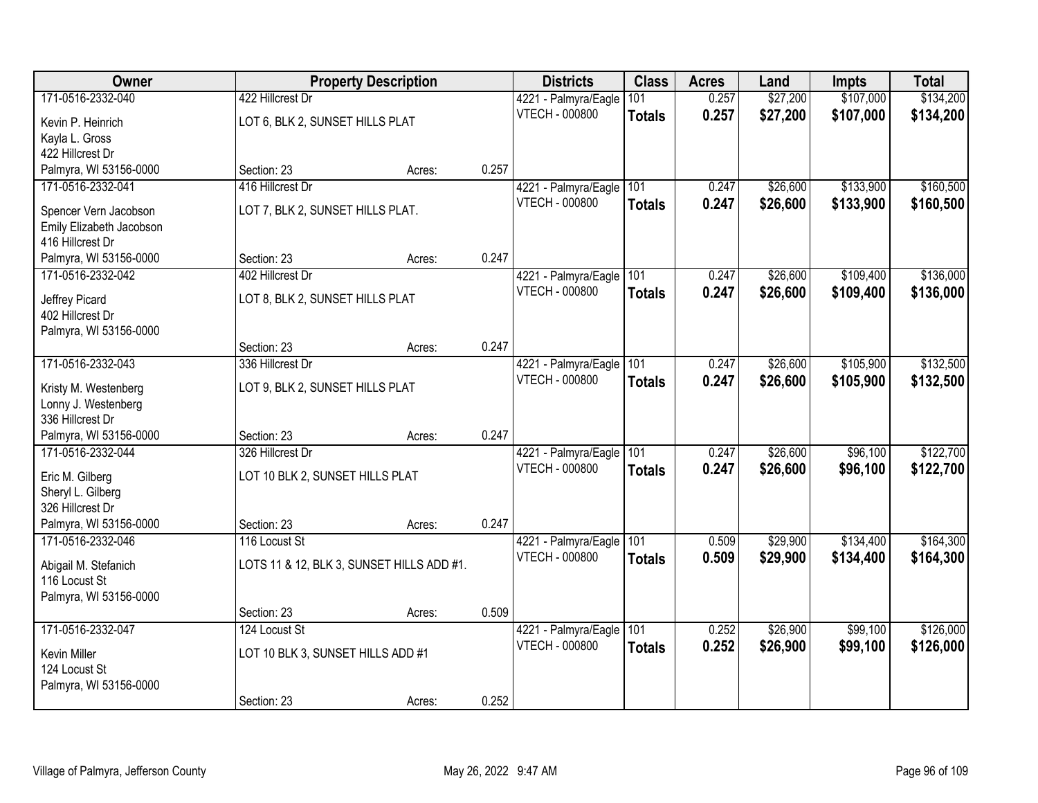| Owner | Property Description | | | Districts | Class | Acres | Land | Impts | Total |
|---|---|---|---|---|---|---|---|---|---|
| 171-0516-2332-040<br>Kevin P. Heinrich<br>Kayla L. Gross<br>422 Hillcrest Dr<br>Palmyra, WI 53156-0000 | 422 Hillcrest Dr<br>LOT 6, BLK 2, SUNSET HILLS PLAT<br>Section: 23 | Acres: | 0.257 | 4221 - Palmyra/Eagle<br>VTECH - 000800 | 101<br>**Totals** | 0.257<br>**0.257** | $27,200<br>**$27,200** | $107,000<br>**$107,000** | $134,200<br>**$134,200** |
| 171-0516-2332-041<br>Spencer Vern Jacobson<br>Emily Elizabeth Jacobson<br>416 Hillcrest Dr<br>Palmyra, WI 53156-0000 | 416 Hillcrest Dr<br>LOT 7, BLK 2, SUNSET HILLS PLAT.<br>Section: 23 | Acres: | 0.247 | 4221 - Palmyra/Eagle<br>VTECH - 000800 | 101<br>**Totals** | 0.247<br>**0.247** | $26,600<br>**$26,600** | $133,900<br>**$133,900** | $160,500<br>**$160,500** |
| 171-0516-2332-042<br>Jeffrey Picard<br>402 Hillcrest Dr<br>Palmyra, WI 53156-0000 | 402 Hillcrest Dr<br>LOT 8, BLK 2, SUNSET HILLS PLAT<br>Section: 23 | Acres: | 0.247 | 4221 - Palmyra/Eagle<br>VTECH - 000800 | 101<br>**Totals** | 0.247<br>**0.247** | $26,600<br>**$26,600** | $109,400<br>**$109,400** | $136,000<br>**$136,000** |
| 171-0516-2332-043<br>Kristy M. Westenberg<br>Lonny J. Westenberg<br>336 Hillcrest Dr<br>Palmyra, WI 53156-0000 | 336 Hillcrest Dr<br>LOT 9, BLK 2, SUNSET HILLS PLAT<br>Section: 23 | Acres: | 0.247 | 4221 - Palmyra/Eagle<br>VTECH - 000800 | 101<br>**Totals** | 0.247<br>**0.247** | $26,600<br>**$26,600** | $105,900<br>**$105,900** | $132,500<br>**$132,500** |
| 171-0516-2332-044<br>Eric M. Gilberg<br>Sheryl L. Gilberg<br>326 Hillcrest Dr<br>Palmyra, WI 53156-0000 | 326 Hillcrest Dr<br>LOT 10 BLK 2, SUNSET HILLS PLAT<br>Section: 23 | Acres: | 0.247 | 4221 - Palmyra/Eagle<br>VTECH - 000800 | 101<br>**Totals** | 0.247<br>**0.247** | $26,600<br>**$26,600** | $96,100<br>**$96,100** | $122,700<br>**$122,700** |
| 171-0516-2332-046<br>Abigail M. Stefanich<br>116 Locust St<br>Palmyra, WI 53156-0000 | 116 Locust St<br>LOTS 11 & 12, BLK 3, SUNSET HILLS ADD #1.<br>Section: 23 | Acres: | 0.509 | 4221 - Palmyra/Eagle<br>VTECH - 000800 | 101<br>**Totals** | 0.509<br>**0.509** | $29,900<br>**$29,900** | $134,400<br>**$134,400** | $164,300<br>**$164,300** |
| 171-0516-2332-047<br>Kevin Miller<br>124 Locust St<br>Palmyra, WI 53156-0000 | 124 Locust St<br>LOT 10 BLK 3, SUNSET HILLS ADD #1<br>Section: 23 | Acres: | 0.252 | 4221 - Palmyra/Eagle<br>VTECH - 000800 | 101<br>**Totals** | 0.252<br>**0.252** | $26,900<br>**$26,900** | $99,100<br>**$99,100** | $126,000<br>**$126,000** |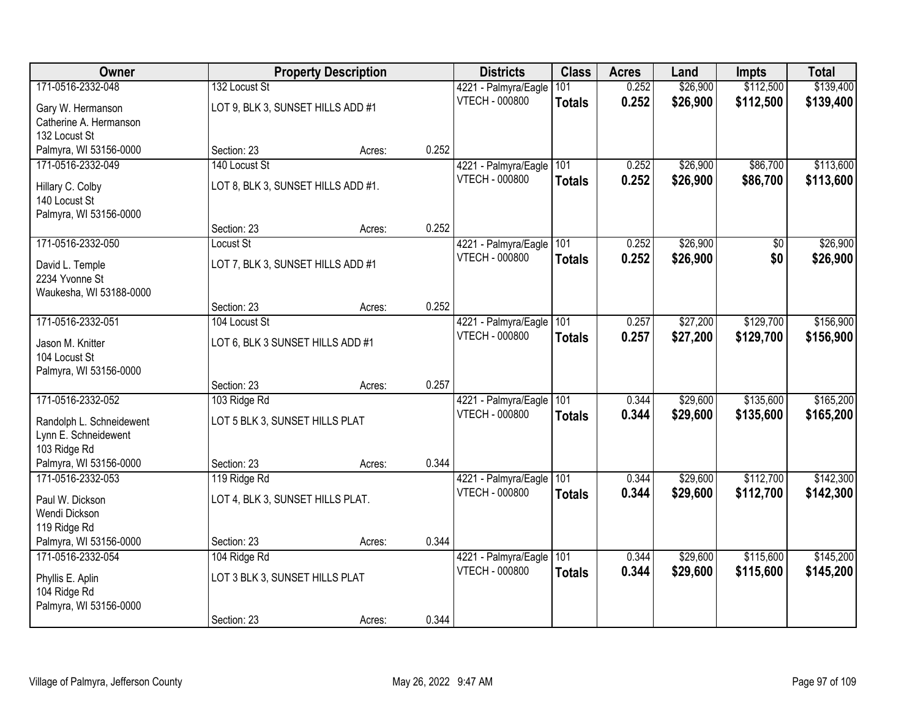| Owner | Property Description | | | Districts | Class | Acres | Land | Impts | Total |
|---|---|---|---|---|---|---|---|---|---|
| 171-0516-2332-048 | 132 Locust St | | | 4221 - Palmyra/Eagle | 101 | 0.252 | $26,900 | $112,500 | $139,400 |
| Gary W. Hermanson<br>Catherine A. Hermanson<br>132 Locust St<br>Palmyra, WI 53156-0000 | LOT 9, BLK 3, SUNSET HILLS ADD #1<br><br>Section: 23 | Acres: | 0.252 | VTECH - 000800 | **Totals** | **0.252** | **$26,900** | **$112,500** | **$139,400** |
| 171-0516-2332-049 | 140 Locust St | | | 4221 - Palmyra/Eagle | 101 | 0.252 | $26,900 | $86,700 | $113,600 |
| Hillary C. Colby<br>140 Locust St<br>Palmyra, WI 53156-0000 | LOT 8, BLK 3, SUNSET HILLS ADD #1.<br><br>Section: 23 | Acres: | 0.252 | VTECH - 000800 | **Totals** | **0.252** | **$26,900** | **$86,700** | **$113,600** |
| 171-0516-2332-050 | Locust St | | | 4221 - Palmyra/Eagle | 101 | 0.252 | $26,900 | $0 | $26,900 |
| David L. Temple<br>2234 Yvonne St<br>Waukesha, WI 53188-0000 | LOT 7, BLK 3, SUNSET HILLS ADD #1<br><br>Section: 23 | Acres: | 0.252 | VTECH - 000800 | **Totals** | **0.252** | **$26,900** | **$0** | **$26,900** |
| 171-0516-2332-051 | 104 Locust St | | | 4221 - Palmyra/Eagle | 101 | 0.257 | $27,200 | $129,700 | $156,900 |
| Jason M. Knitter<br>104 Locust St<br>Palmyra, WI 53156-0000 | LOT 6, BLK 3 SUNSET HILLS ADD #1<br><br>Section: 23 | Acres: | 0.257 | VTECH - 000800 | **Totals** | **0.257** | **$27,200** | **$129,700** | **$156,900** |
| 171-0516-2332-052 | 103 Ridge Rd | | | 4221 - Palmyra/Eagle | 101 | 0.344 | $29,600 | $135,600 | $165,200 |
| Randolph L. Schneidewent<br>Lynn E. Schneidewent<br>103 Ridge Rd<br>Palmyra, WI 53156-0000 | LOT 5 BLK 3, SUNSET HILLS PLAT<br><br>Section: 23 | Acres: | 0.344 | VTECH - 000800 | **Totals** | **0.344** | **$29,600** | **$135,600** | **$165,200** |
| 171-0516-2332-053 | 119 Ridge Rd | | | 4221 - Palmyra/Eagle | 101 | 0.344 | $29,600 | $112,700 | $142,300 |
| Paul W. Dickson<br>Wendi Dickson<br>119 Ridge Rd<br>Palmyra, WI 53156-0000 | LOT 4, BLK 3, SUNSET HILLS PLAT.<br><br>Section: 23 | Acres: | 0.344 | VTECH - 000800 | **Totals** | **0.344** | **$29,600** | **$112,700** | **$142,300** |
| 171-0516-2332-054 | 104 Ridge Rd | | | 4221 - Palmyra/Eagle | 101 | 0.344 | $29,600 | $115,600 | $145,200 |
| Phyllis E. Aplin<br>104 Ridge Rd<br>Palmyra, WI 53156-0000 | LOT 3 BLK 3, SUNSET HILLS PLAT<br><br>Section: 23 | Acres: | 0.344 | VTECH - 000800 | **Totals** | **0.344** | **$29,600** | **$115,600** | **$145,200** |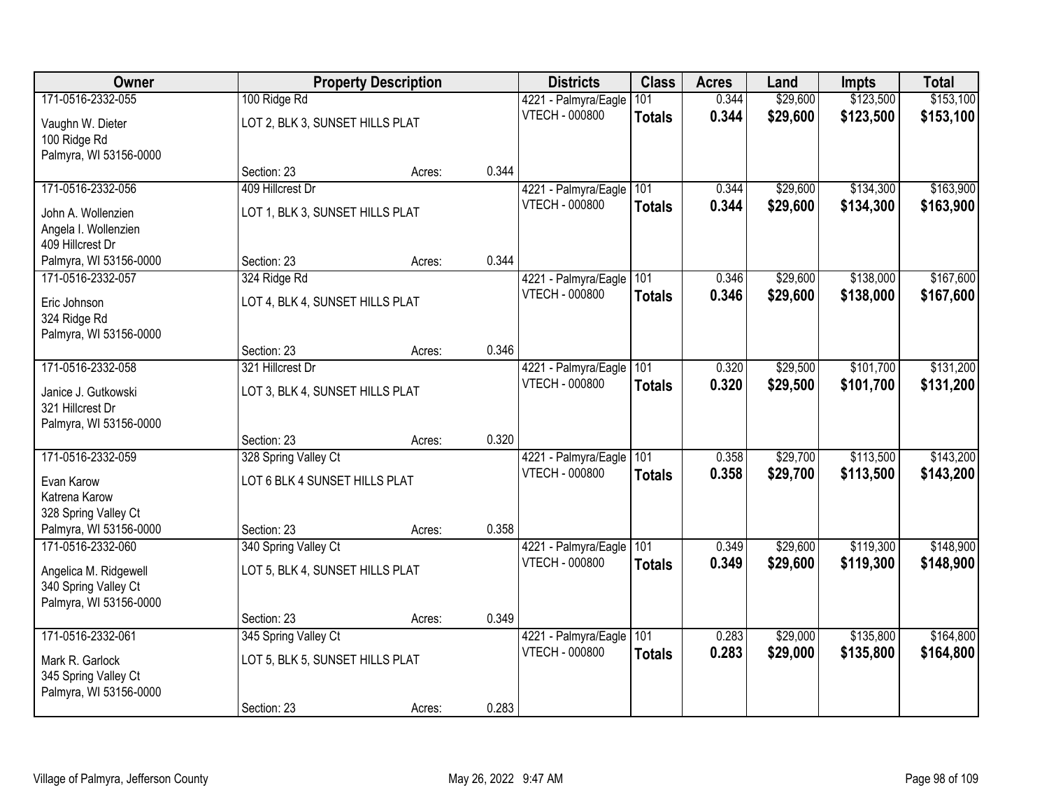| Owner | Property Description | | | Districts | Class | Acres | Land | Impts | Total |
|---|---|---|---|---|---|---|---|---|---|
| 171-0516-2332-055 | 100 Ridge Rd | | | 4221 - Palmyra/Eagle | 101 | 0.344 | $29,600 | $123,500 | $153,100 |
| Vaughn W. Dieter<br>100 Ridge Rd<br>Palmyra, WI 53156-0000 | LOT 2, BLK 3, SUNSET HILLS PLAT | | | VTECH - 000800 | **Totals** | **0.344** | **$29,600** | **$123,500** | **$153,100** |
| | Section: 23 | Acres: | 0.344 | | | | | | |
| 171-0516-2332-056 | 409 Hillcrest Dr | | | 4221 - Palmyra/Eagle | 101 | 0.344 | $29,600 | $134,300 | $163,900 |
| John A. Wollenzien<br>Angela I. Wollenzien<br>409 Hillcrest Dr<br>Palmyra, WI 53156-0000 | LOT 1, BLK 3, SUNSET HILLS PLAT | | | VTECH - 000800 | **Totals** | **0.344** | **$29,600** | **$134,300** | **$163,900** |
| | Section: 23 | Acres: | 0.344 | | | | | | |
| 171-0516-2332-057 | 324 Ridge Rd | | | 4221 - Palmyra/Eagle | 101 | 0.346 | $29,600 | $138,000 | $167,600 |
| Eric Johnson<br>324 Ridge Rd<br>Palmyra, WI 53156-0000 | LOT 4, BLK 4, SUNSET HILLS PLAT | | | VTECH - 000800 | **Totals** | **0.346** | **$29,600** | **$138,000** | **$167,600** |
| | Section: 23 | Acres: | 0.346 | | | | | | |
| 171-0516-2332-058 | 321 Hillcrest Dr | | | 4221 - Palmyra/Eagle | 101 | 0.320 | $29,500 | $101,700 | $131,200 |
| Janice J. Gutkowski<br>321 Hillcrest Dr<br>Palmyra, WI 53156-0000 | LOT 3, BLK 4, SUNSET HILLS PLAT | | | VTECH - 000800 | **Totals** | **0.320** | **$29,500** | **$101,700** | **$131,200** |
| | Section: 23 | Acres: | 0.320 | | | | | | |
| 171-0516-2332-059 | 328 Spring Valley Ct | | | 4221 - Palmyra/Eagle | 101 | 0.358 | $29,700 | $113,500 | $143,200 |
| Evan Karow<br>Katrena Karow<br>328 Spring Valley Ct<br>Palmyra, WI 53156-0000 | LOT 6 BLK 4 SUNSET HILLS PLAT | | | VTECH - 000800 | **Totals** | **0.358** | **$29,700** | **$113,500** | **$143,200** |
| | Section: 23 | Acres: | 0.358 | | | | | | |
| 171-0516-2332-060 | 340 Spring Valley Ct | | | 4221 - Palmyra/Eagle | 101 | 0.349 | $29,600 | $119,300 | $148,900 |
| Angelica M. Ridgewell<br>340 Spring Valley Ct<br>Palmyra, WI 53156-0000 | LOT 5, BLK 4, SUNSET HILLS PLAT | | | VTECH - 000800 | **Totals** | **0.349** | **$29,600** | **$119,300** | **$148,900** |
| | Section: 23 | Acres: | 0.349 | | | | | | |
| 171-0516-2332-061 | 345 Spring Valley Ct | | | 4221 - Palmyra/Eagle | 101 | 0.283 | $29,000 | $135,800 | $164,800 |
| Mark R. Garlock<br>345 Spring Valley Ct<br>Palmyra, WI 53156-0000 | LOT 5, BLK 5, SUNSET HILLS PLAT | | | VTECH - 000800 | **Totals** | **0.283** | **$29,000** | **$135,800** | **$164,800** |
| | Section: 23 | Acres: | 0.283 | | | | | | |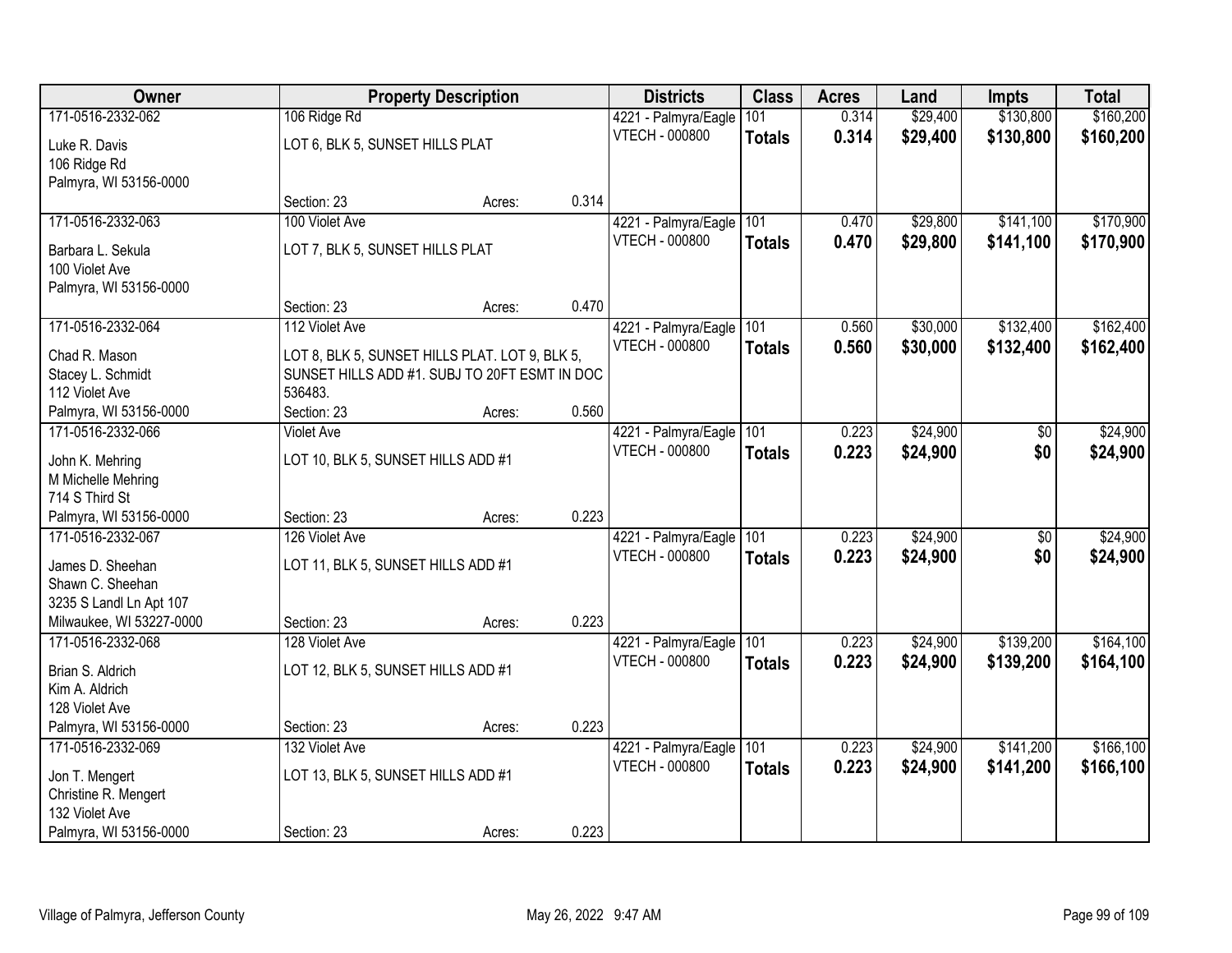| Owner | Property Description | | | Districts | Class | Acres | Land | Impts | Total |
|---|---|---|---|---|---|---|---|---|---|
| 171-0516-2332-062 | 106 Ridge Rd | | | 4221 - Palmyra/Eagle | 101 | 0.314 | $29,400 | $130,800 | $160,200 |
| Luke R. Davis<br>106 Ridge Rd<br>Palmyra, WI 53156-0000 | LOT 6, BLK 5, SUNSET HILLS PLAT | | | VTECH - 000800 | **Totals** | **0.314** | **$29,400** | **$130,800** | **$160,200** |
| | Section: 23 | Acres: | 0.314 | | | | | | |
| 171-0516-2332-063 | 100 Violet Ave | | | 4221 - Palmyra/Eagle | 101 | 0.470 | $29,800 | $141,100 | $170,900 |
| Barbara L. Sekula<br>100 Violet Ave<br>Palmyra, WI 53156-0000 | LOT 7, BLK 5, SUNSET HILLS PLAT | | | VTECH - 000800 | **Totals** | **0.470** | **$29,800** | **$141,100** | **$170,900** |
| | Section: 23 | Acres: | 0.470 | | | | | | |
| 171-0516-2332-064 | 112 Violet Ave | | | 4221 - Palmyra/Eagle | 101 | 0.560 | $30,000 | $132,400 | $162,400 |
| Chad R. Mason<br>Stacey L. Schmidt<br>112 Violet Ave<br>Palmyra, WI 53156-0000 | LOT 8, BLK 5, SUNSET HILLS PLAT. LOT 9, BLK 5, SUNSET HILLS ADD #1. SUBJ TO 20FT ESMT IN DOC 536483. | | | VTECH - 000800 | **Totals** | **0.560** | **$30,000** | **$132,400** | **$162,400** |
| | Section: 23 | Acres: | 0.560 | | | | | | |
| 171-0516-2332-066 | Violet Ave | | | 4221 - Palmyra/Eagle | 101 | 0.223 | $24,900 | $0 | $24,900 |
| John K. Mehring<br>M Michelle Mehring<br>714 S Third St<br>Palmyra, WI 53156-0000 | LOT 10, BLK 5, SUNSET HILLS ADD #1 | | | VTECH - 000800 | **Totals** | **0.223** | **$24,900** | **$0** | **$24,900** |
| | Section: 23 | Acres: | 0.223 | | | | | | |
| 171-0516-2332-067 | 126 Violet Ave | | | 4221 - Palmyra/Eagle | 101 | 0.223 | $24,900 | $0 | $24,900 |
| James D. Sheehan<br>Shawn C. Sheehan<br>3235 S Landl Ln Apt 107<br>Milwaukee, WI 53227-0000 | LOT 11, BLK 5, SUNSET HILLS ADD #1 | | | VTECH - 000800 | **Totals** | **0.223** | **$24,900** | **$0** | **$24,900** |
| | Section: 23 | Acres: | 0.223 | | | | | | |
| 171-0516-2332-068 | 128 Violet Ave | | | 4221 - Palmyra/Eagle | 101 | 0.223 | $24,900 | $139,200 | $164,100 |
| Brian S. Aldrich<br>Kim A. Aldrich<br>128 Violet Ave<br>Palmyra, WI 53156-0000 | LOT 12, BLK 5, SUNSET HILLS ADD #1 | | | VTECH - 000800 | **Totals** | **0.223** | **$24,900** | **$139,200** | **$164,100** |
| | Section: 23 | Acres: | 0.223 | | | | | | |
| 171-0516-2332-069 | 132 Violet Ave | | | 4221 - Palmyra/Eagle | 101 | 0.223 | $24,900 | $141,200 | $166,100 |
| Jon T. Mengert<br>Christine R. Mengert<br>132 Violet Ave<br>Palmyra, WI 53156-0000 | LOT 13, BLK 5, SUNSET HILLS ADD #1 | | | VTECH - 000800 | **Totals** | **0.223** | **$24,900** | **$141,200** | **$166,100** |
| | Section: 23 | Acres: | 0.223 | | | | | | |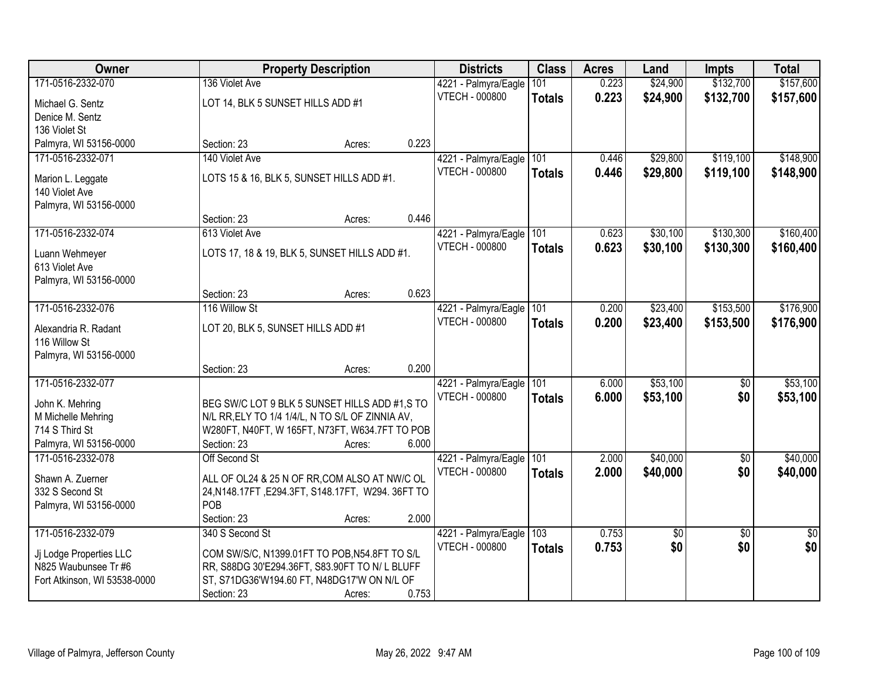| Owner | Property Description | | | Districts | Class | Acres | Land | Impts | Total |
|---|---|---|---|---|---|---|---|---|---|
| 171-0516-2332-070 | 136 Violet Ave | | | 4221 - Palmyra/Eagle | 101 | 0.223 | $24,900 | $132,700 | $157,600 |
| Michael G. Sentz<br>Denice M. Sentz<br>136 Violet St<br>Palmyra, WI 53156-0000 | LOT 14, BLK 5 SUNSET HILLS ADD #1 | | | VTECH - 000800 | **Totals** | **0.223** | **$24,900** | **$132,700** | **$157,600** |
| | Section: 23 | Acres: | 0.223 | | | | | | |
| 171-0516-2332-071 | 140 Violet Ave | | | 4221 - Palmyra/Eagle | 101 | 0.446 | $29,800 | $119,100 | $148,900 |
| Marion L. Leggate<br>140 Violet Ave<br>Palmyra, WI 53156-0000 | LOTS 15 & 16, BLK 5, SUNSET HILLS ADD #1. | | | VTECH - 000800 | **Totals** | **0.446** | **$29,800** | **$119,100** | **$148,900** |
| | Section: 23 | Acres: | 0.446 | | | | | | |
| 171-0516-2332-074 | 613 Violet Ave | | | 4221 - Palmyra/Eagle | 101 | 0.623 | $30,100 | $130,300 | $160,400 |
| Luann Wehmeyer<br>613 Violet Ave<br>Palmyra, WI 53156-0000 | LOTS 17, 18 & 19, BLK 5, SUNSET HILLS ADD #1. | | | VTECH - 000800 | **Totals** | **0.623** | **$30,100** | **$130,300** | **$160,400** |
| | Section: 23 | Acres: | 0.623 | | | | | | |
| 171-0516-2332-076 | 116 Willow St | | | 4221 - Palmyra/Eagle | 101 | 0.200 | $23,400 | $153,500 | $176,900 |
| Alexandria R. Radant<br>116 Willow St<br>Palmyra, WI 53156-0000 | LOT 20, BLK 5, SUNSET HILLS ADD #1 | | | VTECH - 000800 | **Totals** | **0.200** | **$23,400** | **$153,500** | **$176,900** |
| | Section: 23 | Acres: | 0.200 | | | | | | |
| 171-0516-2332-077 | | | | 4221 - Palmyra/Eagle | 101 | 6.000 | $53,100 | $0 | $53,100 |
| John K. Mehring<br>M Michelle Mehring<br>714 S Third St<br>Palmyra, WI 53156-0000 | BEG SW/C LOT 9 BLK 5 SUNSET HILLS ADD #1,S TO N/L RR,ELY TO 1/4 1/4/L, N TO S/L OF ZINNIA AV, W280FT, N40FT, W 165FT, N73FT, W634.7FT TO POB | | | VTECH - 000800 | **Totals** | **6.000** | **$53,100** | **$0** | **$53,100** |
| | Section: 23 | Acres: | 6.000 | | | | | | |
| 171-0516-2332-078 | Off Second St | | | 4221 - Palmyra/Eagle | 101 | 2.000 | $40,000 | $0 | $40,000 |
| Shawn A. Zuerner<br>332 S Second St<br>Palmyra, WI 53156-0000 | ALL OF OL24 & 25 N OF RR,COM ALSO AT NW/C OL 24,N148.17FT ,E294.3FT, S148.17FT, W294. 36FT TO POB | | | VTECH - 000800 | **Totals** | **2.000** | **$40,000** | **$0** | **$40,000** |
| | Section: 23 | Acres: | 2.000 | | | | | | |
| 171-0516-2332-079 | 340 S Second St | | | 4221 - Palmyra/Eagle | 103 | 0.753 | $0 | $0 | $0 |
| Jj Lodge Properties LLC<br>N825 Waubunsee Tr #6<br>Fort Atkinson, WI 53538-0000 | COM SW/S/C, N1399.01FT TO POB,N54.8FT TO S/L RR, S88DG 30'E294.36FT, S83.90FT TO N/ L BLUFF ST, S71DG36'W194.60 FT, N48DG17'W ON N/L OF | | | VTECH - 000800 | **Totals** | **0.753** | **$0** | **$0** | **$0** |
| | Section: 23 | Acres: | 0.753 | | | | | | |

Village of Palmyra, Jefferson County | May 26, 2022 9:47 AM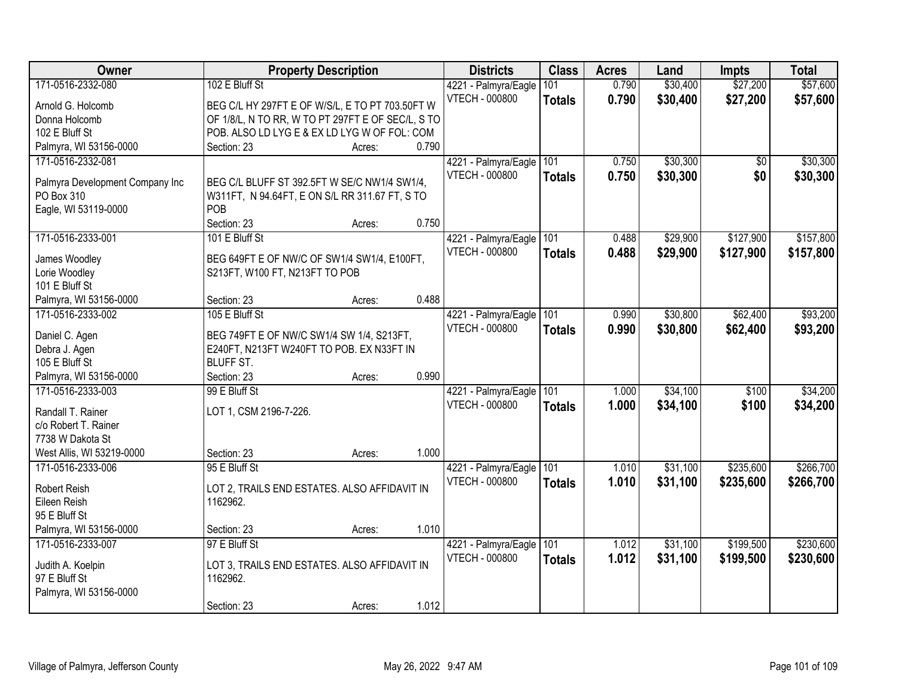| Owner | Property Description | Districts | Class | Acres | Land | Impts | Total |
|---|---|---|---|---|---|---|---|
| 171-0516-2332-080<br>Arnold G. Holcomb<br>Donna Holcomb<br>102 E Bluff St<br>Palmyra, WI 53156-0000 | 102 E Bluff St<br>BEG C/L HY 297FT E OF W/S/L, E TO PT 703.50FT W OF 1/8/L, N TO RR, W TO PT 297FT E OF SEC/L, S TO POB. ALSO LD LYG E & EX LD LYG W OF FOL: COM<br>Section: 23 Acres: 0.790 | 4221 - Palmyra/Eagle<br>VTECH - 000800 | 101<br>**Totals** | 0.790<br>**0.790** | $30,400<br>**$30,400** | $27,200<br>**$27,200** | $57,600<br>**$57,600** |
| 171-0516-2332-081<br>Palmyra Development Company Inc<br>PO Box 310<br>Eagle, WI 53119-0000 | BEG C/L BLUFF ST 392.5FT W SE/C NW1/4 SW1/4, W311FT, N 94.64FT, E ON S/L RR 311.67 FT, S TO POB<br>Section: 23 Acres: 0.750 | 4221 - Palmyra/Eagle<br>VTECH - 000800 | 101<br>**Totals** | 0.750<br>**0.750** | $30,300<br>**$30,300** | $0<br>**$0** | $30,300<br>**$30,300** |
| 171-0516-2333-001<br>James Woodley<br>Lorie Woodley<br>101 E Bluff St<br>Palmyra, WI 53156-0000 | 101 E Bluff St<br>BEG 649FT E OF NW/C OF SW1/4 SW1/4, E100FT, S213FT, W100 FT, N213FT TO POB<br>Section: 23 Acres: 0.488 | 4221 - Palmyra/Eagle<br>VTECH - 000800 | 101<br>**Totals** | 0.488<br>**0.488** | $29,900<br>**$29,900** | $127,900<br>**$127,900** | $157,800<br>**$157,800** |
| 171-0516-2333-002<br>Daniel C. Agen<br>Debra J. Agen<br>105 E Bluff St<br>Palmyra, WI 53156-0000 | 105 E Bluff St<br>BEG 749FT E OF NW/C SW1/4 SW 1/4, S213FT, E240FT, N213FT W240FT TO POB. EX N33FT IN BLUFF ST.<br>Section: 23 Acres: 0.990 | 4221 - Palmyra/Eagle<br>VTECH - 000800 | 101<br>**Totals** | 0.990<br>**0.990** | $30,800<br>**$30,800** | $62,400<br>**$62,400** | $93,200<br>**$93,200** |
| 171-0516-2333-003<br>Randall T. Rainer<br>c/o Robert T. Rainer<br>7738 W Dakota St<br>West Allis, WI 53219-0000 | 99 E Bluff St<br>LOT 1, CSM 2196-7-226.<br>Section: 23 Acres: 1.000 | 4221 - Palmyra/Eagle<br>VTECH - 000800 | 101<br>**Totals** | 1.000<br>**1.000** | $34,100<br>**$34,100** | $100<br>**$100** | $34,200<br>**$34,200** |
| 171-0516-2333-006<br>Robert Reish<br>Eileen Reish<br>95 E Bluff St<br>Palmyra, WI 53156-0000 | 95 E Bluff St<br>LOT 2, TRAILS END ESTATES. ALSO AFFIDAVIT IN 1162962.<br>Section: 23 Acres: 1.010 | 4221 - Palmyra/Eagle<br>VTECH - 000800 | 101<br>**Totals** | 1.010<br>**1.010** | $31,100<br>**$31,100** | $235,600<br>**$235,600** | $266,700<br>**$266,700** |
| 171-0516-2333-007<br>Judith A. Koelpin<br>97 E Bluff St<br>Palmyra, WI 53156-0000 | 97 E Bluff St<br>LOT 3, TRAILS END ESTATES. ALSO AFFIDAVIT IN 1162962.<br>Section: 23 Acres: 1.012 | 4221 - Palmyra/Eagle<br>VTECH - 000800 | 101<br>**Totals** | 1.012<br>**1.012** | $31,100<br>**$31,100** | $199,500<br>**$199,500** | $230,600<br>**$230,600** |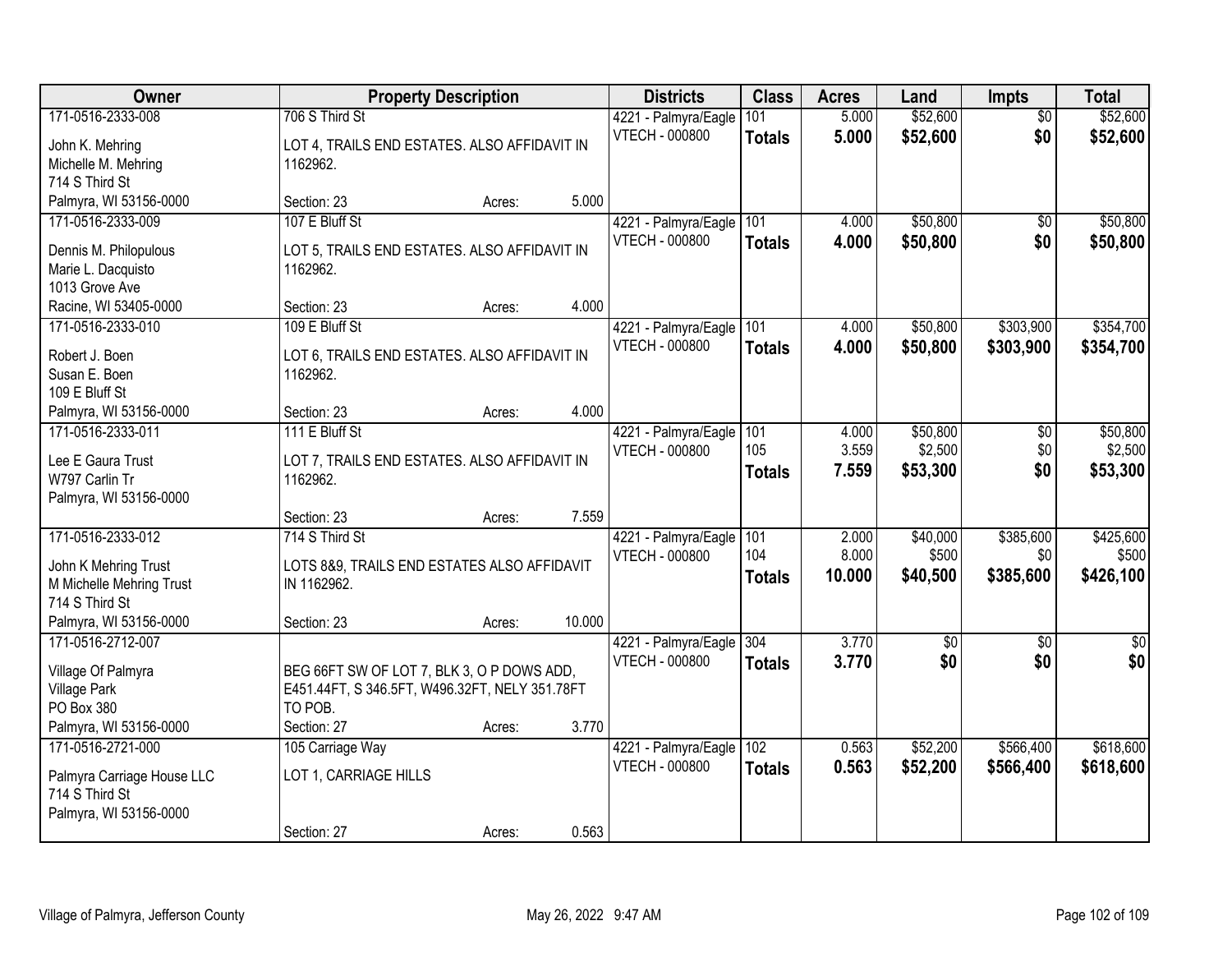| Owner | Property Description | Districts | Class | Acres | Land | Impts | Total |
|---|---|---|---|---|---|---|---|
| 171-0516-2333-008<br>John K. Mehring<br>Michelle M. Mehring<br>714 S Third St<br>Palmyra, WI 53156-0000 | 706 S Third St<br>LOT 4, TRAILS END ESTATES. ALSO AFFIDAVIT IN 1162962.<br>Section: 23 Acres: 5.000 | 4221 - Palmyra/Eagle<br>VTECH - 000800 | 101<br>**Totals** | 5.000<br>**5.000** | $52,600<br>**$52,600** | $0<br>**$0** | $52,600<br>**$52,600** |
| 171-0516-2333-009<br>Dennis M. Philopulous<br>Marie L. Dacquisto<br>1013 Grove Ave<br>Racine, WI 53405-0000 | 107 E Bluff St<br>LOT 5, TRAILS END ESTATES. ALSO AFFIDAVIT IN 1162962.<br>Section: 23 Acres: 4.000 | 4221 - Palmyra/Eagle<br>VTECH - 000800 | 101<br>**Totals** | 4.000<br>**4.000** | $50,800<br>**$50,800** | $0<br>**$0** | $50,800<br>**$50,800** |
| 171-0516-2333-010<br>Robert J. Boen<br>Susan E. Boen<br>109 E Bluff St<br>Palmyra, WI 53156-0000 | 109 E Bluff St<br>LOT 6, TRAILS END ESTATES. ALSO AFFIDAVIT IN 1162962.<br>Section: 23 Acres: 4.000 | 4221 - Palmyra/Eagle<br>VTECH - 000800 | 101<br>**Totals** | 4.000<br>**4.000** | $50,800<br>**$50,800** | $303,900<br>**$303,900** | $354,700<br>**$354,700** |
| 171-0516-2333-011<br>Lee E Gaura Trust<br>W797 Carlin Tr<br>Palmyra, WI 53156-0000 | 111 E Bluff St<br>LOT 7, TRAILS END ESTATES. ALSO AFFIDAVIT IN 1162962.<br>Section: 23 Acres: 7.559 | 4221 - Palmyra/Eagle<br>VTECH - 000800 | 101<br>105<br>**Totals** | 4.000<br>3.559<br>**7.559** | $50,800<br>$2,500<br>**$53,300** | $0<br>$0<br>**$0** | $50,800<br>$2,500<br>**$53,300** |
| 171-0516-2333-012<br>John K Mehring Trust<br>M Michelle Mehring Trust<br>714 S Third St<br>Palmyra, WI 53156-0000 | 714 S Third St<br>LOTS 8&9, TRAILS END ESTATES ALSO AFFIDAVIT IN 1162962.<br>Section: 23 Acres: 10.000 | 4221 - Palmyra/Eagle<br>VTECH - 000800 | 101<br>104<br>**Totals** | 2.000<br>8.000<br>**10.000** | $40,000<br>$500<br>**$40,500** | $385,600<br>$0<br>**$385,600** | $425,600<br>$500<br>**$426,100** |
| 171-0516-2712-007<br>Village Of Palmyra<br>Village Park<br>PO Box 380<br>Palmyra, WI 53156-0000 | BEG 66FT SW OF LOT 7, BLK 3, O P DOWS ADD, E451.44FT, S 346.5FT, W496.32FT, NELY 351.78FT TO POB.<br>Section: 27 Acres: 3.770 | 4221 - Palmyra/Eagle<br>VTECH - 000800 | 304<br>**Totals** | 3.770<br>**3.770** | $0<br>**$0** | $0<br>**$0** | $0<br>**$0** |
| 171-0516-2721-000<br>Palmyra Carriage House LLC<br>714 S Third St<br>Palmyra, WI 53156-0000 | 105 Carriage Way<br>LOT 1, CARRIAGE HILLS<br>Section: 27 Acres: 0.563 | 4221 - Palmyra/Eagle<br>VTECH - 000800 | 102<br>**Totals** | 0.563<br>**0.563** | $52,200<br>**$52,200** | $566,400<br>**$566,400** | $618,600<br>**$618,600** |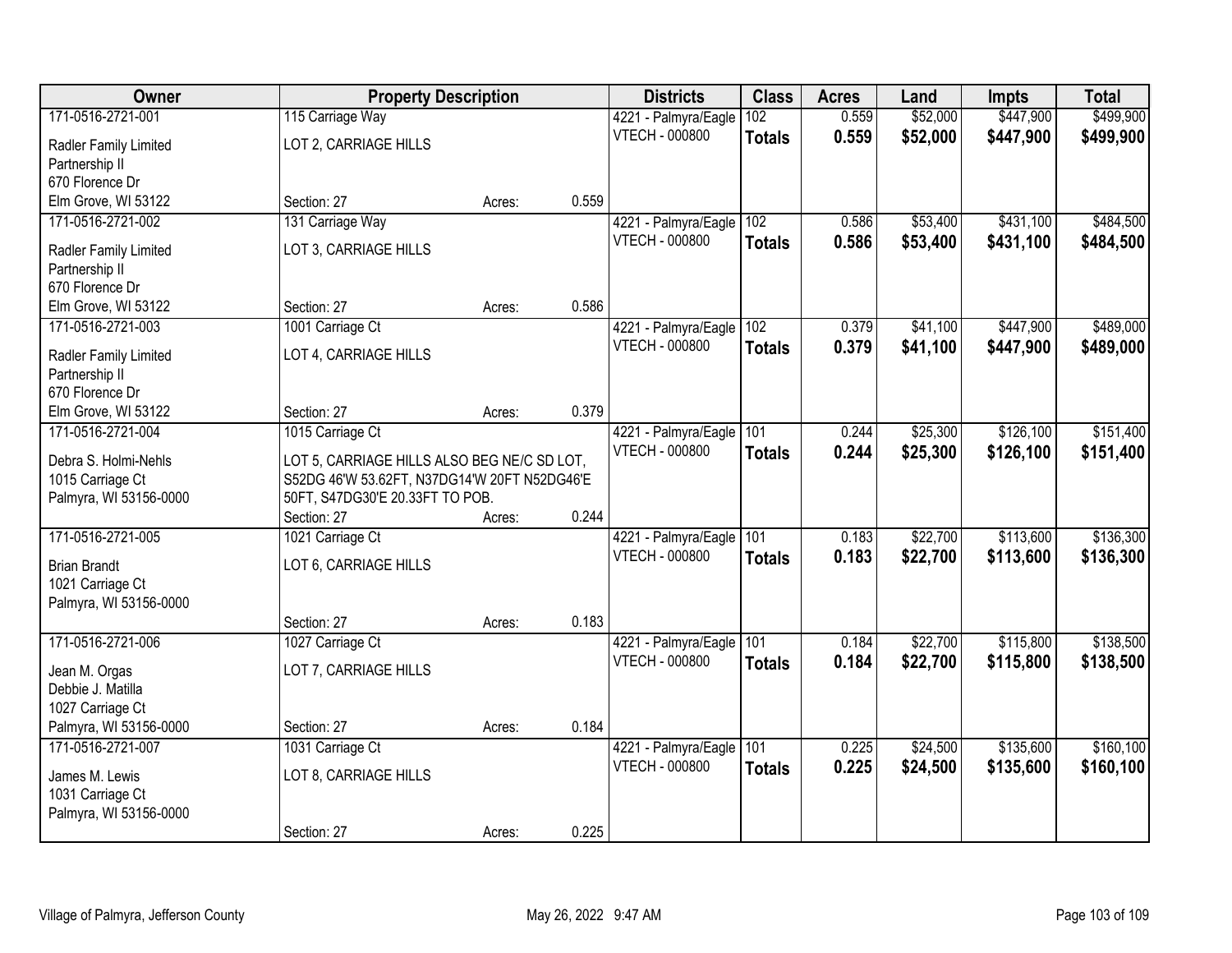| Owner | Property Description | | | Districts | Class | Acres | Land | Impts | Total |
|---|---|---|---|---|---|---|---|---|---|
| 171-0516-2721-001 | 115 Carriage Way | | | 4221 - Palmyra/Eagle | 102 | 0.559 | $52,000 | $447,900 | $499,900 |
| Radler Family Limited Partnership II<br>670 Florence Dr<br>Elm Grove, WI 53122 | LOT 2, CARRIAGE HILLS | | | VTECH - 000800 | **Totals** | **0.559** | **$52,000** | **$447,900** | **$499,900** |
| | Section: 27 | Acres: | 0.559 | | | | | | |
| 171-0516-2721-002 | 131 Carriage Way | | | 4221 - Palmyra/Eagle | 102 | 0.586 | $53,400 | $431,100 | $484,500 |
| Radler Family Limited Partnership II<br>670 Florence Dr<br>Elm Grove, WI 53122 | LOT 3, CARRIAGE HILLS | | | VTECH - 000800 | **Totals** | **0.586** | **$53,400** | **$431,100** | **$484,500** |
| | Section: 27 | Acres: | 0.586 | | | | | | |
| 171-0516-2721-003 | 1001 Carriage Ct | | | 4221 - Palmyra/Eagle | 102 | 0.379 | $41,100 | $447,900 | $489,000 |
| Radler Family Limited Partnership II<br>670 Florence Dr<br>Elm Grove, WI 53122 | LOT 4, CARRIAGE HILLS | | | VTECH - 000800 | **Totals** | **0.379** | **$41,100** | **$447,900** | **$489,000** |
| | Section: 27 | Acres: | 0.379 | | | | | | |
| 171-0516-2721-004 | 1015 Carriage Ct | | | 4221 - Palmyra/Eagle | 101 | 0.244 | $25,300 | $126,100 | $151,400 |
| Debra S. Holmi-Nehls<br>1015 Carriage Ct<br>Palmyra, WI 53156-0000 | LOT 5, CARRIAGE HILLS ALSO BEG NE/C SD LOT, S52DG 46'W 53.62FT, N37DG14'W 20FT N52DG46'E 50FT, S47DG30'E 20.33FT TO POB. | | | VTECH - 000800 | **Totals** | **0.244** | **$25,300** | **$126,100** | **$151,400** |
| | Section: 27 | Acres: | 0.244 | | | | | | |
| 171-0516-2721-005 | 1021 Carriage Ct | | | 4221 - Palmyra/Eagle | 101 | 0.183 | $22,700 | $113,600 | $136,300 |
| Brian Brandt<br>1021 Carriage Ct<br>Palmyra, WI 53156-0000 | LOT 6, CARRIAGE HILLS | | | VTECH - 000800 | **Totals** | **0.183** | **$22,700** | **$113,600** | **$136,300** |
| | Section: 27 | Acres: | 0.183 | | | | | | |
| 171-0516-2721-006 | 1027 Carriage Ct | | | 4221 - Palmyra/Eagle | 101 | 0.184 | $22,700 | $115,800 | $138,500 |
| Jean M. Orgas<br>Debbie J. Matilla<br>1027 Carriage Ct<br>Palmyra, WI 53156-0000 | LOT 7, CARRIAGE HILLS | | | VTECH - 000800 | **Totals** | **0.184** | **$22,700** | **$115,800** | **$138,500** |
| | Section: 27 | Acres: | 0.184 | | | | | | |
| 171-0516-2721-007 | 1031 Carriage Ct | | | 4221 - Palmyra/Eagle | 101 | 0.225 | $24,500 | $135,600 | $160,100 |
| James M. Lewis<br>1031 Carriage Ct<br>Palmyra, WI 53156-0000 | LOT 8, CARRIAGE HILLS | | | VTECH - 000800 | **Totals** | **0.225** | **$24,500** | **$135,600** | **$160,100** |
| | Section: 27 | Acres: | 0.225 | | | | | | |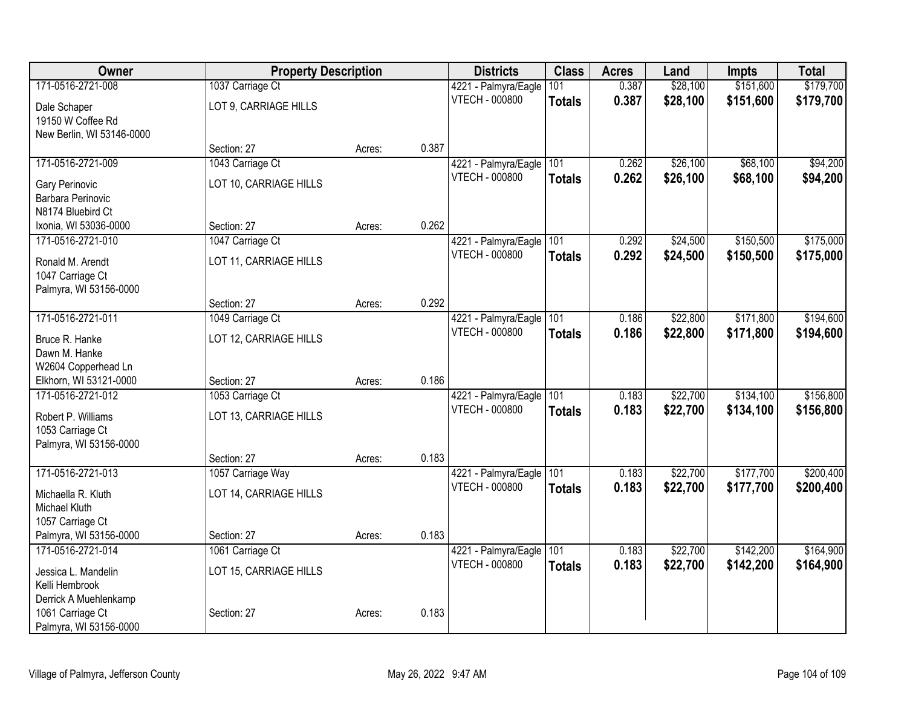| Owner | Property Description | | | Districts | Class | Acres | Land | Impts | Total |
|---|---|---|---|---|---|---|---|---|---|
| 171-0516-2721-008<br>Dale Schaper<br>19150 W Coffee Rd<br>New Berlin, WI 53146-0000 | 1037 Carriage Ct<br>LOT 9, CARRIAGE HILLS<br>Section: 27 | Acres: | 0.387 | 4221 - Palmyra/Eagle<br>VTECH - 000800 | 101<br>**Totals** | 0.387<br>**0.387** | $28,100<br>**$28,100** | $151,600<br>**$151,600** | $179,700<br>**$179,700** |
| 171-0516-2721-009<br>Gary Perinovic<br>Barbara Perinovic<br>N8174 Bluebird Ct<br>Ixonia, WI 53036-0000 | 1043 Carriage Ct<br>LOT 10, CARRIAGE HILLS<br>Section: 27 | Acres: | 0.262 | 4221 - Palmyra/Eagle<br>VTECH - 000800 | 101<br>**Totals** | 0.262<br>**0.262** | $26,100<br>**$26,100** | $68,100<br>**$68,100** | $94,200<br>**$94,200** |
| 171-0516-2721-010<br>Ronald M. Arendt<br>1047 Carriage Ct<br>Palmyra, WI 53156-0000 | 1047 Carriage Ct<br>LOT 11, CARRIAGE HILLS<br>Section: 27 | Acres: | 0.292 | 4221 - Palmyra/Eagle<br>VTECH - 000800 | 101<br>**Totals** | 0.292<br>**0.292** | $24,500<br>**$24,500** | $150,500<br>**$150,500** | $175,000<br>**$175,000** |
| 171-0516-2721-011<br>Bruce R. Hanke<br>Dawn M. Hanke<br>W2604 Copperhead Ln<br>Elkhorn, WI 53121-0000 | 1049 Carriage Ct<br>LOT 12, CARRIAGE HILLS<br>Section: 27 | Acres: | 0.186 | 4221 - Palmyra/Eagle<br>VTECH - 000800 | 101<br>**Totals** | 0.186<br>**0.186** | $22,800<br>**$22,800** | $171,800<br>**$171,800** | $194,600<br>**$194,600** |
| 171-0516-2721-012<br>Robert P. Williams<br>1053 Carriage Ct<br>Palmyra, WI 53156-0000 | 1053 Carriage Ct<br>LOT 13, CARRIAGE HILLS<br>Section: 27 | Acres: | 0.183 | 4221 - Palmyra/Eagle<br>VTECH - 000800 | 101<br>**Totals** | 0.183<br>**0.183** | $22,700<br>**$22,700** | $134,100<br>**$134,100** | $156,800<br>**$156,800** |
| 171-0516-2721-013<br>Michaella R. Kluth<br>Michael Kluth<br>1057 Carriage Ct<br>Palmyra, WI 53156-0000 | 1057 Carriage Way<br>LOT 14, CARRIAGE HILLS<br>Section: 27 | Acres: | 0.183 | 4221 - Palmyra/Eagle<br>VTECH - 000800 | 101<br>**Totals** | 0.183<br>**0.183** | $22,700<br>**$22,700** | $177,700<br>**$177,700** | $200,400<br>**$200,400** |
| 171-0516-2721-014<br>Jessica L. Mandelin<br>Kelli Hembrook<br>Derrick A Muehlenkamp<br>1061 Carriage Ct<br>Palmyra, WI 53156-0000 | 1061 Carriage Ct<br>LOT 15, CARRIAGE HILLS<br>Section: 27 | Acres: | 0.183 | 4221 - Palmyra/Eagle<br>VTECH - 000800 | 101<br>**Totals** | 0.183<br>**0.183** | $22,700<br>**$22,700** | $142,200<br>**$142,200** | $164,900<br>**$164,900** |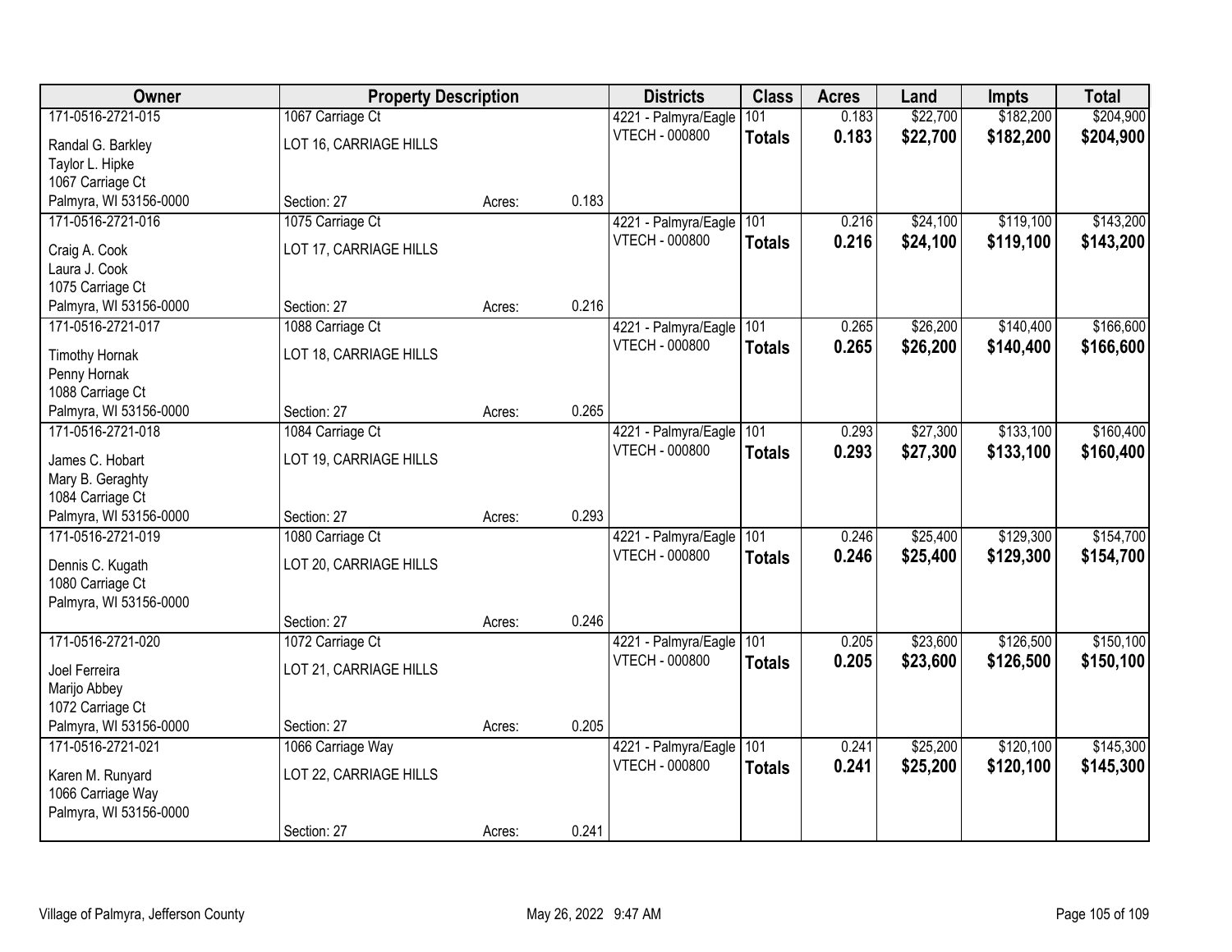| Owner | Property Description | | | Districts | Class | Acres | Land | Impts | Total |
|---|---|---|---|---|---|---|---|---|---|
| 171-0516-2721-015 | 1067 Carriage Ct | | | 4221 - Palmyra/Eagle | 101 | 0.183 | $22,700 | $182,200 | $204,900 |
| Randal G. Barkley<br>Taylor L. Hipke<br>1067 Carriage Ct<br>Palmyra, WI 53156-0000 | LOT 16, CARRIAGE HILLS<br>Section: 27 | Acres: | 0.183 | VTECH - 000800 | **Totals** | **0.183** | **$22,700** | **$182,200** | **$204,900** |
| 171-0516-2721-016 | 1075 Carriage Ct | | | 4221 - Palmyra/Eagle | 101 | 0.216 | $24,100 | $119,100 | $143,200 |
| Craig A. Cook<br>Laura J. Cook<br>1075 Carriage Ct<br>Palmyra, WI 53156-0000 | LOT 17, CARRIAGE HILLS<br>Section: 27 | Acres: | 0.216 | VTECH - 000800 | **Totals** | **0.216** | **$24,100** | **$119,100** | **$143,200** |
| 171-0516-2721-017 | 1088 Carriage Ct | | | 4221 - Palmyra/Eagle | 101 | 0.265 | $26,200 | $140,400 | $166,600 |
| Timothy Hornak<br>Penny Hornak<br>1088 Carriage Ct<br>Palmyra, WI 53156-0000 | LOT 18, CARRIAGE HILLS<br>Section: 27 | Acres: | 0.265 | VTECH - 000800 | **Totals** | **0.265** | **$26,200** | **$140,400** | **$166,600** |
| 171-0516-2721-018 | 1084 Carriage Ct | | | 4221 - Palmyra/Eagle | 101 | 0.293 | $27,300 | $133,100 | $160,400 |
| James C. Hobart<br>Mary B. Geraghty<br>1084 Carriage Ct<br>Palmyra, WI 53156-0000 | LOT 19, CARRIAGE HILLS<br>Section: 27 | Acres: | 0.293 | VTECH - 000800 | **Totals** | **0.293** | **$27,300** | **$133,100** | **$160,400** |
| 171-0516-2721-019 | 1080 Carriage Ct | | | 4221 - Palmyra/Eagle | 101 | 0.246 | $25,400 | $129,300 | $154,700 |
| Dennis C. Kugath<br>1080 Carriage Ct<br>Palmyra, WI 53156-0000 | LOT 20, CARRIAGE HILLS<br>Section: 27 | Acres: | 0.246 | VTECH - 000800 | **Totals** | **0.246** | **$25,400** | **$129,300** | **$154,700** |
| 171-0516-2721-020 | 1072 Carriage Ct | | | 4221 - Palmyra/Eagle | 101 | 0.205 | $23,600 | $126,500 | $150,100 |
| Joel Ferreira<br>Marijo Abbey<br>1072 Carriage Ct<br>Palmyra, WI 53156-0000 | LOT 21, CARRIAGE HILLS<br>Section: 27 | Acres: | 0.205 | VTECH - 000800 | **Totals** | **0.205** | **$23,600** | **$126,500** | **$150,100** |
| 171-0516-2721-021 | 1066 Carriage Way | | | 4221 - Palmyra/Eagle | 101 | 0.241 | $25,200 | $120,100 | $145,300 |
| Karen M. Runyard<br>1066 Carriage Way<br>Palmyra, WI 53156-0000 | LOT 22, CARRIAGE HILLS<br>Section: 27 | Acres: | 0.241 | VTECH - 000800 | **Totals** | **0.241** | **$25,200** | **$120,100** | **$145,300** |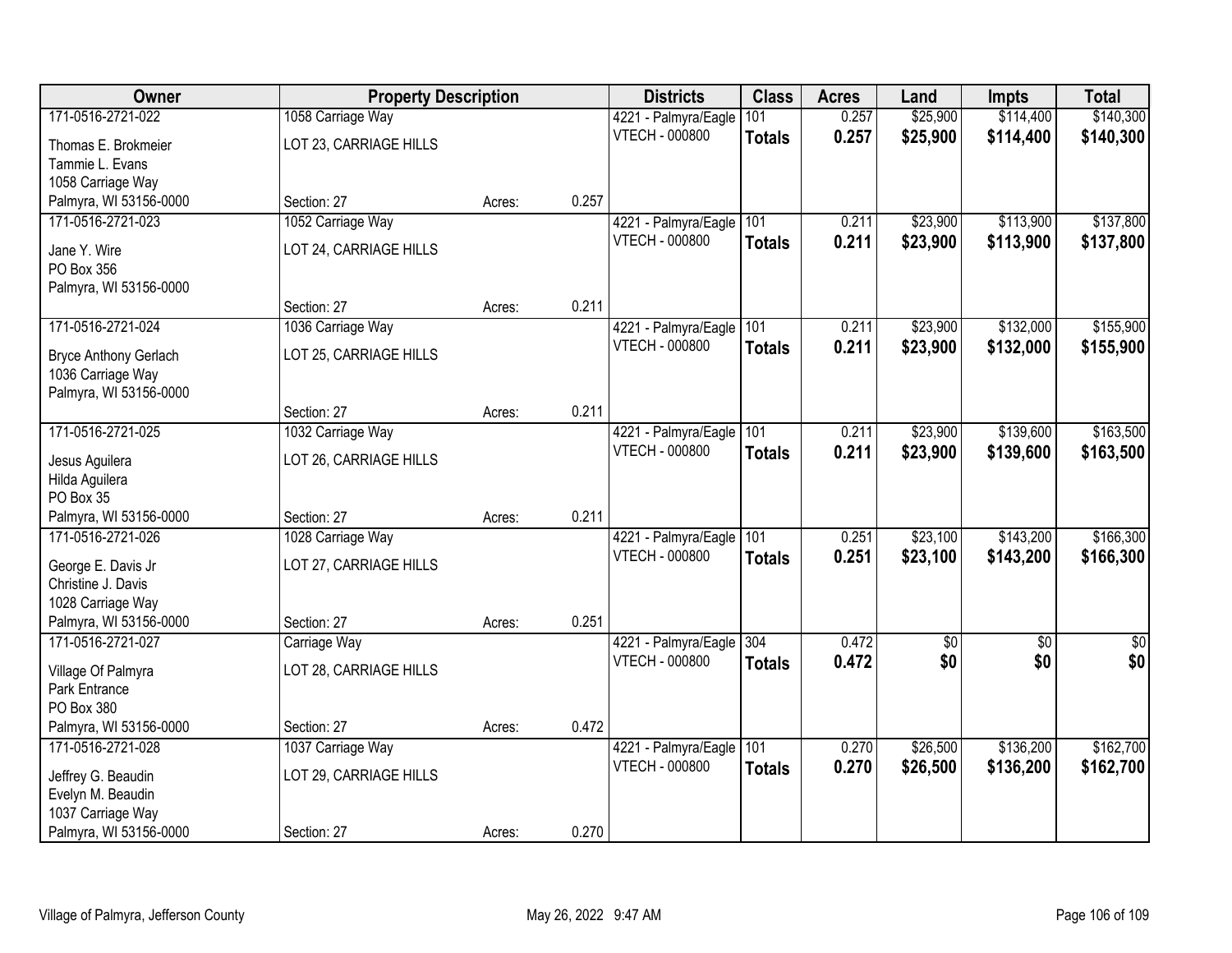| Owner | Property Description | | | Districts | Class | Acres | Land | Impts | Total |
|---|---|---|---|---|---|---|---|---|---|
| 171-0516-2721-022 | 1058 Carriage Way | | | 4221 - Palmyra/Eagle | 101 | 0.257 | $25,900 | $114,400 | $140,300 |
| Thomas E. Brokmeier<br>Tammie L. Evans<br>1058 Carriage Way<br>Palmyra, WI 53156-0000 | LOT 23, CARRIAGE HILLS<br>Section: 27 | Acres: | 0.257 | VTECH - 000800 | **Totals** | **0.257** | **$25,900** | **$114,400** | **$140,300** |
| 171-0516-2721-023 | 1052 Carriage Way | | | 4221 - Palmyra/Eagle | 101 | 0.211 | $23,900 | $113,900 | $137,800 |
| Jane Y. Wire<br>PO Box 356<br>Palmyra, WI 53156-0000 | LOT 24, CARRIAGE HILLS<br>Section: 27 | Acres: | 0.211 | VTECH - 000800 | **Totals** | **0.211** | **$23,900** | **$113,900** | **$137,800** |
| 171-0516-2721-024 | 1036 Carriage Way | | | 4221 - Palmyra/Eagle | 101 | 0.211 | $23,900 | $132,000 | $155,900 |
| Bryce Anthony Gerlach<br>1036 Carriage Way<br>Palmyra, WI 53156-0000 | LOT 25, CARRIAGE HILLS<br>Section: 27 | Acres: | 0.211 | VTECH - 000800 | **Totals** | **0.211** | **$23,900** | **$132,000** | **$155,900** |
| 171-0516-2721-025 | 1032 Carriage Way | | | 4221 - Palmyra/Eagle | 101 | 0.211 | $23,900 | $139,600 | $163,500 |
| Jesus Aguilera<br>Hilda Aguilera<br>PO Box 35<br>Palmyra, WI 53156-0000 | LOT 26, CARRIAGE HILLS<br>Section: 27 | Acres: | 0.211 | VTECH - 000800 | **Totals** | **0.211** | **$23,900** | **$139,600** | **$163,500** |
| 171-0516-2721-026 | 1028 Carriage Way | | | 4221 - Palmyra/Eagle | 101 | 0.251 | $23,100 | $143,200 | $166,300 |
| George E. Davis Jr<br>Christine J. Davis<br>1028 Carriage Way<br>Palmyra, WI 53156-0000 | LOT 27, CARRIAGE HILLS<br>Section: 27 | Acres: | 0.251 | VTECH - 000800 | **Totals** | **0.251** | **$23,100** | **$143,200** | **$166,300** |
| 171-0516-2721-027 | Carriage Way | | | 4221 - Palmyra/Eagle | 304 | 0.472 | $0 | $0 | $0 |
| Village Of Palmyra<br>Park Entrance<br>PO Box 380<br>Palmyra, WI 53156-0000 | LOT 28, CARRIAGE HILLS<br>Section: 27 | Acres: | 0.472 | VTECH - 000800 | **Totals** | **0.472** | **$0** | **$0** | **$0** |
| 171-0516-2721-028 | 1037 Carriage Way | | | 4221 - Palmyra/Eagle | 101 | 0.270 | $26,500 | $136,200 | $162,700 |
| Jeffrey G. Beaudin<br>Evelyn M. Beaudin<br>1037 Carriage Way<br>Palmyra, WI 53156-0000 | LOT 29, CARRIAGE HILLS<br>Section: 27 | Acres: | 0.270 | VTECH - 000800 | **Totals** | **0.270** | **$26,500** | **$136,200** | **$162,700** |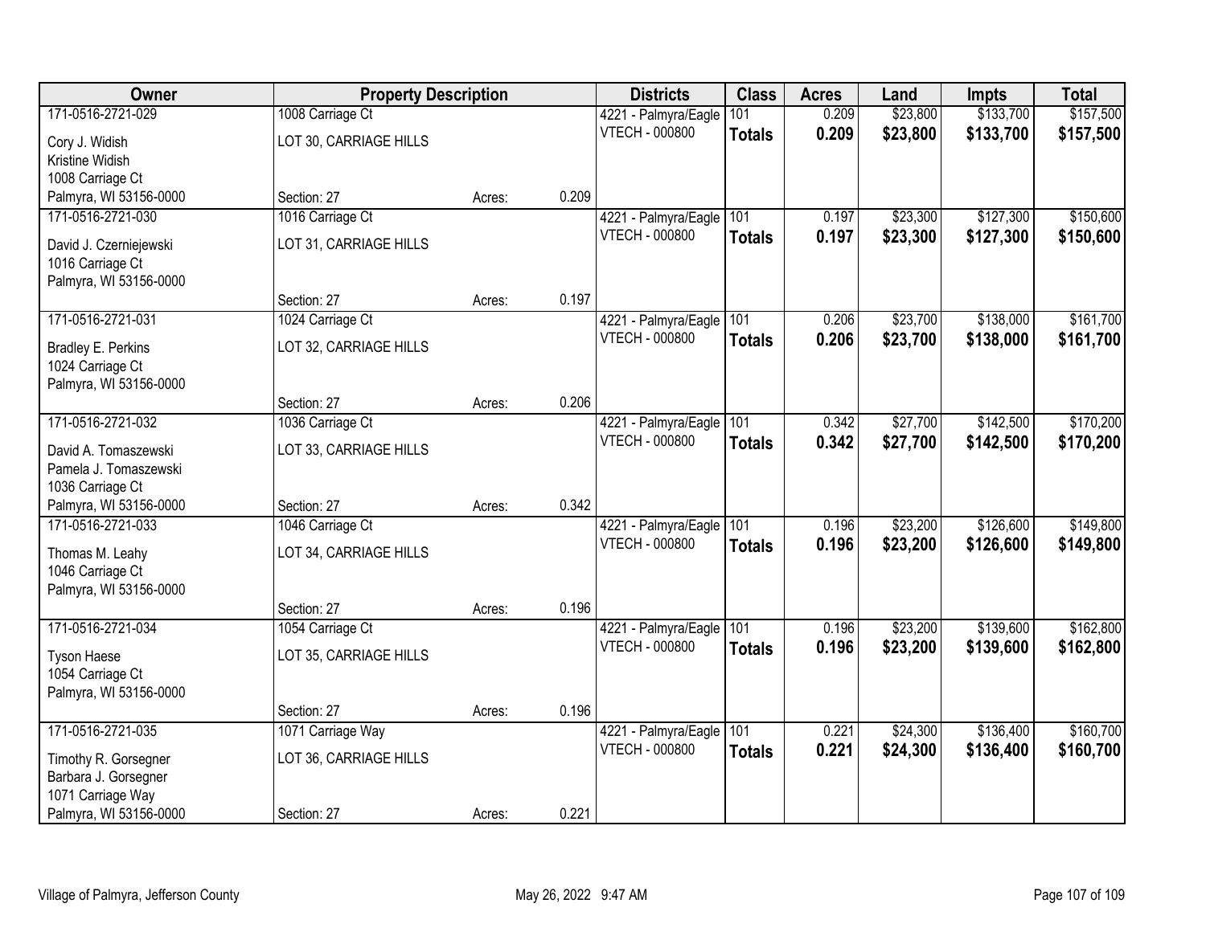| Owner | Property Description | | | Districts | Class | Acres | Land | Impts | Total |
|---|---|---|---|---|---|---|---|---|---|
| 171-0516-2721-029 | 1008 Carriage Ct | | | 4221 - Palmyra/Eagle | 101 | 0.209 | $23,800 | $133,700 | $157,500 |
| Cory J. Widish<br>Kristine Widish<br>1008 Carriage Ct<br>Palmyra, WI 53156-0000 | LOT 30, CARRIAGE HILLS | | | VTECH - 000800 | **Totals** | **0.209** | **$23,800** | **$133,700** | **$157,500** |
| | Section: 27 | Acres: | 0.209 | | | | | | |
| 171-0516-2721-030 | 1016 Carriage Ct | | | 4221 - Palmyra/Eagle | 101 | 0.197 | $23,300 | $127,300 | $150,600 |
| David J. Czerniejewski<br>1016 Carriage Ct<br>Palmyra, WI 53156-0000 | LOT 31, CARRIAGE HILLS | | | VTECH - 000800 | **Totals** | **0.197** | **$23,300** | **$127,300** | **$150,600** |
| | Section: 27 | Acres: | 0.197 | | | | | | |
| 171-0516-2721-031 | 1024 Carriage Ct | | | 4221 - Palmyra/Eagle | 101 | 0.206 | $23,700 | $138,000 | $161,700 |
| Bradley E. Perkins<br>1024 Carriage Ct<br>Palmyra, WI 53156-0000 | LOT 32, CARRIAGE HILLS | | | VTECH - 000800 | **Totals** | **0.206** | **$23,700** | **$138,000** | **$161,700** |
| | Section: 27 | Acres: | 0.206 | | | | | | |
| 171-0516-2721-032 | 1036 Carriage Ct | | | 4221 - Palmyra/Eagle | 101 | 0.342 | $27,700 | $142,500 | $170,200 |
| David A. Tomaszewski<br>Pamela J. Tomaszewski<br>1036 Carriage Ct<br>Palmyra, WI 53156-0000 | LOT 33, CARRIAGE HILLS | | | VTECH - 000800 | **Totals** | **0.342** | **$27,700** | **$142,500** | **$170,200** |
| | Section: 27 | Acres: | 0.342 | | | | | | |
| 171-0516-2721-033 | 1046 Carriage Ct | | | 4221 - Palmyra/Eagle | 101 | 0.196 | $23,200 | $126,600 | $149,800 |
| Thomas M. Leahy<br>1046 Carriage Ct<br>Palmyra, WI 53156-0000 | LOT 34, CARRIAGE HILLS | | | VTECH - 000800 | **Totals** | **0.196** | **$23,200** | **$126,600** | **$149,800** |
| | Section: 27 | Acres: | 0.196 | | | | | | |
| 171-0516-2721-034 | 1054 Carriage Ct | | | 4221 - Palmyra/Eagle | 101 | 0.196 | $23,200 | $139,600 | $162,800 |
| Tyson Haese<br>1054 Carriage Ct<br>Palmyra, WI 53156-0000 | LOT 35, CARRIAGE HILLS | | | VTECH - 000800 | **Totals** | **0.196** | **$23,200** | **$139,600** | **$162,800** |
| | Section: 27 | Acres: | 0.196 | | | | | | |
| 171-0516-2721-035 | 1071 Carriage Way | | | 4221 - Palmyra/Eagle | 101 | 0.221 | $24,300 | $136,400 | $160,700 |
| Timothy R. Gorsegner<br>Barbara J. Gorsegner<br>1071 Carriage Way<br>Palmyra, WI 53156-0000 | LOT 36, CARRIAGE HILLS | | | VTECH - 000800 | **Totals** | **0.221** | **$24,300** | **$136,400** | **$160,700** |
| | Section: 27 | Acres: | 0.221 | | | | | | |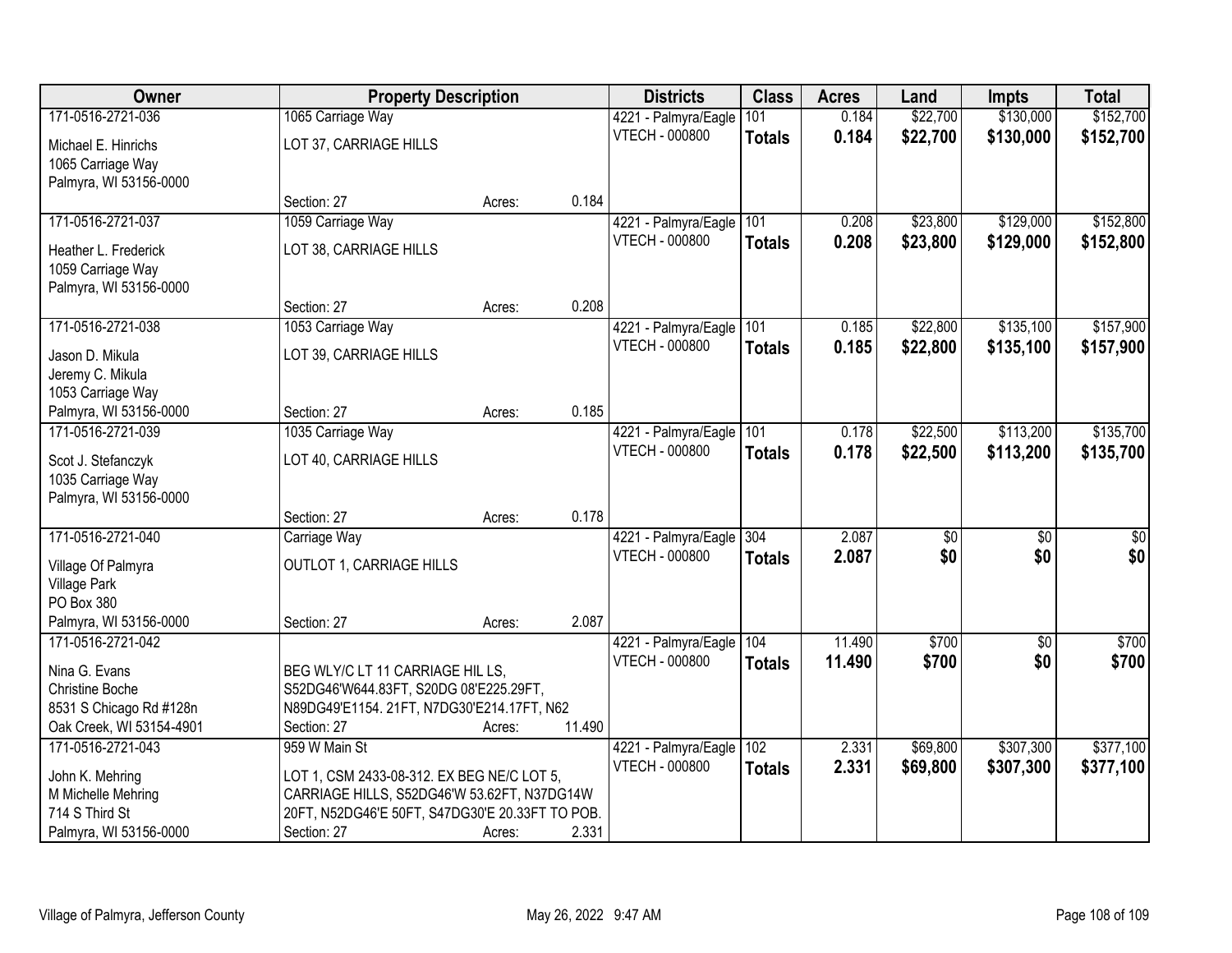| Owner | Property Description | | | Districts | Class | Acres | Land | Impts | Total |
|---|---|---|---|---|---|---|---|---|---|
| 171-0516-2721-036<br>Michael E. Hinrichs<br>1065 Carriage Way<br>Palmyra, WI 53156-0000 | 1065 Carriage Way<br>LOT 37, CARRIAGE HILLS<br>Section: 27 | Acres: | 0.184 | 4221 - Palmyra/Eagle<br>VTECH - 000800 | 101<br>**Totals** | 0.184<br>**0.184** | $22,700<br>**$22,700** | $130,000<br>**$130,000** | $152,700<br>**$152,700** |
| 171-0516-2721-037<br>Heather L. Frederick<br>1059 Carriage Way<br>Palmyra, WI 53156-0000 | 1059 Carriage Way<br>LOT 38, CARRIAGE HILLS<br>Section: 27 | Acres: | 0.208 | 4221 - Palmyra/Eagle<br>VTECH - 000800 | 101<br>**Totals** | 0.208<br>**0.208** | $23,800<br>**$23,800** | $129,000<br>**$129,000** | $152,800<br>**$152,800** |
| 171-0516-2721-038<br>Jason D. Mikula<br>Jeremy C. Mikula<br>1053 Carriage Way<br>Palmyra, WI 53156-0000 | 1053 Carriage Way<br>LOT 39, CARRIAGE HILLS<br>Section: 27 | Acres: | 0.185 | 4221 - Palmyra/Eagle<br>VTECH - 000800 | 101<br>**Totals** | 0.185<br>**0.185** | $22,800<br>**$22,800** | $135,100<br>**$135,100** | $157,900<br>**$157,900** |
| 171-0516-2721-039<br>Scot J. Stefanczyk<br>1035 Carriage Way<br>Palmyra, WI 53156-0000 | 1035 Carriage Way<br>LOT 40, CARRIAGE HILLS<br>Section: 27 | Acres: | 0.178 | 4221 - Palmyra/Eagle<br>VTECH - 000800 | 101<br>**Totals** | 0.178<br>**0.178** | $22,500<br>**$22,500** | $113,200<br>**$113,200** | $135,700<br>**$135,700** |
| 171-0516-2721-040<br>Village Of Palmyra<br>Village Park<br>PO Box 380<br>Palmyra, WI 53156-0000 | Carriage Way<br>OUTLOT 1, CARRIAGE HILLS<br>Section: 27 | Acres: | 2.087 | 4221 - Palmyra/Eagle<br>VTECH - 000800 | 304<br>**Totals** | 2.087<br>**2.087** | $0<br>**$0** | $0<br>**$0** | $0<br>**$0** |
| 171-0516-2721-042<br>Nina G. Evans<br>Christine Boche<br>8531 S Chicago Rd #128n<br>Oak Creek, WI 53154-4901 | BEG WLY/C LT 11 CARRIAGE HIL LS, S52DG46'W644.83FT, S20DG 08'E225.29FT, N89DG49'E1154. 21FT, N7DG30'E214.17FT, N62<br>Section: 27 | Acres: | 11.490 | 4221 - Palmyra/Eagle<br>VTECH - 000800 | 104<br>**Totals** | 11.490<br>**11.490** | $700<br>**$700** | $0<br>**$0** | $700<br>**$700** |
| 171-0516-2721-043<br>John K. Mehring<br>M Michelle Mehring<br>714 S Third St<br>Palmyra, WI 53156-0000 | 959 W Main St<br>LOT 1, CSM 2433-08-312. EX BEG NE/C LOT 5, CARRIAGE HILLS, S52DG46'W 53.62FT, N37DG14W 20FT, N52DG46'E 50FT, S47DG30'E 20.33FT TO POB.<br>Section: 27 | Acres: | 2.331 | 4221 - Palmyra/Eagle<br>VTECH - 000800 | 102<br>**Totals** | 2.331<br>**2.331** | $69,800<br>**$69,800** | $307,300<br>**$307,300** | $377,100<br>**$377,100** |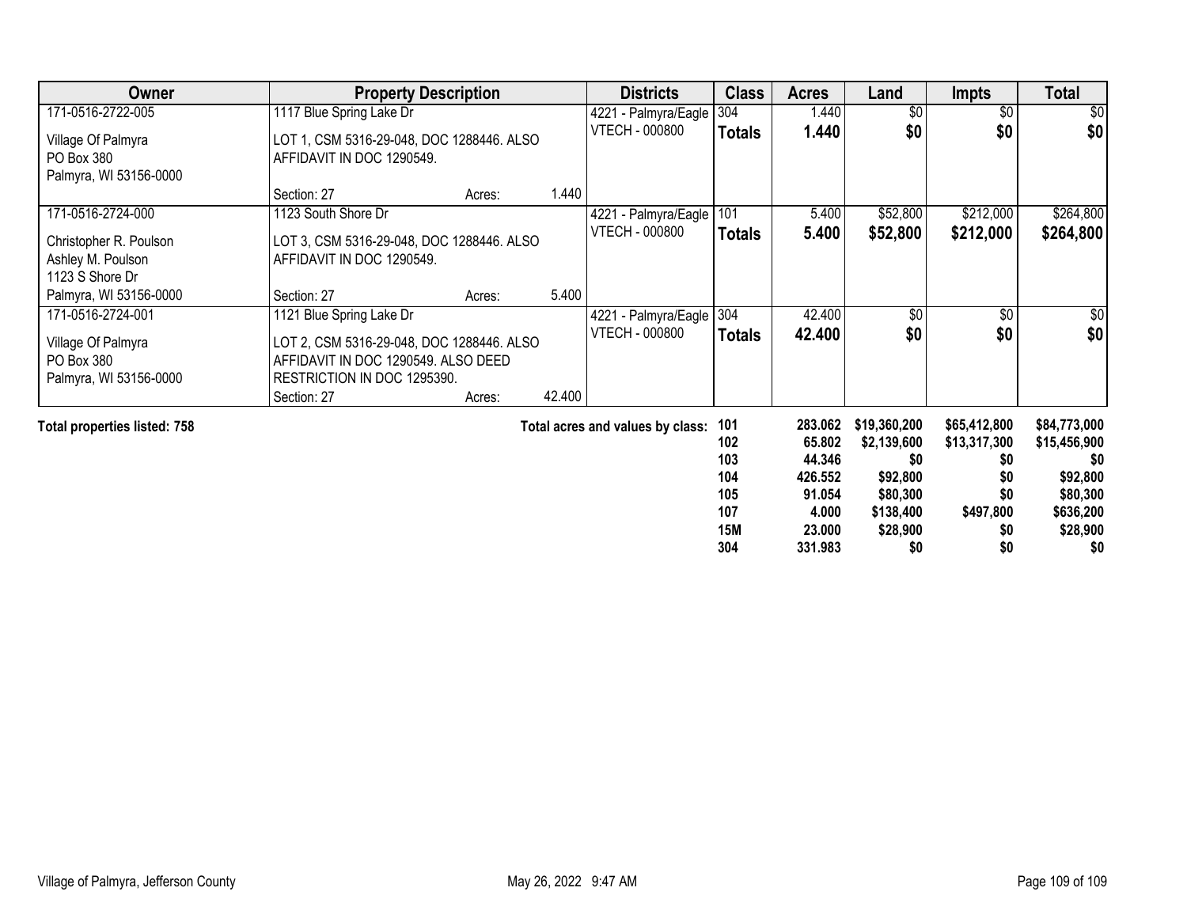| Owner | Property Description | | | Districts | Class | Acres | Land | Impts | Total |
|---|---|---|---|---|---|---|---|---|---|
| 171-0516-2722-005<br><br>Village Of Palmyra<br>PO Box 380<br>Palmyra, WI 53156-0000 | 1117 Blue Spring Lake Dr<br><br>LOT 1, CSM 5316-29-048, DOC 1288446. ALSO AFFIDAVIT IN DOC 1290549.<br><br>Section: 27 | Acres: | 1.440 | 4221 - Palmyra/Eagle<br>VTECH - 000800 | 304<br>**Totals** | 1.440<br>**1.440** | $0<br>**$0** | $0<br>**$0** | $0<br>**$0** |
| 171-0516-2724-000<br><br>Christopher R. Poulson<br>Ashley M. Poulson<br>1123 S Shore Dr<br>Palmyra, WI 53156-0000 | 1123 South Shore Dr<br><br>LOT 3, CSM 5316-29-048, DOC 1288446. ALSO AFFIDAVIT IN DOC 1290549.<br><br>Section: 27 | Acres: | 5.400 | 4221 - Palmyra/Eagle<br>VTECH - 000800 | 101<br>**Totals** | 5.400<br>**5.400** | $52,800<br>**$52,800** | $212,000<br>**$212,000** | $264,800<br>**$264,800** |
| 171-0516-2724-001<br><br>Village Of Palmyra<br>PO Box 380<br>Palmyra, WI 53156-0000 | 1121 Blue Spring Lake Dr<br><br>LOT 2, CSM 5316-29-048, DOC 1288446. ALSO AFFIDAVIT IN DOC 1290549. ALSO DEED RESTRICTION IN DOC 1295390.<br>Section: 27 | Acres: | 42.400 | 4221 - Palmyra/Eagle<br>VTECH - 000800 | 304<br>**Totals** | 42.400<br>**42.400** | $0<br>**$0** | $0<br>**$0** | $0<br>**$0** |

**Total properties listed: 758**

| Total acres and values by class: | Acres | Land | Impts | Total |
|---|---|---|---|---|
| **101** | **283.062** | **$19,360,200** | **$65,412,800** | **$84,773,000** |
| **102** | **65.802** | **$2,139,600** | **$13,317,300** | **$15,456,900** |
| **103** | **44.346** | **$0** | **$0** | **$0** |
| **104** | **426.552** | **$92,800** | **$0** | **$92,800** |
| **105** | **91.054** | **$80,300** | **$0** | **$80,300** |
| **107** | **4.000** | **$138,400** | **$497,800** | **$636,200** |
| **15M** | **23.000** | **$28,900** | **$0** | **$28,900** |
| **304** | **331.983** | **$0** | **$0** | **$0** |